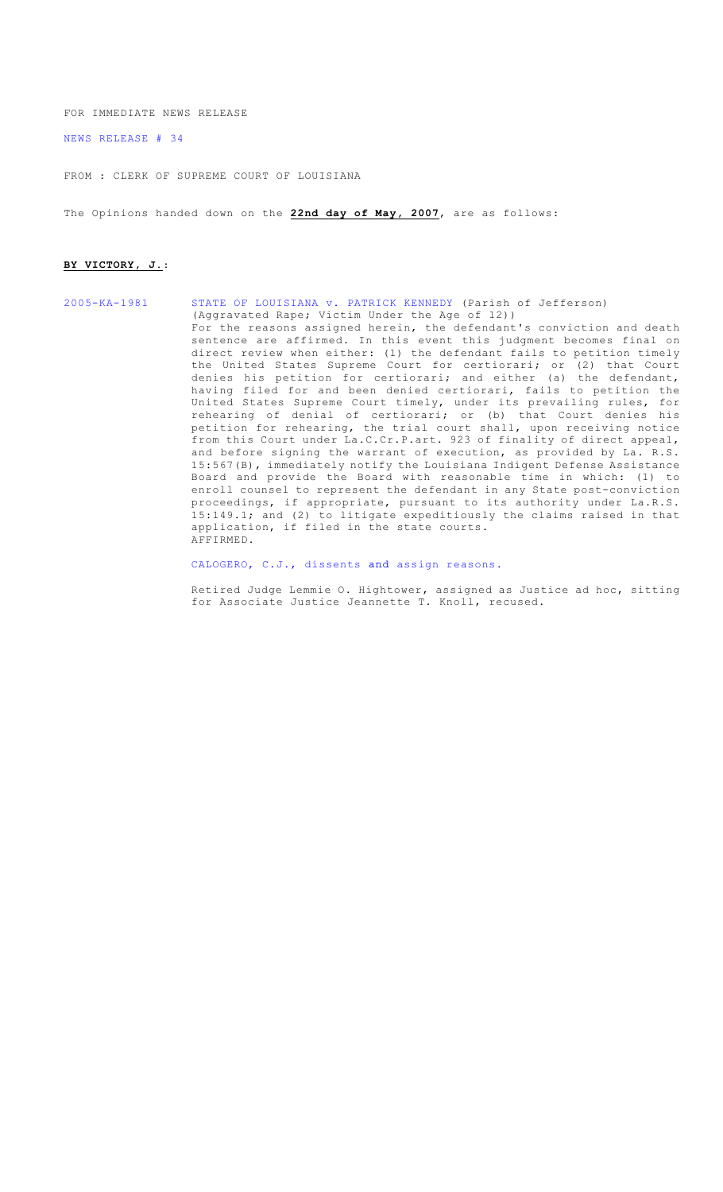FOR IMMEDIATE NEWS RELEASE

NEWS RELEASE # 34

FROM : CLERK OF SUPREME COURT OF LOUISIANA

The Opinions handed down on the **22nd day of May, 2007**, are as follows:

**BY VICTORY, J.**:

2005-KA-1981 STATE OF LOUISIANA v. PATRICK KENNEDY (Parish of Jefferson) (Aggravated Rape; Victim Under the Age of 12))

For the reasons assigned herein, the defendant's conviction and death sentence are affirmed. In this event this judgment becomes final on direct review when either: (1) the defendant fails to petition timely the United States Supreme Court for certiorari; or (2) that Court denies his petition for certiorari; and either (a) the defendant, having filed for and been denied certiorari, fails to petition the United States Supreme Court timely, under its prevailing rules, for rehearing of denial of certiorari; or (b) that Court denies his petition for rehearing, the trial court shall, upon receiving notice from this Court under La.C.Cr.P.art. 923 of finality of direct appeal, and before signing the warrant of execution, as provided by La. R.S. 15:567(B), immediately notify the Louisiana Indigent Defense Assistance Board and provide the Board with reasonable time in which: (1) to enroll counsel to represent the defendant in any State post-conviction proceedings, if appropriate, pursuant to its authority under La.R.S. 15:149.1; and (2) to litigate expeditiously the claims raised in that application, if filed in the state courts.

AFFIRMED.

CALOGERO, C.J., dissents and assign reasons.

Retired Judge Lemmie O. Hightower, assigned as Justice ad hoc, sitting for Associate Justice Jeannette T. Knoll, recused.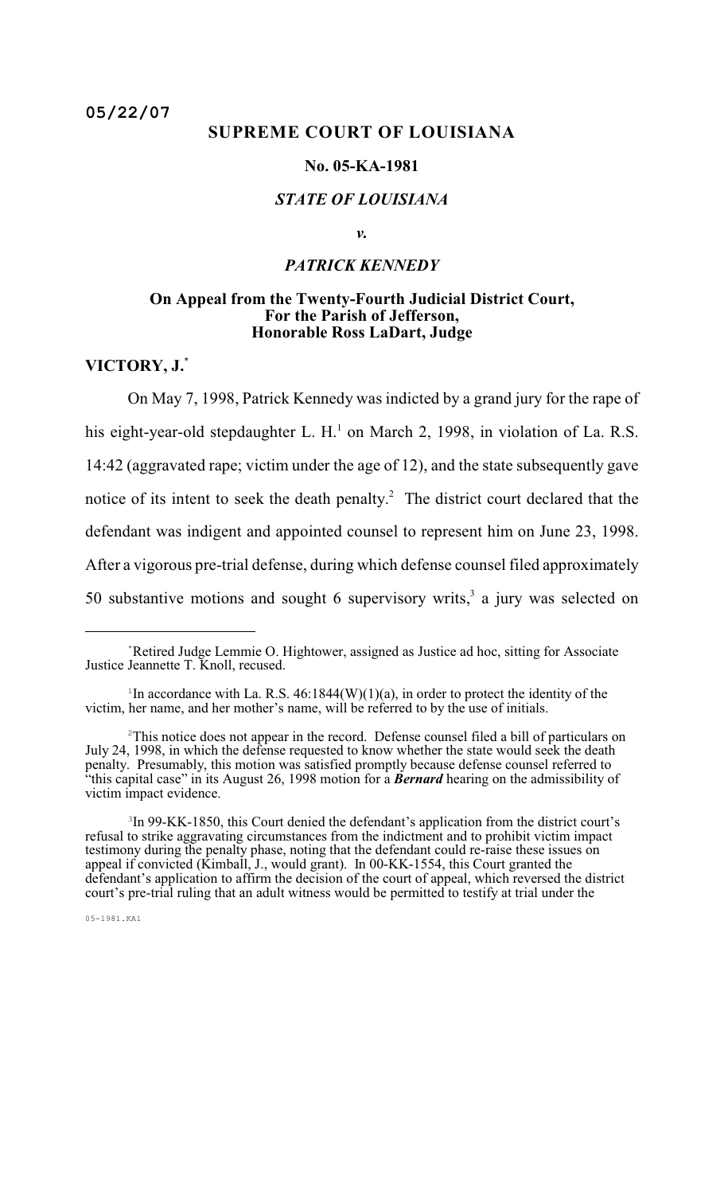05/22/07

# SUPREME COURT OF LOUISIANA

## No. 05-KA-1981

### *STATE OF LOUISIANA*

*v.*

### *PATRICK KENNEDY*

**On Appeal from the Twenty-Fourth Judicial District Court, For the Parish of Jefferson, Honorable Ross LaDart, Judge**

**VICTORY, J.**[*]

On May 7, 1998, Patrick Kennedy was indicted by a grand jury for the rape of his eight-year-old stepdaughter L. H.[1] on March 2, 1998, in violation of La. R.S. 14:42 (aggravated rape; victim under the age of 12), and the state subsequently gave notice of its intent to seek the death penalty.[2] The district court declared that the defendant was indigent and appointed counsel to represent him on June 23, 1998. After a vigorous pre-trial defense, during which defense counsel filed approximately 50 substantive motions and sought 6 supervisory writs,[3] a jury was selected on

---

[*] Retired Judge Lemmie O. Hightower, assigned as Justice ad hoc, sitting for Associate Justice Jeannette T. Knoll, recused.

[1] In accordance with La. R.S. 46:1844(W)(1)(a), in order to protect the identity of the victim, her name, and her mother's name, will be referred to by the use of initials.

[2] This notice does not appear in the record. Defense counsel filed a bill of particulars on July 24, 1998, in which the defense requested to know whether the state would seek the death penalty. Presumably, this motion was satisfied promptly because defense counsel referred to "this capital case" in its August 26, 1998 motion for a ***Bernard*** hearing on the admissibility of victim impact evidence.

[3] In 99-KK-1850, this Court denied the defendant's application from the district court's refusal to strike aggravating circumstances from the indictment and to prohibit victim impact testimony during the penalty phase, noting that the defendant could re-raise these issues on appeal if convicted (Kimball, J., would grant). In 00-KK-1554, this Court granted the defendant's application to affirm the decision of the court of appeal, which reversed the district court's pre-trial ruling that an adult witness would be permitted to testify at trial under the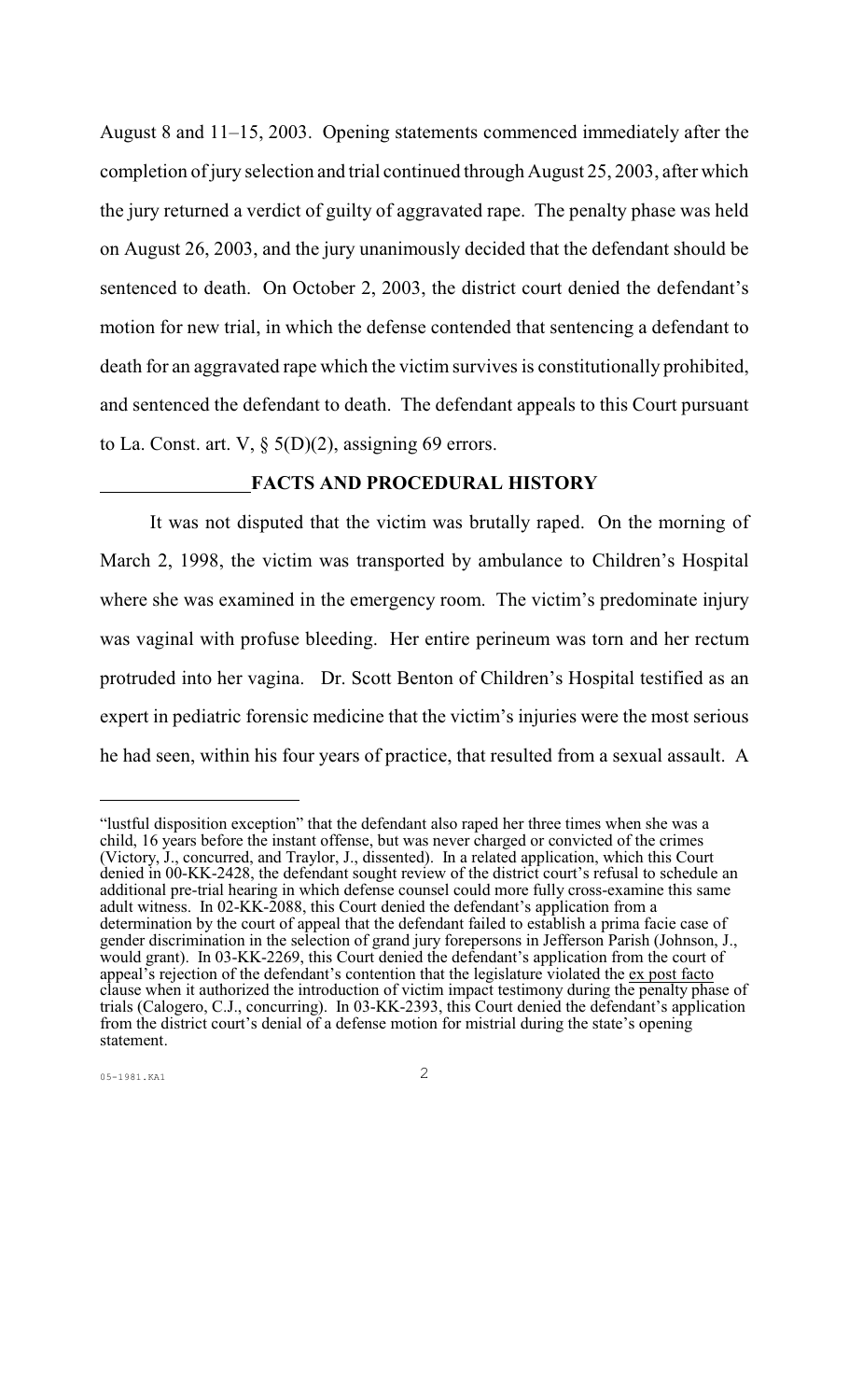August 8 and 11–15, 2003. Opening statements commenced immediately after the completion of jury selection and trial continued through August 25, 2003, after which the jury returned a verdict of guilty of aggravated rape. The penalty phase was held on August 26, 2003, and the jury unanimously decided that the defendant should be sentenced to death. On October 2, 2003, the district court denied the defendant's motion for new trial, in which the defense contended that sentencing a defendant to death for an aggravated rape which the victim survives is constitutionally prohibited, and sentenced the defendant to death. The defendant appeals to this Court pursuant to La. Const. art. V, § 5(D)(2), assigning 69 errors.

## FACTS AND PROCEDURAL HISTORY

It was not disputed that the victim was brutally raped. On the morning of March 2, 1998, the victim was transported by ambulance to Children's Hospital where she was examined in the emergency room. The victim's predominate injury was vaginal with profuse bleeding. Her entire perineum was torn and her rectum protruded into her vagina. Dr. Scott Benton of Children's Hospital testified as an expert in pediatric forensic medicine that the victim's injuries were the most serious he had seen, within his four years of practice, that resulted from a sexual assault. A

---

"lustful disposition exception" that the defendant also raped her three times when she was a child, 16 years before the instant offense, but was never charged or convicted of the crimes (Victory, J., concurred, and Traylor, J., dissented). In a related application, which this Court denied in 00-KK-2428, the defendant sought review of the district court's refusal to schedule an additional pre-trial hearing in which defense counsel could more fully cross-examine this same adult witness. In 02-KK-2088, this Court denied the defendant's application from a determination by the court of appeal that the defendant failed to establish a prima facie case of gender discrimination in the selection of grand jury forepersons in Jefferson Parish (Johnson, J., would grant). In 03-KK-2269, this Court denied the defendant's application from the court of appeal's rejection of the defendant's contention that the legislature violated the <u>ex post facto</u> clause when it authorized the introduction of victim impact testimony during the penalty phase of trials (Calogero, C.J., concurring). In 03-KK-2393, this Court denied the defendant's application from the district court's denial of a defense motion for mistrial during the state's opening statement.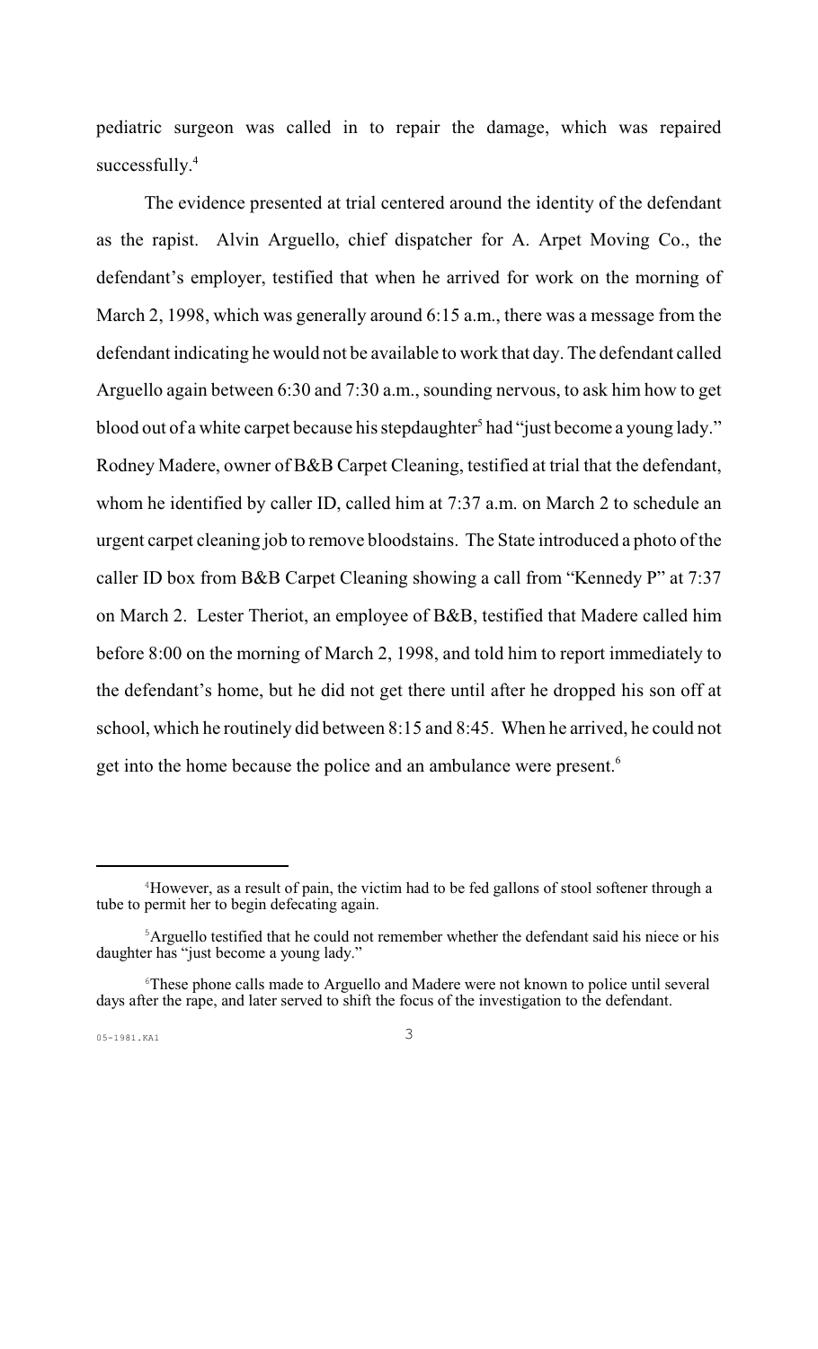pediatric surgeon was called in to repair the damage, which was repaired successfully.[4]

The evidence presented at trial centered around the identity of the defendant as the rapist. Alvin Arguello, chief dispatcher for A. Arpet Moving Co., the defendant's employer, testified that when he arrived for work on the morning of March 2, 1998, which was generally around 6:15 a.m., there was a message from the defendant indicating he would not be available to work that day. The defendant called Arguello again between 6:30 and 7:30 a.m., sounding nervous, to ask him how to get blood out of a white carpet because his stepdaughter[5] had "just become a young lady." Rodney Madere, owner of B&B Carpet Cleaning, testified at trial that the defendant, whom he identified by caller ID, called him at 7:37 a.m. on March 2 to schedule an urgent carpet cleaning job to remove bloodstains. The State introduced a photo of the caller ID box from B&B Carpet Cleaning showing a call from "Kennedy P" at 7:37 on March 2. Lester Theriot, an employee of B&B, testified that Madere called him before 8:00 on the morning of March 2, 1998, and told him to report immediately to the defendant's home, but he did not get there until after he dropped his son off at school, which he routinely did between 8:15 and 8:45. When he arrived, he could not get into the home because the police and an ambulance were present.[6]

---

[4] However, as a result of pain, the victim had to be fed gallons of stool softener through a tube to permit her to begin defecating again.

[5] Arguello testified that he could not remember whether the defendant said his niece or his daughter has "just become a young lady."

[6] These phone calls made to Arguello and Madere were not known to police until several days after the rape, and later served to shift the focus of the investigation to the defendant.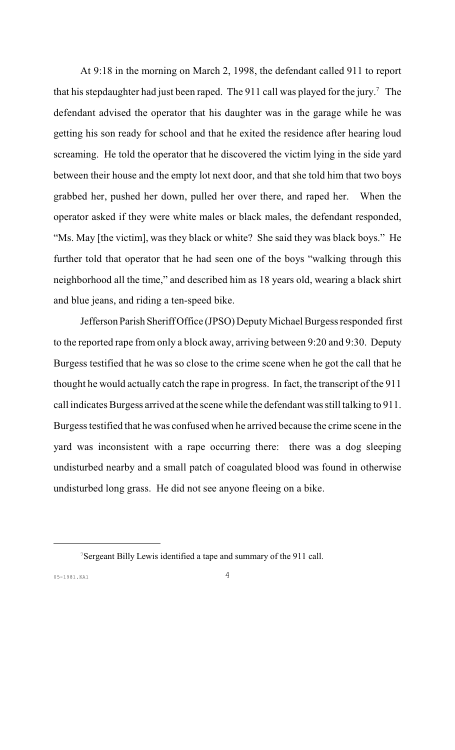At 9:18 in the morning on March 2, 1998, the defendant called 911 to report that his stepdaughter had just been raped. The 911 call was played for the jury.[7] The defendant advised the operator that his daughter was in the garage while he was getting his son ready for school and that he exited the residence after hearing loud screaming. He told the operator that he discovered the victim lying in the side yard between their house and the empty lot next door, and that she told him that two boys grabbed her, pushed her down, pulled her over there, and raped her. When the operator asked if they were white males or black males, the defendant responded, "Ms. May [the victim], was they black or white? She said they was black boys." He further told that operator that he had seen one of the boys "walking through this neighborhood all the time," and described him as 18 years old, wearing a black shirt and blue jeans, and riding a ten-speed bike.

Jefferson Parish Sheriff Office (JPSO) Deputy Michael Burgess responded first to the reported rape from only a block away, arriving between 9:20 and 9:30. Deputy Burgess testified that he was so close to the crime scene when he got the call that he thought he would actually catch the rape in progress. In fact, the transcript of the 911 call indicates Burgess arrived at the scene while the defendant was still talking to 911. Burgess testified that he was confused when he arrived because the crime scene in the yard was inconsistent with a rape occurring there: there was a dog sleeping undisturbed nearby and a small patch of coagulated blood was found in otherwise undisturbed long grass. He did not see anyone fleeing on a bike.

---

[7] Sergeant Billy Lewis identified a tape and summary of the 911 call.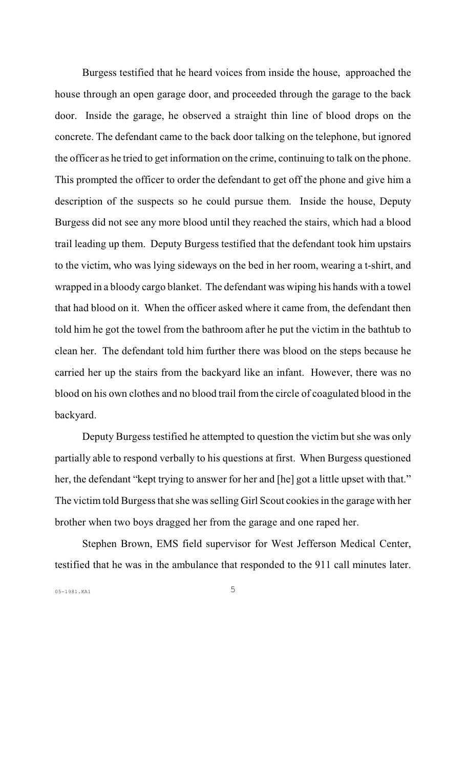Burgess testified that he heard voices from inside the house, approached the house through an open garage door, and proceeded through the garage to the back door. Inside the garage, he observed a straight thin line of blood drops on the concrete. The defendant came to the back door talking on the telephone, but ignored the officer as he tried to get information on the crime, continuing to talk on the phone. This prompted the officer to order the defendant to get off the phone and give him a description of the suspects so he could pursue them. Inside the house, Deputy Burgess did not see any more blood until they reached the stairs, which had a blood trail leading up them. Deputy Burgess testified that the defendant took him upstairs to the victim, who was lying sideways on the bed in her room, wearing a t-shirt, and wrapped in a bloody cargo blanket. The defendant was wiping his hands with a towel that had blood on it. When the officer asked where it came from, the defendant then told him he got the towel from the bathroom after he put the victim in the bathtub to clean her. The defendant told him further there was blood on the steps because he carried her up the stairs from the backyard like an infant. However, there was no blood on his own clothes and no blood trail from the circle of coagulated blood in the backyard.

Deputy Burgess testified he attempted to question the victim but she was only partially able to respond verbally to his questions at first. When Burgess questioned her, the defendant "kept trying to answer for her and [he] got a little upset with that." The victim told Burgess that she was selling Girl Scout cookies in the garage with her brother when two boys dragged her from the garage and one raped her.

Stephen Brown, EMS field supervisor for West Jefferson Medical Center, testified that he was in the ambulance that responded to the 911 call minutes later.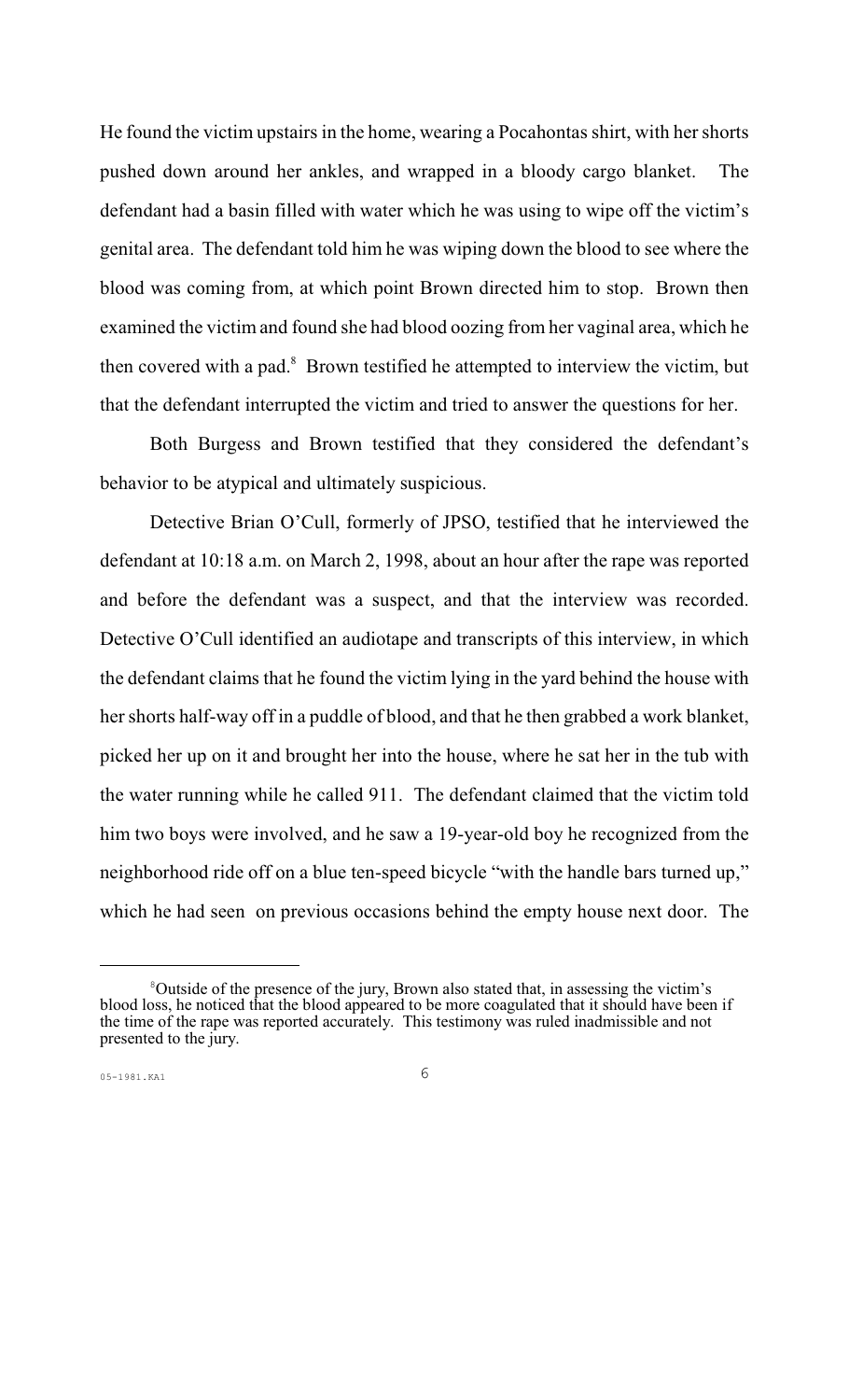He found the victim upstairs in the home, wearing a Pocahontas shirt, with her shorts pushed down around her ankles, and wrapped in a bloody cargo blanket. The defendant had a basin filled with water which he was using to wipe off the victim's genital area. The defendant told him he was wiping down the blood to see where the blood was coming from, at which point Brown directed him to stop. Brown then examined the victim and found she had blood oozing from her vaginal area, which he then covered with a pad.[8] Brown testified he attempted to interview the victim, but that the defendant interrupted the victim and tried to answer the questions for her.

Both Burgess and Brown testified that they considered the defendant's behavior to be atypical and ultimately suspicious.

Detective Brian O'Cull, formerly of JPSO, testified that he interviewed the defendant at 10:18 a.m. on March 2, 1998, about an hour after the rape was reported and before the defendant was a suspect, and that the interview was recorded. Detective O'Cull identified an audiotape and transcripts of this interview, in which the defendant claims that he found the victim lying in the yard behind the house with her shorts half-way off in a puddle of blood, and that he then grabbed a work blanket, picked her up on it and brought her into the house, where he sat her in the tub with the water running while he called 911. The defendant claimed that the victim told him two boys were involved, and he saw a 19-year-old boy he recognized from the neighborhood ride off on a blue ten-speed bicycle "with the handle bars turned up," which he had seen on previous occasions behind the empty house next door. The

---

[8] Outside of the presence of the jury, Brown also stated that, in assessing the victim's blood loss, he noticed that the blood appeared to be more coagulated that it should have been if the time of the rape was reported accurately. This testimony was ruled inadmissible and not presented to the jury.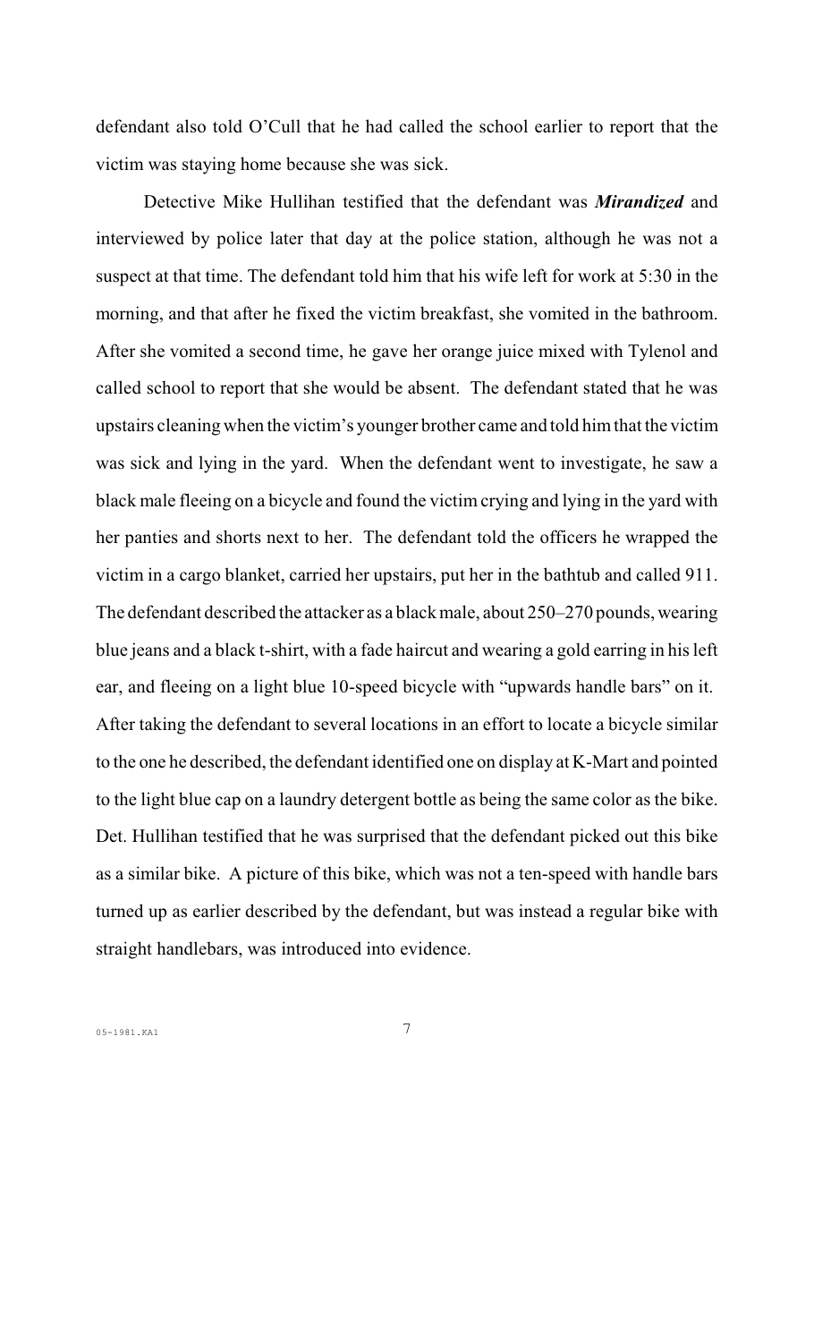defendant also told O'Cull that he had called the school earlier to report that the victim was staying home because she was sick.

Detective Mike Hullihan testified that the defendant was ***Mirandized*** and interviewed by police later that day at the police station, although he was not a suspect at that time. The defendant told him that his wife left for work at 5:30 in the morning, and that after he fixed the victim breakfast, she vomited in the bathroom. After she vomited a second time, he gave her orange juice mixed with Tylenol and called school to report that she would be absent. The defendant stated that he was upstairs cleaning when the victim's younger brother came and told him that the victim was sick and lying in the yard. When the defendant went to investigate, he saw a black male fleeing on a bicycle and found the victim crying and lying in the yard with her panties and shorts next to her. The defendant told the officers he wrapped the victim in a cargo blanket, carried her upstairs, put her in the bathtub and called 911. The defendant described the attacker as a black male, about 250–270 pounds, wearing blue jeans and a black t-shirt, with a fade haircut and wearing a gold earring in his left ear, and fleeing on a light blue 10-speed bicycle with "upwards handle bars" on it. After taking the defendant to several locations in an effort to locate a bicycle similar to the one he described, the defendant identified one on display at K-Mart and pointed to the light blue cap on a laundry detergent bottle as being the same color as the bike. Det. Hullihan testified that he was surprised that the defendant picked out this bike as a similar bike. A picture of this bike, which was not a ten-speed with handle bars turned up as earlier described by the defendant, but was instead a regular bike with straight handlebars, was introduced into evidence.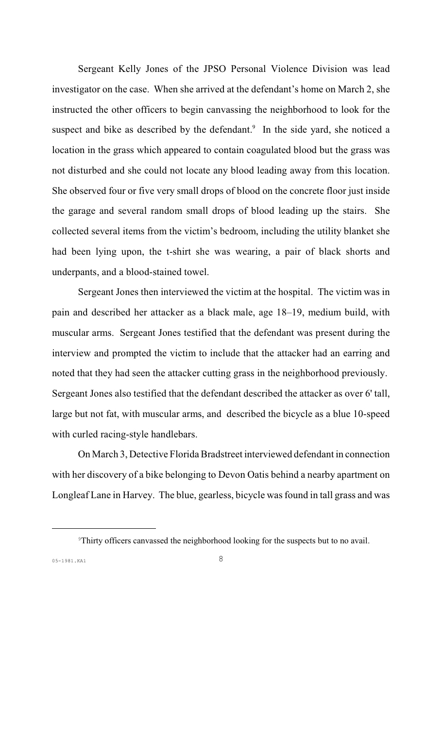Sergeant Kelly Jones of the JPSO Personal Violence Division was lead investigator on the case. When she arrived at the defendant's home on March 2, she instructed the other officers to begin canvassing the neighborhood to look for the suspect and bike as described by the defendant.[9] In the side yard, she noticed a location in the grass which appeared to contain coagulated blood but the grass was not disturbed and she could not locate any blood leading away from this location. She observed four or five very small drops of blood on the concrete floor just inside the garage and several random small drops of blood leading up the stairs. She collected several items from the victim's bedroom, including the utility blanket she had been lying upon, the t-shirt she was wearing, a pair of black shorts and underpants, and a blood-stained towel.

Sergeant Jones then interviewed the victim at the hospital. The victim was in pain and described her attacker as a black male, age 18–19, medium build, with muscular arms. Sergeant Jones testified that the defendant was present during the interview and prompted the victim to include that the attacker had an earring and noted that they had seen the attacker cutting grass in the neighborhood previously. Sergeant Jones also testified that the defendant described the attacker as over 6' tall, large but not fat, with muscular arms, and described the bicycle as a blue 10-speed with curled racing-style handlebars.

On March 3, Detective Florida Bradstreet interviewed defendant in connection with her discovery of a bike belonging to Devon Oatis behind a nearby apartment on Longleaf Lane in Harvey. The blue, gearless, bicycle was found in tall grass and was

[9] Thirty officers canvassed the neighborhood looking for the suspects but to no avail.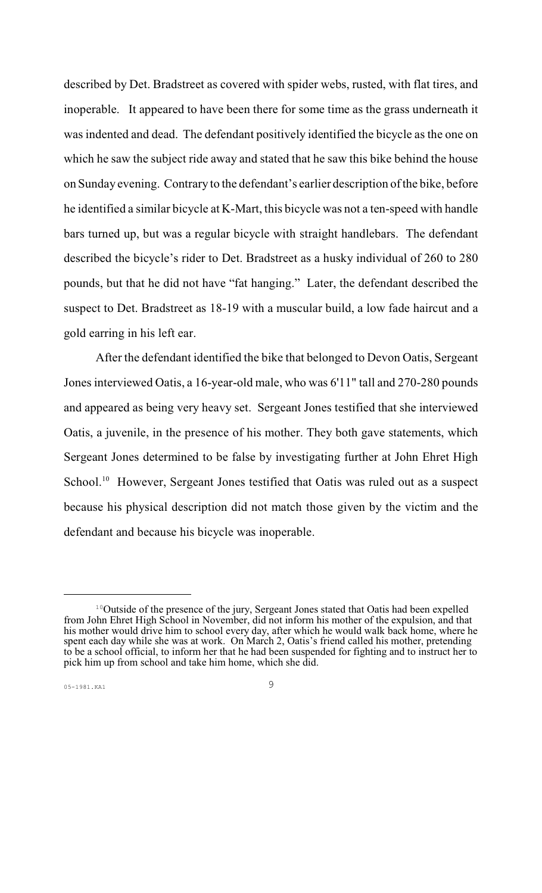described by Det. Bradstreet as covered with spider webs, rusted, with flat tires, and inoperable. It appeared to have been there for some time as the grass underneath it was indented and dead. The defendant positively identified the bicycle as the one on which he saw the subject ride away and stated that he saw this bike behind the house on Sunday evening. Contrary to the defendant's earlier description of the bike, before he identified a similar bicycle at K-Mart, this bicycle was not a ten-speed with handle bars turned up, but was a regular bicycle with straight handlebars. The defendant described the bicycle's rider to Det. Bradstreet as a husky individual of 260 to 280 pounds, but that he did not have "fat hanging." Later, the defendant described the suspect to Det. Bradstreet as 18-19 with a muscular build, a low fade haircut and a gold earring in his left ear.

After the defendant identified the bike that belonged to Devon Oatis, Sergeant Jones interviewed Oatis, a 16-year-old male, who was 6'11" tall and 270-280 pounds and appeared as being very heavy set. Sergeant Jones testified that she interviewed Oatis, a juvenile, in the presence of his mother. They both gave statements, which Sergeant Jones determined to be false by investigating further at John Ehret High School.[10] However, Sergeant Jones testified that Oatis was ruled out as a suspect because his physical description did not match those given by the victim and the defendant and because his bicycle was inoperable.

[10] Outside of the presence of the jury, Sergeant Jones stated that Oatis had been expelled from John Ehret High School in November, did not inform his mother of the expulsion, and that his mother would drive him to school every day, after which he would walk back home, where he spent each day while she was at work. On March 2, Oatis's friend called his mother, pretending to be a school official, to inform her that he had been suspended for fighting and to instruct her to pick him up from school and take him home, which she did.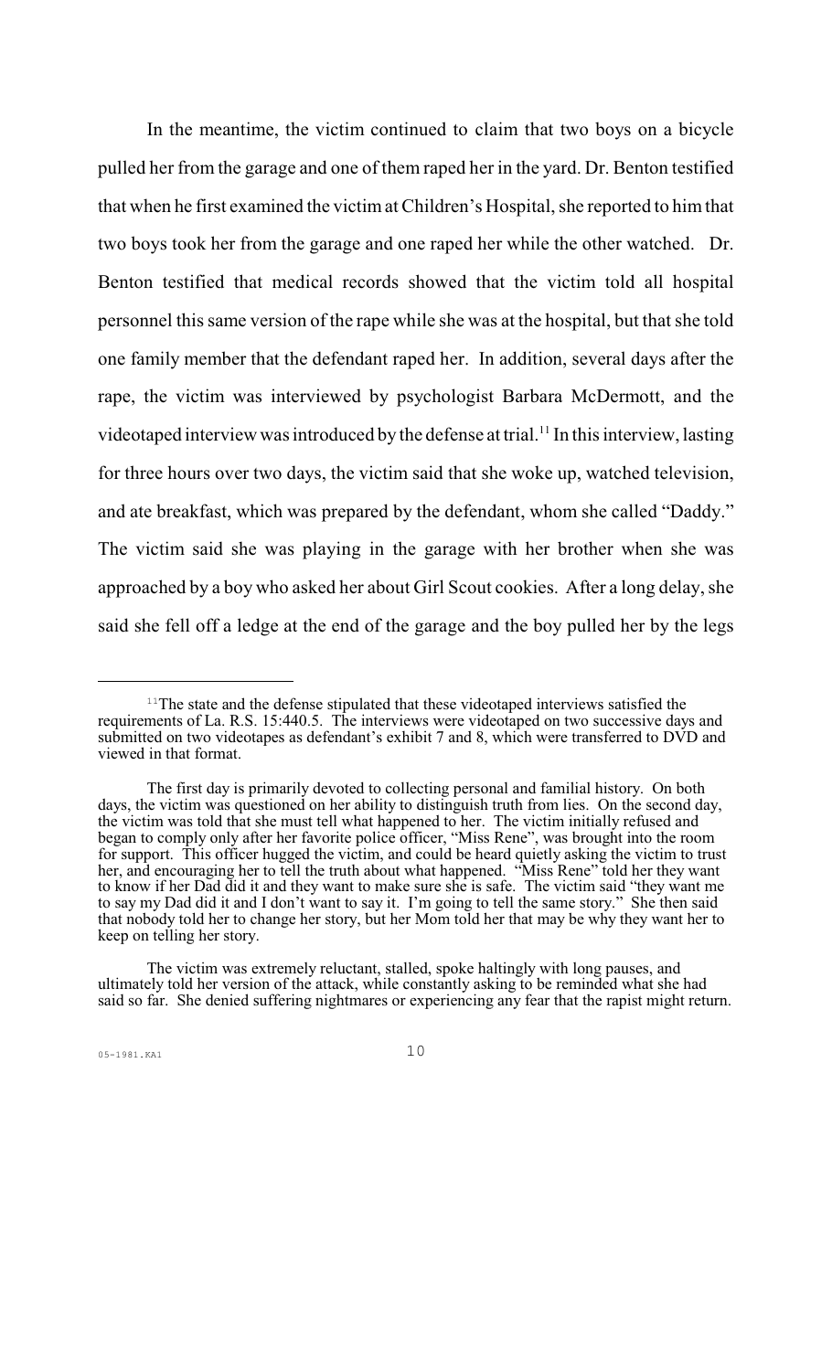In the meantime, the victim continued to claim that two boys on a bicycle pulled her from the garage and one of them raped her in the yard. Dr. Benton testified that when he first examined the victim at Children's Hospital, she reported to him that two boys took her from the garage and one raped her while the other watched. Dr. Benton testified that medical records showed that the victim told all hospital personnel this same version of the rape while she was at the hospital, but that she told one family member that the defendant raped her. In addition, several days after the rape, the victim was interviewed by psychologist Barbara McDermott, and the videotaped interview was introduced by the defense at trial.[11] In this interview, lasting for three hours over two days, the victim said that she woke up, watched television, and ate breakfast, which was prepared by the defendant, whom she called "Daddy." The victim said she was playing in the garage with her brother when she was approached by a boy who asked her about Girl Scout cookies. After a long delay, she said she fell off a ledge at the end of the garage and the boy pulled her by the legs

---

[11]The state and the defense stipulated that these videotaped interviews satisfied the requirements of La. R.S. 15:440.5. The interviews were videotaped on two successive days and submitted on two videotapes as defendant's exhibit 7 and 8, which were transferred to DVD and viewed in that format.

The first day is primarily devoted to collecting personal and familial history. On both days, the victim was questioned on her ability to distinguish truth from lies. On the second day, the victim was told that she must tell what happened to her. The victim initially refused and began to comply only after her favorite police officer, "Miss Rene", was brought into the room for support. This officer hugged the victim, and could be heard quietly asking the victim to trust her, and encouraging her to tell the truth about what happened. "Miss Rene" told her they want to know if her Dad did it and they want to make sure she is safe. The victim said "they want me to say my Dad did it and I don't want to say it. I'm going to tell the same story." She then said that nobody told her to change her story, but her Mom told her that may be why they want her to keep on telling her story.

The victim was extremely reluctant, stalled, spoke haltingly with long pauses, and ultimately told her version of the attack, while constantly asking to be reminded what she had said so far. She denied suffering nightmares or experiencing any fear that the rapist might return.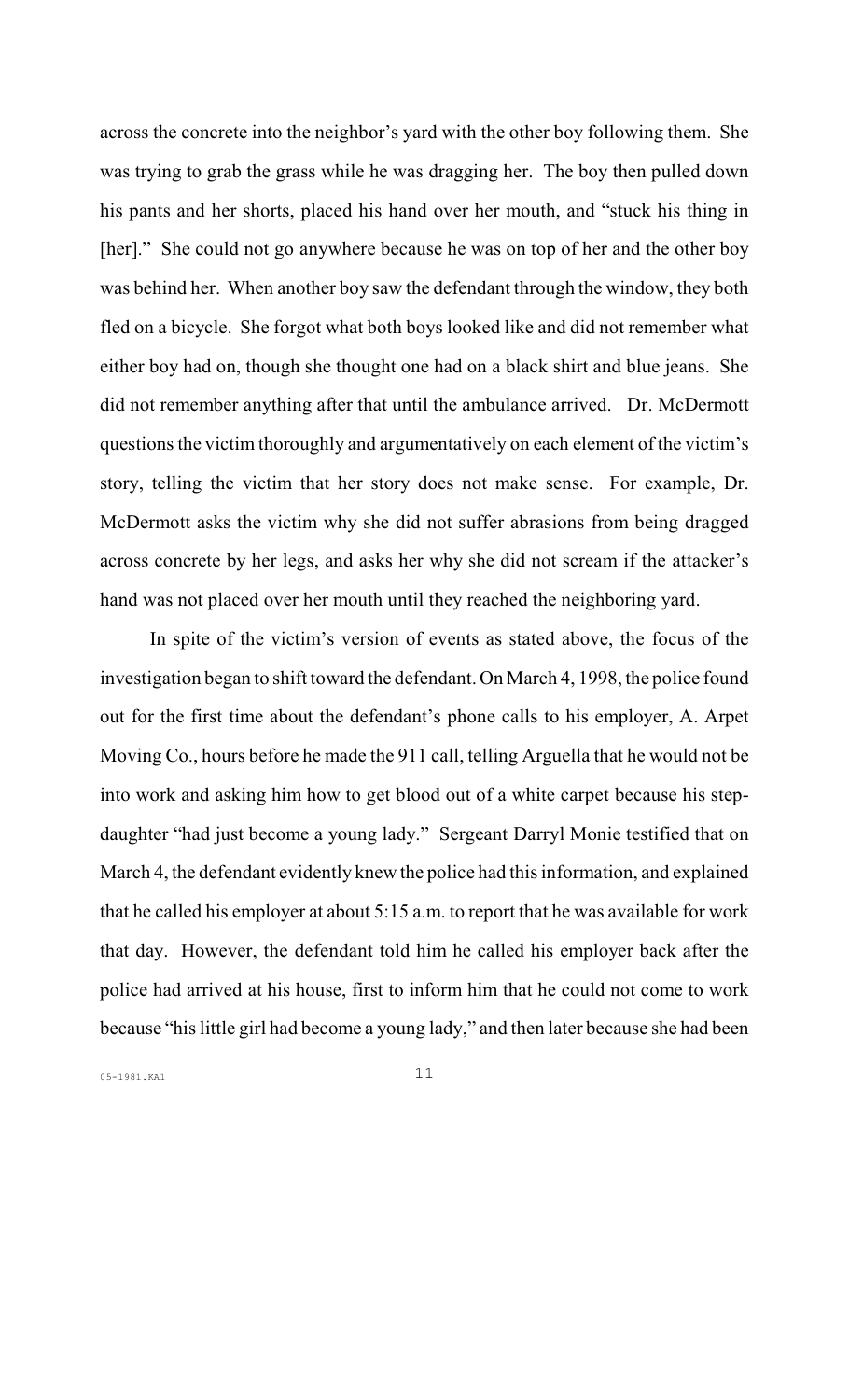across the concrete into the neighbor's yard with the other boy following them. She was trying to grab the grass while he was dragging her. The boy then pulled down his pants and her shorts, placed his hand over her mouth, and "stuck his thing in [her]." She could not go anywhere because he was on top of her and the other boy was behind her. When another boy saw the defendant through the window, they both fled on a bicycle. She forgot what both boys looked like and did not remember what either boy had on, though she thought one had on a black shirt and blue jeans. She did not remember anything after that until the ambulance arrived. Dr. McDermott questions the victim thoroughly and argumentatively on each element of the victim's story, telling the victim that her story does not make sense. For example, Dr. McDermott asks the victim why she did not suffer abrasions from being dragged across concrete by her legs, and asks her why she did not scream if the attacker's hand was not placed over her mouth until they reached the neighboring yard.

In spite of the victim's version of events as stated above, the focus of the investigation began to shift toward the defendant. On March 4, 1998, the police found out for the first time about the defendant's phone calls to his employer, A. Arpet Moving Co., hours before he made the 911 call, telling Arguella that he would not be into work and asking him how to get blood out of a white carpet because his step-daughter "had just become a young lady." Sergeant Darryl Monie testified that on March 4, the defendant evidently knew the police had this information, and explained that he called his employer at about 5:15 a.m. to report that he was available for work that day. However, the defendant told him he called his employer back after the police had arrived at his house, first to inform him that he could not come to work because "his little girl had become a young lady," and then later because she had been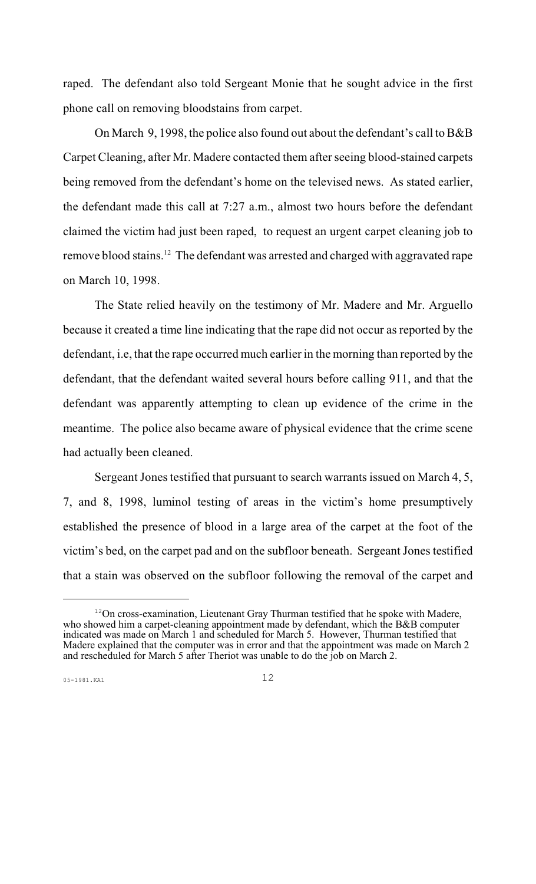raped. The defendant also told Sergeant Monie that he sought advice in the first phone call on removing bloodstains from carpet.

On March 9, 1998, the police also found out about the defendant's call to B&B Carpet Cleaning, after Mr. Madere contacted them after seeing blood-stained carpets being removed from the defendant's home on the televised news. As stated earlier, the defendant made this call at 7:27 a.m., almost two hours before the defendant claimed the victim had just been raped, to request an urgent carpet cleaning job to remove blood stains.[12] The defendant was arrested and charged with aggravated rape on March 10, 1998.

The State relied heavily on the testimony of Mr. Madere and Mr. Arguello because it created a time line indicating that the rape did not occur as reported by the defendant, i.e, that the rape occurred much earlier in the morning than reported by the defendant, that the defendant waited several hours before calling 911, and that the defendant was apparently attempting to clean up evidence of the crime in the meantime. The police also became aware of physical evidence that the crime scene had actually been cleaned.

Sergeant Jones testified that pursuant to search warrants issued on March 4, 5, 7, and 8, 1998, luminol testing of areas in the victim's home presumptively established the presence of blood in a large area of the carpet at the foot of the victim's bed, on the carpet pad and on the subfloor beneath. Sergeant Jones testified that a stain was observed on the subfloor following the removal of the carpet and

[12] On cross-examination, Lieutenant Gray Thurman testified that he spoke with Madere, who showed him a carpet-cleaning appointment made by defendant, which the B&B computer indicated was made on March 1 and scheduled for March 5. However, Thurman testified that Madere explained that the computer was in error and that the appointment was made on March 2 and rescheduled for March 5 after Theriot was unable to do the job on March 2.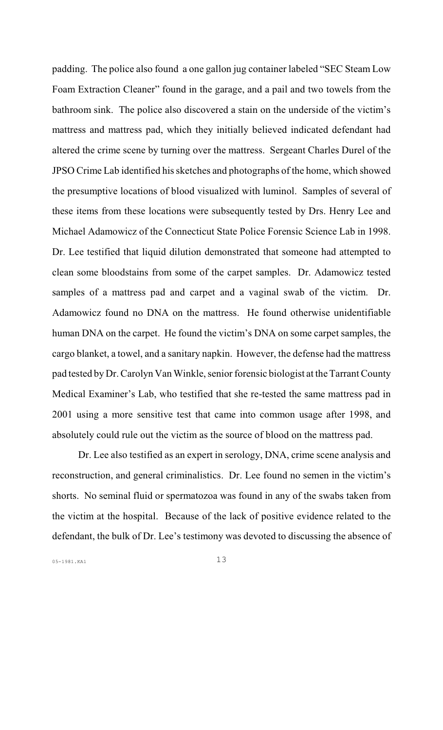padding. The police also found a one gallon jug container labeled "SEC Steam Low Foam Extraction Cleaner" found in the garage, and a pail and two towels from the bathroom sink. The police also discovered a stain on the underside of the victim's mattress and mattress pad, which they initially believed indicated defendant had altered the crime scene by turning over the mattress. Sergeant Charles Durel of the JPSO Crime Lab identified his sketches and photographs of the home, which showed the presumptive locations of blood visualized with luminol. Samples of several of these items from these locations were subsequently tested by Drs. Henry Lee and Michael Adamowicz of the Connecticut State Police Forensic Science Lab in 1998. Dr. Lee testified that liquid dilution demonstrated that someone had attempted to clean some bloodstains from some of the carpet samples. Dr. Adamowicz tested samples of a mattress pad and carpet and a vaginal swab of the victim. Dr. Adamowicz found no DNA on the mattress. He found otherwise unidentifiable human DNA on the carpet. He found the victim's DNA on some carpet samples, the cargo blanket, a towel, and a sanitary napkin. However, the defense had the mattress pad tested by Dr. Carolyn Van Winkle, senior forensic biologist at the Tarrant County Medical Examiner's Lab, who testified that she re-tested the same mattress pad in 2001 using a more sensitive test that came into common usage after 1998, and absolutely could rule out the victim as the source of blood on the mattress pad.

Dr. Lee also testified as an expert in serology, DNA, crime scene analysis and reconstruction, and general criminalistics. Dr. Lee found no semen in the victim's shorts. No seminal fluid or spermatozoa was found in any of the swabs taken from the victim at the hospital. Because of the lack of positive evidence related to the defendant, the bulk of Dr. Lee's testimony was devoted to discussing the absence of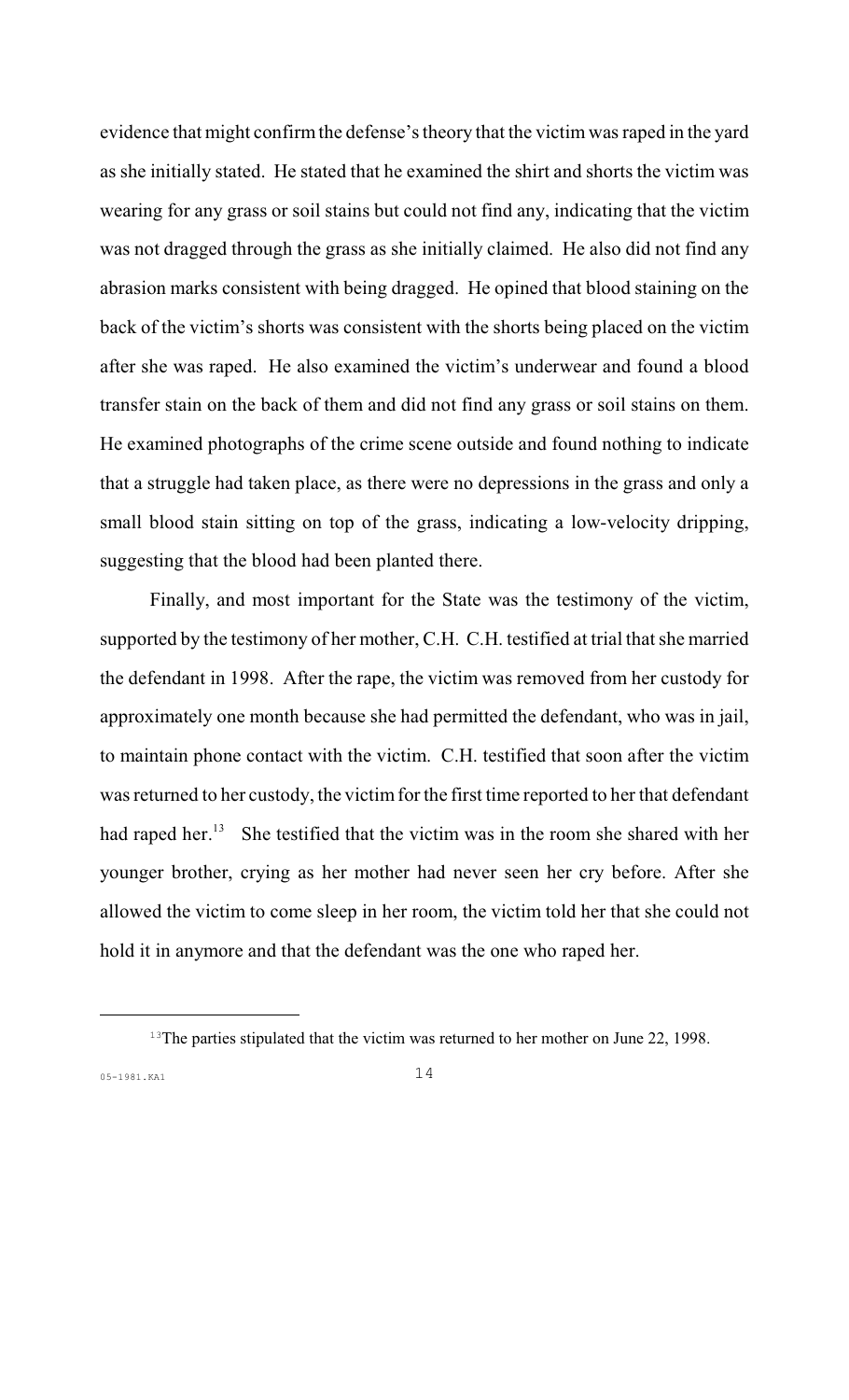evidence that might confirm the defense's theory that the victim was raped in the yard as she initially stated. He stated that he examined the shirt and shorts the victim was wearing for any grass or soil stains but could not find any, indicating that the victim was not dragged through the grass as she initially claimed. He also did not find any abrasion marks consistent with being dragged. He opined that blood staining on the back of the victim's shorts was consistent with the shorts being placed on the victim after she was raped. He also examined the victim's underwear and found a blood transfer stain on the back of them and did not find any grass or soil stains on them. He examined photographs of the crime scene outside and found nothing to indicate that a struggle had taken place, as there were no depressions in the grass and only a small blood stain sitting on top of the grass, indicating a low-velocity dripping, suggesting that the blood had been planted there.

Finally, and most important for the State was the testimony of the victim, supported by the testimony of her mother, C.H. C.H. testified at trial that she married the defendant in 1998. After the rape, the victim was removed from her custody for approximately one month because she had permitted the defendant, who was in jail, to maintain phone contact with the victim. C.H. testified that soon after the victim was returned to her custody, the victim for the first time reported to her that defendant had raped her.[13] She testified that the victim was in the room she shared with her younger brother, crying as her mother had never seen her cry before. After she allowed the victim to come sleep in her room, the victim told her that she could not hold it in anymore and that the defendant was the one who raped her.

[13] The parties stipulated that the victim was returned to her mother on June 22, 1998.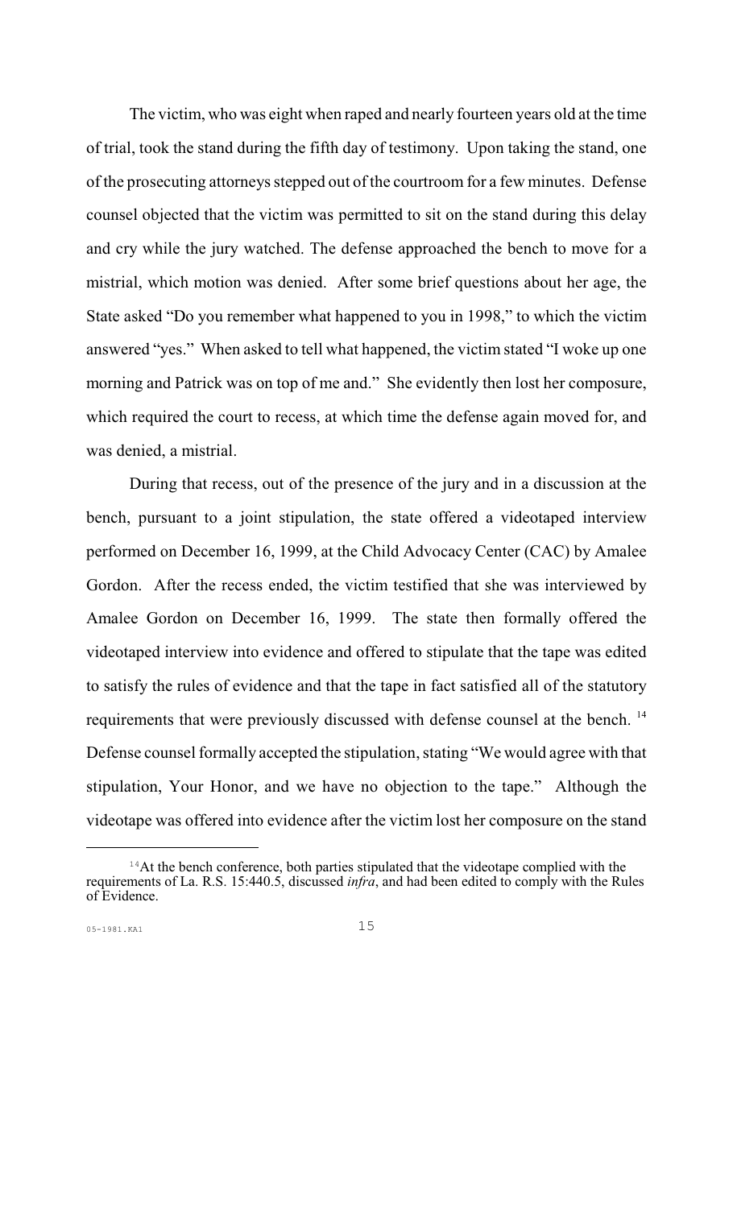The victim, who was eight when raped and nearly fourteen years old at the time of trial, took the stand during the fifth day of testimony. Upon taking the stand, one of the prosecuting attorneys stepped out of the courtroom for a few minutes. Defense counsel objected that the victim was permitted to sit on the stand during this delay and cry while the jury watched. The defense approached the bench to move for a mistrial, which motion was denied. After some brief questions about her age, the State asked "Do you remember what happened to you in 1998," to which the victim answered "yes." When asked to tell what happened, the victim stated "I woke up one morning and Patrick was on top of me and." She evidently then lost her composure, which required the court to recess, at which time the defense again moved for, and was denied, a mistrial.

During that recess, out of the presence of the jury and in a discussion at the bench, pursuant to a joint stipulation, the state offered a videotaped interview performed on December 16, 1999, at the Child Advocacy Center (CAC) by Amalee Gordon. After the recess ended, the victim testified that she was interviewed by Amalee Gordon on December 16, 1999. The state then formally offered the videotaped interview into evidence and offered to stipulate that the tape was edited to satisfy the rules of evidence and that the tape in fact satisfied all of the statutory requirements that were previously discussed with defense counsel at the bench. [14] Defense counsel formally accepted the stipulation, stating "We would agree with that stipulation, Your Honor, and we have no objection to the tape." Although the videotape was offered into evidence after the victim lost her composure on the stand

---

[14] At the bench conference, both parties stipulated that the videotape complied with the requirements of La. R.S. 15:440.5, discussed *infra*, and had been edited to comply with the Rules of Evidence.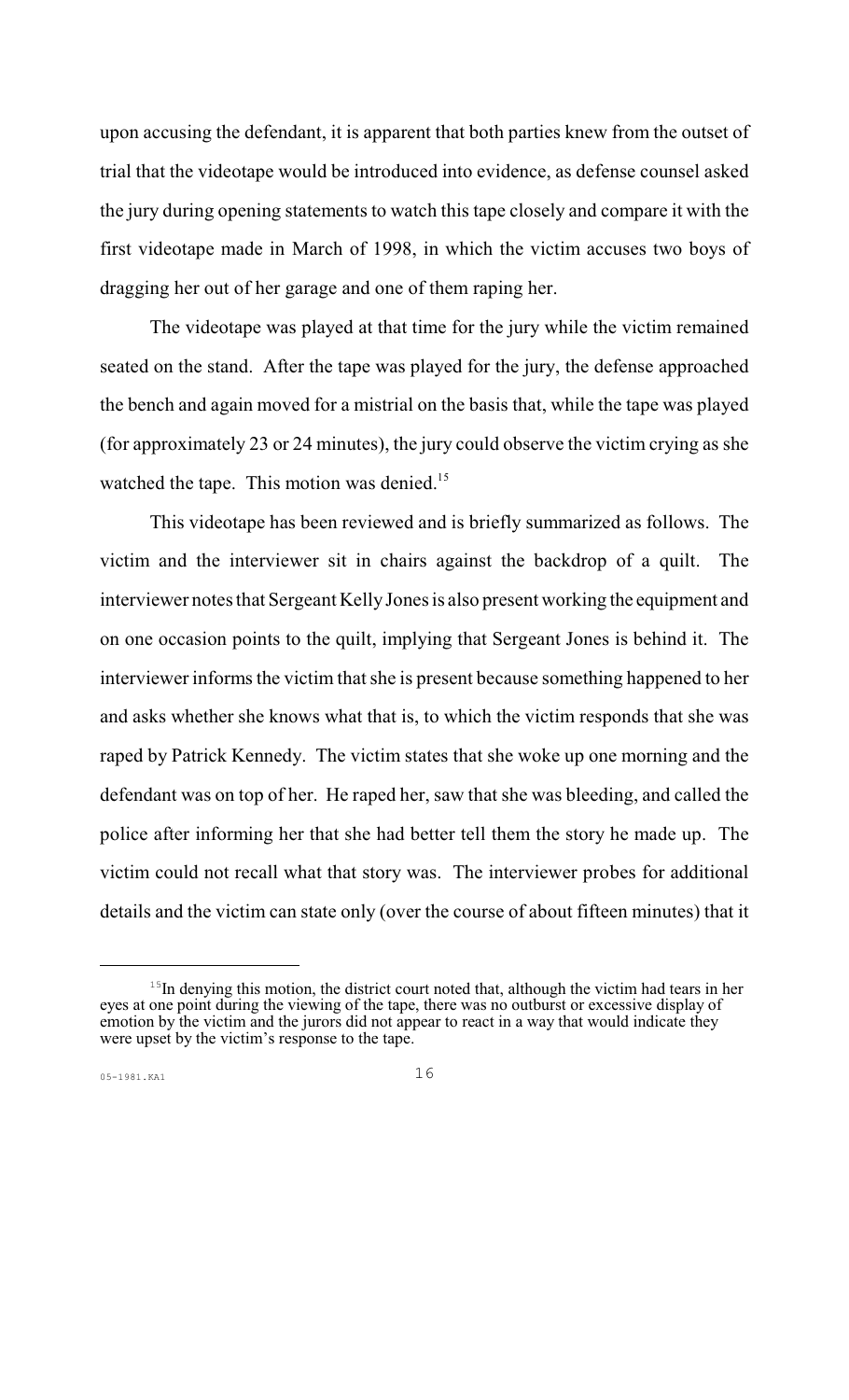upon accusing the defendant, it is apparent that both parties knew from the outset of trial that the videotape would be introduced into evidence, as defense counsel asked the jury during opening statements to watch this tape closely and compare it with the first videotape made in March of 1998, in which the victim accuses two boys of dragging her out of her garage and one of them raping her.

The videotape was played at that time for the jury while the victim remained seated on the stand. After the tape was played for the jury, the defense approached the bench and again moved for a mistrial on the basis that, while the tape was played (for approximately 23 or 24 minutes), the jury could observe the victim crying as she watched the tape. This motion was denied.[15]

This videotape has been reviewed and is briefly summarized as follows. The victim and the interviewer sit in chairs against the backdrop of a quilt. The interviewer notes that Sergeant Kelly Jones is also present working the equipment and on one occasion points to the quilt, implying that Sergeant Jones is behind it. The interviewer informs the victim that she is present because something happened to her and asks whether she knows what that is, to which the victim responds that she was raped by Patrick Kennedy. The victim states that she woke up one morning and the defendant was on top of her. He raped her, saw that she was bleeding, and called the police after informing her that she had better tell them the story he made up. The victim could not recall what that story was. The interviewer probes for additional details and the victim can state only (over the course of about fifteen minutes) that it

---

[15] In denying this motion, the district court noted that, although the victim had tears in her eyes at one point during the viewing of the tape, there was no outburst or excessive display of emotion by the victim and the jurors did not appear to react in a way that would indicate they were upset by the victim's response to the tape.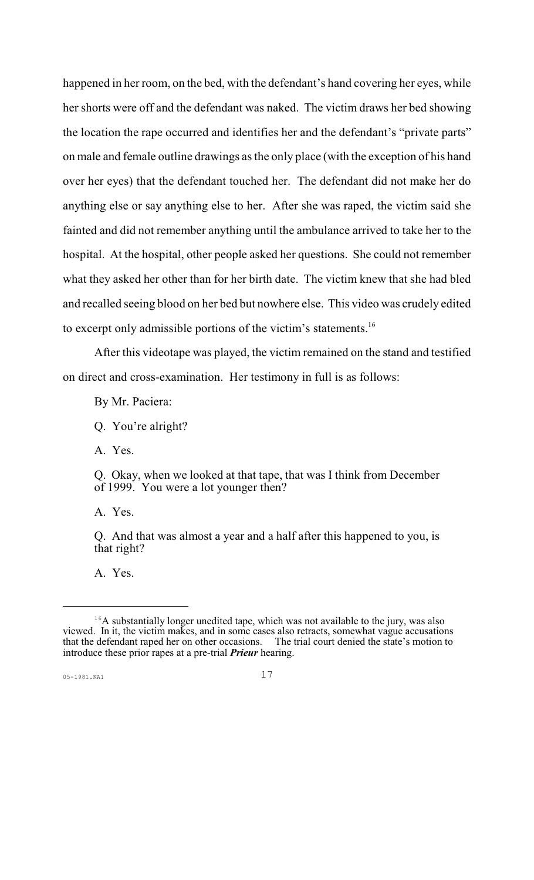happened in her room, on the bed, with the defendant's hand covering her eyes, while her shorts were off and the defendant was naked. The victim draws her bed showing the location the rape occurred and identifies her and the defendant's "private parts" on male and female outline drawings as the only place (with the exception of his hand over her eyes) that the defendant touched her. The defendant did not make her do anything else or say anything else to her. After she was raped, the victim said she fainted and did not remember anything until the ambulance arrived to take her to the hospital. At the hospital, other people asked her questions. She could not remember what they asked her other than for her birth date. The victim knew that she had bled and recalled seeing blood on her bed but nowhere else. This video was crudely edited to excerpt only admissible portions of the victim's statements.[16]

After this videotape was played, the victim remained on the stand and testified on direct and cross-examination. Her testimony in full is as follows:

> By Mr. Paciera:
>
> Q. You're alright?
>
> A. Yes.
>
> Q. Okay, when we looked at that tape, that was I think from December of 1999. You were a lot younger then?
>
> A. Yes.
>
> Q. And that was almost a year and a half after this happened to you, is that right?
>
> A. Yes.

---

[16] A substantially longer unedited tape, which was not available to the jury, was also viewed. In it, the victim makes, and in some cases also retracts, somewhat vague accusations that the defendant raped her on other occasions. The trial court denied the state's motion to introduce these prior rapes at a pre-trial ***Prieur*** hearing.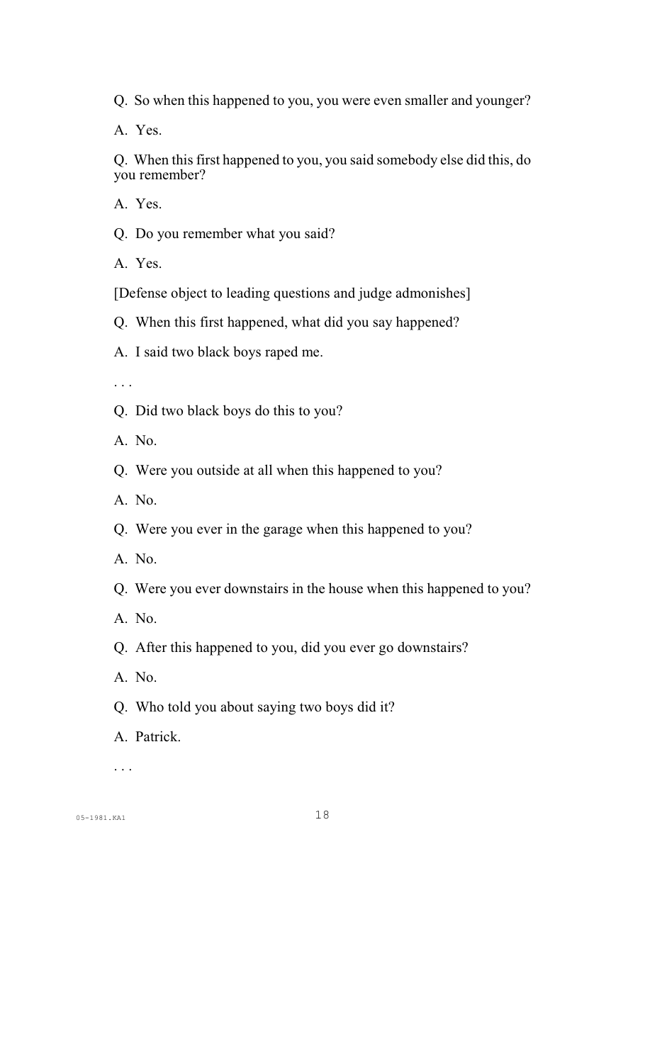Q. So when this happened to you, you were even smaller and younger?

A. Yes.

Q. When this first happened to you, you said somebody else did this, do you remember?

A. Yes.

Q. Do you remember what you said?

A. Yes.

[Defense object to leading questions and judge admonishes]

Q. When this first happened, what did you say happened?

A. I said two black boys raped me.

. . .

Q. Did two black boys do this to you?

A. No.

Q. Were you outside at all when this happened to you?

A. No.

Q. Were you ever in the garage when this happened to you?

A. No.

Q. Were you ever downstairs in the house when this happened to you?

A. No.

Q. After this happened to you, did you ever go downstairs?

A. No.

Q. Who told you about saying two boys did it?

A. Patrick.

. . .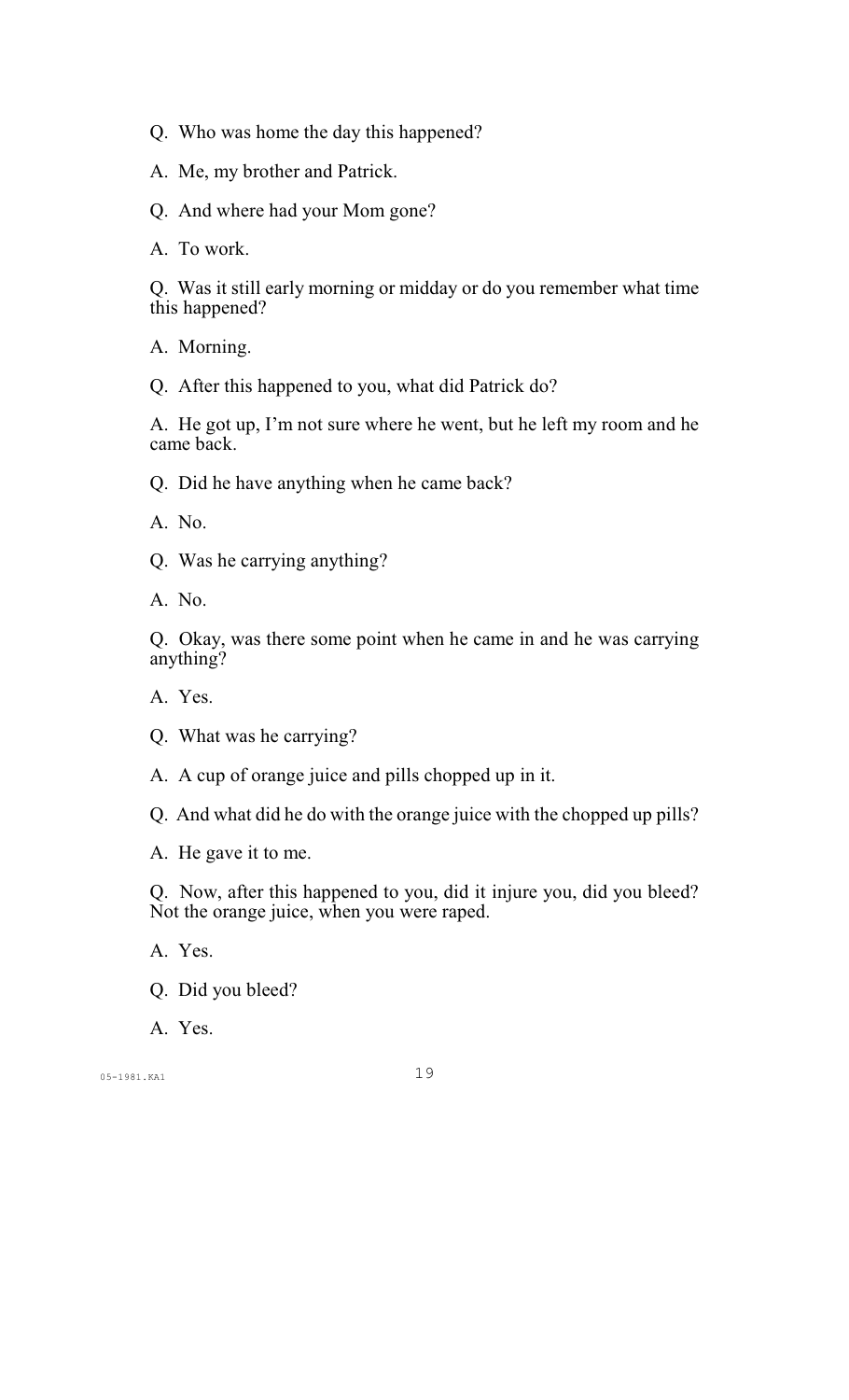Q. Who was home the day this happened?

A. Me, my brother and Patrick.

Q. And where had your Mom gone?

A. To work.

Q. Was it still early morning or midday or do you remember what time this happened?

A. Morning.

Q. After this happened to you, what did Patrick do?

A. He got up, I'm not sure where he went, but he left my room and he came back.

Q. Did he have anything when he came back?

A. No.

Q. Was he carrying anything?

A. No.

Q. Okay, was there some point when he came in and he was carrying anything?

A. Yes.

Q. What was he carrying?

A. A cup of orange juice and pills chopped up in it.

Q. And what did he do with the orange juice with the chopped up pills?

A. He gave it to me.

Q. Now, after this happened to you, did it injure you, did you bleed? Not the orange juice, when you were raped.

A. Yes.

Q. Did you bleed?

A. Yes.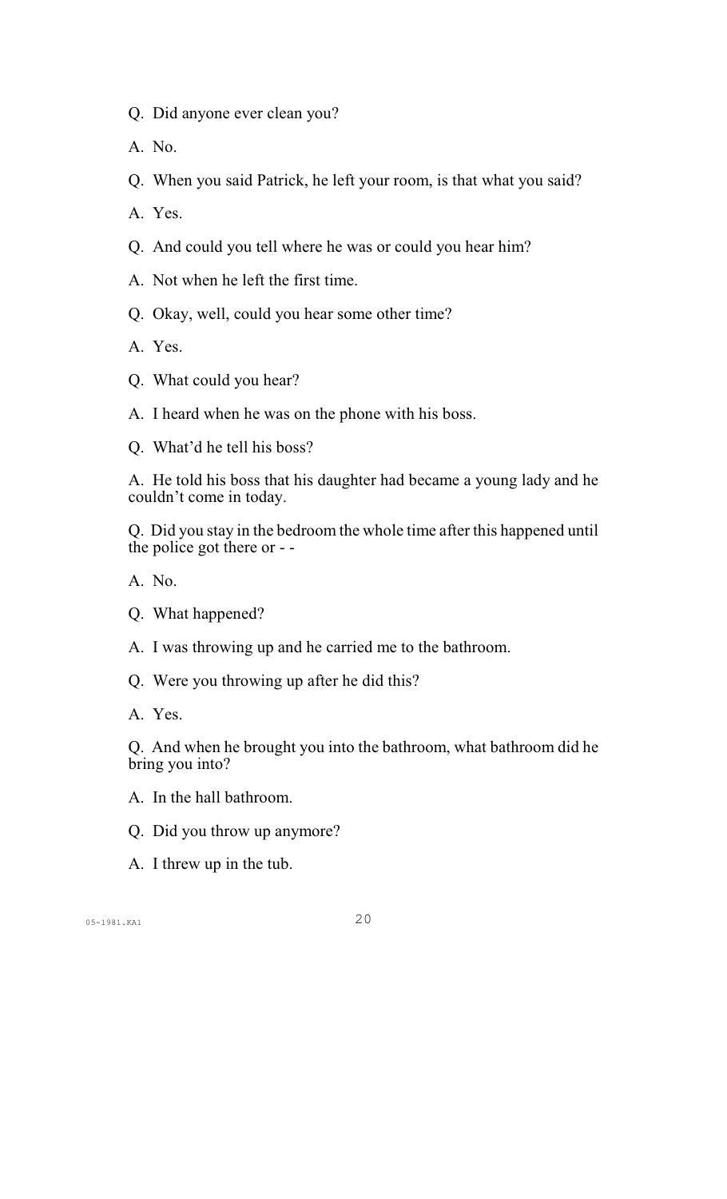Q. Did anyone ever clean you?

A. No.

Q. When you said Patrick, he left your room, is that what you said?

A. Yes.

Q. And could you tell where he was or could you hear him?

A. Not when he left the first time.

Q. Okay, well, could you hear some other time?

A. Yes.

Q. What could you hear?

A. I heard when he was on the phone with his boss.

Q. What'd he tell his boss?

A. He told his boss that his daughter had became a young lady and he couldn't come in today.

Q. Did you stay in the bedroom the whole time after this happened until the police got there or - -

A. No.

Q. What happened?

A. I was throwing up and he carried me to the bathroom.

Q. Were you throwing up after he did this?

A. Yes.

Q. And when he brought you into the bathroom, what bathroom did he bring you into?

A. In the hall bathroom.

Q. Did you throw up anymore?

A. I threw up in the tub.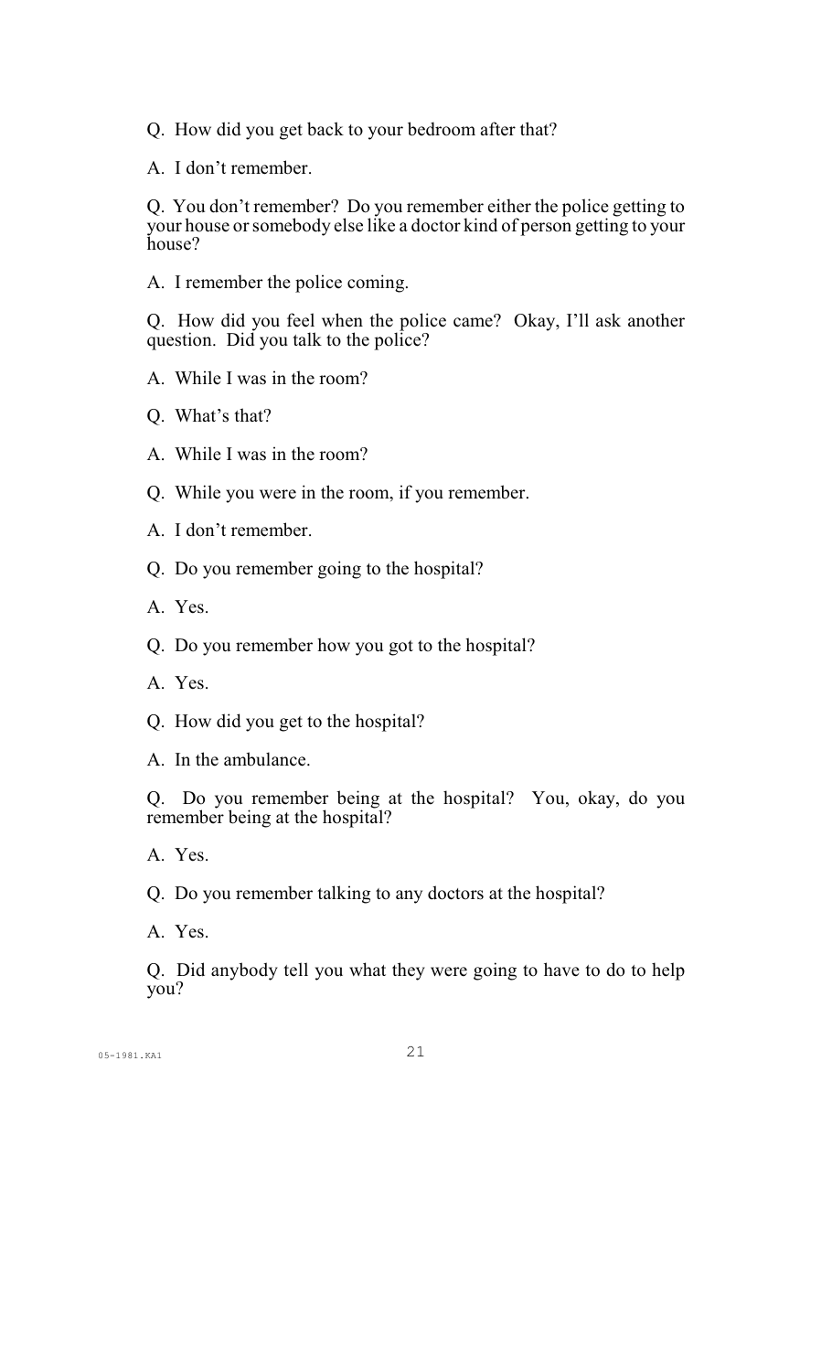Q. How did you get back to your bedroom after that?

A. I don't remember.

Q. You don't remember? Do you remember either the police getting to your house or somebody else like a doctor kind of person getting to your house?

A. I remember the police coming.

Q. How did you feel when the police came? Okay, I'll ask another question. Did you talk to the police?

A. While I was in the room?

Q. What's that?

A. While I was in the room?

Q. While you were in the room, if you remember.

A. I don't remember.

Q. Do you remember going to the hospital?

A. Yes.

Q. Do you remember how you got to the hospital?

A. Yes.

Q. How did you get to the hospital?

A. In the ambulance.

Q. Do you remember being at the hospital? You, okay, do you remember being at the hospital?

A. Yes.

Q. Do you remember talking to any doctors at the hospital?

A. Yes.

Q. Did anybody tell you what they were going to have to do to help you?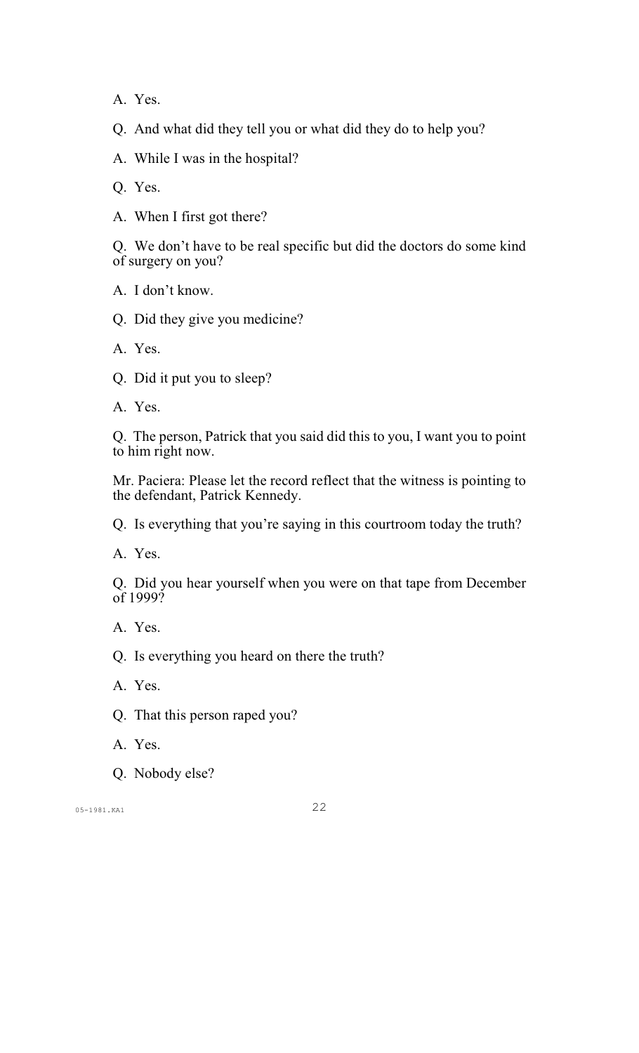A. Yes.

Q. And what did they tell you or what did they do to help you?

A. While I was in the hospital?

Q. Yes.

A. When I first got there?

Q. We don't have to be real specific but did the doctors do some kind of surgery on you?

A. I don't know.

Q. Did they give you medicine?

A. Yes.

Q. Did it put you to sleep?

A. Yes.

Q. The person, Patrick that you said did this to you, I want you to point to him right now.

Mr. Paciera: Please let the record reflect that the witness is pointing to the defendant, Patrick Kennedy.

Q. Is everything that you're saying in this courtroom today the truth?

A. Yes.

Q. Did you hear yourself when you were on that tape from December of 1999?

A. Yes.

Q. Is everything you heard on there the truth?

A. Yes.

Q. That this person raped you?

A. Yes.

Q. Nobody else?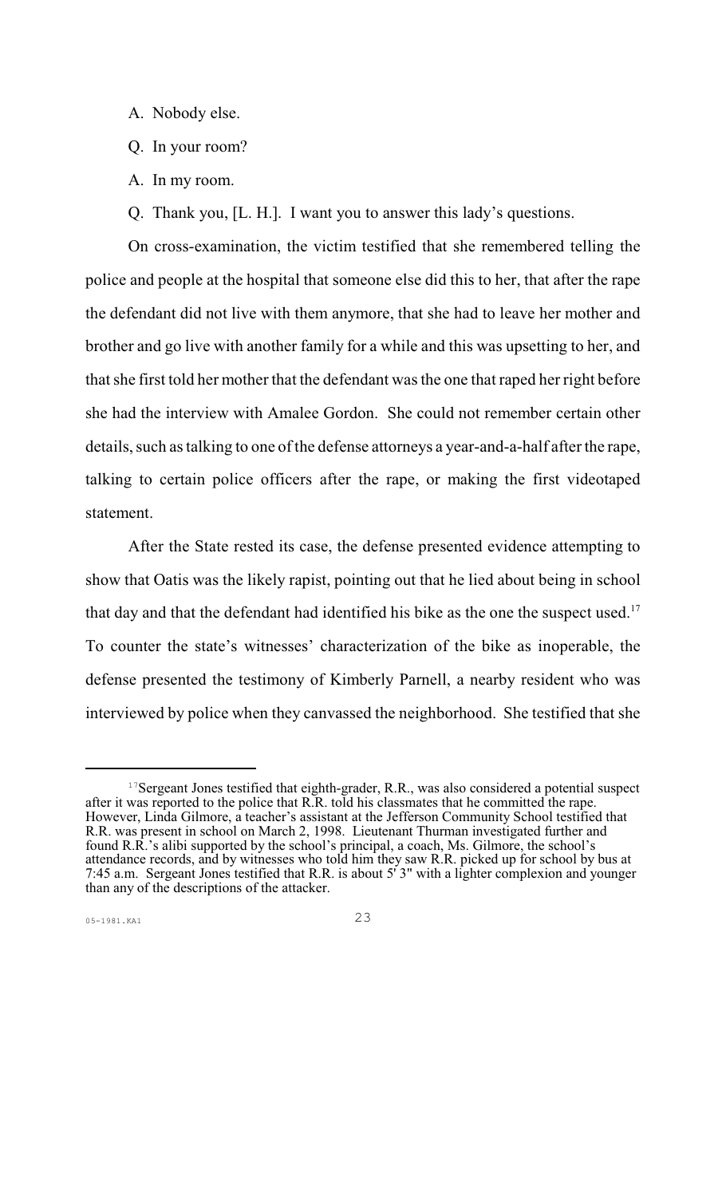A. Nobody else.

Q. In your room?

A. In my room.

Q. Thank you, [L. H.]. I want you to answer this lady's questions.

On cross-examination, the victim testified that she remembered telling the police and people at the hospital that someone else did this to her, that after the rape the defendant did not live with them anymore, that she had to leave her mother and brother and go live with another family for a while and this was upsetting to her, and that she first told her mother that the defendant was the one that raped her right before she had the interview with Amalee Gordon. She could not remember certain other details, such as talking to one of the defense attorneys a year-and-a-half after the rape, talking to certain police officers after the rape, or making the first videotaped statement.

After the State rested its case, the defense presented evidence attempting to show that Oatis was the likely rapist, pointing out that he lied about being in school that day and that the defendant had identified his bike as the one the suspect used.[17] To counter the state's witnesses' characterization of the bike as inoperable, the defense presented the testimony of Kimberly Parnell, a nearby resident who was interviewed by police when they canvassed the neighborhood. She testified that she

---

[17] Sergeant Jones testified that eighth-grader, R.R., was also considered a potential suspect after it was reported to the police that R.R. told his classmates that he committed the rape. However, Linda Gilmore, a teacher's assistant at the Jefferson Community School testified that R.R. was present in school on March 2, 1998. Lieutenant Thurman investigated further and found R.R.'s alibi supported by the school's principal, a coach, Ms. Gilmore, the school's attendance records, and by witnesses who told him they saw R.R. picked up for school by bus at 7:45 a.m. Sergeant Jones testified that R.R. is about 5' 3" with a lighter complexion and younger than any of the descriptions of the attacker.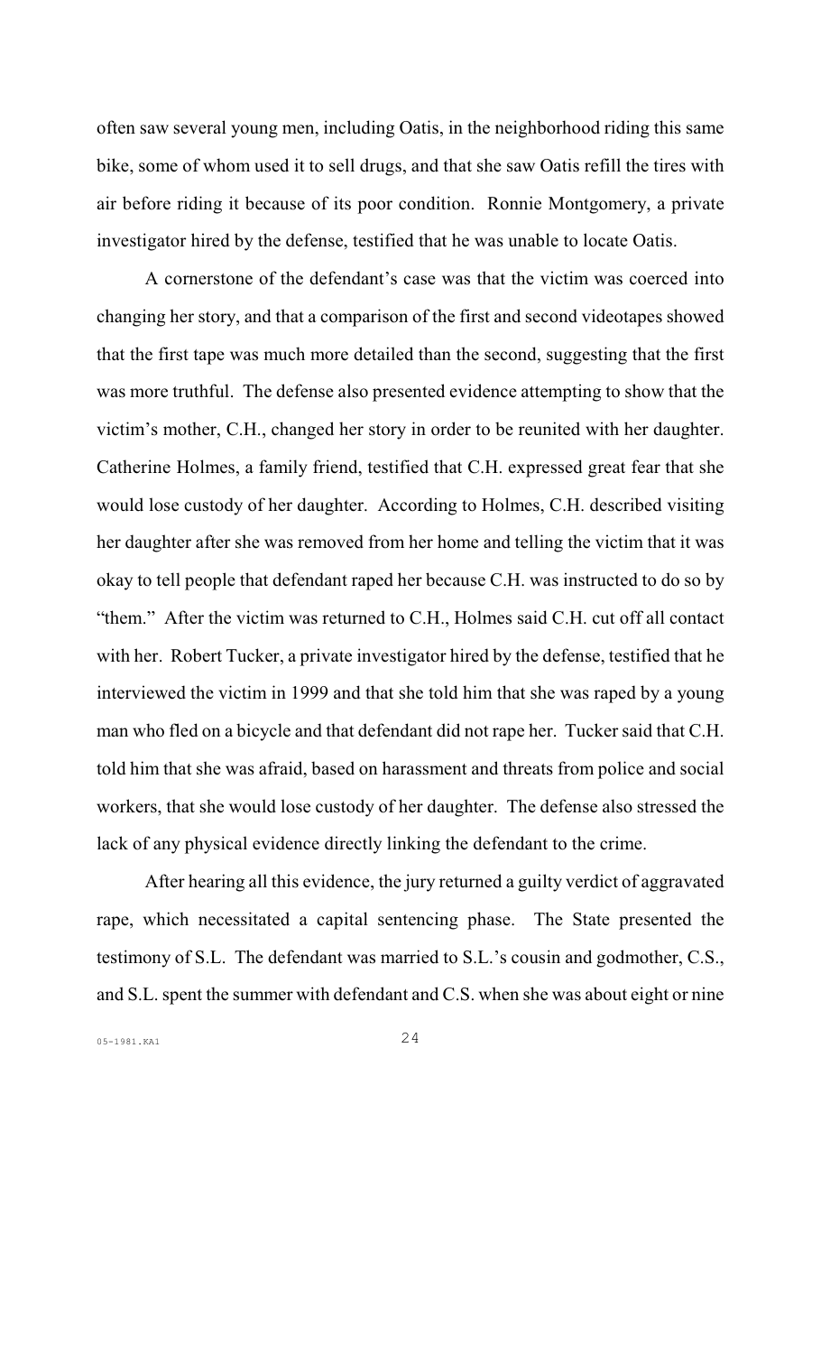often saw several young men, including Oatis, in the neighborhood riding this same bike, some of whom used it to sell drugs, and that she saw Oatis refill the tires with air before riding it because of its poor condition. Ronnie Montgomery, a private investigator hired by the defense, testified that he was unable to locate Oatis.

A cornerstone of the defendant's case was that the victim was coerced into changing her story, and that a comparison of the first and second videotapes showed that the first tape was much more detailed than the second, suggesting that the first was more truthful. The defense also presented evidence attempting to show that the victim's mother, C.H., changed her story in order to be reunited with her daughter. Catherine Holmes, a family friend, testified that C.H. expressed great fear that she would lose custody of her daughter. According to Holmes, C.H. described visiting her daughter after she was removed from her home and telling the victim that it was okay to tell people that defendant raped her because C.H. was instructed to do so by "them." After the victim was returned to C.H., Holmes said C.H. cut off all contact with her. Robert Tucker, a private investigator hired by the defense, testified that he interviewed the victim in 1999 and that she told him that she was raped by a young man who fled on a bicycle and that defendant did not rape her. Tucker said that C.H. told him that she was afraid, based on harassment and threats from police and social workers, that she would lose custody of her daughter. The defense also stressed the lack of any physical evidence directly linking the defendant to the crime.

After hearing all this evidence, the jury returned a guilty verdict of aggravated rape, which necessitated a capital sentencing phase. The State presented the testimony of S.L. The defendant was married to S.L.'s cousin and godmother, C.S., and S.L. spent the summer with defendant and C.S. when she was about eight or nine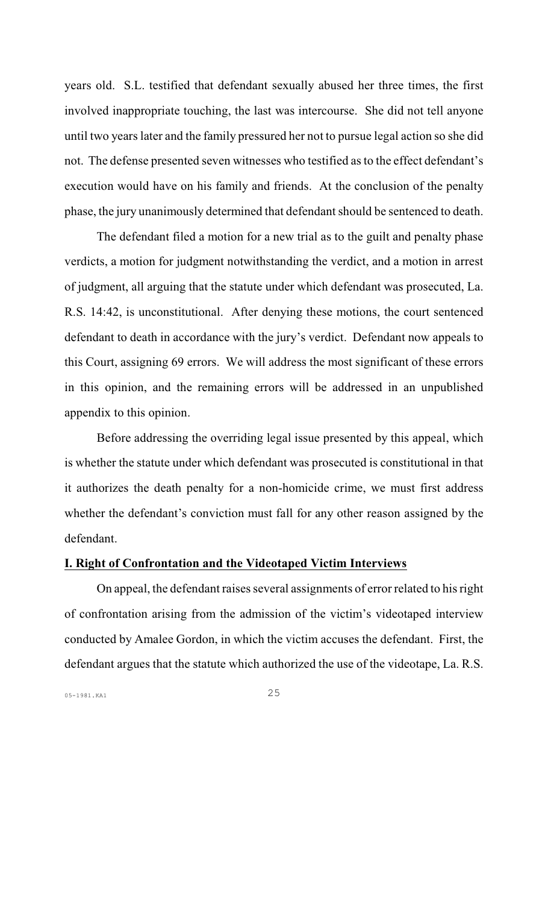years old. S.L. testified that defendant sexually abused her three times, the first involved inappropriate touching, the last was intercourse. She did not tell anyone until two years later and the family pressured her not to pursue legal action so she did not. The defense presented seven witnesses who testified as to the effect defendant's execution would have on his family and friends. At the conclusion of the penalty phase, the jury unanimously determined that defendant should be sentenced to death.

The defendant filed a motion for a new trial as to the guilt and penalty phase verdicts, a motion for judgment notwithstanding the verdict, and a motion in arrest of judgment, all arguing that the statute under which defendant was prosecuted, La. R.S. 14:42, is unconstitutional. After denying these motions, the court sentenced defendant to death in accordance with the jury's verdict. Defendant now appeals to this Court, assigning 69 errors. We will address the most significant of these errors in this opinion, and the remaining errors will be addressed in an unpublished appendix to this opinion.

Before addressing the overriding legal issue presented by this appeal, which is whether the statute under which defendant was prosecuted is constitutional in that it authorizes the death penalty for a non-homicide crime, we must first address whether the defendant's conviction must fall for any other reason assigned by the defendant.

## I. Right of Confrontation and the Videotaped Victim Interviews

On appeal, the defendant raises several assignments of error related to his right of confrontation arising from the admission of the victim's videotaped interview conducted by Amalee Gordon, in which the victim accuses the defendant. First, the defendant argues that the statute which authorized the use of the videotape, La. R.S.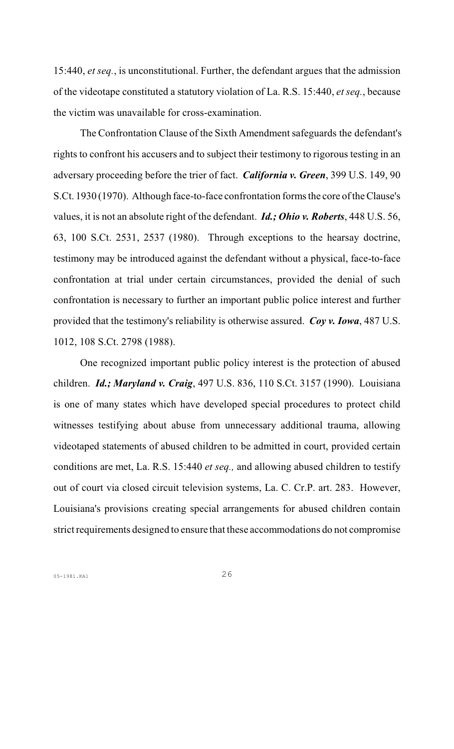15:440, *et seq.*, is unconstitutional. Further, the defendant argues that the admission of the videotape constituted a statutory violation of La. R.S. 15:440, *et seq.*, because the victim was unavailable for cross-examination.

The Confrontation Clause of the Sixth Amendment safeguards the defendant's rights to confront his accusers and to subject their testimony to rigorous testing in an adversary proceeding before the trier of fact. ***California v. Green***, 399 U.S. 149, 90 S.Ct. 1930 (1970). Although face-to-face confrontation forms the core of the Clause's values, it is not an absolute right of the defendant. ***Id.; Ohio v. Roberts***, 448 U.S. 56, 63, 100 S.Ct. 2531, 2537 (1980). Through exceptions to the hearsay doctrine, testimony may be introduced against the defendant without a physical, face-to-face confrontation at trial under certain circumstances, provided the denial of such confrontation is necessary to further an important public police interest and further provided that the testimony's reliability is otherwise assured. ***Coy v. Iowa***, 487 U.S. 1012, 108 S.Ct. 2798 (1988).

One recognized important public policy interest is the protection of abused children. ***Id.; Maryland v. Craig***, 497 U.S. 836, 110 S.Ct. 3157 (1990). Louisiana is one of many states which have developed special procedures to protect child witnesses testifying about abuse from unnecessary additional trauma, allowing videotaped statements of abused children to be admitted in court, provided certain conditions are met, La. R.S. 15:440 *et seq.,* and allowing abused children to testify out of court via closed circuit television systems, La. C. Cr.P. art. 283. However, Louisiana's provisions creating special arrangements for abused children contain strict requirements designed to ensure that these accommodations do not compromise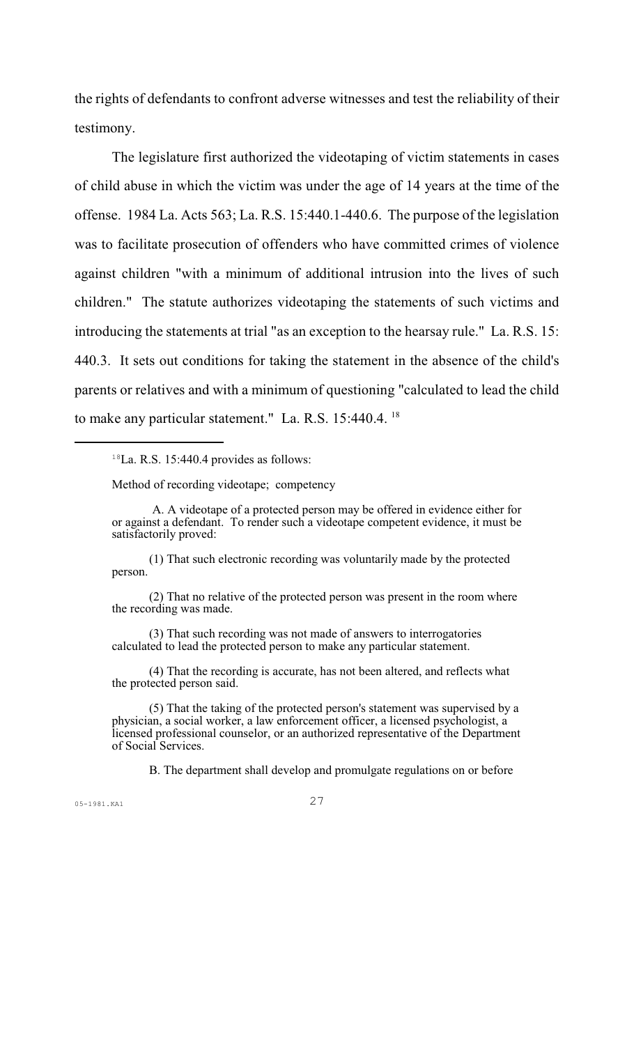the rights of defendants to confront adverse witnesses and test the reliability of their testimony.

The legislature first authorized the videotaping of victim statements in cases of child abuse in which the victim was under the age of 14 years at the time of the offense. 1984 La. Acts 563; La. R.S. 15:440.1-440.6. The purpose of the legislation was to facilitate prosecution of offenders who have committed crimes of violence against children "with a minimum of additional intrusion into the lives of such children." The statute authorizes videotaping the statements of such victims and introducing the statements at trial "as an exception to the hearsay rule." La. R.S. 15: 440.3. It sets out conditions for taking the statement in the absence of the child's parents or relatives and with a minimum of questioning "calculated to lead the child to make any particular statement." La. R.S. 15:440.4. [18]

---

[18] La. R.S. 15:440.4 provides as follows:

Method of recording videotape; competency

A. A videotape of a protected person may be offered in evidence either for or against a defendant. To render such a videotape competent evidence, it must be satisfactorily proved:

(1) That such electronic recording was voluntarily made by the protected person.

(2) That no relative of the protected person was present in the room where the recording was made.

(3) That such recording was not made of answers to interrogatories calculated to lead the protected person to make any particular statement.

(4) That the recording is accurate, has not been altered, and reflects what the protected person said.

(5) That the taking of the protected person's statement was supervised by a physician, a social worker, a law enforcement officer, a licensed psychologist, a licensed professional counselor, or an authorized representative of the Department of Social Services.

B. The department shall develop and promulgate regulations on or before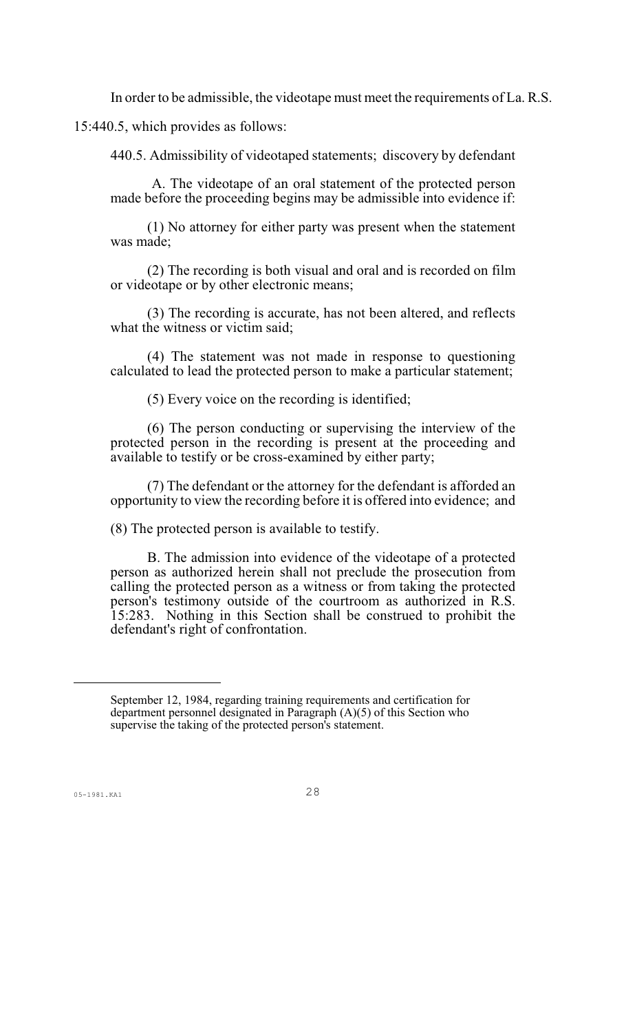In order to be admissible, the videotape must meet the requirements of La. R.S. 15:440.5, which provides as follows:

440.5. Admissibility of videotaped statements; discovery by defendant

A. The videotape of an oral statement of the protected person made before the proceeding begins may be admissible into evidence if:

(1) No attorney for either party was present when the statement was made;

(2) The recording is both visual and oral and is recorded on film or videotape or by other electronic means;

(3) The recording is accurate, has not been altered, and reflects what the witness or victim said;

(4) The statement was not made in response to questioning calculated to lead the protected person to make a particular statement;

(5) Every voice on the recording is identified;

(6) The person conducting or supervising the interview of the protected person in the recording is present at the proceeding and available to testify or be cross-examined by either party;

(7) The defendant or the attorney for the defendant is afforded an opportunity to view the recording before it is offered into evidence; and

(8) The protected person is available to testify.

B. The admission into evidence of the videotape of a protected person as authorized herein shall not preclude the prosecution from calling the protected person as a witness or from taking the protected person's testimony outside of the courtroom as authorized in R.S. 15:283. Nothing in this Section shall be construed to prohibit the defendant's right of confrontation.

---

September 12, 1984, regarding training requirements and certification for department personnel designated in Paragraph (A)(5) of this Section who supervise the taking of the protected person's statement.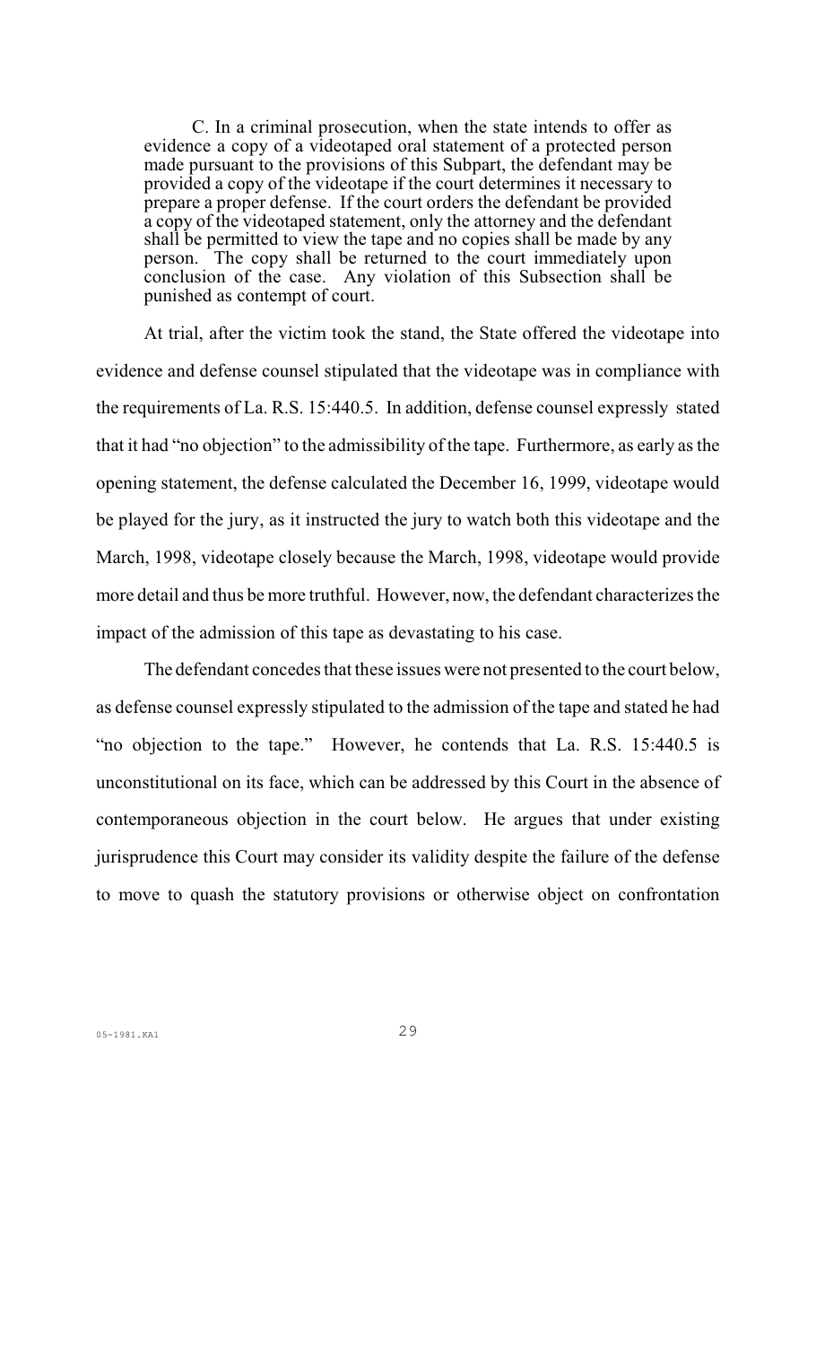> C. In a criminal prosecution, when the state intends to offer as evidence a copy of a videotaped oral statement of a protected person made pursuant to the provisions of this Subpart, the defendant may be provided a copy of the videotape if the court determines it necessary to prepare a proper defense. If the court orders the defendant be provided a copy of the videotaped statement, only the attorney and the defendant shall be permitted to view the tape and no copies shall be made by any person. The copy shall be returned to the court immediately upon conclusion of the case. Any violation of this Subsection shall be punished as contempt of court.

At trial, after the victim took the stand, the State offered the videotape into evidence and defense counsel stipulated that the videotape was in compliance with the requirements of La. R.S. 15:440.5. In addition, defense counsel expressly stated that it had "no objection" to the admissibility of the tape. Furthermore, as early as the opening statement, the defense calculated the December 16, 1999, videotape would be played for the jury, as it instructed the jury to watch both this videotape and the March, 1998, videotape closely because the March, 1998, videotape would provide more detail and thus be more truthful. However, now, the defendant characterizes the impact of the admission of this tape as devastating to his case.

The defendant concedes that these issues were not presented to the court below, as defense counsel expressly stipulated to the admission of the tape and stated he had "no objection to the tape." However, he contends that La. R.S. 15:440.5 is unconstitutional on its face, which can be addressed by this Court in the absence of contemporaneous objection in the court below. He argues that under existing jurisprudence this Court may consider its validity despite the failure of the defense to move to quash the statutory provisions or otherwise object on confrontation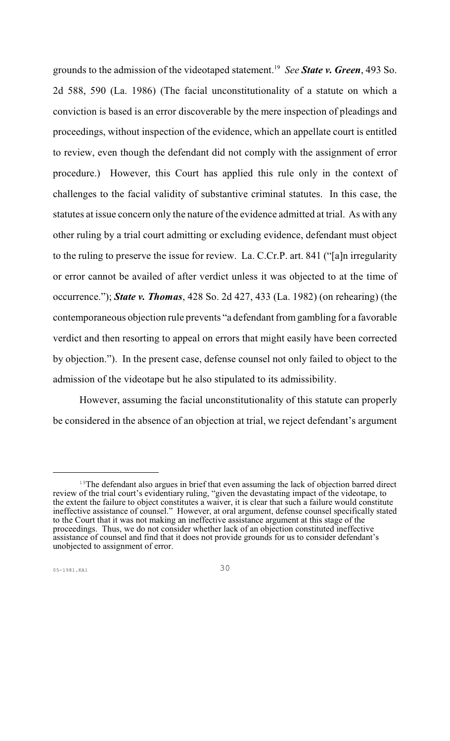grounds to the admission of the videotaped statement.[19] *See* ***State v. Green***, 493 So. 2d 588, 590 (La. 1986) (The facial unconstitutionality of a statute on which a conviction is based is an error discoverable by the mere inspection of pleadings and proceedings, without inspection of the evidence, which an appellate court is entitled to review, even though the defendant did not comply with the assignment of error procedure.) However, this Court has applied this rule only in the context of challenges to the facial validity of substantive criminal statutes. In this case, the statutes at issue concern only the nature of the evidence admitted at trial. As with any other ruling by a trial court admitting or excluding evidence, defendant must object to the ruling to preserve the issue for review. La. C.Cr.P. art. 841 ("[a]n irregularity or error cannot be availed of after verdict unless it was objected to at the time of occurrence."); ***State v. Thomas***, 428 So. 2d 427, 433 (La. 1982) (on rehearing) (the contemporaneous objection rule prevents "a defendant from gambling for a favorable verdict and then resorting to appeal on errors that might easily have been corrected by objection."). In the present case, defense counsel not only failed to object to the admission of the videotape but he also stipulated to its admissibility.

However, assuming the facial unconstitutionality of this statute can properly be considered in the absence of an objection at trial, we reject defendant's argument

---

[19] The defendant also argues in brief that even assuming the lack of objection barred direct review of the trial court's evidentiary ruling, "given the devastating impact of the videotape, to the extent the failure to object constitutes a waiver, it is clear that such a failure would constitute ineffective assistance of counsel." However, at oral argument, defense counsel specifically stated to the Court that it was not making an ineffective assistance argument at this stage of the proceedings. Thus, we do not consider whether lack of an objection constituted ineffective assistance of counsel and find that it does not provide grounds for us to consider defendant's unobjected to assignment of error.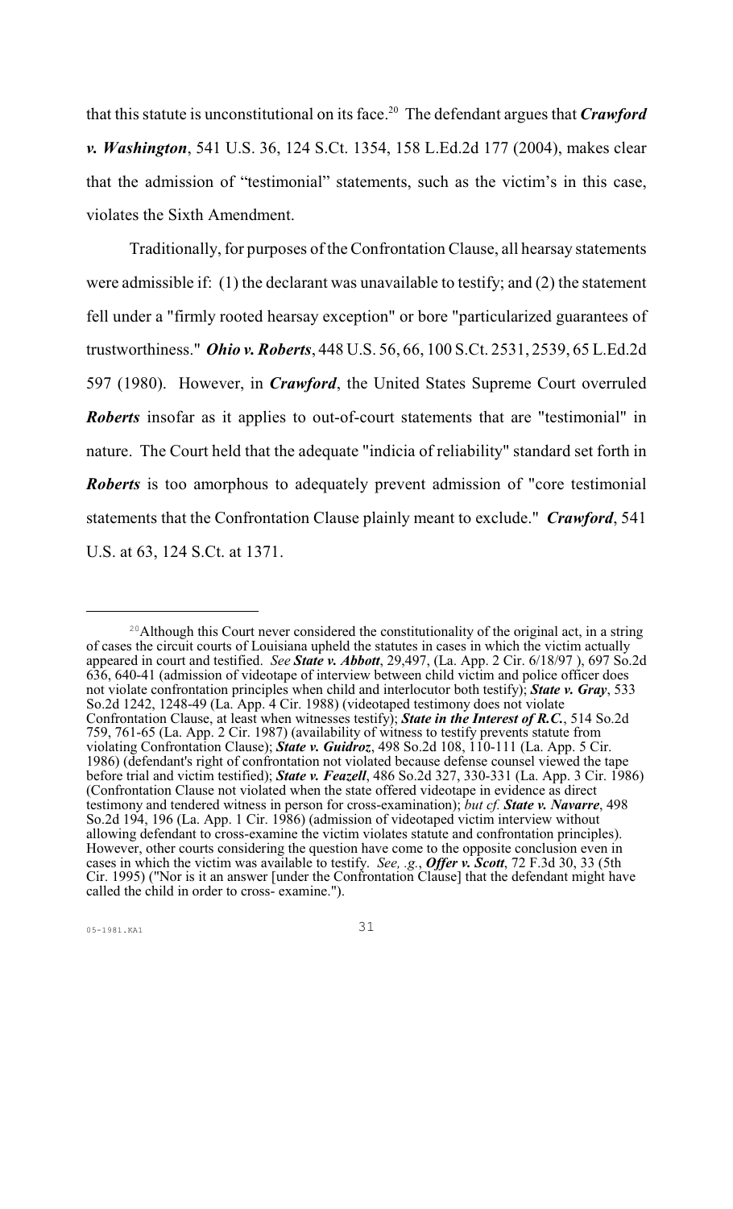that this statute is unconstitutional on its face.[20] The defendant argues that ***Crawford v. Washington***, 541 U.S. 36, 124 S.Ct. 1354, 158 L.Ed.2d 177 (2004), makes clear that the admission of "testimonial" statements, such as the victim's in this case, violates the Sixth Amendment.

Traditionally, for purposes of the Confrontation Clause, all hearsay statements were admissible if: (1) the declarant was unavailable to testify; and (2) the statement fell under a "firmly rooted hearsay exception" or bore "particularized guarantees of trustworthiness." ***Ohio v. Roberts***, 448 U.S. 56, 66, 100 S.Ct. 2531, 2539, 65 L.Ed.2d 597 (1980). However, in ***Crawford***, the United States Supreme Court overruled ***Roberts*** insofar as it applies to out-of-court statements that are "testimonial" in nature. The Court held that the adequate "indicia of reliability" standard set forth in ***Roberts*** is too amorphous to adequately prevent admission of "core testimonial statements that the Confrontation Clause plainly meant to exclude." ***Crawford***, 541 U.S. at 63, 124 S.Ct. at 1371.

---

[20] Although this Court never considered the constitutionality of the original act, in a string of cases the circuit courts of Louisiana upheld the statutes in cases in which the victim actually appeared in court and testified. *See* ***State v. Abbott***, 29,497, (La. App. 2 Cir. 6/18/97 ), 697 So.2d 636, 640-41 (admission of videotape of interview between child victim and police officer does not violate confrontation principles when child and interlocutor both testify); ***State v. Gray***, 533 So.2d 1242, 1248-49 (La. App. 4 Cir. 1988) (videotaped testimony does not violate Confrontation Clause, at least when witnesses testify); ***State in the Interest of R.C.***, 514 So.2d 759, 761-65 (La. App. 2 Cir. 1987) (availability of witness to testify prevents statute from violating Confrontation Clause); ***State v. Guidroz***, 498 So.2d 108, 110-111 (La. App. 5 Cir. 1986) (defendant's right of confrontation not violated because defense counsel viewed the tape before trial and victim testified); ***State v. Feazell***, 486 So.2d 327, 330-331 (La. App. 3 Cir. 1986) (Confrontation Clause not violated when the state offered videotape in evidence as direct testimony and tendered witness in person for cross-examination); *but cf.* ***State v. Navarre***, 498 So.2d 194, 196 (La. App. 1 Cir. 1986) (admission of videotaped victim interview without allowing defendant to cross-examine the victim violates statute and confrontation principles). However, other courts considering the question have come to the opposite conclusion even in cases in which the victim was available to testify. *See, .g.*, ***Offer v. Scott***, 72 F.3d 30, 33 (5th Cir. 1995) ("Nor is it an answer [under the Confrontation Clause] that the defendant might have called the child in order to cross- examine.").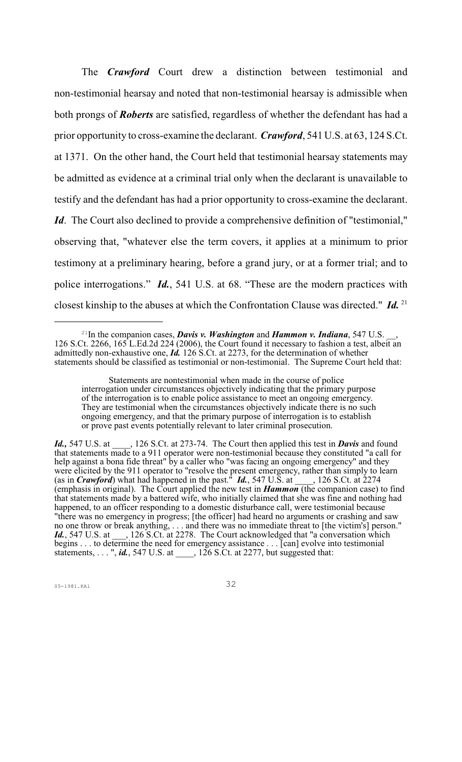The ***Crawford*** Court drew a distinction between testimonial and non-testimonial hearsay and noted that non-testimonial hearsay is admissible when both prongs of ***Roberts*** are satisfied, regardless of whether the defendant has had a prior opportunity to cross-examine the declarant. ***Crawford***, 541 U.S. at 63, 124 S.Ct. at 1371. On the other hand, the Court held that testimonial hearsay statements may be admitted as evidence at a criminal trial only when the declarant is unavailable to testify and the defendant has had a prior opportunity to cross-examine the declarant. ***Id***. The Court also declined to provide a comprehensive definition of "testimonial," observing that, "whatever else the term covers, it applies at a minimum to prior testimony at a preliminary hearing, before a grand jury, or at a former trial; and to police interrogations." ***Id.***, 541 U.S. at 68. "These are the modern practices with closest kinship to the abuses at which the Confrontation Clause was directed." ***Id.*** [21]

---

[21] In the companion cases, ***Davis v. Washington*** and ***Hammon v. Indiana***, 547 U.S. __, 126 S.Ct. 2266, 165 L.Ed.2d 224 (2006), the Court found it necessary to fashion a test, albeit an admittedly non-exhaustive one, ***Id.*** 126 S.Ct. at 2273, for the determination of whether statements should be classified as testimonial or non-testimonial. The Supreme Court held that:

> Statements are nontestimonial when made in the course of police interrogation under circumstances objectively indicating that the primary purpose of the interrogation is to enable police assistance to meet an ongoing emergency. They are testimonial when the circumstances objectively indicate there is no such ongoing emergency, and that the primary purpose of interrogation is to establish or prove past events potentially relevant to later criminal prosecution.

***Id.,*** 547 U.S. at ____, 126 S.Ct. at 273-74. The Court then applied this test in ***Davis*** and found that statements made to a 911 operator were non-testimonial because they constituted "a call for help against a bona fide threat" by a caller who "was facing an ongoing emergency" and they were elicited by the 911 operator to "resolve the present emergency, rather than simply to learn (as in ***Crawford***) what had happened in the past." ***Id.***, 547 U.S. at ____, 126 S.Ct. at 2274 (emphasis in original). The Court applied the new test in ***Hammon*** (the companion case) to find that statements made by a battered wife, who initially claimed that she was fine and nothing had happened, to an officer responding to a domestic disturbance call, were testimonial because "there was no emergency in progress; [the officer] had heard no arguments or crashing and saw no one throw or break anything, . . . and there was no immediate threat to [the victim's] person." ***Id.***, 547 U.S. at ___, 126 S.Ct. at 2278. The Court acknowledged that "a conversation which begins . . . to determine the need for emergency assistance . . . [can] evolve into testimonial statements, . . . ", ***id.***, 547 U.S. at ____, 126 S.Ct. at 2277, but suggested that: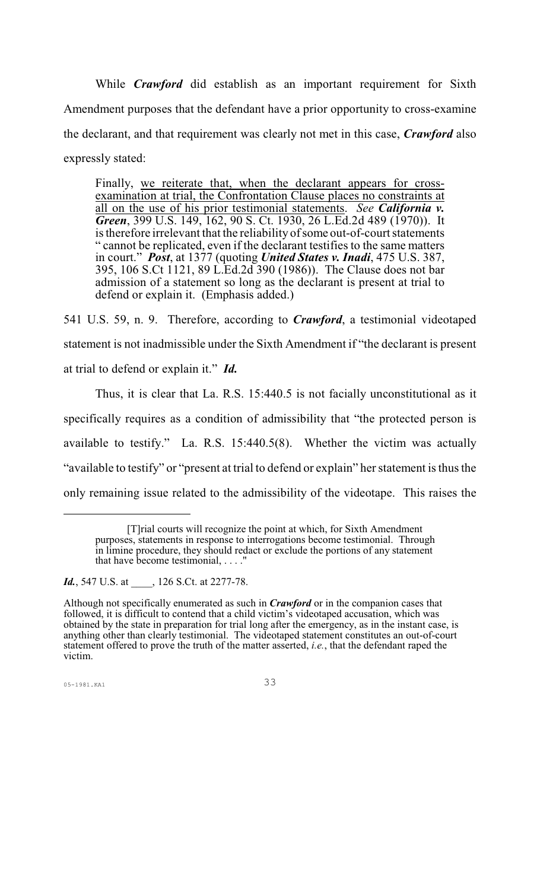While ***Crawford*** did establish as an important requirement for Sixth Amendment purposes that the defendant have a prior opportunity to cross-examine the declarant, and that requirement was clearly not met in this case, ***Crawford*** also expressly stated:

> Finally, <u>we reiterate that, when the declarant appears for cross-examination at trial, the Confrontation Clause places no constraints at all on the use of his prior testimonial statements</u>. *See* ***California v. Green***, 399 U.S. 149, 162, 90 S. Ct. 1930, 26 L.Ed.2d 489 (1970)). It is therefore irrelevant that the reliability of some out-of-court statements " cannot be replicated, even if the declarant testifies to the same matters in court." ***Post***, at 1377 (quoting ***United States v. Inadi***, 475 U.S. 387, 395, 106 S.Ct 1121, 89 L.Ed.2d 390 (1986)). The Clause does not bar admission of a statement so long as the declarant is present at trial to defend or explain it. (Emphasis added.)

541 U.S. 59, n. 9. Therefore, according to ***Crawford***, a testimonial videotaped statement is not inadmissible under the Sixth Amendment if "the declarant is present at trial to defend or explain it." ***Id.***

Thus, it is clear that La. R.S. 15:440.5 is not facially unconstitutional as it specifically requires as a condition of admissibility that "the protected person is available to testify." La. R.S. 15:440.5(8). Whether the victim was actually "available to testify" or "present at trial to defend or explain" her statement is thus the only remaining issue related to the admissibility of the videotape. This raises the

---

> [T]rial courts will recognize the point at which, for Sixth Amendment purposes, statements in response to interrogations become testimonial. Through in limine procedure, they should redact or exclude the portions of any statement that have become testimonial, . . . ."

***Id.***, 547 U.S. at ____, 126 S.Ct. at 2277-78.

Although not specifically enumerated as such in ***Crawford*** or in the companion cases that followed, it is difficult to contend that a child victim's videotaped accusation, which was obtained by the state in preparation for trial long after the emergency, as in the instant case, is anything other than clearly testimonial. The videotaped statement constitutes an out-of-court statement offered to prove the truth of the matter asserted, *i.e.*, that the defendant raped the victim.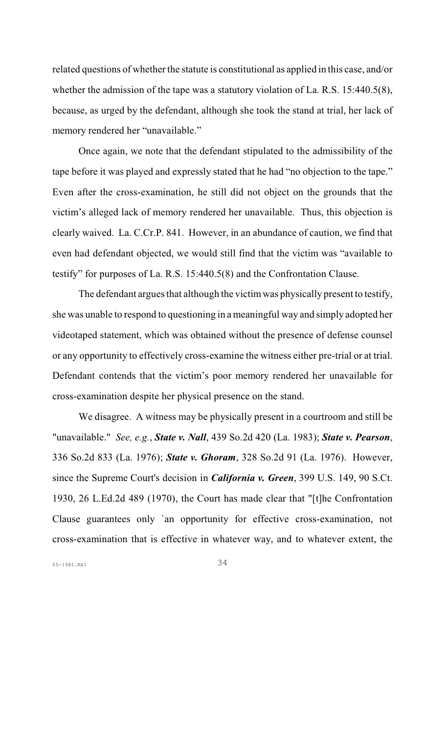related questions of whether the statute is constitutional as applied in this case, and/or whether the admission of the tape was a statutory violation of La. R.S. 15:440.5(8), because, as urged by the defendant, although she took the stand at trial, her lack of memory rendered her "unavailable."

Once again, we note that the defendant stipulated to the admissibility of the tape before it was played and expressly stated that he had "no objection to the tape." Even after the cross-examination, he still did not object on the grounds that the victim's alleged lack of memory rendered her unavailable. Thus, this objection is clearly waived. La. C.Cr.P. 841. However, in an abundance of caution, we find that even had defendant objected, we would still find that the victim was "available to testify" for purposes of La. R.S. 15:440.5(8) and the Confrontation Clause.

The defendant argues that although the victim was physically present to testify, she was unable to respond to questioning in a meaningful way and simply adopted her videotaped statement, which was obtained without the presence of defense counsel or any opportunity to effectively cross-examine the witness either pre-trial or at trial. Defendant contends that the victim's poor memory rendered her unavailable for cross-examination despite her physical presence on the stand.

We disagree. A witness may be physically present in a courtroom and still be "unavailable." *See, e.g.*, ***State v. Nall***, 439 So.2d 420 (La. 1983); ***State v. Pearson***, 336 So.2d 833 (La. 1976); ***State v. Ghoram***, 328 So.2d 91 (La. 1976). However, since the Supreme Court's decision in ***California v. Green***, 399 U.S. 149, 90 S.Ct. 1930, 26 L.Ed.2d 489 (1970), the Court has made clear that "[t]he Confrontation Clause guarantees only `an opportunity for effective cross-examination, not cross-examination that is effective in whatever way, and to whatever extent, the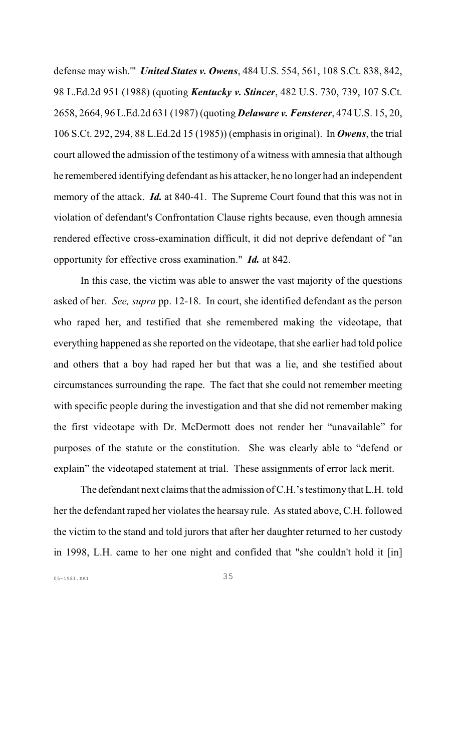defense may wish.'" ***United States v. Owens***, 484 U.S. 554, 561, 108 S.Ct. 838, 842, 98 L.Ed.2d 951 (1988) (quoting ***Kentucky v. Stincer***, 482 U.S. 730, 739, 107 S.Ct. 2658, 2664, 96 L.Ed.2d 631 (1987) (quoting ***Delaware v. Fensterer***, 474 U.S. 15, 20, 106 S.Ct. 292, 294, 88 L.Ed.2d 15 (1985)) (emphasis in original). In ***Owens***, the trial court allowed the admission of the testimony of a witness with amnesia that although he remembered identifying defendant as his attacker, he no longer had an independent memory of the attack. ***Id.*** at 840-41. The Supreme Court found that this was not in violation of defendant's Confrontation Clause rights because, even though amnesia rendered effective cross-examination difficult, it did not deprive defendant of "an opportunity for effective cross examination." ***Id.*** at 842.

In this case, the victim was able to answer the vast majority of the questions asked of her. *See, supra* pp. 12-18. In court, she identified defendant as the person who raped her, and testified that she remembered making the videotape, that everything happened as she reported on the videotape, that she earlier had told police and others that a boy had raped her but that was a lie, and she testified about circumstances surrounding the rape. The fact that she could not remember meeting with specific people during the investigation and that she did not remember making the first videotape with Dr. McDermott does not render her "unavailable" for purposes of the statute or the constitution. She was clearly able to "defend or explain" the videotaped statement at trial. These assignments of error lack merit.

The defendant next claims that the admission of C.H.'s testimony that L.H. told her the defendant raped her violates the hearsay rule. As stated above, C.H. followed the victim to the stand and told jurors that after her daughter returned to her custody in 1998, L.H. came to her one night and confided that "she couldn't hold it [in]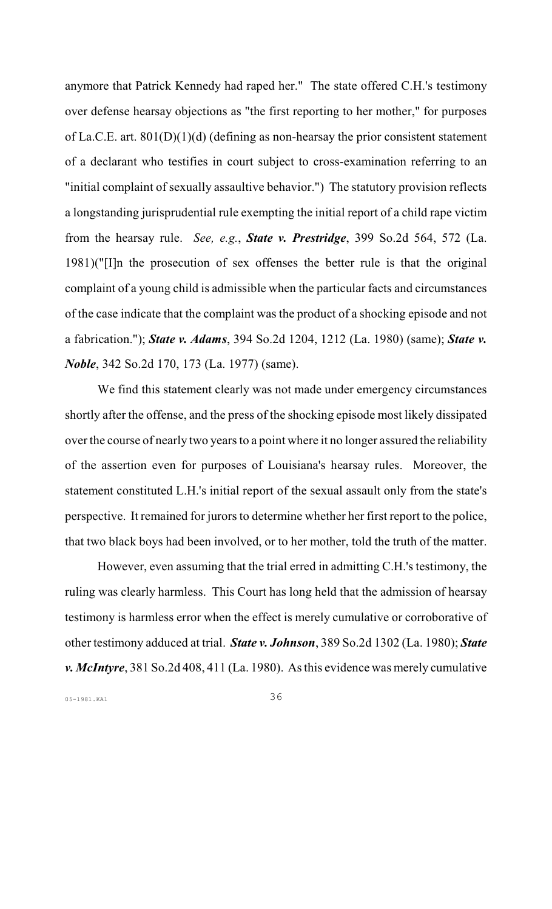anymore that Patrick Kennedy had raped her." The state offered C.H.'s testimony over defense hearsay objections as "the first reporting to her mother," for purposes of La.C.E. art. 801(D)(1)(d) (defining as non-hearsay the prior consistent statement of a declarant who testifies in court subject to cross-examination referring to an "initial complaint of sexually assaultive behavior.") The statutory provision reflects a longstanding jurisprudential rule exempting the initial report of a child rape victim from the hearsay rule. *See, e.g.*, ***State v. Prestridge***, 399 So.2d 564, 572 (La. 1981)("[I]n the prosecution of sex offenses the better rule is that the original complaint of a young child is admissible when the particular facts and circumstances of the case indicate that the complaint was the product of a shocking episode and not a fabrication."); ***State v. Adams***, 394 So.2d 1204, 1212 (La. 1980) (same); ***State v. Noble***, 342 So.2d 170, 173 (La. 1977) (same).

We find this statement clearly was not made under emergency circumstances shortly after the offense, and the press of the shocking episode most likely dissipated over the course of nearly two years to a point where it no longer assured the reliability of the assertion even for purposes of Louisiana's hearsay rules. Moreover, the statement constituted L.H.'s initial report of the sexual assault only from the state's perspective. It remained for jurors to determine whether her first report to the police, that two black boys had been involved, or to her mother, told the truth of the matter.

However, even assuming that the trial erred in admitting C.H.'s testimony, the ruling was clearly harmless. This Court has long held that the admission of hearsay testimony is harmless error when the effect is merely cumulative or corroborative of other testimony adduced at trial. ***State v. Johnson***, 389 So.2d 1302 (La. 1980); ***State v. McIntyre***, 381 So.2d 408, 411 (La. 1980). As this evidence was merely cumulative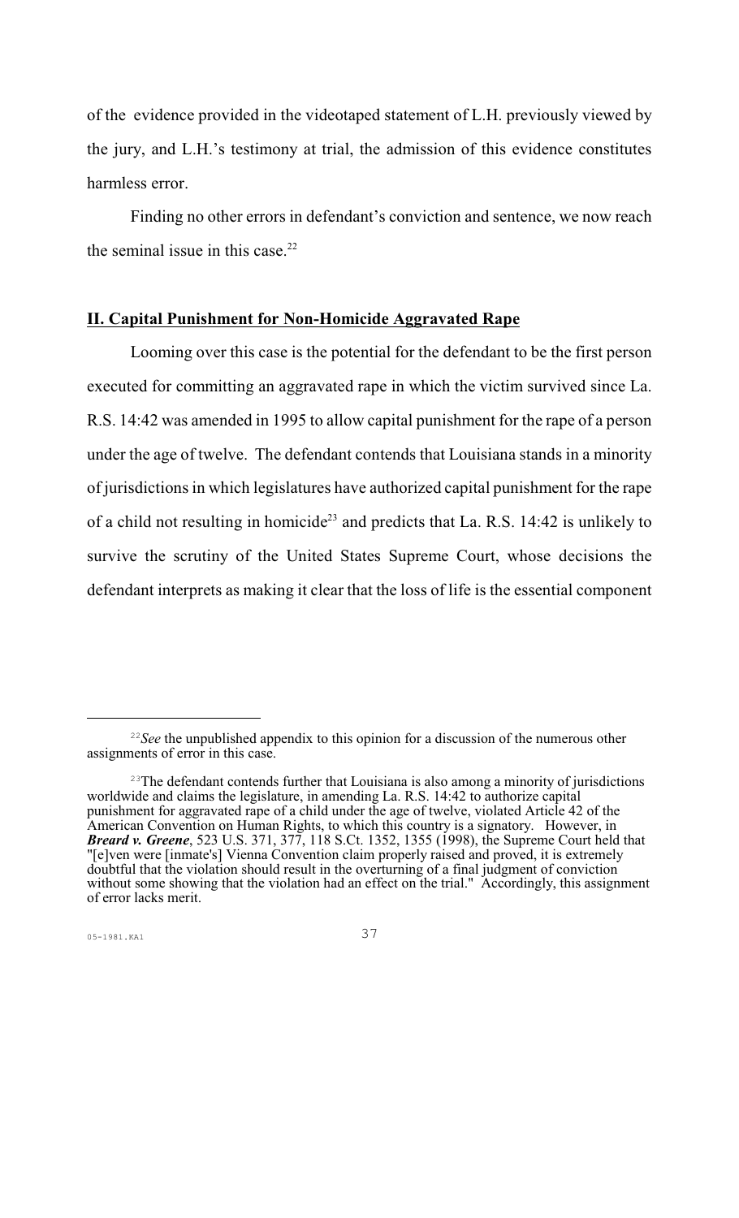of the evidence provided in the videotaped statement of L.H. previously viewed by the jury, and L.H.'s testimony at trial, the admission of this evidence constitutes harmless error.

Finding no other errors in defendant's conviction and sentence, we now reach the seminal issue in this case.[22]

## II. Capital Punishment for Non-Homicide Aggravated Rape

Looming over this case is the potential for the defendant to be the first person executed for committing an aggravated rape in which the victim survived since La. R.S. 14:42 was amended in 1995 to allow capital punishment for the rape of a person under the age of twelve. The defendant contends that Louisiana stands in a minority of jurisdictions in which legislatures have authorized capital punishment for the rape of a child not resulting in homicide[23] and predicts that La. R.S. 14:42 is unlikely to survive the scrutiny of the United States Supreme Court, whose decisions the defendant interprets as making it clear that the loss of life is the essential component

---

[22] *See* the unpublished appendix to this opinion for a discussion of the numerous other assignments of error in this case.

[23] The defendant contends further that Louisiana is also among a minority of jurisdictions worldwide and claims the legislature, in amending La. R.S. 14:42 to authorize capital punishment for aggravated rape of a child under the age of twelve, violated Article 42 of the American Convention on Human Rights, to which this country is a signatory. However, in ***Breard v. Greene***, 523 U.S. 371, 377, 118 S.Ct. 1352, 1355 (1998), the Supreme Court held that "[e]ven were [inmate's] Vienna Convention claim properly raised and proved, it is extremely doubtful that the violation should result in the overturning of a final judgment of conviction without some showing that the violation had an effect on the trial." Accordingly, this assignment of error lacks merit.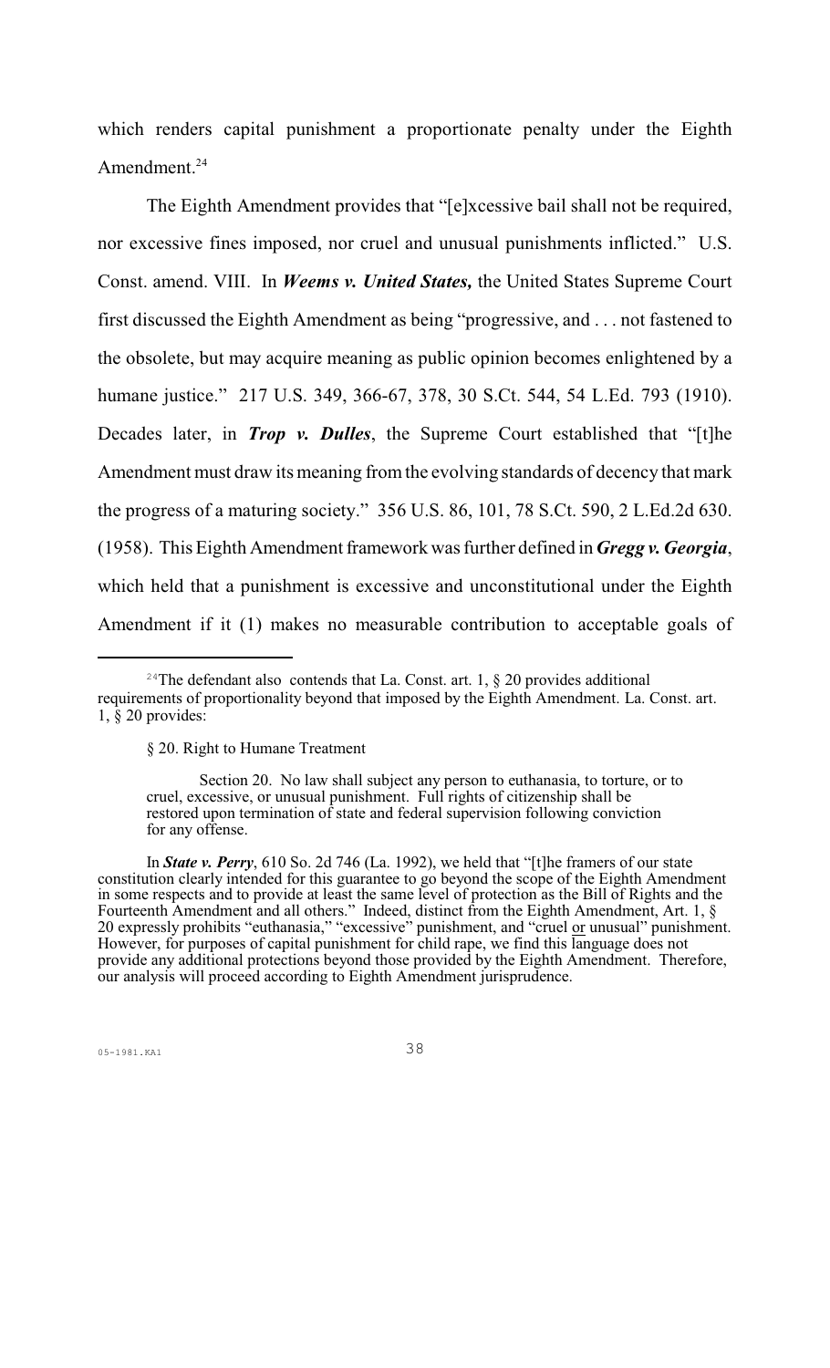which renders capital punishment a proportionate penalty under the Eighth Amendment.[24]

The Eighth Amendment provides that "[e]xcessive bail shall not be required, nor excessive fines imposed, nor cruel and unusual punishments inflicted." U.S. Const. amend. VIII. In ***Weems v. United States,*** the United States Supreme Court first discussed the Eighth Amendment as being "progressive, and . . . not fastened to the obsolete, but may acquire meaning as public opinion becomes enlightened by a humane justice." 217 U.S. 349, 366-67, 378, 30 S.Ct. 544, 54 L.Ed. 793 (1910). Decades later, in ***Trop v. Dulles***, the Supreme Court established that "[t]he Amendment must draw its meaning from the evolving standards of decency that mark the progress of a maturing society." 356 U.S. 86, 101, 78 S.Ct. 590, 2 L.Ed.2d 630. (1958). This Eighth Amendment framework was further defined in ***Gregg v. Georgia***, which held that a punishment is excessive and unconstitutional under the Eighth Amendment if it (1) makes no measurable contribution to acceptable goals of

---

[24] The defendant also contends that La. Const. art. 1, § 20 provides additional requirements of proportionality beyond that imposed by the Eighth Amendment. La. Const. art. 1, § 20 provides:

§ 20. Right to Humane Treatment

> Section 20. No law shall subject any person to euthanasia, to torture, or to cruel, excessive, or unusual punishment. Full rights of citizenship shall be restored upon termination of state and federal supervision following conviction for any offense.

In ***State v. Perry***, 610 So. 2d 746 (La. 1992), we held that "[t]he framers of our state constitution clearly intended for this guarantee to go beyond the scope of the Eighth Amendment in some respects and to provide at least the same level of protection as the Bill of Rights and the Fourteenth Amendment and all others." Indeed, distinct from the Eighth Amendment, Art. 1, § 20 expressly prohibits "euthanasia," "excessive" punishment, and "cruel or unusual" punishment. However, for purposes of capital punishment for child rape, we find this language does not provide any additional protections beyond those provided by the Eighth Amendment. Therefore, our analysis will proceed according to Eighth Amendment jurisprudence.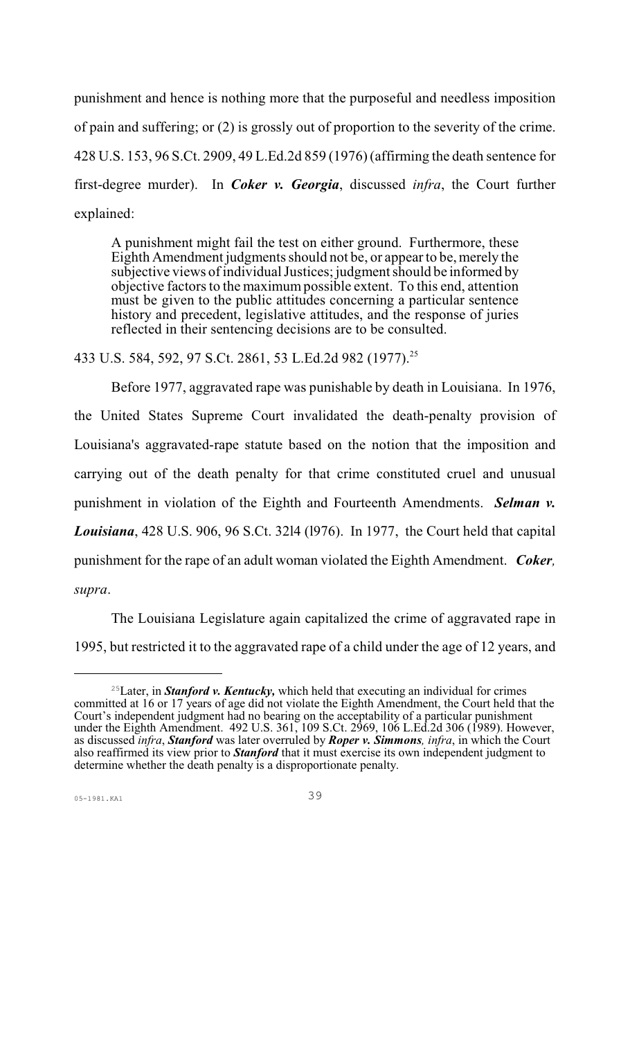punishment and hence is nothing more that the purposeful and needless imposition of pain and suffering; or (2) is grossly out of proportion to the severity of the crime. 428 U.S. 153, 96 S.Ct. 2909, 49 L.Ed.2d 859 (1976) (affirming the death sentence for first-degree murder). In ***Coker v. Georgia***, discussed *infra*, the Court further explained:

> A punishment might fail the test on either ground. Furthermore, these Eighth Amendment judgments should not be, or appear to be, merely the subjective views of individual Justices; judgment should be informed by objective factors to the maximum possible extent. To this end, attention must be given to the public attitudes concerning a particular sentence history and precedent, legislative attitudes, and the response of juries reflected in their sentencing decisions are to be consulted.

433 U.S. 584, 592, 97 S.Ct. 2861, 53 L.Ed.2d 982 (1977).[25]

Before 1977, aggravated rape was punishable by death in Louisiana. In 1976, the United States Supreme Court invalidated the death-penalty provision of Louisiana's aggravated-rape statute based on the notion that the imposition and carrying out of the death penalty for that crime constituted cruel and unusual punishment in violation of the Eighth and Fourteenth Amendments. ***Selman v. Louisiana***, 428 U.S. 906, 96 S.Ct. 3214 (1976). In 1977, the Court held that capital punishment for the rape of an adult woman violated the Eighth Amendment. ***Coker**, supra*.

The Louisiana Legislature again capitalized the crime of aggravated rape in 1995, but restricted it to the aggravated rape of a child under the age of 12 years, and

---

[25]Later, in ***Stanford v. Kentucky,*** which held that executing an individual for crimes committed at 16 or 17 years of age did not violate the Eighth Amendment, the Court held that the Court's independent judgment had no bearing on the acceptability of a particular punishment under the Eighth Amendment. 492 U.S. 361, 109 S.Ct. 2969, 106 L.Ed.2d 306 (1989). However, as discussed *infra*, ***Stanford*** was later overruled by ***Roper v. Simmons**, infra*, in which the Court also reaffirmed its view prior to ***Stanford*** that it must exercise its own independent judgment to determine whether the death penalty is a disproportionate penalty.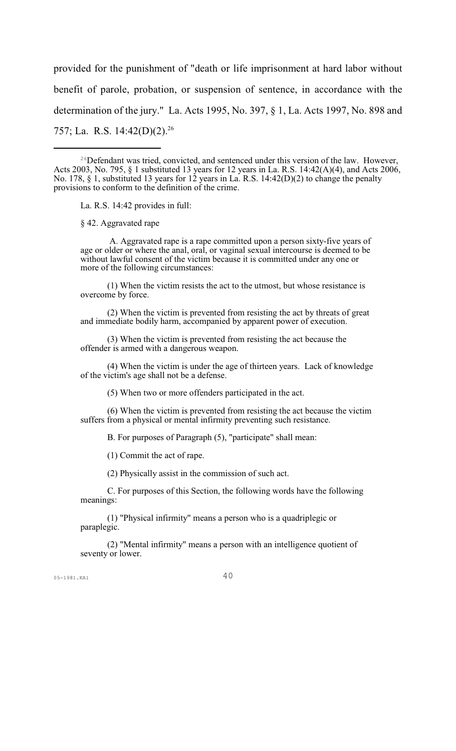provided for the punishment of "death or life imprisonment at hard labor without benefit of parole, probation, or suspension of sentence, in accordance with the determination of the jury." La. Acts 1995, No. 397, § 1, La. Acts 1997, No. 898 and 757; La. R.S. 14:42(D)(2).[26]

---

[26]Defendant was tried, convicted, and sentenced under this version of the law. However, Acts 2003, No. 795, § 1 substituted 13 years for 12 years in La. R.S. 14:42(A)(4), and Acts 2006, No. 178, § 1, substituted 13 years for 12 years in La. R.S. 14:42(D)(2) to change the penalty provisions to conform to the definition of the crime.

La. R.S. 14:42 provides in full:

§ 42. Aggravated rape

A. Aggravated rape is a rape committed upon a person sixty-five years of age or older or where the anal, oral, or vaginal sexual intercourse is deemed to be without lawful consent of the victim because it is committed under any one or more of the following circumstances:

(1) When the victim resists the act to the utmost, but whose resistance is overcome by force.

(2) When the victim is prevented from resisting the act by threats of great and immediate bodily harm, accompanied by apparent power of execution.

(3) When the victim is prevented from resisting the act because the offender is armed with a dangerous weapon.

(4) When the victim is under the age of thirteen years. Lack of knowledge of the victim's age shall not be a defense.

(5) When two or more offenders participated in the act.

(6) When the victim is prevented from resisting the act because the victim suffers from a physical or mental infirmity preventing such resistance.

B. For purposes of Paragraph (5), "participate" shall mean:

(1) Commit the act of rape.

(2) Physically assist in the commission of such act.

C. For purposes of this Section, the following words have the following meanings:

(1) "Physical infirmity" means a person who is a quadriplegic or paraplegic.

(2) "Mental infirmity" means a person with an intelligence quotient of seventy or lower.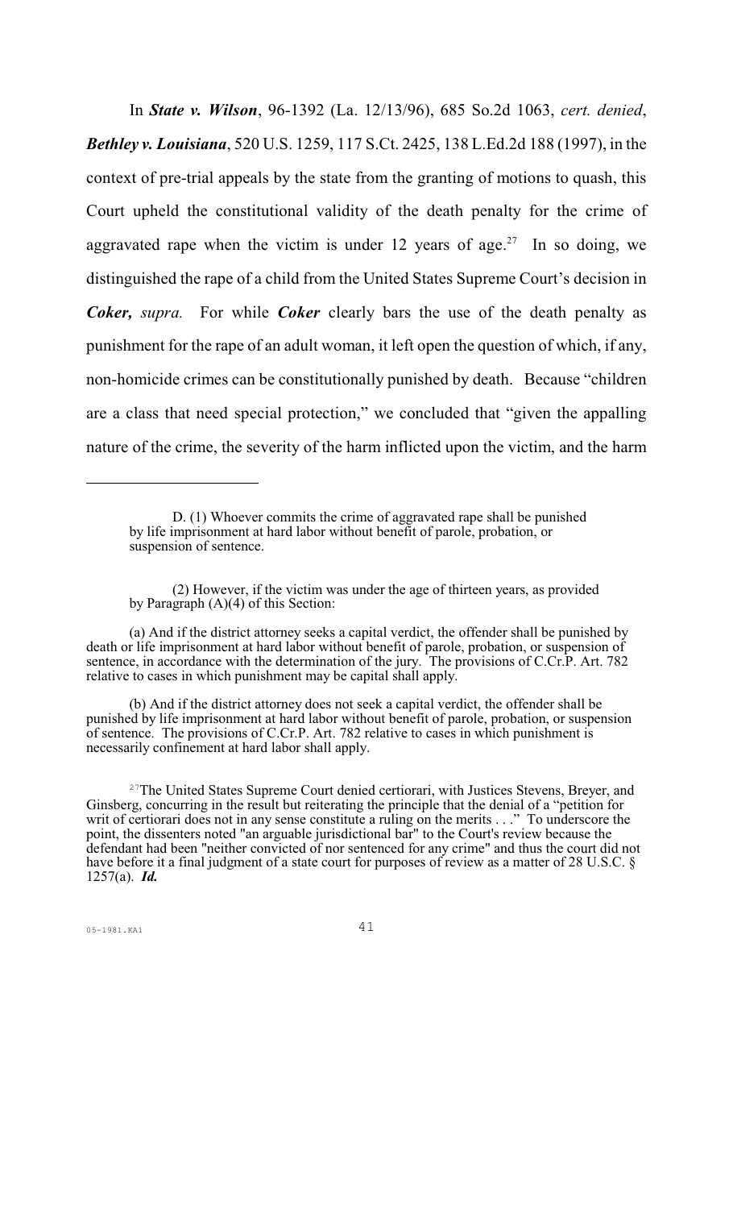In ***State v. Wilson***, 96-1392 (La. 12/13/96), 685 So.2d 1063, *cert. denied*, ***Bethley v. Louisiana***, 520 U.S. 1259, 117 S.Ct. 2425, 138 L.Ed.2d 188 (1997), in the context of pre-trial appeals by the state from the granting of motions to quash, this Court upheld the constitutional validity of the death penalty for the crime of aggravated rape when the victim is under 12 years of age.[27] In so doing, we distinguished the rape of a child from the United States Supreme Court's decision in ***Coker,*** *supra.* For while ***Coker*** clearly bars the use of the death penalty as punishment for the rape of an adult woman, it left open the question of which, if any, non-homicide crimes can be constitutionally punished by death. Because "children are a class that need special protection," we concluded that "given the appalling nature of the crime, the severity of the harm inflicted upon the victim, and the harm

---

D. (1) Whoever commits the crime of aggravated rape shall be punished by life imprisonment at hard labor without benefit of parole, probation, or suspension of sentence.

(2) However, if the victim was under the age of thirteen years, as provided by Paragraph (A)(4) of this Section:

(a) And if the district attorney seeks a capital verdict, the offender shall be punished by death or life imprisonment at hard labor without benefit of parole, probation, or suspension of sentence, in accordance with the determination of the jury. The provisions of C.Cr.P. Art. 782 relative to cases in which punishment may be capital shall apply.

(b) And if the district attorney does not seek a capital verdict, the offender shall be punished by life imprisonment at hard labor without benefit of parole, probation, or suspension of sentence. The provisions of C.Cr.P. Art. 782 relative to cases in which punishment is necessarily confinement at hard labor shall apply.

[27] The United States Supreme Court denied certiorari, with Justices Stevens, Breyer, and Ginsberg, concurring in the result but reiterating the principle that the denial of a "petition for writ of certiorari does not in any sense constitute a ruling on the merits . . ." To underscore the point, the dissenters noted "an arguable jurisdictional bar" to the Court's review because the defendant had been "neither convicted of nor sentenced for any crime" and thus the court did not have before it a final judgment of a state court for purposes of review as a matter of 28 U.S.C. § 1257(a). ***Id.***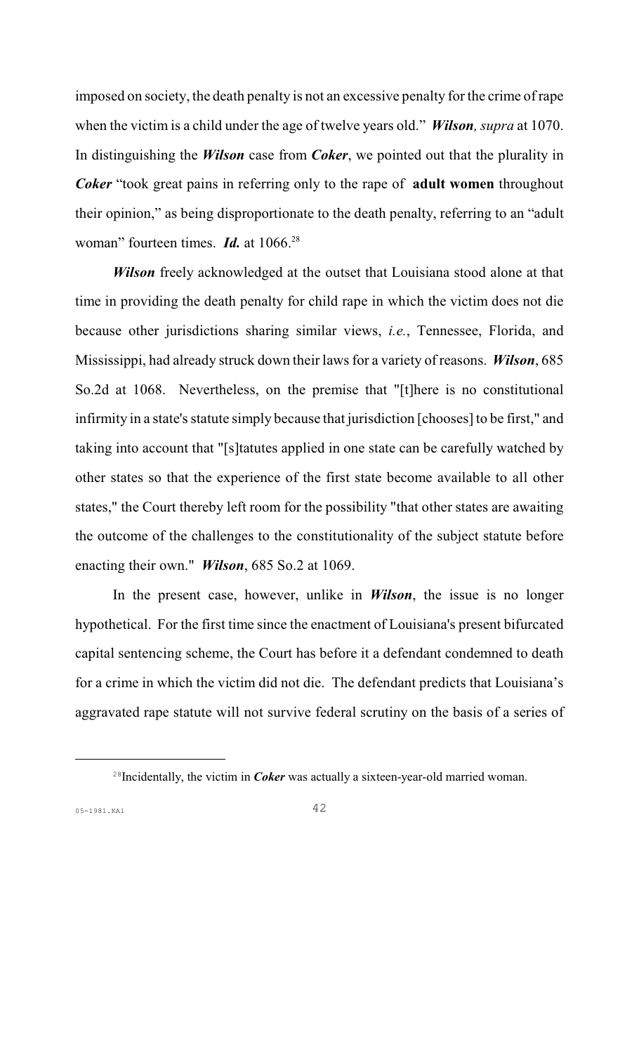imposed on society, the death penalty is not an excessive penalty for the crime of rape when the victim is a child under the age of twelve years old." ***Wilson**, supra* at 1070. In distinguishing the ***Wilson*** case from ***Coker***, we pointed out that the plurality in ***Coker*** "took great pains in referring only to the rape of **adult women** throughout their opinion," as being disproportionate to the death penalty, referring to an "adult woman" fourteen times. ***Id.*** at 1066.[28]

***Wilson*** freely acknowledged at the outset that Louisiana stood alone at that time in providing the death penalty for child rape in which the victim does not die because other jurisdictions sharing similar views, *i.e.*, Tennessee, Florida, and Mississippi, had already struck down their laws for a variety of reasons. ***Wilson***, 685 So.2d at 1068. Nevertheless, on the premise that "[t]here is no constitutional infirmity in a state's statute simply because that jurisdiction [chooses] to be first," and taking into account that "[s]tatutes applied in one state can be carefully watched by other states so that the experience of the first state become available to all other states," the Court thereby left room for the possibility "that other states are awaiting the outcome of the challenges to the constitutionality of the subject statute before enacting their own." ***Wilson***, 685 So.2 at 1069.

In the present case, however, unlike in ***Wilson***, the issue is no longer hypothetical. For the first time since the enactment of Louisiana's present bifurcated capital sentencing scheme, the Court has before it a defendant condemned to death for a crime in which the victim did not die. The defendant predicts that Louisiana's aggravated rape statute will not survive federal scrutiny on the basis of a series of

---

[28] Incidentally, the victim in ***Coker*** was actually a sixteen-year-old married woman.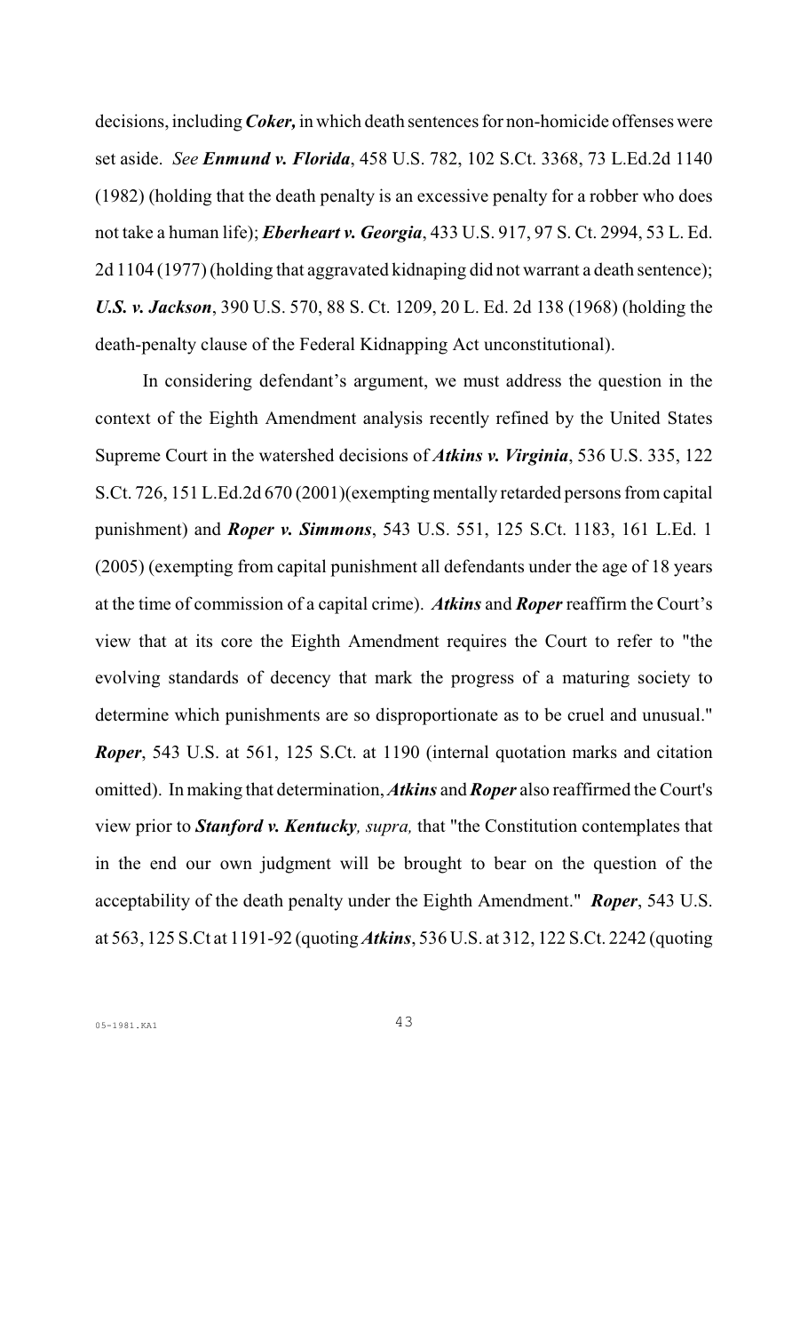decisions, including ***Coker,*** in which death sentences for non-homicide offenses were set aside. *See* ***Enmund v. Florida***, 458 U.S. 782, 102 S.Ct. 3368, 73 L.Ed.2d 1140 (1982) (holding that the death penalty is an excessive penalty for a robber who does not take a human life); ***Eberheart v. Georgia***, 433 U.S. 917, 97 S. Ct. 2994, 53 L. Ed. 2d 1104 (1977) (holding that aggravated kidnaping did not warrant a death sentence); ***U.S. v. Jackson***, 390 U.S. 570, 88 S. Ct. 1209, 20 L. Ed. 2d 138 (1968) (holding the death-penalty clause of the Federal Kidnapping Act unconstitutional).

In considering defendant's argument, we must address the question in the context of the Eighth Amendment analysis recently refined by the United States Supreme Court in the watershed decisions of ***Atkins v. Virginia***, 536 U.S. 335, 122 S.Ct. 726, 151 L.Ed.2d 670 (2001)(exempting mentally retarded persons from capital punishment) and ***Roper v. Simmons***, 543 U.S. 551, 125 S.Ct. 1183, 161 L.Ed. 1 (2005) (exempting from capital punishment all defendants under the age of 18 years at the time of commission of a capital crime). ***Atkins*** and ***Roper*** reaffirm the Court's view that at its core the Eighth Amendment requires the Court to refer to "the evolving standards of decency that mark the progress of a maturing society to determine which punishments are so disproportionate as to be cruel and unusual." ***Roper***, 543 U.S. at 561, 125 S.Ct. at 1190 (internal quotation marks and citation omitted). In making that determination, ***Atkins*** and ***Roper*** also reaffirmed the Court's view prior to ***Stanford v. Kentucky**, supra,* that "the Constitution contemplates that in the end our own judgment will be brought to bear on the question of the acceptability of the death penalty under the Eighth Amendment." ***Roper***, 543 U.S. at 563, 125 S.Ct at 1191-92 (quoting ***Atkins***, 536 U.S. at 312, 122 S.Ct. 2242 (quoting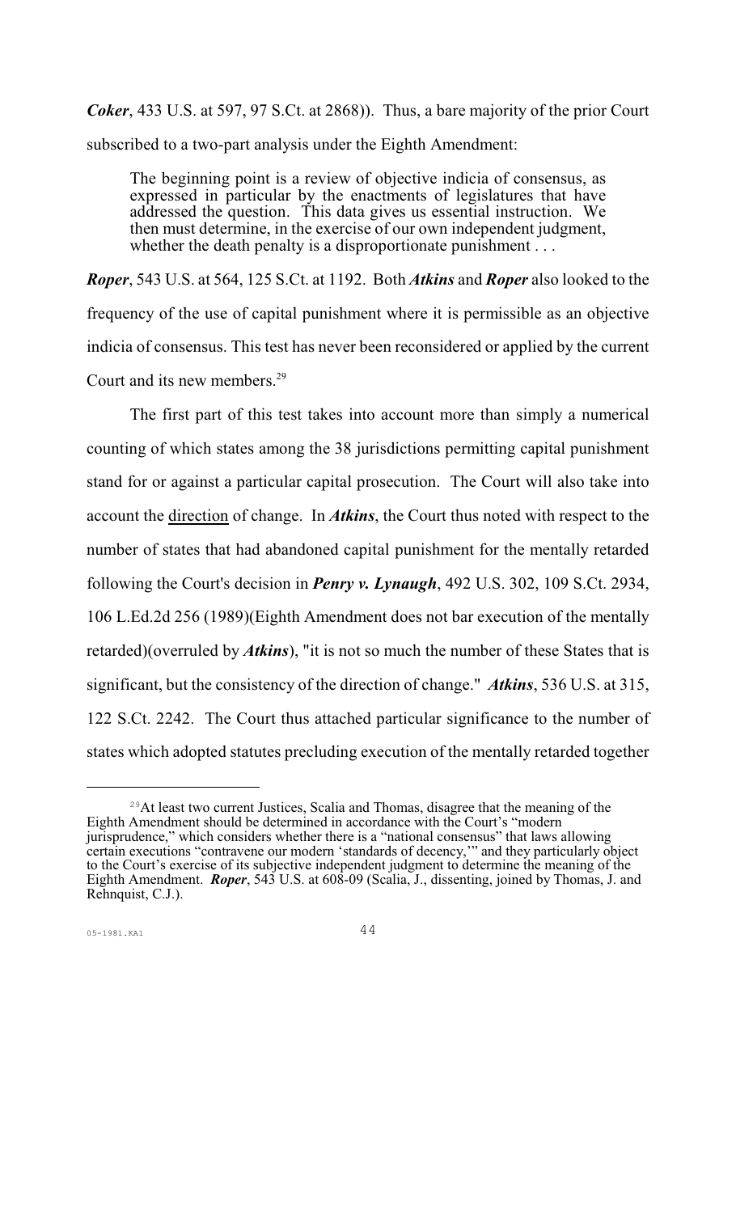***Coker***, 433 U.S. at 597, 97 S.Ct. at 2868)). Thus, a bare majority of the prior Court subscribed to a two-part analysis under the Eighth Amendment:

> The beginning point is a review of objective indicia of consensus, as expressed in particular by the enactments of legislatures that have addressed the question. This data gives us essential instruction. We then must determine, in the exercise of our own independent judgment, whether the death penalty is a disproportionate punishment . . .

***Roper***, 543 U.S. at 564, 125 S.Ct. at 1192. Both ***Atkins*** and ***Roper*** also looked to the frequency of the use of capital punishment where it is permissible as an objective indicia of consensus. This test has never been reconsidered or applied by the current Court and its new members.[29]

The first part of this test takes into account more than simply a numerical counting of which states among the 38 jurisdictions permitting capital punishment stand for or against a particular capital prosecution. The Court will also take into account the <u>direction</u> of change. In ***Atkins***, the Court thus noted with respect to the number of states that had abandoned capital punishment for the mentally retarded following the Court's decision in ***Penry v. Lynaugh***, 492 U.S. 302, 109 S.Ct. 2934, 106 L.Ed.2d 256 (1989)(Eighth Amendment does not bar execution of the mentally retarded)(overruled by ***Atkins***), "it is not so much the number of these States that is significant, but the consistency of the direction of change." ***Atkins***, 536 U.S. at 315, 122 S.Ct. 2242. The Court thus attached particular significance to the number of states which adopted statutes precluding execution of the mentally retarded together

---

[29] At least two current Justices, Scalia and Thomas, disagree that the meaning of the Eighth Amendment should be determined in accordance with the Court's "modern jurisprudence," which considers whether there is a "national consensus" that laws allowing certain executions "contravene our modern 'standards of decency,'" and they particularly object to the Court's exercise of its subjective independent judgment to determine the meaning of the Eighth Amendment. ***Roper***, 543 U.S. at 608-09 (Scalia, J., dissenting, joined by Thomas, J. and Rehnquist, C.J.).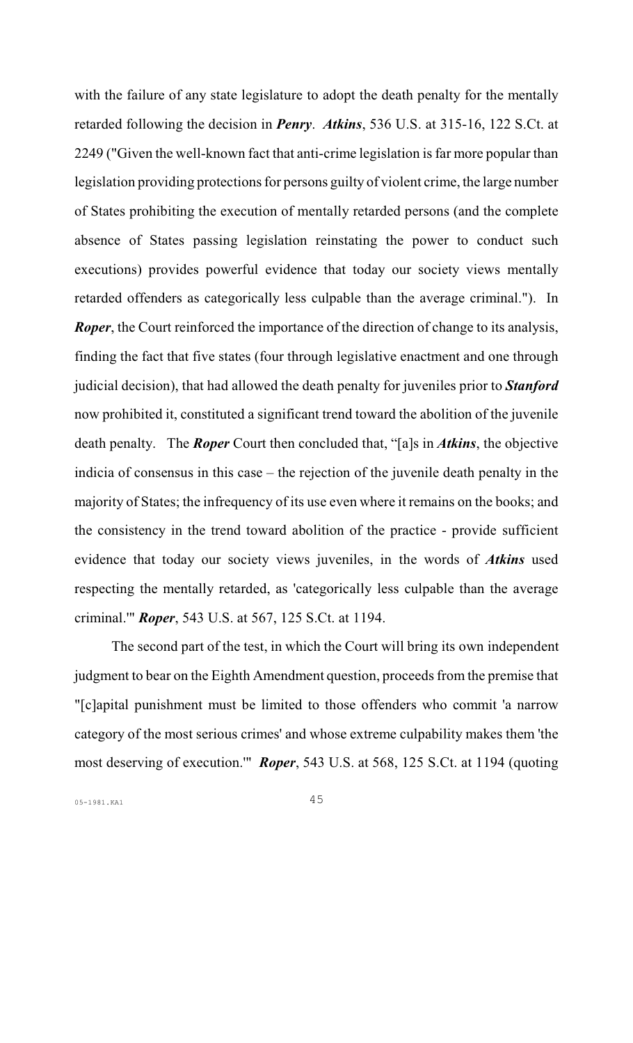with the failure of any state legislature to adopt the death penalty for the mentally retarded following the decision in ***Penry***. ***Atkins***, 536 U.S. at 315-16, 122 S.Ct. at 2249 ("Given the well-known fact that anti-crime legislation is far more popular than legislation providing protections for persons guilty of violent crime, the large number of States prohibiting the execution of mentally retarded persons (and the complete absence of States passing legislation reinstating the power to conduct such executions) provides powerful evidence that today our society views mentally retarded offenders as categorically less culpable than the average criminal."). In ***Roper***, the Court reinforced the importance of the direction of change to its analysis, finding the fact that five states (four through legislative enactment and one through judicial decision), that had allowed the death penalty for juveniles prior to ***Stanford*** now prohibited it, constituted a significant trend toward the abolition of the juvenile death penalty. The ***Roper*** Court then concluded that, "[a]s in ***Atkins***, the objective indicia of consensus in this case – the rejection of the juvenile death penalty in the majority of States; the infrequency of its use even where it remains on the books; and the consistency in the trend toward abolition of the practice - provide sufficient evidence that today our society views juveniles, in the words of ***Atkins*** used respecting the mentally retarded, as 'categorically less culpable than the average criminal.'" ***Roper***, 543 U.S. at 567, 125 S.Ct. at 1194.

The second part of the test, in which the Court will bring its own independent judgment to bear on the Eighth Amendment question, proceeds from the premise that "[c]apital punishment must be limited to those offenders who commit 'a narrow category of the most serious crimes' and whose extreme culpability makes them 'the most deserving of execution.'" ***Roper***, 543 U.S. at 568, 125 S.Ct. at 1194 (quoting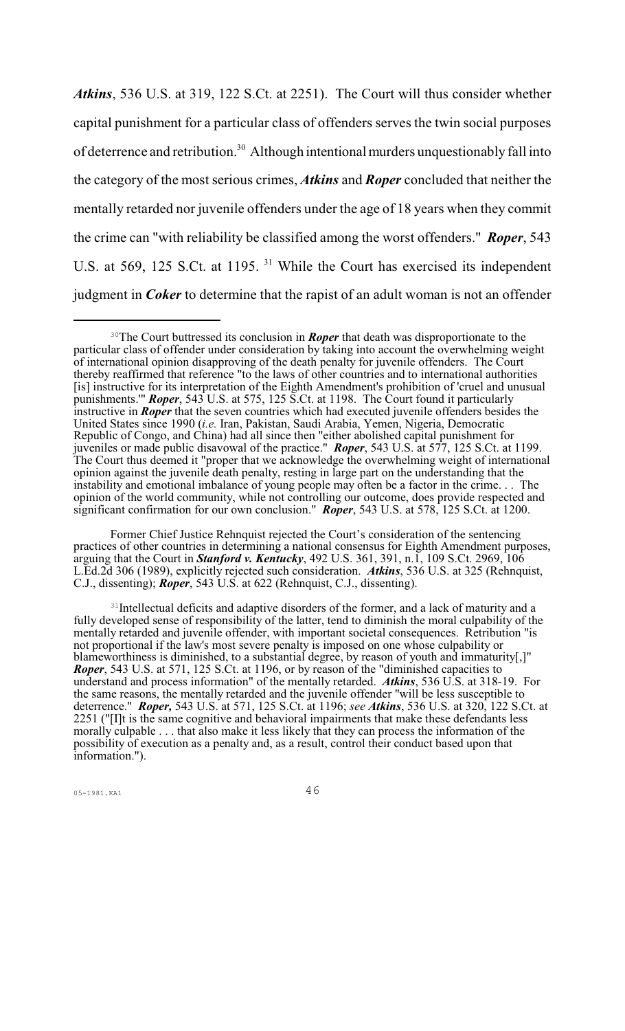***Atkins***, 536 U.S. at 319, 122 S.Ct. at 2251). The Court will thus consider whether capital punishment for a particular class of offenders serves the twin social purposes of deterrence and retribution.[30] Although intentional murders unquestionably fall into the category of the most serious crimes, ***Atkins*** and ***Roper*** concluded that neither the mentally retarded nor juvenile offenders under the age of 18 years when they commit the crime can "with reliability be classified among the worst offenders." ***Roper***, 543 U.S. at 569, 125 S.Ct. at 1195. [31] While the Court has exercised its independent judgment in ***Coker*** to determine that the rapist of an adult woman is not an offender

---

[30] The Court buttressed its conclusion in ***Roper*** that death was disproportionate to the particular class of offender under consideration by taking into account the overwhelming weight of international opinion disapproving of the death penalty for juvenile offenders. The Court thereby reaffirmed that reference "to the laws of other countries and to international authorities [is] instructive for its interpretation of the Eighth Amendment's prohibition of 'cruel and unusual punishments.'" ***Roper***, 543 U.S. at 575, 125 S.Ct. at 1198. The Court found it particularly instructive in ***Roper*** that the seven countries which had executed juvenile offenders besides the United States since 1990 (*i.e.* Iran, Pakistan, Saudi Arabia, Yemen, Nigeria, Democratic Republic of Congo, and China) had all since then "either abolished capital punishment for juveniles or made public disavowal of the practice." ***Roper***, 543 U.S. at 577, 125 S.Ct. at 1199. The Court thus deemed it "proper that we acknowledge the overwhelming weight of international opinion against the juvenile death penalty, resting in large part on the understanding that the instability and emotional imbalance of young people may often be a factor in the crime. . . The opinion of the world community, while not controlling our outcome, does provide respected and significant confirmation for our own conclusion." ***Roper***, 543 U.S. at 578, 125 S.Ct. at 1200.

Former Chief Justice Rehnquist rejected the Court's consideration of the sentencing practices of other countries in determining a national consensus for Eighth Amendment purposes, arguing that the Court in ***Stanford v. Kentucky***, 492 U.S. 361, 391, n.1, 109 S.Ct. 2969, 106 L.Ed.2d 306 (1989), explicitly rejected such consideration. ***Atkins***, 536 U.S. at 325 (Rehnquist, C.J., dissenting); ***Roper***, 543 U.S. at 622 (Rehnquist, C.J., dissenting).

[31] Intellectual deficits and adaptive disorders of the former, and a lack of maturity and a fully developed sense of responsibility of the latter, tend to diminish the moral culpability of the mentally retarded and juvenile offender, with important societal consequences. Retribution "is not proportional if the law's most severe penalty is imposed on one whose culpability or blameworthiness is diminished, to a substantial degree, by reason of youth and immaturity[,]" ***Roper***, 543 U.S. at 571, 125 S.Ct. at 1196, or by reason of the "diminished capacities to understand and process information" of the mentally retarded. ***Atkins***, 536 U.S. at 318-19. For the same reasons, the mentally retarded and the juvenile offender "will be less susceptible to deterrence." ***Roper,*** 543 U.S. at 571, 125 S.Ct. at 1196; *see* ***Atkins***, 536 U.S. at 320, 122 S.Ct. at 2251 ("[I]t is the same cognitive and behavioral impairments that make these defendants less morally culpable . . . that also make it less likely that they can process the information of the possibility of execution as a penalty and, as a result, control their conduct based upon that information.").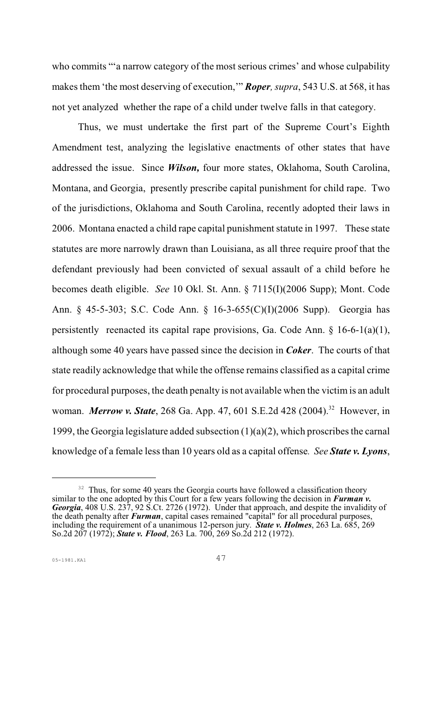who commits "'a narrow category of the most serious crimes' and whose culpability makes them 'the most deserving of execution,'" ***Roper**, supra*, 543 U.S. at 568, it has not yet analyzed whether the rape of a child under twelve falls in that category.

Thus, we must undertake the first part of the Supreme Court's Eighth Amendment test, analyzing the legislative enactments of other states that have addressed the issue. Since ***Wilson,*** four more states, Oklahoma, South Carolina, Montana, and Georgia, presently prescribe capital punishment for child rape. Two of the jurisdictions, Oklahoma and South Carolina, recently adopted their laws in 2006. Montana enacted a child rape capital punishment statute in 1997. These state statutes are more narrowly drawn than Louisiana, as all three require proof that the defendant previously had been convicted of sexual assault of a child before he becomes death eligible. *See* 10 Okl. St. Ann. § 7115(I)(2006 Supp); Mont. Code Ann. § 45-5-303; S.C. Code Ann. § 16-3-655(C)(I)(2006 Supp). Georgia has persistently reenacted its capital rape provisions, Ga. Code Ann. § 16-6-1(a)(1), although some 40 years have passed since the decision in ***Coker***. The courts of that state readily acknowledge that while the offense remains classified as a capital crime for procedural purposes, the death penalty is not available when the victim is an adult woman. ***Merrow v. State***, 268 Ga. App. 47, 601 S.E.2d 428 (2004).[32] However, in 1999, the Georgia legislature added subsection (1)(a)(2), which proscribes the carnal knowledge of a female less than 10 years old as a capital offense*. See* ***State v. Lyons***,

---

[32] Thus, for some 40 years the Georgia courts have followed a classification theory similar to the one adopted by this Court for a few years following the decision in ***Furman v. Georgia***, 408 U.S. 237, 92 S.Ct. 2726 (1972). Under that approach, and despite the invalidity of the death penalty after ***Furman***, capital cases remained "capital" for all procedural purposes, including the requirement of a unanimous 12-person jury. ***State v. Holmes***, 263 La. 685, 269 So.2d 207 (1972); ***State v. Flood***, 263 La. 700, 269 So.2d 212 (1972).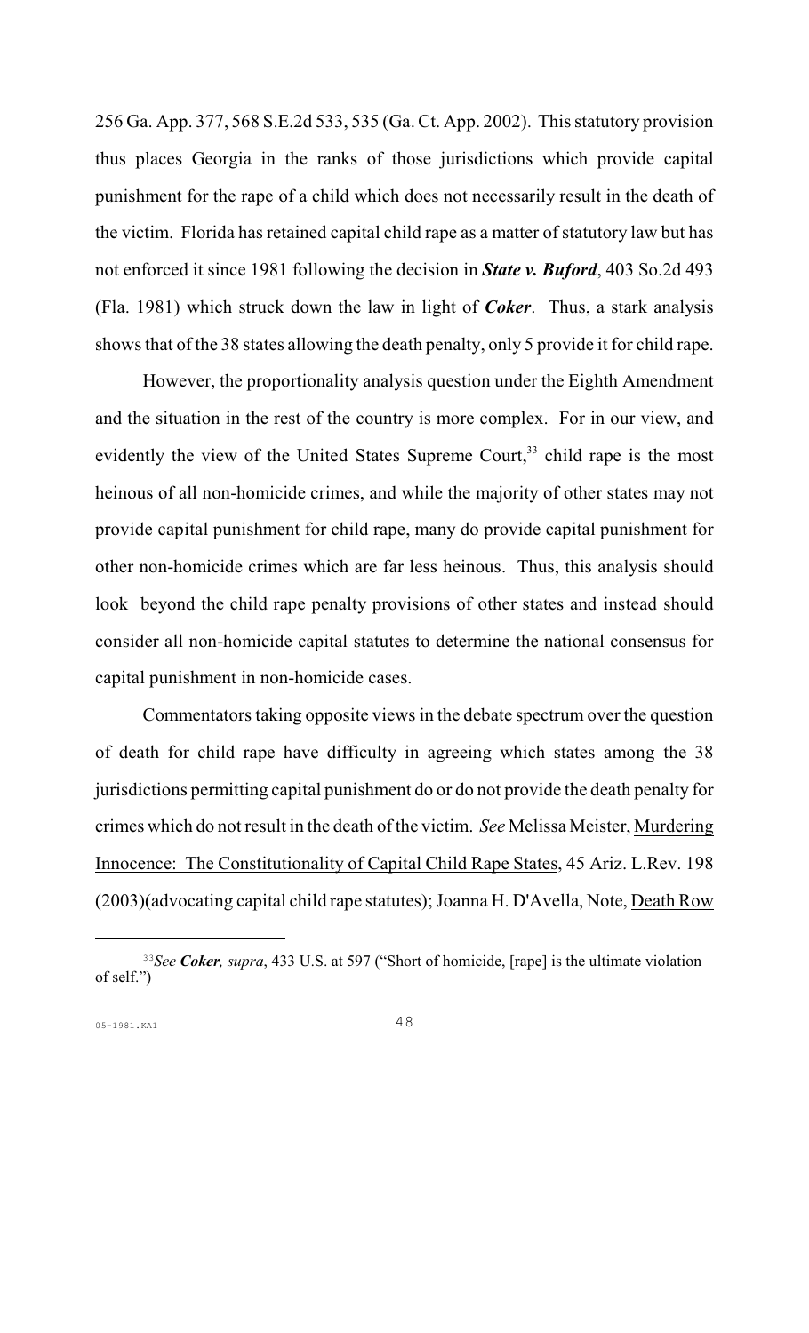256 Ga. App. 377, 568 S.E.2d 533, 535 (Ga. Ct. App. 2002). This statutory provision thus places Georgia in the ranks of those jurisdictions which provide capital punishment for the rape of a child which does not necessarily result in the death of the victim. Florida has retained capital child rape as a matter of statutory law but has not enforced it since 1981 following the decision in ***State v. Buford***, 403 So.2d 493 (Fla. 1981) which struck down the law in light of ***Coker***. Thus, a stark analysis shows that of the 38 states allowing the death penalty, only 5 provide it for child rape.

However, the proportionality analysis question under the Eighth Amendment and the situation in the rest of the country is more complex. For in our view, and evidently the view of the United States Supreme Court,[33] child rape is the most heinous of all non-homicide crimes, and while the majority of other states may not provide capital punishment for child rape, many do provide capital punishment for other non-homicide crimes which are far less heinous. Thus, this analysis should look beyond the child rape penalty provisions of other states and instead should consider all non-homicide capital statutes to determine the national consensus for capital punishment in non-homicide cases.

Commentators taking opposite views in the debate spectrum over the question of death for child rape have difficulty in agreeing which states among the 38 jurisdictions permitting capital punishment do or do not provide the death penalty for crimes which do not result in the death of the victim. *See* Melissa Meister, Murdering Innocence: The Constitutionality of Capital Child Rape States, 45 Ariz. L.Rev. 198 (2003)(advocating capital child rape statutes); Joanna H. D'Avella, Note, Death Row

---

[33] *See* ***Coker**, supra*, 433 U.S. at 597 ("Short of homicide, [rape] is the ultimate violation of self.")

05-1981.KA1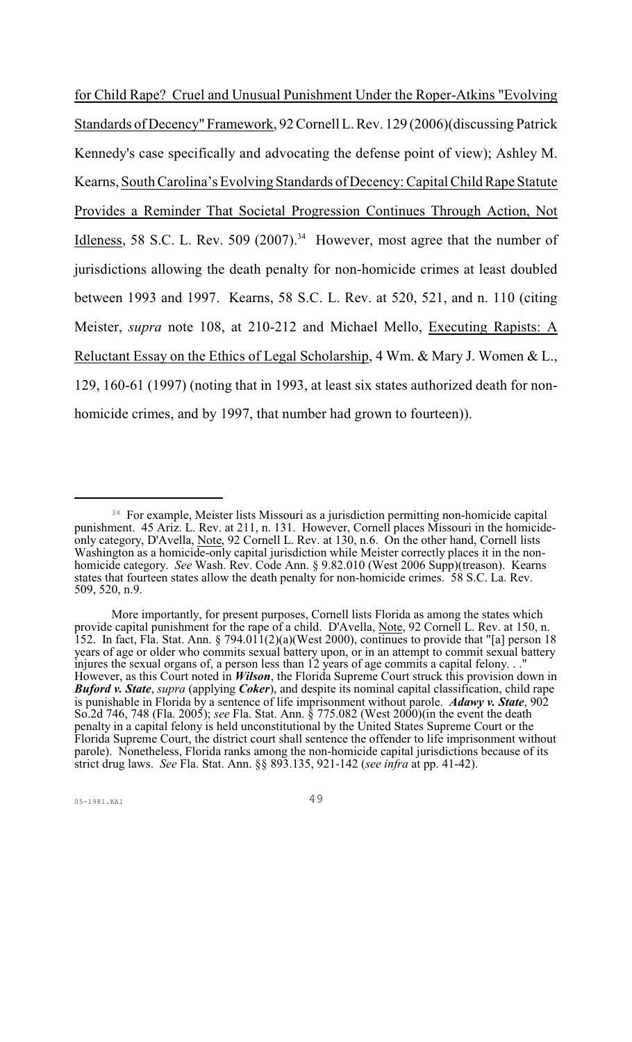for Child Rape? Cruel and Unusual Punishment Under the Roper-Atkins "Evolving Standards of Decency" Framework, 92 Cornell L. Rev. 129 (2006)(discussing Patrick Kennedy's case specifically and advocating the defense point of view); Ashley M. Kearns, South Carolina's Evolving Standards of Decency: Capital Child Rape Statute Provides a Reminder That Societal Progression Continues Through Action, Not Idleness, 58 S.C. L. Rev. 509 (2007).[34] However, most agree that the number of jurisdictions allowing the death penalty for non-homicide crimes at least doubled between 1993 and 1997. Kearns, 58 S.C. L. Rev. at 520, 521, and n. 110 (citing Meister, *supra* note 108, at 210-212 and Michael Mello, Executing Rapists: A Reluctant Essay on the Ethics of Legal Scholarship, 4 Wm. & Mary J. Women & L., 129, 160-61 (1997) (noting that in 1993, at least six states authorized death for non-homicide crimes, and by 1997, that number had grown to fourteen)).

[34] For example, Meister lists Missouri as a jurisdiction permitting non-homicide capital punishment. 45 Ariz. L. Rev. at 211, n. 131. However, Cornell places Missouri in the homicide-only category, D'Avella, Note, 92 Cornell L. Rev. at 130, n.6. On the other hand, Cornell lists Washington as a homicide-only capital jurisdiction while Meister correctly places it in the non-homicide category. *See* Wash. Rev. Code Ann. § 9.82.010 (West 2006 Supp)(treason). Kearns states that fourteen states allow the death penalty for non-homicide crimes. 58 S.C. La. Rev. 509, 520, n.9.

More importantly, for present purposes, Cornell lists Florida as among the states which provide capital punishment for the rape of a child. D'Avella, Note, 92 Cornell L. Rev. at 150, n. 152. In fact, Fla. Stat. Ann. § 794.011(2)(a)(West 2000), continues to provide that "[a] person 18 years of age or older who commits sexual battery upon, or in an attempt to commit sexual battery injures the sexual organs of, a person less than 12 years of age commits a capital felony. . ." However, as this Court noted in ***Wilson***, the Florida Supreme Court struck this provision down in ***Buford v. State***, *supra* (applying ***Coker***), and despite its nominal capital classification, child rape is punishable in Florida by a sentence of life imprisonment without parole. ***Adawy v. State***, 902 So.2d 746, 748 (Fla. 2005); *see* Fla. Stat. Ann. § 775.082 (West 2000)(in the event the death penalty in a capital felony is held unconstitutional by the United States Supreme Court or the Florida Supreme Court, the district court shall sentence the offender to life imprisonment without parole). Nonetheless, Florida ranks among the non-homicide capital jurisdictions because of its strict drug laws. *See* Fla. Stat. Ann. §§ 893.135, 921-142 (*see infra* at pp. 41-42).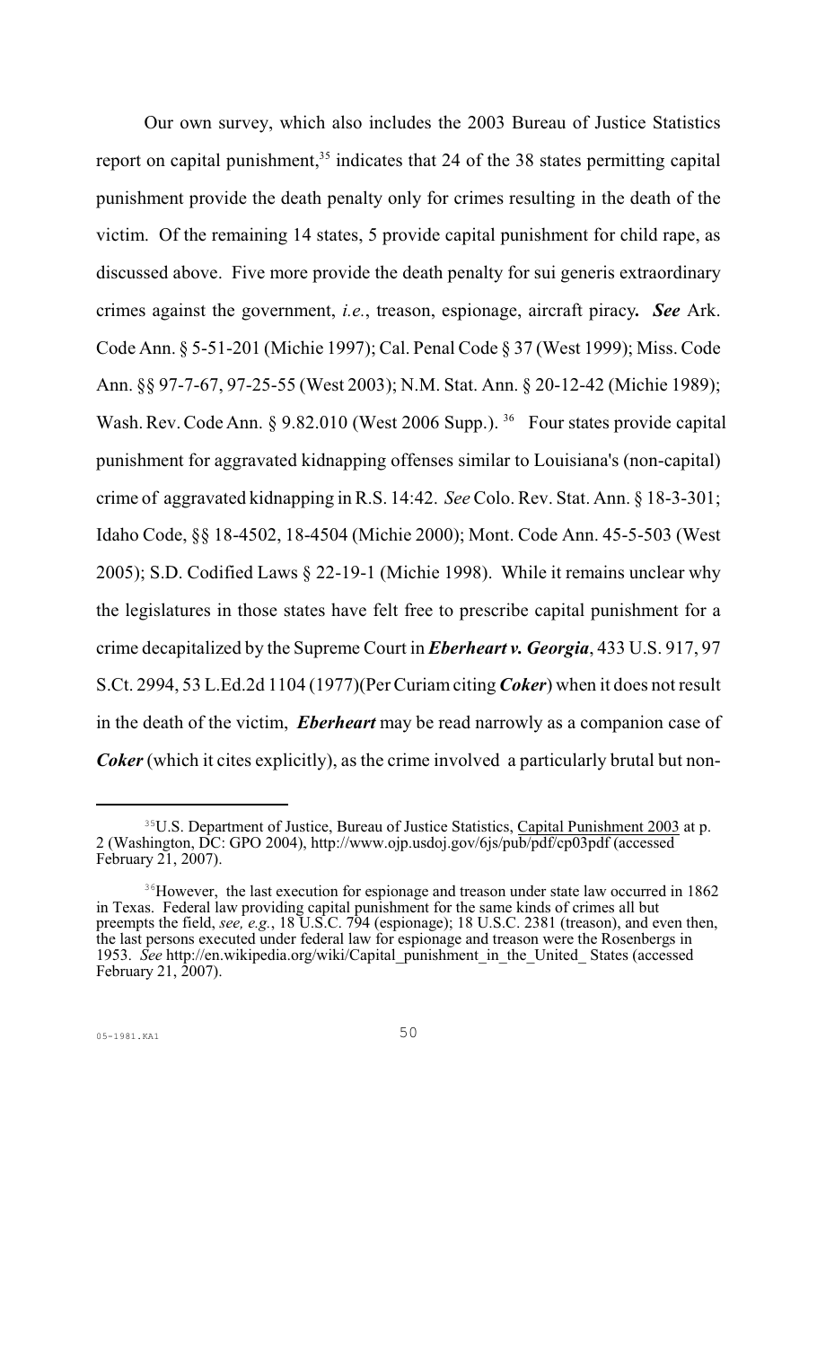Our own survey, which also includes the 2003 Bureau of Justice Statistics report on capital punishment,[35] indicates that 24 of the 38 states permitting capital punishment provide the death penalty only for crimes resulting in the death of the victim. Of the remaining 14 states, 5 provide capital punishment for child rape, as discussed above. Five more provide the death penalty for sui generis extraordinary crimes against the government, *i.e.*, treason, espionage, aircraft piracy***. See*** Ark. Code Ann. § 5-51-201 (Michie 1997); Cal. Penal Code § 37 (West 1999); Miss. Code Ann. §§ 97-7-67, 97-25-55 (West 2003); N.M. Stat. Ann. § 20-12-42 (Michie 1989); Wash. Rev. Code Ann. § 9.82.010 (West 2006 Supp.).[36] Four states provide capital punishment for aggravated kidnapping offenses similar to Louisiana's (non-capital) crime of aggravated kidnapping in R.S. 14:42. *See* Colo. Rev. Stat. Ann. § 18-3-301; Idaho Code, §§ 18-4502, 18-4504 (Michie 2000); Mont. Code Ann. 45-5-503 (West 2005); S.D. Codified Laws § 22-19-1 (Michie 1998). While it remains unclear why the legislatures in those states have felt free to prescribe capital punishment for a crime decapitalized by the Supreme Court in ***Eberheart v. Georgia***, 433 U.S. 917, 97 S.Ct. 2994, 53 L.Ed.2d 1104 (1977)(Per Curiam citing ***Coker***) when it does not result in the death of the victim, ***Eberheart*** may be read narrowly as a companion case of ***Coker*** (which it cites explicitly), as the crime involved a particularly brutal but non-

---

[35] U.S. Department of Justice, Bureau of Justice Statistics, Capital Punishment 2003 at p. 2 (Washington, DC: GPO 2004), http://www.ojp.usdoj.gov/6js/pub/pdf/cp03pdf (accessed February 21, 2007).

[36] However, the last execution for espionage and treason under state law occurred in 1862 in Texas. Federal law providing capital punishment for the same kinds of crimes all but preempts the field, *see, e.g.*, 18 U.S.C. 794 (espionage); 18 U.S.C. 2381 (treason), and even then, the last persons executed under federal law for espionage and treason were the Rosenbergs in 1953. *See* http://en.wikipedia.org/wiki/Capital_punishment_in_the_United_ States (accessed February 21, 2007).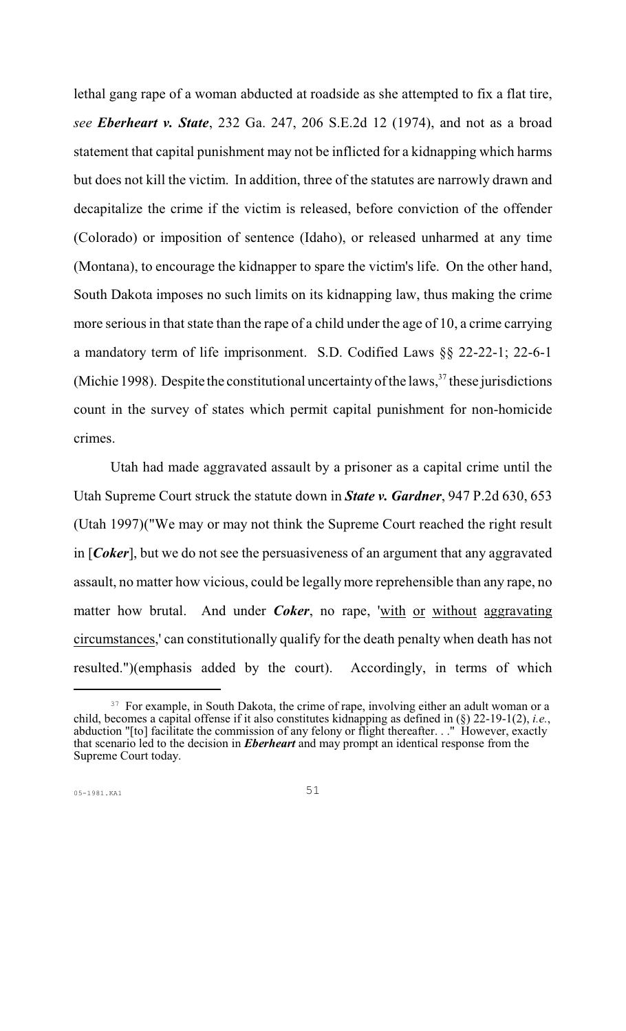lethal gang rape of a woman abducted at roadside as she attempted to fix a flat tire, *see* ***Eberheart v. State***, 232 Ga. 247, 206 S.E.2d 12 (1974), and not as a broad statement that capital punishment may not be inflicted for a kidnapping which harms but does not kill the victim. In addition, three of the statutes are narrowly drawn and decapitalize the crime if the victim is released, before conviction of the offender (Colorado) or imposition of sentence (Idaho), or released unharmed at any time (Montana), to encourage the kidnapper to spare the victim's life. On the other hand, South Dakota imposes no such limits on its kidnapping law, thus making the crime more serious in that state than the rape of a child under the age of 10, a crime carrying a mandatory term of life imprisonment. S.D. Codified Laws §§ 22-22-1; 22-6-1 (Michie 1998). Despite the constitutional uncertainty of the laws,[37] these jurisdictions count in the survey of states which permit capital punishment for non-homicide crimes.

Utah had made aggravated assault by a prisoner as a capital crime until the Utah Supreme Court struck the statute down in ***State v. Gardner***, 947 P.2d 630, 653 (Utah 1997)("We may or may not think the Supreme Court reached the right result in [***Coker***], but we do not see the persuasiveness of an argument that any aggravated assault, no matter how vicious, could be legally more reprehensible than any rape, no matter how brutal. And under ***Coker***, no rape, '<u>with</u> <u>or</u> <u>without</u> <u>aggravating circumstances</u>,' can constitutionally qualify for the death penalty when death has not resulted.")(emphasis added by the court). Accordingly, in terms of which

---

[37] For example, in South Dakota, the crime of rape, involving either an adult woman or a child, becomes a capital offense if it also constitutes kidnapping as defined in (§) 22-19-1(2), *i.e.*, abduction "[to] facilitate the commission of any felony or flight thereafter. . ." However, exactly that scenario led to the decision in ***Eberheart*** and may prompt an identical response from the Supreme Court today.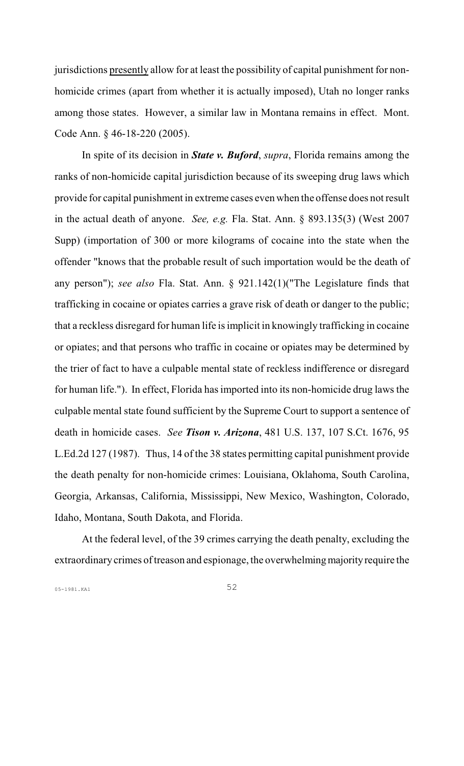jurisdictions <u>presently</u> allow for at least the possibility of capital punishment for non-homicide crimes (apart from whether it is actually imposed), Utah no longer ranks among those states. However, a similar law in Montana remains in effect. Mont. Code Ann. § 46-18-220 (2005).

In spite of its decision in ***State v. Buford***, *supra*, Florida remains among the ranks of non-homicide capital jurisdiction because of its sweeping drug laws which provide for capital punishment in extreme cases even when the offense does not result in the actual death of anyone. *See, e.g.* Fla. Stat. Ann. § 893.135(3) (West 2007 Supp) (importation of 300 or more kilograms of cocaine into the state when the offender "knows that the probable result of such importation would be the death of any person"); *see also* Fla. Stat. Ann. § 921.142(1)("The Legislature finds that trafficking in cocaine or opiates carries a grave risk of death or danger to the public; that a reckless disregard for human life is implicit in knowingly trafficking in cocaine or opiates; and that persons who traffic in cocaine or opiates may be determined by the trier of fact to have a culpable mental state of reckless indifference or disregard for human life."). In effect, Florida has imported into its non-homicide drug laws the culpable mental state found sufficient by the Supreme Court to support a sentence of death in homicide cases. *See* ***Tison v. Arizona***, 481 U.S. 137, 107 S.Ct. 1676, 95 L.Ed.2d 127 (1987). Thus, 14 of the 38 states permitting capital punishment provide the death penalty for non-homicide crimes: Louisiana, Oklahoma, South Carolina, Georgia, Arkansas, California, Mississippi, New Mexico, Washington, Colorado, Idaho, Montana, South Dakota, and Florida.

At the federal level, of the 39 crimes carrying the death penalty, excluding the extraordinary crimes of treason and espionage, the overwhelming majority require the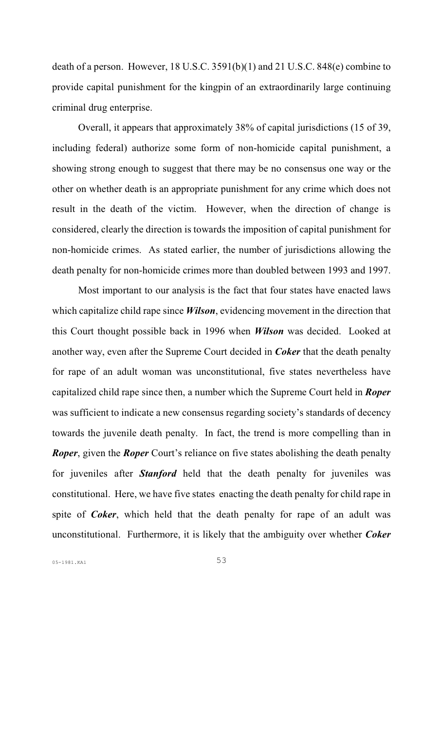death of a person. However, 18 U.S.C. 3591(b)(1) and 21 U.S.C. 848(e) combine to provide capital punishment for the kingpin of an extraordinarily large continuing criminal drug enterprise.

Overall, it appears that approximately 38% of capital jurisdictions (15 of 39, including federal) authorize some form of non-homicide capital punishment, a showing strong enough to suggest that there may be no consensus one way or the other on whether death is an appropriate punishment for any crime which does not result in the death of the victim. However, when the direction of change is considered, clearly the direction is towards the imposition of capital punishment for non-homicide crimes. As stated earlier, the number of jurisdictions allowing the death penalty for non-homicide crimes more than doubled between 1993 and 1997.

Most important to our analysis is the fact that four states have enacted laws which capitalize child rape since ***Wilson***, evidencing movement in the direction that this Court thought possible back in 1996 when ***Wilson*** was decided. Looked at another way, even after the Supreme Court decided in ***Coker*** that the death penalty for rape of an adult woman was unconstitutional, five states nevertheless have capitalized child rape since then, a number which the Supreme Court held in ***Roper*** was sufficient to indicate a new consensus regarding society's standards of decency towards the juvenile death penalty. In fact, the trend is more compelling than in ***Roper***, given the ***Roper*** Court's reliance on five states abolishing the death penalty for juveniles after ***Stanford*** held that the death penalty for juveniles was constitutional. Here, we have five states enacting the death penalty for child rape in spite of ***Coker***, which held that the death penalty for rape of an adult was unconstitutional. Furthermore, it is likely that the ambiguity over whether ***Coker***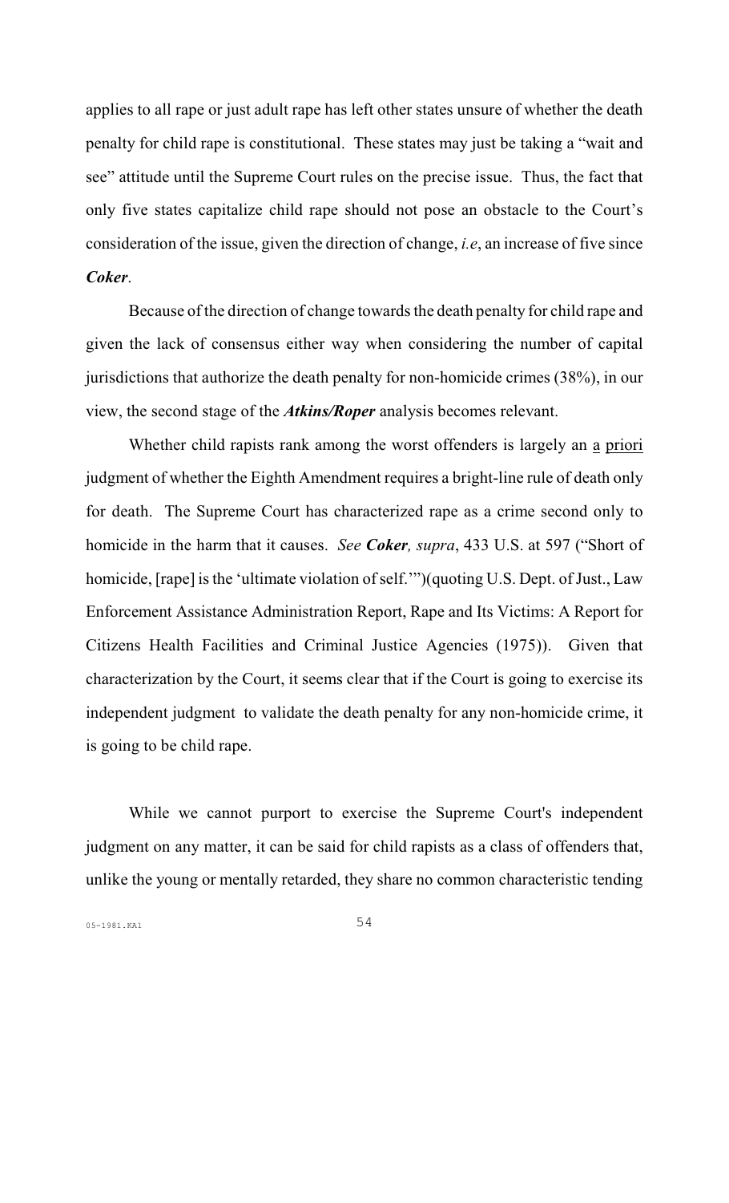applies to all rape or just adult rape has left other states unsure of whether the death penalty for child rape is constitutional. These states may just be taking a "wait and see" attitude until the Supreme Court rules on the precise issue. Thus, the fact that only five states capitalize child rape should not pose an obstacle to the Court's consideration of the issue, given the direction of change, *i.e*, an increase of five since ***Coker***.

Because of the direction of change towards the death penalty for child rape and given the lack of consensus either way when considering the number of capital jurisdictions that authorize the death penalty for non-homicide crimes (38%), in our view, the second stage of the ***Atkins/Roper*** analysis becomes relevant.

Whether child rapists rank among the worst offenders is largely an a priori judgment of whether the Eighth Amendment requires a bright-line rule of death only for death. The Supreme Court has characterized rape as a crime second only to homicide in the harm that it causes. *See* ***Coker****, supra*, 433 U.S. at 597 ("Short of homicide, [rape] is the 'ultimate violation of self.'")(quoting U.S. Dept. of Just., Law Enforcement Assistance Administration Report, Rape and Its Victims: A Report for Citizens Health Facilities and Criminal Justice Agencies (1975)). Given that characterization by the Court, it seems clear that if the Court is going to exercise its independent judgment to validate the death penalty for any non-homicide crime, it is going to be child rape.

While we cannot purport to exercise the Supreme Court's independent judgment on any matter, it can be said for child rapists as a class of offenders that, unlike the young or mentally retarded, they share no common characteristic tending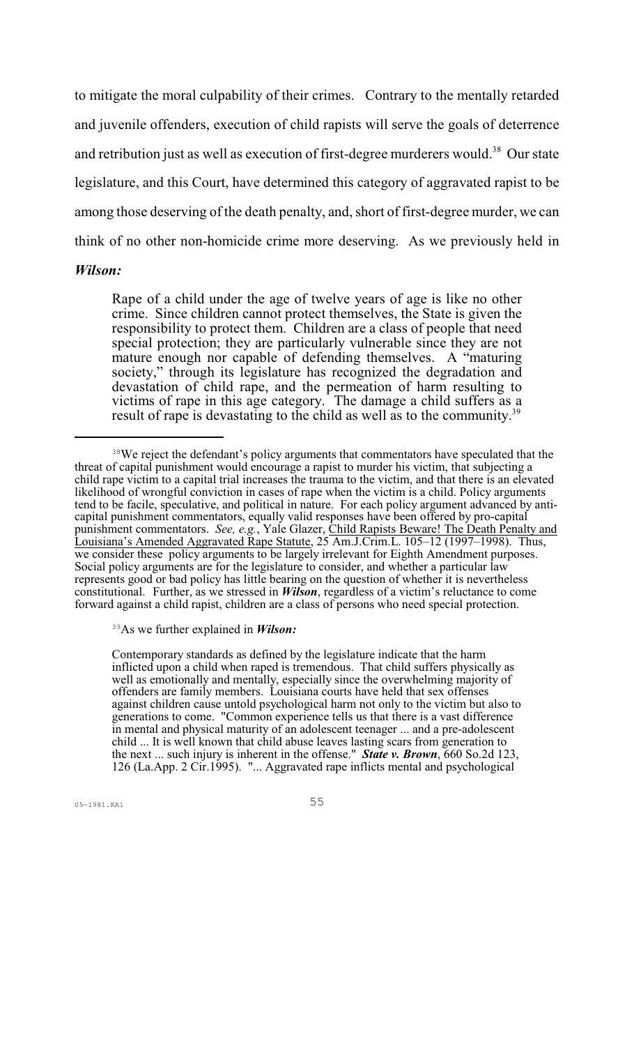to mitigate the moral culpability of their crimes. Contrary to the mentally retarded and juvenile offenders, execution of child rapists will serve the goals of deterrence and retribution just as well as execution of first-degree murderers would.[38] Our state legislature, and this Court, have determined this category of aggravated rapist to be among those deserving of the death penalty, and, short of first-degree murder, we can think of no other non-homicide crime more deserving. As we previously held in ***Wilson:***

> Rape of a child under the age of twelve years of age is like no other crime. Since children cannot protect themselves, the State is given the responsibility to protect them. Children are a class of people that need special protection; they are particularly vulnerable since they are not mature enough nor capable of defending themselves. A "maturing society," through its legislature has recognized the degradation and devastation of child rape, and the permeation of harm resulting to victims of rape in this age category. The damage a child suffers as a result of rape is devastating to the child as well as to the community.[39]

---

[38] We reject the defendant's policy arguments that commentators have speculated that the threat of capital punishment would encourage a rapist to murder his victim, that subjecting a child rape victim to a capital trial increases the trauma to the victim, and that there is an elevated likelihood of wrongful conviction in cases of rape when the victim is a child. Policy arguments tend to be facile, speculative, and political in nature. For each policy argument advanced by anti-capital punishment commentators, equally valid responses have been offered by pro-capital punishment commentators. *See, e.g.*, Yale Glazer, Child Rapists Beware! The Death Penalty and Louisiana's Amended Aggravated Rape Statute, 25 Am.J.Crim.L. 105–12 (1997–1998). Thus, we consider these policy arguments to be largely irrelevant for Eighth Amendment purposes. Social policy arguments are for the legislature to consider, and whether a particular law represents good or bad policy has little bearing on the question of whether it is nevertheless constitutional. Further, as we stressed in ***Wilson***, regardless of a victim's reluctance to come forward against a child rapist, children are a class of persons who need special protection.

[39] As we further explained in ***Wilson:***

> Contemporary standards as defined by the legislature indicate that the harm inflicted upon a child when raped is tremendous. That child suffers physically as well as emotionally and mentally, especially since the overwhelming majority of offenders are family members. Louisiana courts have held that sex offenses against children cause untold psychological harm not only to the victim but also to generations to come. "Common experience tells us that there is a vast difference in mental and physical maturity of an adolescent teenager ... and a pre-adolescent child ... It is well known that child abuse leaves lasting scars from generation to the next ... such injury is inherent in the offense." ***State v. Brown***, 660 So.2d 123, 126 (La.App. 2 Cir.1995). "... Aggravated rape inflicts mental and psychological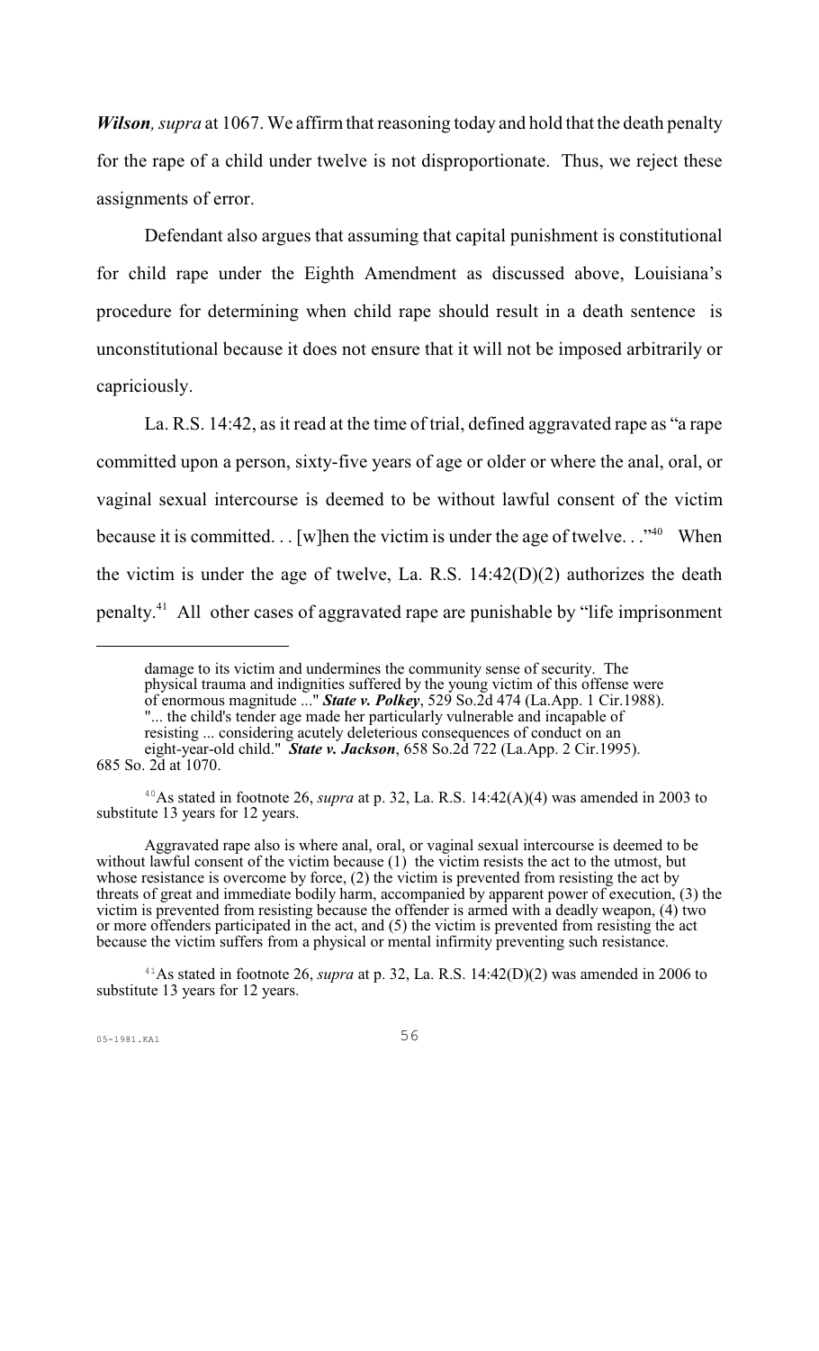***Wilson**, supra* at 1067. We affirm that reasoning today and hold that the death penalty for the rape of a child under twelve is not disproportionate. Thus, we reject these assignments of error.

Defendant also argues that assuming that capital punishment is constitutional for child rape under the Eighth Amendment as discussed above, Louisiana's procedure for determining when child rape should result in a death sentence is unconstitutional because it does not ensure that it will not be imposed arbitrarily or capriciously.

La. R.S. 14:42, as it read at the time of trial, defined aggravated rape as "a rape committed upon a person, sixty-five years of age or older or where the anal, oral, or vaginal sexual intercourse is deemed to be without lawful consent of the victim because it is committed. . . [w]hen the victim is under the age of twelve. . ."[40] When the victim is under the age of twelve, La. R.S. 14:42(D)(2) authorizes the death penalty.[41] All other cases of aggravated rape are punishable by "life imprisonment

---

damage to its victim and undermines the community sense of security. The physical trauma and indignities suffered by the young victim of this offense were of enormous magnitude ..." ***State v. Polkey***, 529 So.2d 474 (La.App. 1 Cir.1988). "... the child's tender age made her particularly vulnerable and incapable of resisting ... considering acutely deleterious consequences of conduct on an eight-year-old child." ***State v. Jackson***, 658 So.2d 722 (La.App. 2 Cir.1995). 685 So. 2d at 1070.

[40] As stated in footnote 26, *supra* at p. 32, La. R.S. 14:42(A)(4) was amended in 2003 to substitute 13 years for 12 years.

Aggravated rape also is where anal, oral, or vaginal sexual intercourse is deemed to be without lawful consent of the victim because (1) the victim resists the act to the utmost, but whose resistance is overcome by force, (2) the victim is prevented from resisting the act by threats of great and immediate bodily harm, accompanied by apparent power of execution, (3) the victim is prevented from resisting because the offender is armed with a deadly weapon, (4) two or more offenders participated in the act, and (5) the victim is prevented from resisting the act because the victim suffers from a physical or mental infirmity preventing such resistance.

[41] As stated in footnote 26, *supra* at p. 32, La. R.S. 14:42(D)(2) was amended in 2006 to substitute 13 years for 12 years.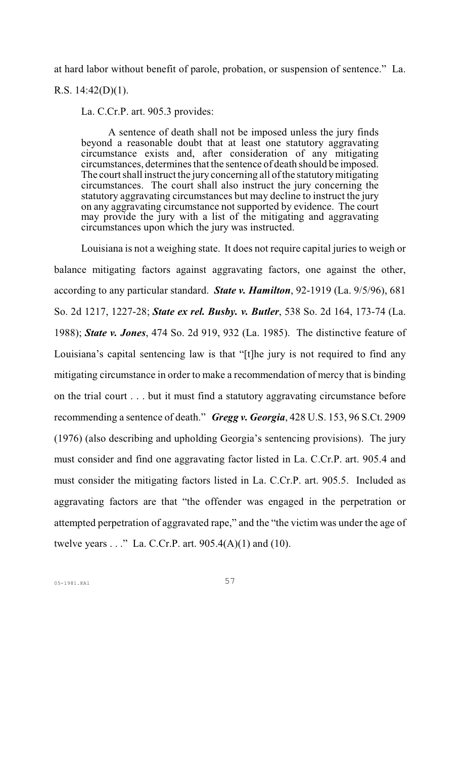at hard labor without benefit of parole, probation, or suspension of sentence." La. R.S. 14:42(D)(1).

La. C.Cr.P. art. 905.3 provides:

> A sentence of death shall not be imposed unless the jury finds beyond a reasonable doubt that at least one statutory aggravating circumstance exists and, after consideration of any mitigating circumstances, determines that the sentence of death should be imposed. The court shall instruct the jury concerning all of the statutory mitigating circumstances. The court shall also instruct the jury concerning the statutory aggravating circumstances but may decline to instruct the jury on any aggravating circumstance not supported by evidence. The court may provide the jury with a list of the mitigating and aggravating circumstances upon which the jury was instructed.

Louisiana is not a weighing state. It does not require capital juries to weigh or balance mitigating factors against aggravating factors, one against the other, according to any particular standard. ***State v. Hamilton***, 92-1919 (La. 9/5/96), 681 So. 2d 1217, 1227-28; ***State ex rel. Busby. v. Butler***, 538 So. 2d 164, 173-74 (La. 1988); ***State v. Jones***, 474 So. 2d 919, 932 (La. 1985). The distinctive feature of Louisiana's capital sentencing law is that "[t]he jury is not required to find any mitigating circumstance in order to make a recommendation of mercy that is binding on the trial court . . . but it must find a statutory aggravating circumstance before recommending a sentence of death." ***Gregg v. Georgia***, 428 U.S. 153, 96 S.Ct. 2909 (1976) (also describing and upholding Georgia's sentencing provisions). The jury must consider and find one aggravating factor listed in La. C.Cr.P. art. 905.4 and must consider the mitigating factors listed in La. C.Cr.P. art. 905.5. Included as aggravating factors are that "the offender was engaged in the perpetration or attempted perpetration of aggravated rape," and the "the victim was under the age of twelve years . . ." La. C.Cr.P. art. 905.4(A)(1) and (10).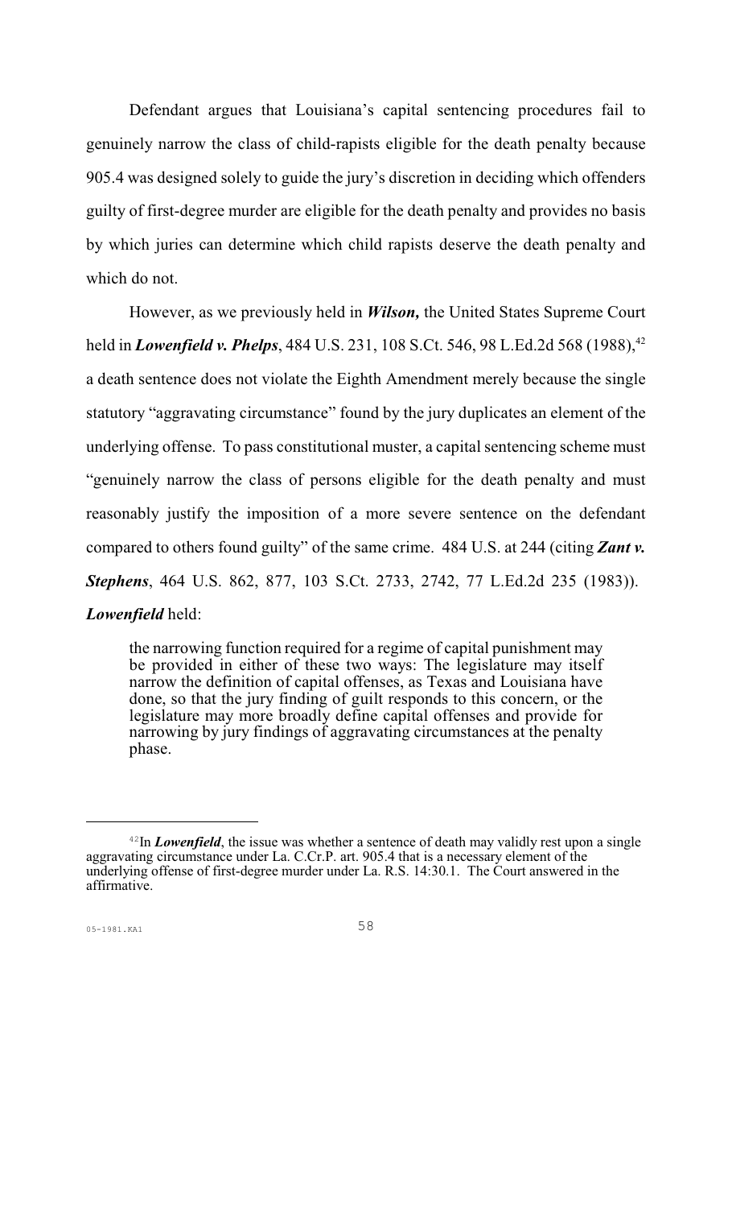Defendant argues that Louisiana's capital sentencing procedures fail to genuinely narrow the class of child-rapists eligible for the death penalty because 905.4 was designed solely to guide the jury's discretion in deciding which offenders guilty of first-degree murder are eligible for the death penalty and provides no basis by which juries can determine which child rapists deserve the death penalty and which do not.

However, as we previously held in ***Wilson,*** the United States Supreme Court held in ***Lowenfield v. Phelps***, 484 U.S. 231, 108 S.Ct. 546, 98 L.Ed.2d 568 (1988),[42] a death sentence does not violate the Eighth Amendment merely because the single statutory "aggravating circumstance" found by the jury duplicates an element of the underlying offense. To pass constitutional muster, a capital sentencing scheme must "genuinely narrow the class of persons eligible for the death penalty and must reasonably justify the imposition of a more severe sentence on the defendant compared to others found guilty" of the same crime. 484 U.S. at 244 (citing ***Zant v. Stephens***, 464 U.S. 862, 877, 103 S.Ct. 2733, 2742, 77 L.Ed.2d 235 (1983)). ***Lowenfield*** held:

> the narrowing function required for a regime of capital punishment may be provided in either of these two ways: The legislature may itself narrow the definition of capital offenses, as Texas and Louisiana have done, so that the jury finding of guilt responds to this concern, or the legislature may more broadly define capital offenses and provide for narrowing by jury findings of aggravating circumstances at the penalty phase.

---

[42] In ***Lowenfield***, the issue was whether a sentence of death may validly rest upon a single aggravating circumstance under La. C.Cr.P. art. 905.4 that is a necessary element of the underlying offense of first-degree murder under La. R.S. 14:30.1. The Court answered in the affirmative.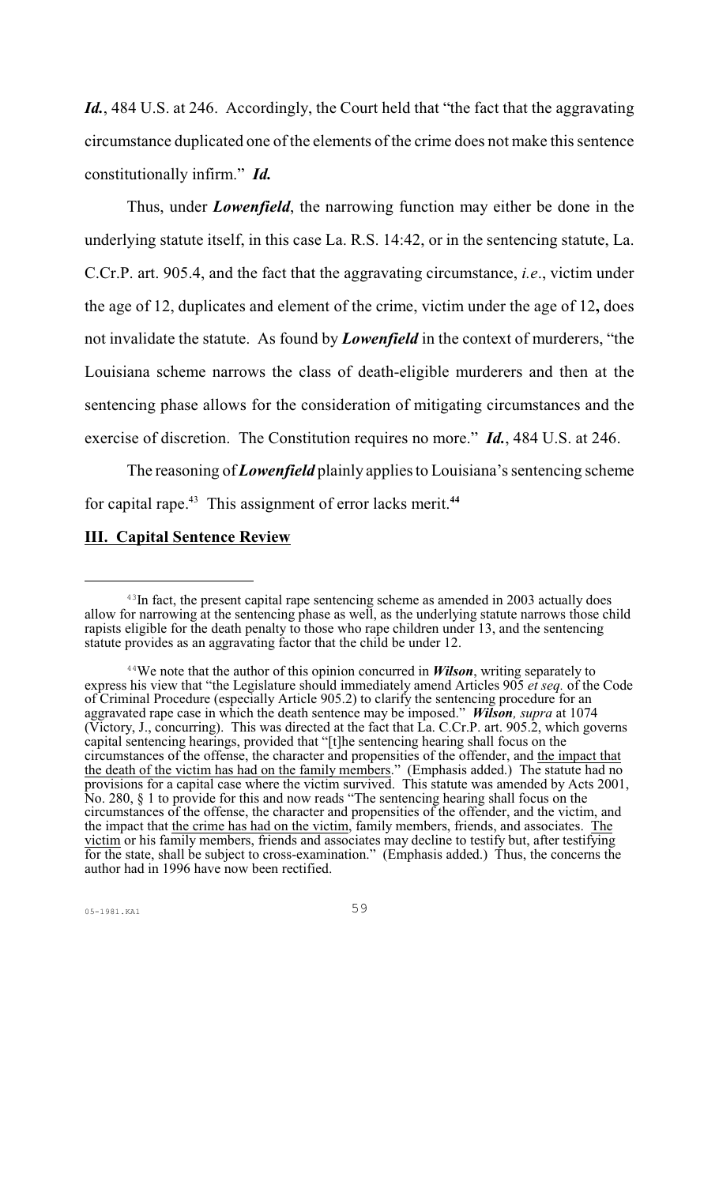***Id.***, 484 U.S. at 246. Accordingly, the Court held that "the fact that the aggravating circumstance duplicated one of the elements of the crime does not make this sentence constitutionally infirm." ***Id.***

Thus, under ***Lowenfield***, the narrowing function may either be done in the underlying statute itself, in this case La. R.S. 14:42, or in the sentencing statute, La. C.Cr.P. art. 905.4, and the fact that the aggravating circumstance, *i.e*., victim under the age of 12, duplicates and element of the crime, victim under the age of 12**,** does not invalidate the statute. As found by ***Lowenfield*** in the context of murderers, "the Louisiana scheme narrows the class of death-eligible murderers and then at the sentencing phase allows for the consideration of mitigating circumstances and the exercise of discretion. The Constitution requires no more." ***Id.***, 484 U.S. at 246.

The reasoning of ***Lowenfield*** plainly applies to Louisiana's sentencing scheme for capital rape.[43] This assignment of error lacks merit.**[44]**

## III. Capital Sentence Review

---

[43] In fact, the present capital rape sentencing scheme as amended in 2003 actually does allow for narrowing at the sentencing phase as well, as the underlying statute narrows those child rapists eligible for the death penalty to those who rape children under 13, and the sentencing statute provides as an aggravating factor that the child be under 12.

[44] We note that the author of this opinion concurred in ***Wilson***, writing separately to express his view that "the Legislature should immediately amend Articles 905 *et seq.* of the Code of Criminal Procedure (especially Article 905.2) to clarify the sentencing procedure for an aggravated rape case in which the death sentence may be imposed." ***Wilson**, supra* at 1074 (Victory, J., concurring). This was directed at the fact that La. C.Cr.P. art. 905.2, which governs capital sentencing hearings, provided that "[t]he sentencing hearing shall focus on the circumstances of the offense, the character and propensities of the offender, and <u>the impact that the death of the victim has had on the family members</u>." (Emphasis added.) The statute had no provisions for a capital case where the victim survived. This statute was amended by Acts 2001, No. 280, § 1 to provide for this and now reads "The sentencing hearing shall focus on the circumstances of the offense, the character and propensities of the offender, and the victim, and the impact that <u>the crime has had on the victim</u>, family members, friends, and associates. <u>The victim</u> or his family members, friends and associates may decline to testify but, after testifying for the state, shall be subject to cross-examination." (Emphasis added.) Thus, the concerns the author had in 1996 have now been rectified.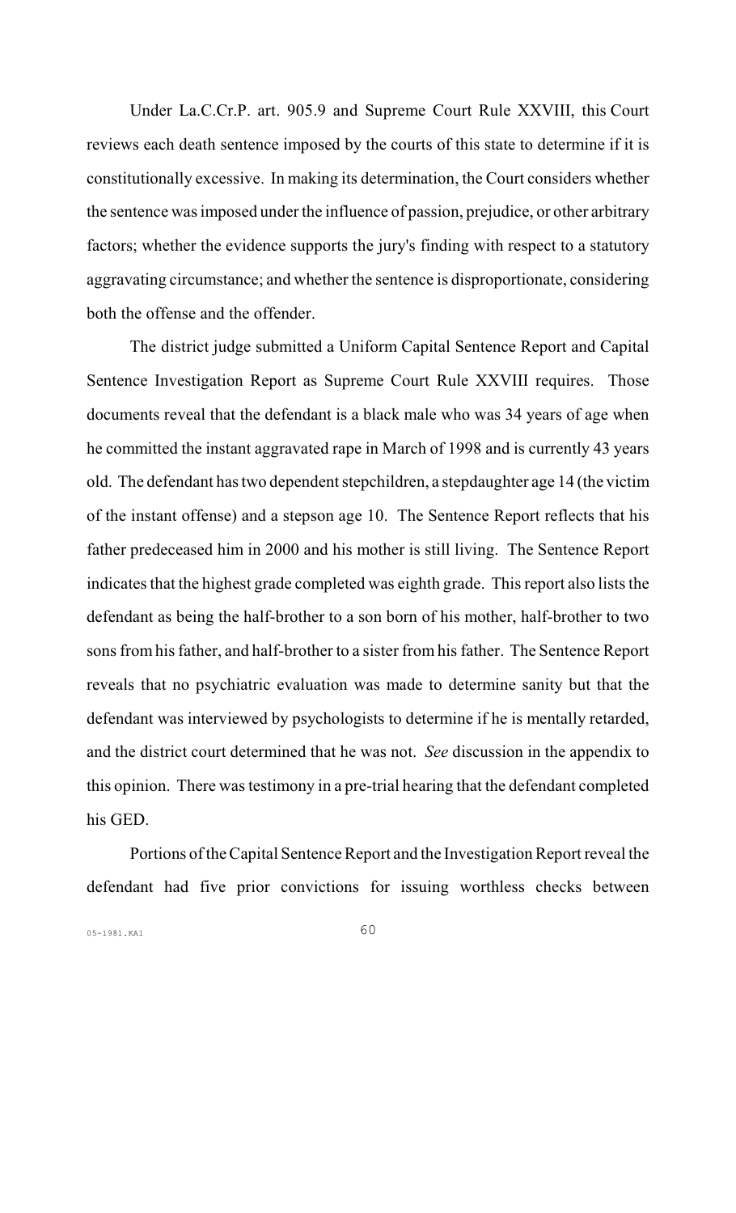Under La.C.Cr.P. art. 905.9 and Supreme Court Rule XXVIII, this Court reviews each death sentence imposed by the courts of this state to determine if it is constitutionally excessive. In making its determination, the Court considers whether the sentence was imposed under the influence of passion, prejudice, or other arbitrary factors; whether the evidence supports the jury's finding with respect to a statutory aggravating circumstance; and whether the sentence is disproportionate, considering both the offense and the offender.

The district judge submitted a Uniform Capital Sentence Report and Capital Sentence Investigation Report as Supreme Court Rule XXVIII requires. Those documents reveal that the defendant is a black male who was 34 years of age when he committed the instant aggravated rape in March of 1998 and is currently 43 years old. The defendant has two dependent stepchildren, a stepdaughter age 14 (the victim of the instant offense) and a stepson age 10. The Sentence Report reflects that his father predeceased him in 2000 and his mother is still living. The Sentence Report indicates that the highest grade completed was eighth grade. This report also lists the defendant as being the half-brother to a son born of his mother, half-brother to two sons from his father, and half-brother to a sister from his father. The Sentence Report reveals that no psychiatric evaluation was made to determine sanity but that the defendant was interviewed by psychologists to determine if he is mentally retarded, and the district court determined that he was not. *See* discussion in the appendix to this opinion. There was testimony in a pre-trial hearing that the defendant completed his GED.

Portions of the Capital Sentence Report and the Investigation Report reveal the defendant had five prior convictions for issuing worthless checks between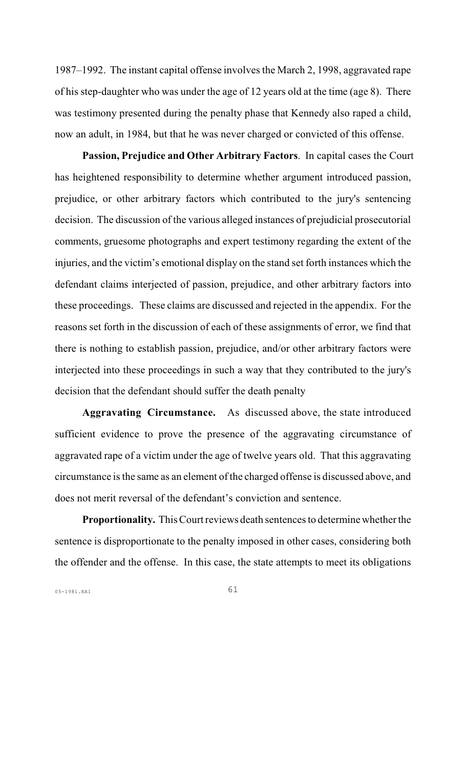1987–1992. The instant capital offense involves the March 2, 1998, aggravated rape of his step-daughter who was under the age of 12 years old at the time (age 8). There was testimony presented during the penalty phase that Kennedy also raped a child, now an adult, in 1984, but that he was never charged or convicted of this offense.

**Passion, Prejudice and Other Arbitrary Factors**. In capital cases the Court has heightened responsibility to determine whether argument introduced passion, prejudice, or other arbitrary factors which contributed to the jury's sentencing decision. The discussion of the various alleged instances of prejudicial prosecutorial comments, gruesome photographs and expert testimony regarding the extent of the injuries, and the victim's emotional display on the stand set forth instances which the defendant claims interjected of passion, prejudice, and other arbitrary factors into these proceedings. These claims are discussed and rejected in the appendix. For the reasons set forth in the discussion of each of these assignments of error, we find that there is nothing to establish passion, prejudice, and/or other arbitrary factors were interjected into these proceedings in such a way that they contributed to the jury's decision that the defendant should suffer the death penalty

**Aggravating Circumstance.** As discussed above, the state introduced sufficient evidence to prove the presence of the aggravating circumstance of aggravated rape of a victim under the age of twelve years old. That this aggravating circumstance is the same as an element of the charged offense is discussed above, and does not merit reversal of the defendant's conviction and sentence.

**Proportionality.** This Court reviews death sentences to determine whether the sentence is disproportionate to the penalty imposed in other cases, considering both the offender and the offense. In this case, the state attempts to meet its obligations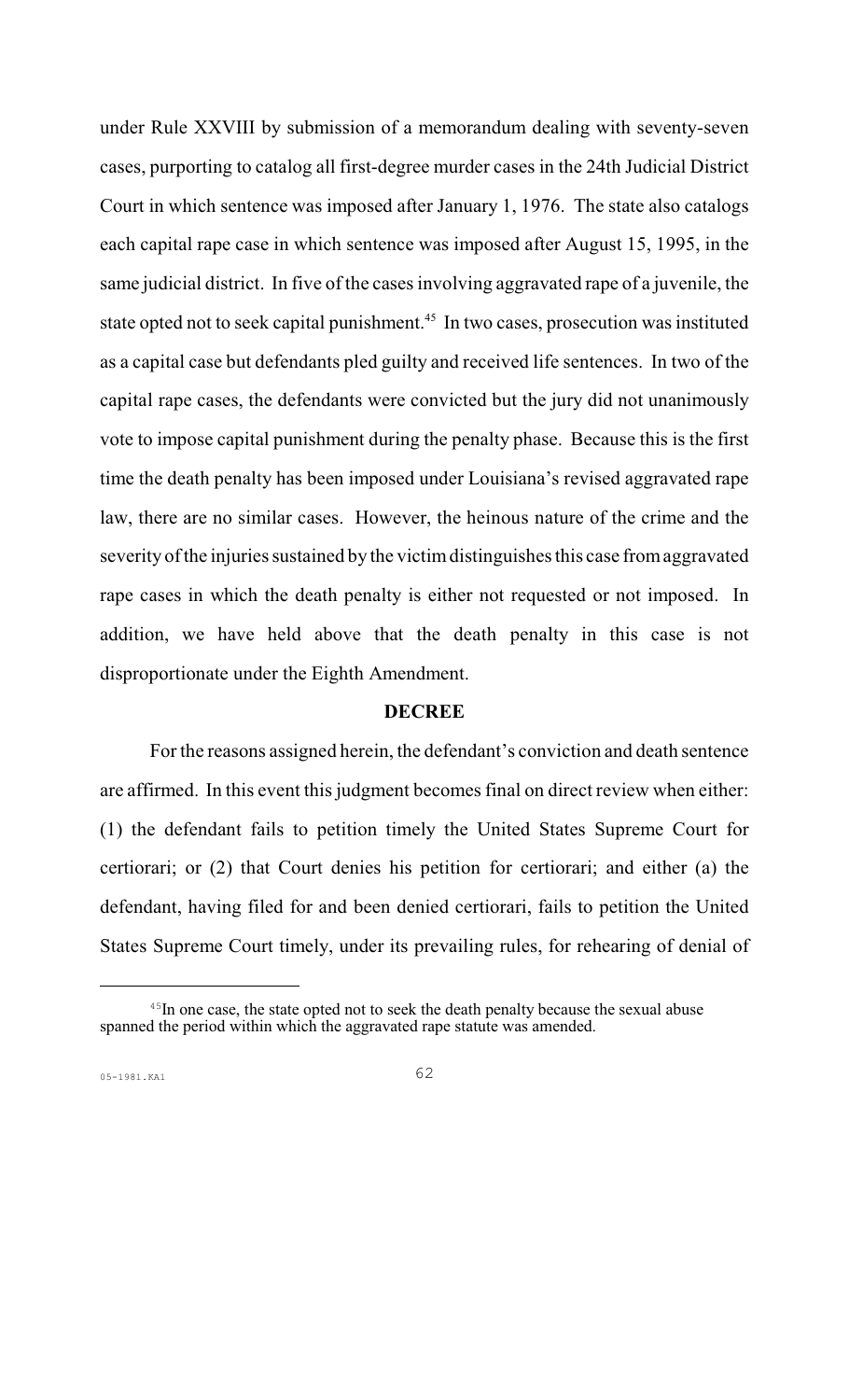under Rule XXVIII by submission of a memorandum dealing with seventy-seven cases, purporting to catalog all first-degree murder cases in the 24th Judicial District Court in which sentence was imposed after January 1, 1976. The state also catalogs each capital rape case in which sentence was imposed after August 15, 1995, in the same judicial district. In five of the cases involving aggravated rape of a juvenile, the state opted not to seek capital punishment.[45] In two cases, prosecution was instituted as a capital case but defendants pled guilty and received life sentences. In two of the capital rape cases, the defendants were convicted but the jury did not unanimously vote to impose capital punishment during the penalty phase. Because this is the first time the death penalty has been imposed under Louisiana's revised aggravated rape law, there are no similar cases. However, the heinous nature of the crime and the severity of the injuries sustained by the victim distinguishes this case from aggravated rape cases in which the death penalty is either not requested or not imposed. In addition, we have held above that the death penalty in this case is not disproportionate under the Eighth Amendment.

## DECREE

For the reasons assigned herein, the defendant's conviction and death sentence are affirmed. In this event this judgment becomes final on direct review when either: (1) the defendant fails to petition timely the United States Supreme Court for certiorari; or (2) that Court denies his petition for certiorari; and either (a) the defendant, having filed for and been denied certiorari, fails to petition the United States Supreme Court timely, under its prevailing rules, for rehearing of denial of

---

[45] In one case, the state opted not to seek the death penalty because the sexual abuse spanned the period within which the aggravated rape statute was amended.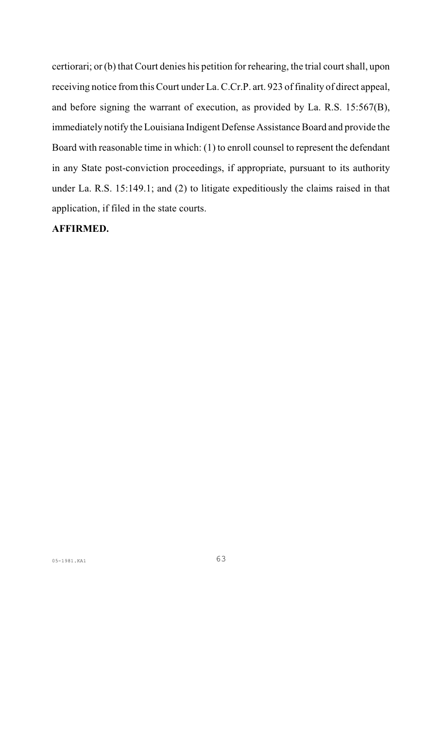certiorari; or (b) that Court denies his petition for rehearing, the trial court shall, upon receiving notice from this Court under La. C.Cr.P. art. 923 of finality of direct appeal, and before signing the warrant of execution, as provided by La. R.S. 15:567(B), immediately notify the Louisiana Indigent Defense Assistance Board and provide the Board with reasonable time in which: (1) to enroll counsel to represent the defendant in any State post-conviction proceedings, if appropriate, pursuant to its authority under La. R.S. 15:149.1; and (2) to litigate expeditiously the claims raised in that application, if filed in the state courts.

**AFFIRMED.**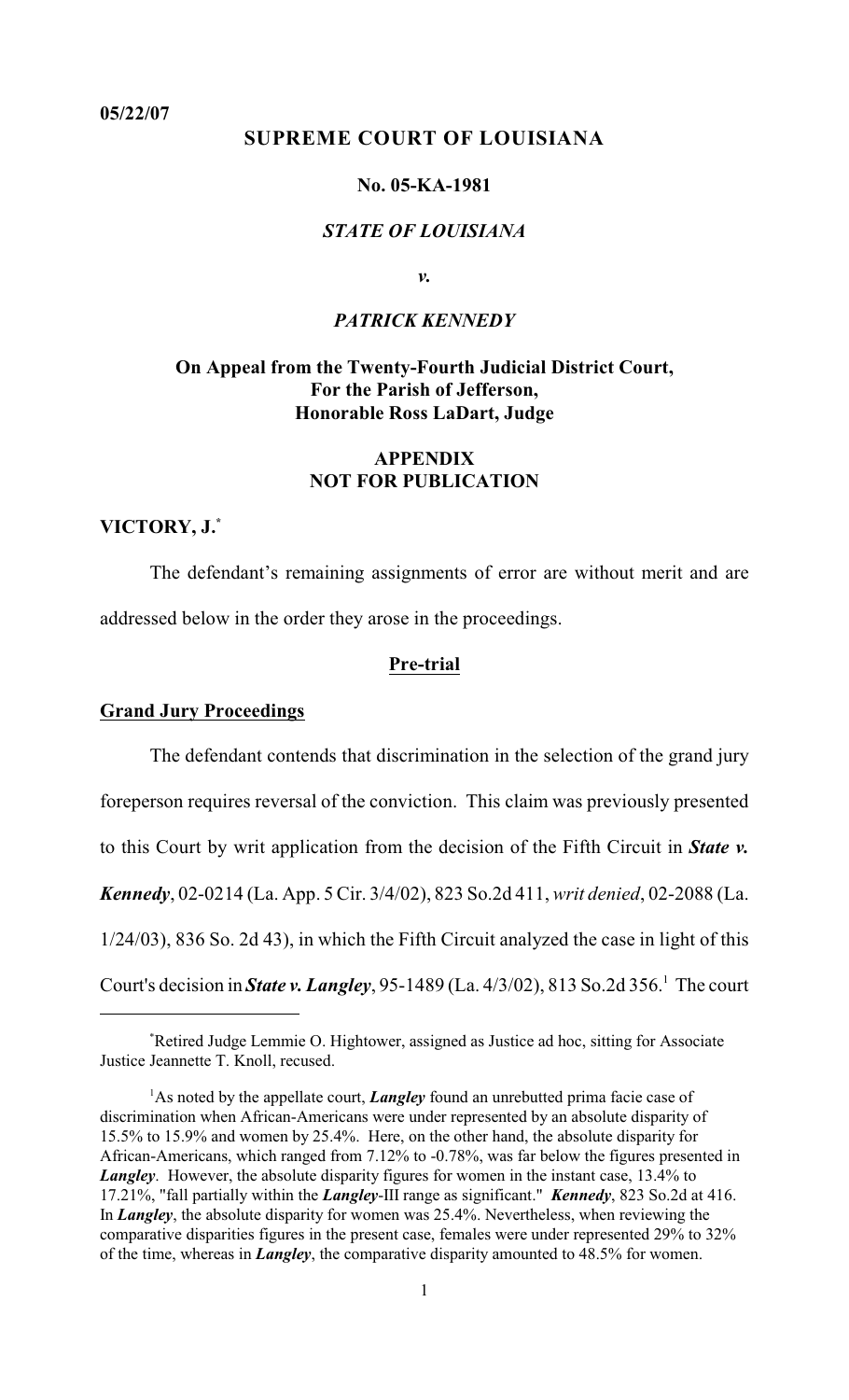05/22/07

## SUPREME COURT OF LOUISIANA

### No. 05-KA-1981

### *STATE OF LOUISIANA*

*v.*

### *PATRICK KENNEDY*

### On Appeal from the Twenty-Fourth Judicial District Court, For the Parish of Jefferson, Honorable Ross LaDart, Judge

### APPENDIX NOT FOR PUBLICATION

**VICTORY, J.***

The defendant's remaining assignments of error are without merit and are addressed below in the order they arose in the proceedings.

**Pre-trial**

**Grand Jury Proceedings**

The defendant contends that discrimination in the selection of the grand jury foreperson requires reversal of the conviction. This claim was previously presented to this Court by writ application from the decision of the Fifth Circuit in ***State v. Kennedy***, 02-0214 (La. App. 5 Cir. 3/4/02), 823 So.2d 411, *writ denied*, 02-2088 (La. 1/24/03), 836 So. 2d 43), in which the Fifth Circuit analyzed the case in light of this Court's decision in ***State v. Langley***, 95-1489 (La. 4/3/02), 813 So.2d 356.[1] The court

---

*Retired Judge Lemmie O. Hightower, assigned as Justice ad hoc, sitting for Associate Justice Jeannette T. Knoll, recused.

[1] As noted by the appellate court, ***Langley*** found an unrebutted prima facie case of discrimination when African-Americans were under represented by an absolute disparity of 15.5% to 15.9% and women by 25.4%. Here, on the other hand, the absolute disparity for African-Americans, which ranged from 7.12% to -0.78%, was far below the figures presented in ***Langley***. However, the absolute disparity figures for women in the instant case, 13.4% to 17.21%, "fall partially within the ***Langley***-III range as significant." ***Kennedy***, 823 So.2d at 416. In ***Langley***, the absolute disparity for women was 25.4%. Nevertheless, when reviewing the comparative disparities figures in the present case, females were under represented 29% to 32% of the time, whereas in ***Langley***, the comparative disparity amounted to 48.5% for women.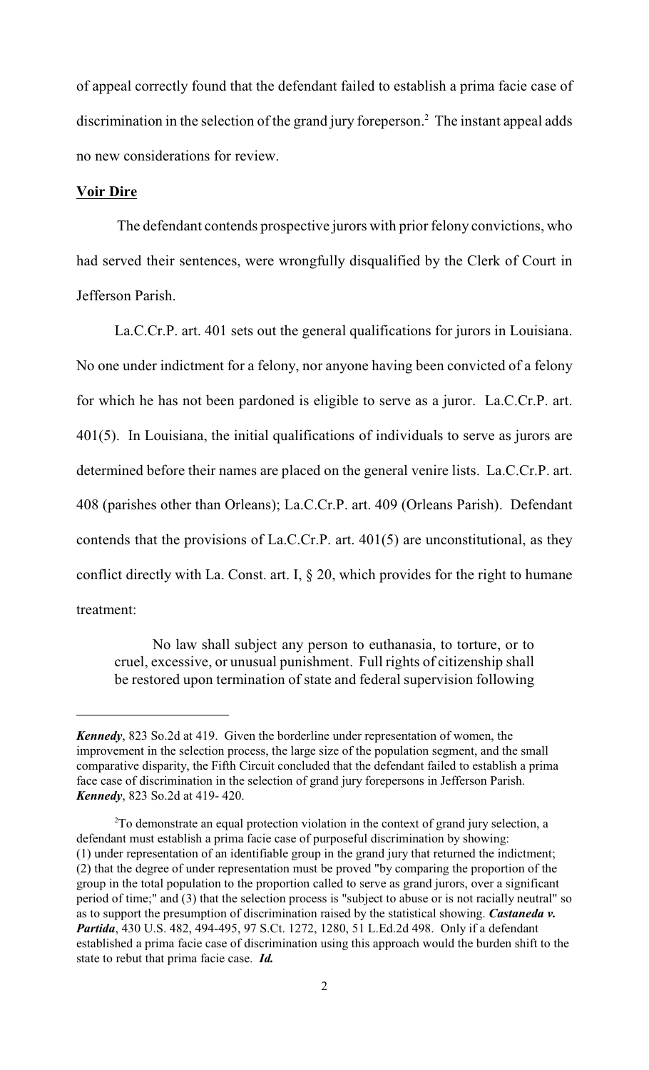of appeal correctly found that the defendant failed to establish a prima facie case of discrimination in the selection of the grand jury foreperson.[2] The instant appeal adds no new considerations for review.

**Voir Dire**

The defendant contends prospective jurors with prior felony convictions, who had served their sentences, were wrongfully disqualified by the Clerk of Court in Jefferson Parish.

La.C.Cr.P. art. 401 sets out the general qualifications for jurors in Louisiana. No one under indictment for a felony, nor anyone having been convicted of a felony for which he has not been pardoned is eligible to serve as a juror. La.C.Cr.P. art. 401(5). In Louisiana, the initial qualifications of individuals to serve as jurors are determined before their names are placed on the general venire lists. La.C.Cr.P. art. 408 (parishes other than Orleans); La.C.Cr.P. art. 409 (Orleans Parish). Defendant contends that the provisions of La.C.Cr.P. art. 401(5) are unconstitutional, as they conflict directly with La. Const. art. I, § 20, which provides for the right to humane treatment:

> No law shall subject any person to euthanasia, to torture, or to cruel, excessive, or unusual punishment. Full rights of citizenship shall be restored upon termination of state and federal supervision following

---

***Kennedy***, 823 So.2d at 419. Given the borderline under representation of women, the improvement in the selection process, the large size of the population segment, and the small comparative disparity, the Fifth Circuit concluded that the defendant failed to establish a prima face case of discrimination in the selection of grand jury forepersons in Jefferson Parish. ***Kennedy***, 823 So.2d at 419- 420.

[2] To demonstrate an equal protection violation in the context of grand jury selection, a defendant must establish a prima facie case of purposeful discrimination by showing: (1) under representation of an identifiable group in the grand jury that returned the indictment; (2) that the degree of under representation must be proved "by comparing the proportion of the group in the total population to the proportion called to serve as grand jurors, over a significant period of time;" and (3) that the selection process is "subject to abuse or is not racially neutral" so as to support the presumption of discrimination raised by the statistical showing. ***Castaneda v. Partida***, 430 U.S. 482, 494-495, 97 S.Ct. 1272, 1280, 51 L.Ed.2d 498. Only if a defendant established a prima facie case of discrimination using this approach would the burden shift to the state to rebut that prima facie case. ***Id.***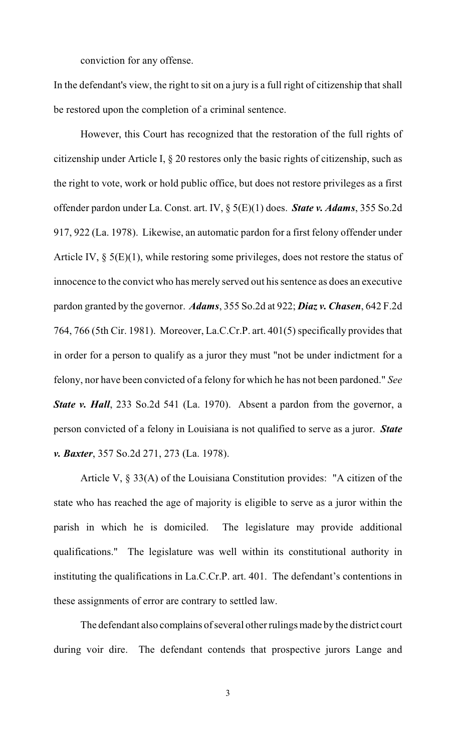conviction for any offense.

In the defendant's view, the right to sit on a jury is a full right of citizenship that shall be restored upon the completion of a criminal sentence.

However, this Court has recognized that the restoration of the full rights of citizenship under Article I, § 20 restores only the basic rights of citizenship, such as the right to vote, work or hold public office, but does not restore privileges as a first offender pardon under La. Const. art. IV, § 5(E)(1) does. ***State v. Adams***, 355 So.2d 917, 922 (La. 1978). Likewise, an automatic pardon for a first felony offender under Article IV, § 5(E)(1), while restoring some privileges, does not restore the status of innocence to the convict who has merely served out his sentence as does an executive pardon granted by the governor. ***Adams***, 355 So.2d at 922; ***Diaz v. Chasen***, 642 F.2d 764, 766 (5th Cir. 1981). Moreover, La.C.Cr.P. art. 401(5) specifically provides that in order for a person to qualify as a juror they must "not be under indictment for a felony, nor have been convicted of a felony for which he has not been pardoned." *See* ***State v. Hall***, 233 So.2d 541 (La. 1970). Absent a pardon from the governor, a person convicted of a felony in Louisiana is not qualified to serve as a juror. ***State v. Baxter***, 357 So.2d 271, 273 (La. 1978).

Article V, § 33(A) of the Louisiana Constitution provides: "A citizen of the state who has reached the age of majority is eligible to serve as a juror within the parish in which he is domiciled. The legislature may provide additional qualifications." The legislature was well within its constitutional authority in instituting the qualifications in La.C.Cr.P. art. 401. The defendant's contentions in these assignments of error are contrary to settled law.

The defendant also complains of several other rulings made by the district court during voir dire. The defendant contends that prospective jurors Lange and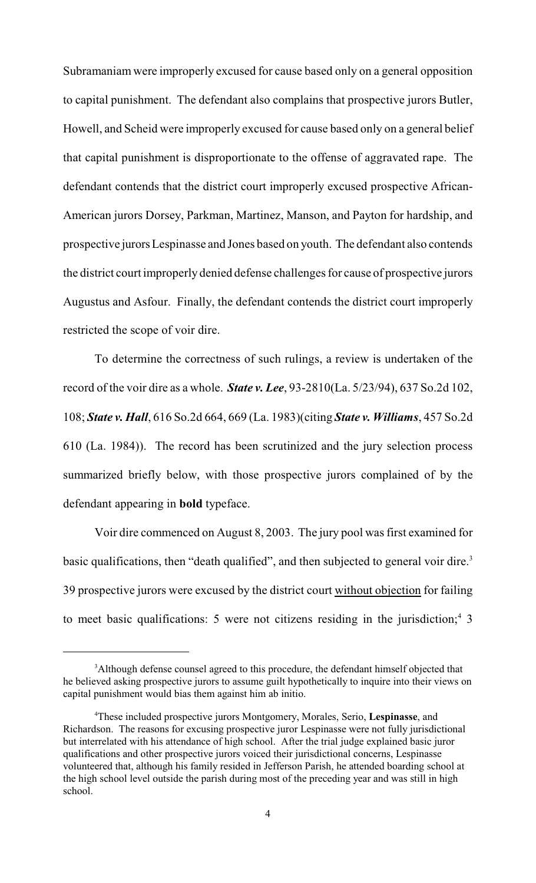Subramaniam were improperly excused for cause based only on a general opposition to capital punishment. The defendant also complains that prospective jurors Butler, Howell, and Scheid were improperly excused for cause based only on a general belief that capital punishment is disproportionate to the offense of aggravated rape. The defendant contends that the district court improperly excused prospective African-American jurors Dorsey, Parkman, Martinez, Manson, and Payton for hardship, and prospective jurors Lespinasse and Jones based on youth. The defendant also contends the district court improperly denied defense challenges for cause of prospective jurors Augustus and Asfour. Finally, the defendant contends the district court improperly restricted the scope of voir dire.

To determine the correctness of such rulings, a review is undertaken of the record of the voir dire as a whole. ***State v. Lee***, 93-2810(La. 5/23/94), 637 So.2d 102, 108; ***State v. Hall***, 616 So.2d 664, 669 (La. 1983)(citing ***State v. Williams***, 457 So.2d 610 (La. 1984)). The record has been scrutinized and the jury selection process summarized briefly below, with those prospective jurors complained of by the defendant appearing in **bold** typeface.

Voir dire commenced on August 8, 2003. The jury pool was first examined for basic qualifications, then "death qualified", and then subjected to general voir dire.[3] 39 prospective jurors were excused by the district court <u>without objection</u> for failing to meet basic qualifications: 5 were not citizens residing in the jurisdiction;[4] 3

[3] Although defense counsel agreed to this procedure, the defendant himself objected that he believed asking prospective jurors to assume guilt hypothetically to inquire into their views on capital punishment would bias them against him ab initio.

[4] These included prospective jurors Montgomery, Morales, Serio, **Lespinasse**, and Richardson. The reasons for excusing prospective juror Lespinasse were not fully jurisdictional but interrelated with his attendance of high school. After the trial judge explained basic juror qualifications and other prospective jurors voiced their jurisdictional concerns, Lespinasse volunteered that, although his family resided in Jefferson Parish, he attended boarding school at the high school level outside the parish during most of the preceding year and was still in high school.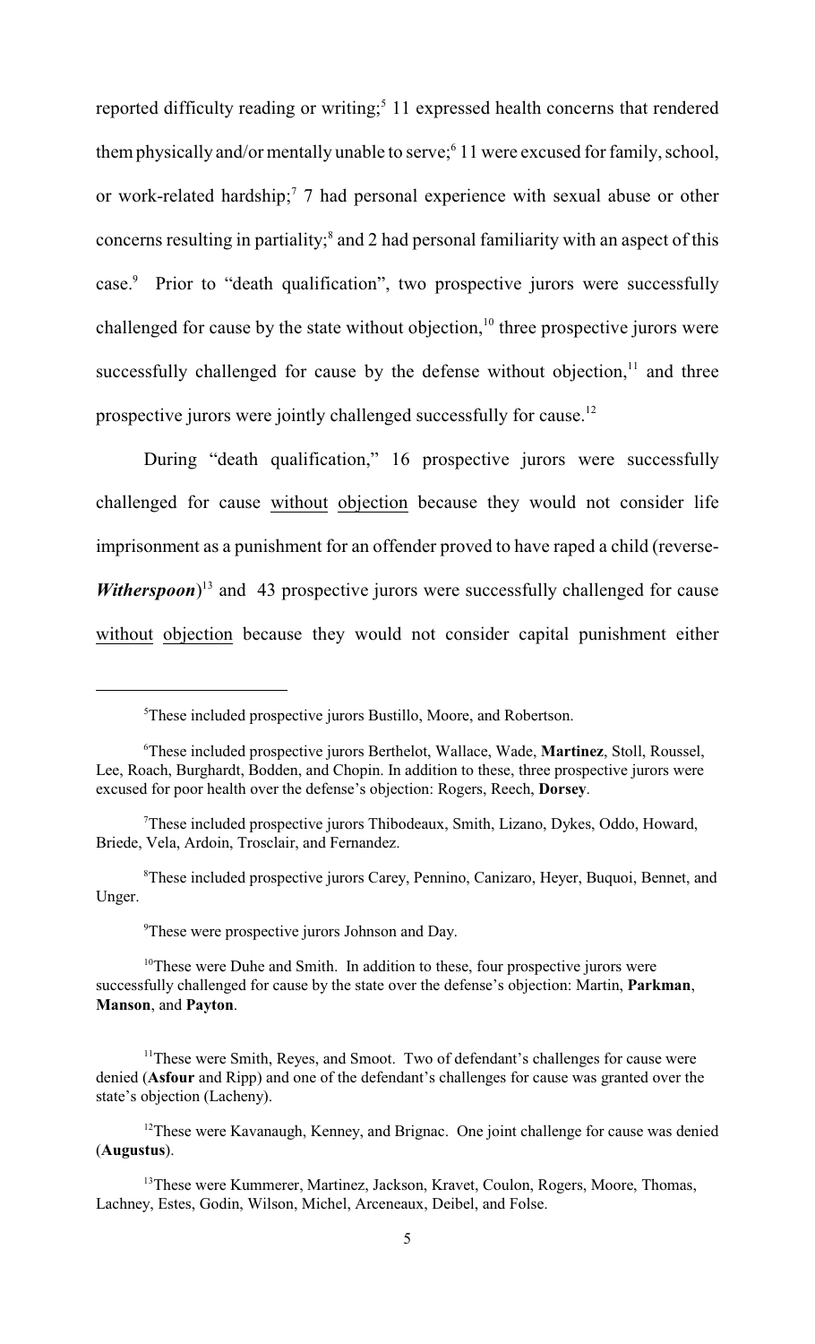reported difficulty reading or writing;[5] 11 expressed health concerns that rendered them physically and/or mentally unable to serve;[6] 11 were excused for family, school, or work-related hardship;[7] 7 had personal experience with sexual abuse or other concerns resulting in partiality;[8] and 2 had personal familiarity with an aspect of this case.[9] Prior to "death qualification", two prospective jurors were successfully challenged for cause by the state without objection,[10] three prospective jurors were successfully challenged for cause by the defense without objection,[11] and three prospective jurors were jointly challenged successfully for cause.[12]

During "death qualification," 16 prospective jurors were successfully challenged for cause <u>without</u> <u>objection</u> because they would not consider life imprisonment as a punishment for an offender proved to have raped a child (reverse-***Witherspoon***)[13] and 43 prospective jurors were successfully challenged for cause <u>without</u> <u>objection</u> because they would not consider capital punishment either

---

[5] These included prospective jurors Bustillo, Moore, and Robertson.

[6] These included prospective jurors Berthelot, Wallace, Wade, **Martinez**, Stoll, Roussel, Lee, Roach, Burghardt, Bodden, and Chopin. In addition to these, three prospective jurors were excused for poor health over the defense's objection: Rogers, Reech, **Dorsey**.

[7] These included prospective jurors Thibodeaux, Smith, Lizano, Dykes, Oddo, Howard, Briede, Vela, Ardoin, Trosclair, and Fernandez.

[8] These included prospective jurors Carey, Pennino, Canizaro, Heyer, Buquoi, Bennet, and Unger.

[9] These were prospective jurors Johnson and Day.

[10] These were Duhe and Smith. In addition to these, four prospective jurors were successfully challenged for cause by the state over the defense's objection: Martin, **Parkman**, **Manson**, and **Payton**.

[11] These were Smith, Reyes, and Smoot. Two of defendant's challenges for cause were denied (**Asfour** and Ripp) and one of the defendant's challenges for cause was granted over the state's objection (Lacheny).

[12] These were Kavanaugh, Kenney, and Brignac. One joint challenge for cause was denied (**Augustus**).

[13] These were Kummerer, Martinez, Jackson, Kravet, Coulon, Rogers, Moore, Thomas, Lachney, Estes, Godin, Wilson, Michel, Arceneaux, Deibel, and Folse.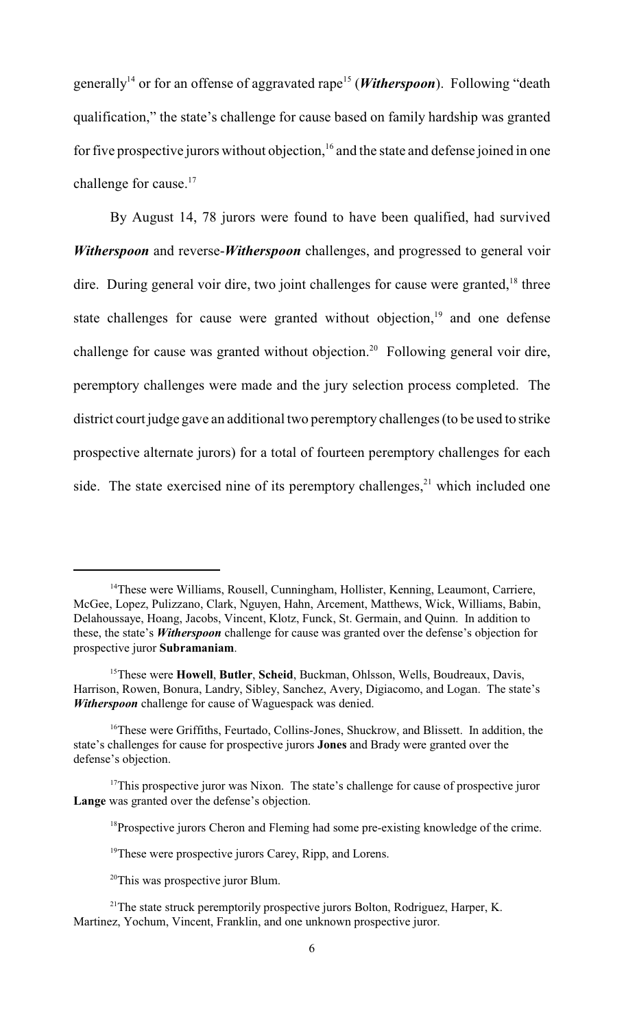generally[14] or for an offense of aggravated rape[15] (***Witherspoon***). Following "death qualification," the state's challenge for cause based on family hardship was granted for five prospective jurors without objection,[16] and the state and defense joined in one challenge for cause.[17]

By August 14, 78 jurors were found to have been qualified, had survived ***Witherspoon*** and reverse-***Witherspoon*** challenges, and progressed to general voir dire. During general voir dire, two joint challenges for cause were granted,[18] three state challenges for cause were granted without objection,[19] and one defense challenge for cause was granted without objection.[20] Following general voir dire, peremptory challenges were made and the jury selection process completed. The district court judge gave an additional two peremptory challenges (to be used to strike prospective alternate jurors) for a total of fourteen peremptory challenges for each side. The state exercised nine of its peremptory challenges,[21] which included one

---

[14] These were Williams, Rousell, Cunningham, Hollister, Kenning, Leaumont, Carriere, McGee, Lopez, Pulizzano, Clark, Nguyen, Hahn, Arcement, Matthews, Wick, Williams, Babin, Delahoussaye, Hoang, Jacobs, Vincent, Klotz, Funck, St. Germain, and Quinn. In addition to these, the state's ***Witherspoon*** challenge for cause was granted over the defense's objection for prospective juror **Subramaniam**.

[15] These were **Howell**, **Butler**, **Scheid**, Buckman, Ohlsson, Wells, Boudreaux, Davis, Harrison, Rowen, Bonura, Landry, Sibley, Sanchez, Avery, Digiacomo, and Logan. The state's ***Witherspoon*** challenge for cause of Waguespack was denied.

[16] These were Griffiths, Feurtado, Collins-Jones, Shuckrow, and Blissett. In addition, the state's challenges for cause for prospective jurors **Jones** and Brady were granted over the defense's objection.

[17] This prospective juror was Nixon. The state's challenge for cause of prospective juror **Lange** was granted over the defense's objection.

[18] Prospective jurors Cheron and Fleming had some pre-existing knowledge of the crime.

[19] These were prospective jurors Carey, Ripp, and Lorens.

[20] This was prospective juror Blum.

[21] The state struck peremptorily prospective jurors Bolton, Rodriguez, Harper, K. Martinez, Yochum, Vincent, Franklin, and one unknown prospective juror.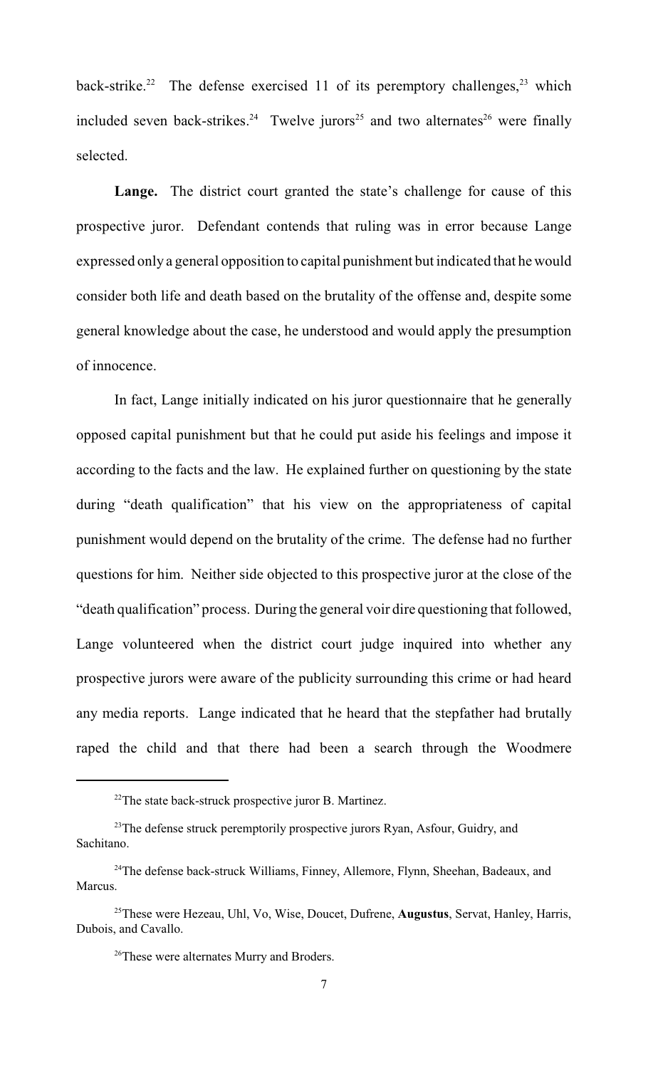back-strike.[22] The defense exercised 11 of its peremptory challenges,[23] which included seven back-strikes.[24] Twelve jurors[25] and two alternates[26] were finally selected.

**Lange.** The district court granted the state's challenge for cause of this prospective juror. Defendant contends that ruling was in error because Lange expressed only a general opposition to capital punishment but indicated that he would consider both life and death based on the brutality of the offense and, despite some general knowledge about the case, he understood and would apply the presumption of innocence.

In fact, Lange initially indicated on his juror questionnaire that he generally opposed capital punishment but that he could put aside his feelings and impose it according to the facts and the law. He explained further on questioning by the state during "death qualification" that his view on the appropriateness of capital punishment would depend on the brutality of the crime. The defense had no further questions for him. Neither side objected to this prospective juror at the close of the "death qualification" process. During the general voir dire questioning that followed, Lange volunteered when the district court judge inquired into whether any prospective jurors were aware of the publicity surrounding this crime or had heard any media reports. Lange indicated that he heard that the stepfather had brutally raped the child and that there had been a search through the Woodmere

---

[22] The state back-struck prospective juror B. Martinez.

[23] The defense struck peremptorily prospective jurors Ryan, Asfour, Guidry, and Sachitano.

[24] The defense back-struck Williams, Finney, Allemore, Flynn, Sheehan, Badeaux, and Marcus.

[25] These were Hezeau, Uhl, Vo, Wise, Doucet, Dufrene, **Augustus**, Servat, Hanley, Harris, Dubois, and Cavallo.

[26] These were alternates Murry and Broders.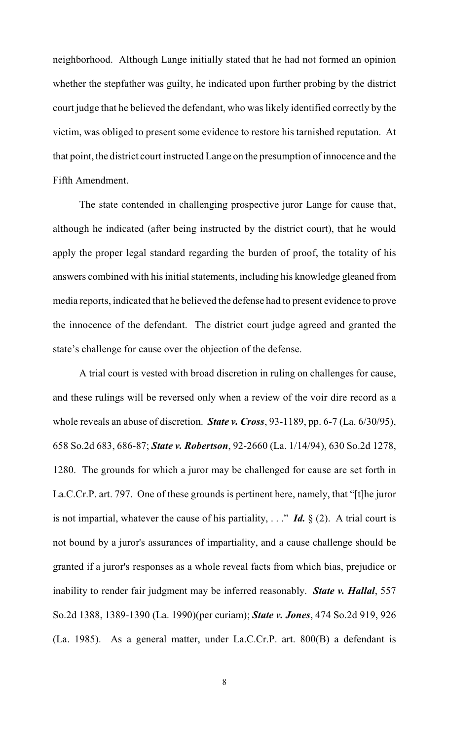neighborhood. Although Lange initially stated that he had not formed an opinion whether the stepfather was guilty, he indicated upon further probing by the district court judge that he believed the defendant, who was likely identified correctly by the victim, was obliged to present some evidence to restore his tarnished reputation. At that point, the district court instructed Lange on the presumption of innocence and the Fifth Amendment.

The state contended in challenging prospective juror Lange for cause that, although he indicated (after being instructed by the district court), that he would apply the proper legal standard regarding the burden of proof, the totality of his answers combined with his initial statements, including his knowledge gleaned from media reports, indicated that he believed the defense had to present evidence to prove the innocence of the defendant. The district court judge agreed and granted the state's challenge for cause over the objection of the defense.

A trial court is vested with broad discretion in ruling on challenges for cause, and these rulings will be reversed only when a review of the voir dire record as a whole reveals an abuse of discretion. ***State v. Cross***, 93-1189, pp. 6-7 (La. 6/30/95), 658 So.2d 683, 686-87; ***State v. Robertson***, 92-2660 (La. 1/14/94), 630 So.2d 1278, 1280. The grounds for which a juror may be challenged for cause are set forth in La.C.Cr.P. art. 797. One of these grounds is pertinent here, namely, that "[t]he juror is not impartial, whatever the cause of his partiality, . . ." ***Id.*** § (2). A trial court is not bound by a juror's assurances of impartiality, and a cause challenge should be granted if a juror's responses as a whole reveal facts from which bias, prejudice or inability to render fair judgment may be inferred reasonably. ***State v. Hallal***, 557 So.2d 1388, 1389-1390 (La. 1990)(per curiam); ***State v. Jones***, 474 So.2d 919, 926 (La. 1985). As a general matter, under La.C.Cr.P. art. 800(B) a defendant is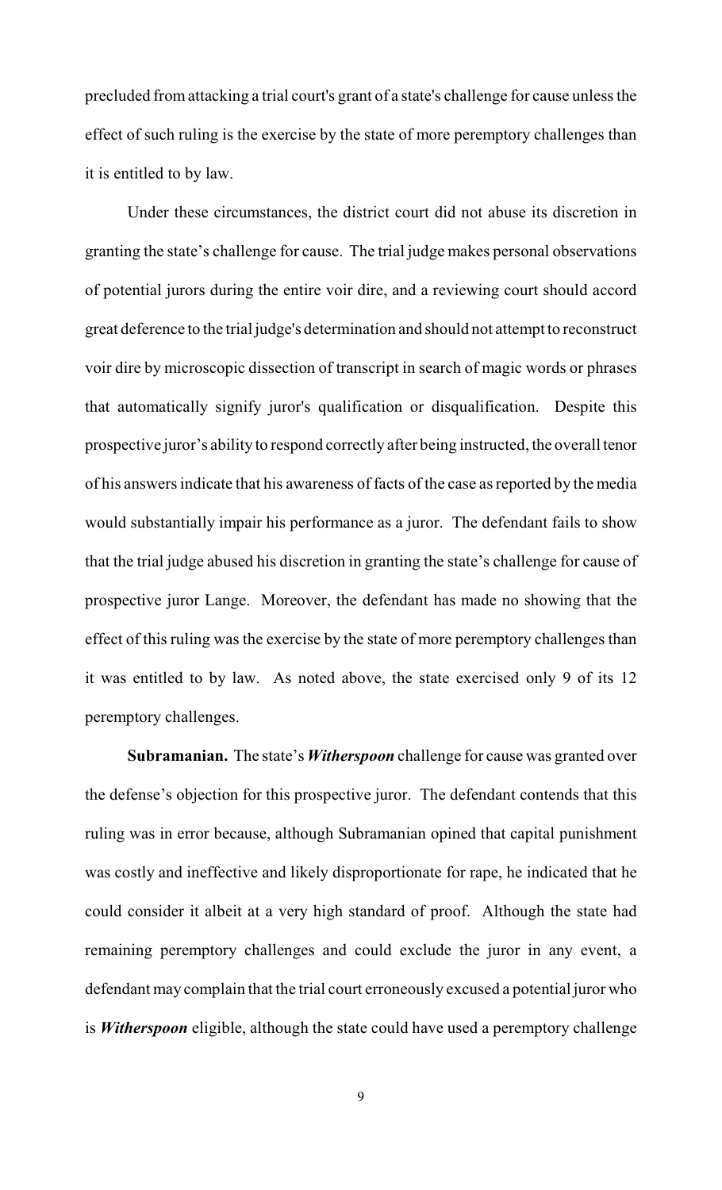precluded from attacking a trial court's grant of a state's challenge for cause unless the effect of such ruling is the exercise by the state of more peremptory challenges than it is entitled to by law.

Under these circumstances, the district court did not abuse its discretion in granting the state's challenge for cause. The trial judge makes personal observations of potential jurors during the entire voir dire, and a reviewing court should accord great deference to the trial judge's determination and should not attempt to reconstruct voir dire by microscopic dissection of transcript in search of magic words or phrases that automatically signify juror's qualification or disqualification. Despite this prospective juror's ability to respond correctly after being instructed, the overall tenor of his answers indicate that his awareness of facts of the case as reported by the media would substantially impair his performance as a juror. The defendant fails to show that the trial judge abused his discretion in granting the state's challenge for cause of prospective juror Lange. Moreover, the defendant has made no showing that the effect of this ruling was the exercise by the state of more peremptory challenges than it was entitled to by law. As noted above, the state exercised only 9 of its 12 peremptory challenges.

**Subramanian.** The state's ***Witherspoon*** challenge for cause was granted over the defense's objection for this prospective juror. The defendant contends that this ruling was in error because, although Subramanian opined that capital punishment was costly and ineffective and likely disproportionate for rape, he indicated that he could consider it albeit at a very high standard of proof. Although the state had remaining peremptory challenges and could exclude the juror in any event, a defendant may complain that the trial court erroneously excused a potential juror who is ***Witherspoon*** eligible, although the state could have used a peremptory challenge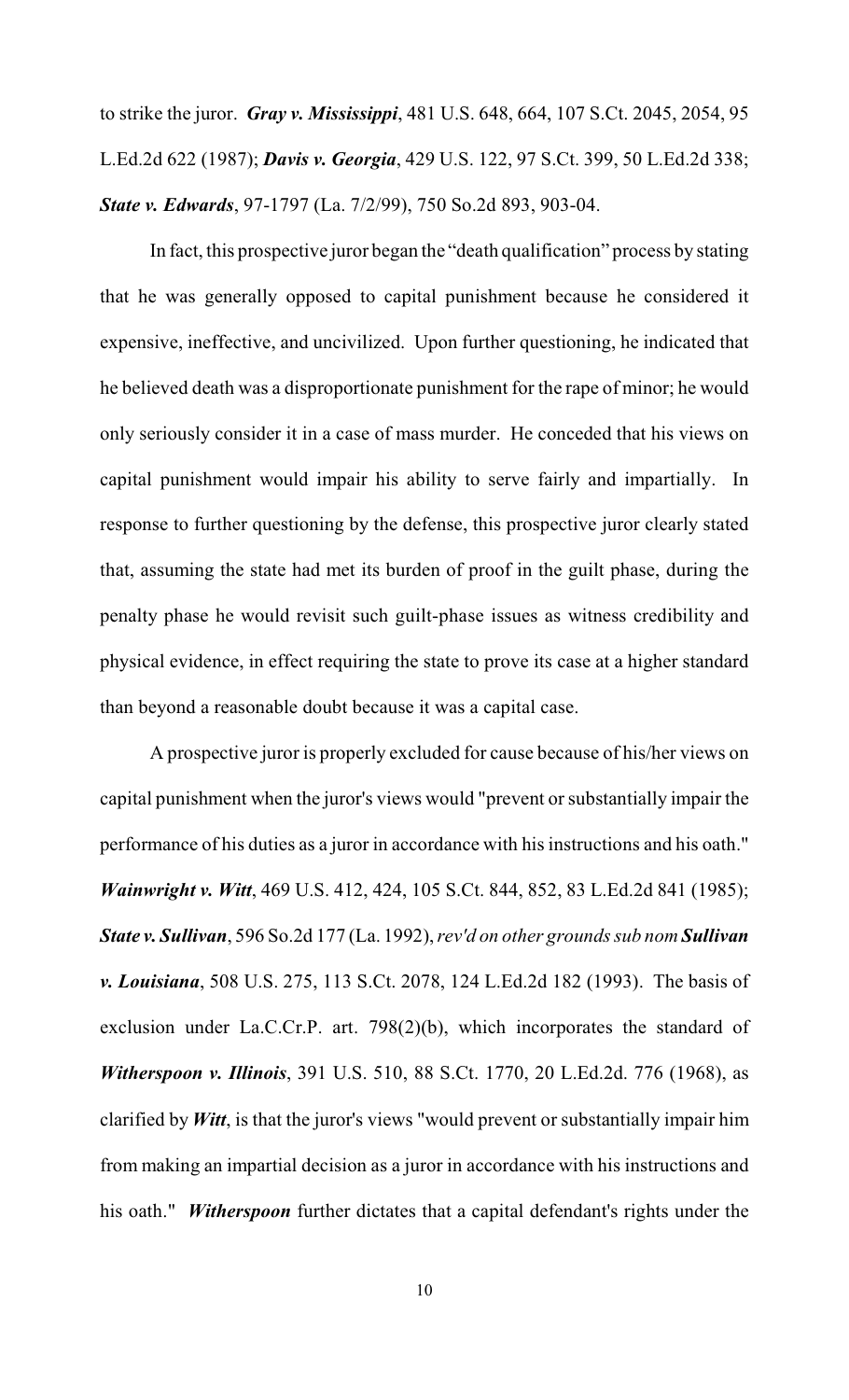to strike the juror. ***Gray v. Mississippi***, 481 U.S. 648, 664, 107 S.Ct. 2045, 2054, 95 L.Ed.2d 622 (1987); ***Davis v. Georgia***, 429 U.S. 122, 97 S.Ct. 399, 50 L.Ed.2d 338; ***State v. Edwards***, 97-1797 (La. 7/2/99), 750 So.2d 893, 903-04.

In fact, this prospective juror began the "death qualification" process by stating that he was generally opposed to capital punishment because he considered it expensive, ineffective, and uncivilized. Upon further questioning, he indicated that he believed death was a disproportionate punishment for the rape of minor; he would only seriously consider it in a case of mass murder. He conceded that his views on capital punishment would impair his ability to serve fairly and impartially. In response to further questioning by the defense, this prospective juror clearly stated that, assuming the state had met its burden of proof in the guilt phase, during the penalty phase he would revisit such guilt-phase issues as witness credibility and physical evidence, in effect requiring the state to prove its case at a higher standard than beyond a reasonable doubt because it was a capital case.

A prospective juror is properly excluded for cause because of his/her views on capital punishment when the juror's views would "prevent or substantially impair the performance of his duties as a juror in accordance with his instructions and his oath." ***Wainwright v. Witt***, 469 U.S. 412, 424, 105 S.Ct. 844, 852, 83 L.Ed.2d 841 (1985); ***State v. Sullivan***, 596 So.2d 177 (La. 1992), *rev'd on other grounds sub nom* ***Sullivan v. Louisiana***, 508 U.S. 275, 113 S.Ct. 2078, 124 L.Ed.2d 182 (1993). The basis of exclusion under La.C.Cr.P. art. 798(2)(b), which incorporates the standard of ***Witherspoon v. Illinois***, 391 U.S. 510, 88 S.Ct. 1770, 20 L.Ed.2d. 776 (1968), as clarified by ***Witt***, is that the juror's views "would prevent or substantially impair him from making an impartial decision as a juror in accordance with his instructions and his oath." ***Witherspoon*** further dictates that a capital defendant's rights under the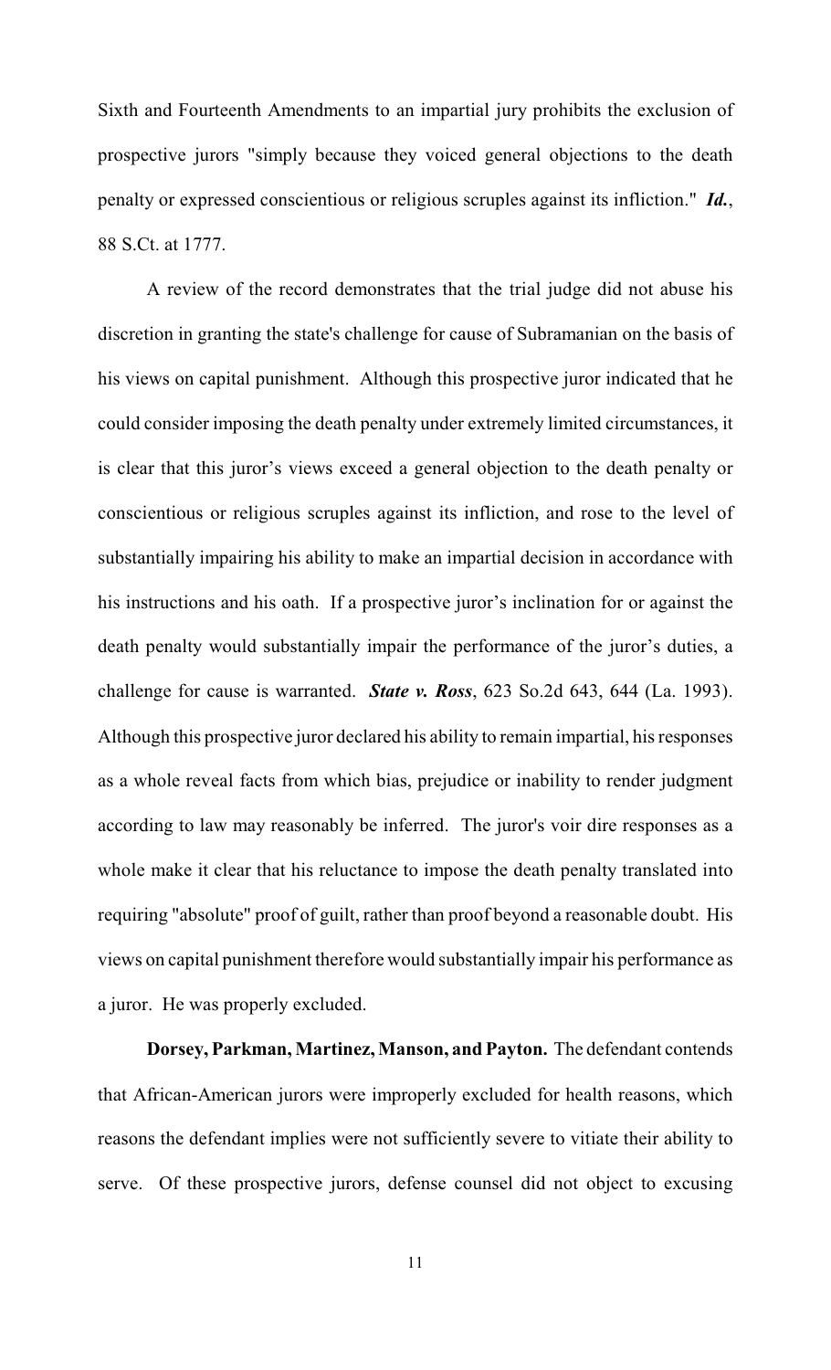Sixth and Fourteenth Amendments to an impartial jury prohibits the exclusion of prospective jurors "simply because they voiced general objections to the death penalty or expressed conscientious or religious scruples against its infliction." ***Id.***, 88 S.Ct. at 1777.

A review of the record demonstrates that the trial judge did not abuse his discretion in granting the state's challenge for cause of Subramanian on the basis of his views on capital punishment. Although this prospective juror indicated that he could consider imposing the death penalty under extremely limited circumstances, it is clear that this juror's views exceed a general objection to the death penalty or conscientious or religious scruples against its infliction, and rose to the level of substantially impairing his ability to make an impartial decision in accordance with his instructions and his oath. If a prospective juror's inclination for or against the death penalty would substantially impair the performance of the juror's duties, a challenge for cause is warranted. ***State v. Ross***, 623 So.2d 643, 644 (La. 1993). Although this prospective juror declared his ability to remain impartial, his responses as a whole reveal facts from which bias, prejudice or inability to render judgment according to law may reasonably be inferred. The juror's voir dire responses as a whole make it clear that his reluctance to impose the death penalty translated into requiring "absolute" proof of guilt, rather than proof beyond a reasonable doubt. His views on capital punishment therefore would substantially impair his performance as a juror. He was properly excluded.

**Dorsey, Parkman, Martinez, Manson, and Payton.** The defendant contends that African-American jurors were improperly excluded for health reasons, which reasons the defendant implies were not sufficiently severe to vitiate their ability to serve. Of these prospective jurors, defense counsel did not object to excusing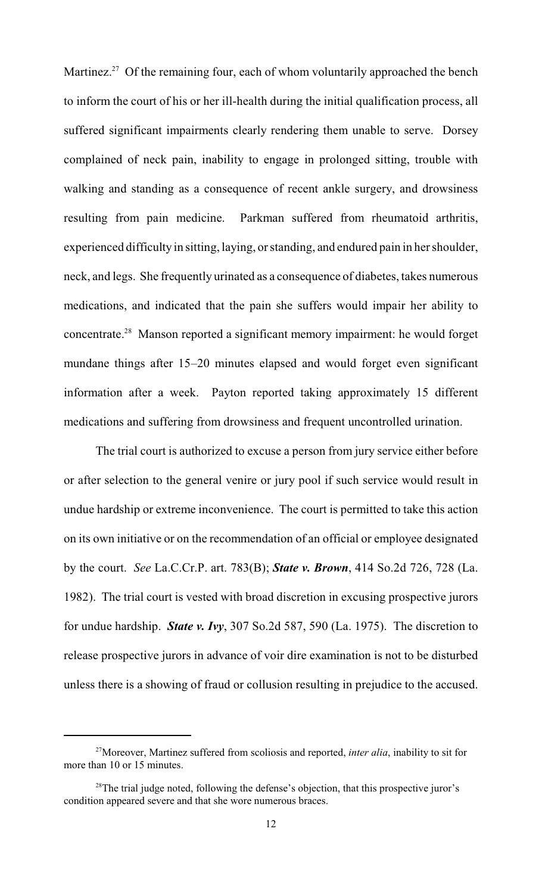Martinez.[27] Of the remaining four, each of whom voluntarily approached the bench to inform the court of his or her ill-health during the initial qualification process, all suffered significant impairments clearly rendering them unable to serve. Dorsey complained of neck pain, inability to engage in prolonged sitting, trouble with walking and standing as a consequence of recent ankle surgery, and drowsiness resulting from pain medicine. Parkman suffered from rheumatoid arthritis, experienced difficulty in sitting, laying, or standing, and endured pain in her shoulder, neck, and legs. She frequently urinated as a consequence of diabetes, takes numerous medications, and indicated that the pain she suffers would impair her ability to concentrate.[28] Manson reported a significant memory impairment: he would forget mundane things after 15–20 minutes elapsed and would forget even significant information after a week. Payton reported taking approximately 15 different medications and suffering from drowsiness and frequent uncontrolled urination.

The trial court is authorized to excuse a person from jury service either before or after selection to the general venire or jury pool if such service would result in undue hardship or extreme inconvenience. The court is permitted to take this action on its own initiative or on the recommendation of an official or employee designated by the court. *See* La.C.Cr.P. art. 783(B); ***State v. Brown***, 414 So.2d 726, 728 (La. 1982). The trial court is vested with broad discretion in excusing prospective jurors for undue hardship. ***State v. Ivy***, 307 So.2d 587, 590 (La. 1975). The discretion to release prospective jurors in advance of voir dire examination is not to be disturbed unless there is a showing of fraud or collusion resulting in prejudice to the accused.

---

[27] Moreover, Martinez suffered from scoliosis and reported, *inter alia*, inability to sit for more than 10 or 15 minutes.

[28] The trial judge noted, following the defense's objection, that this prospective juror's condition appeared severe and that she wore numerous braces.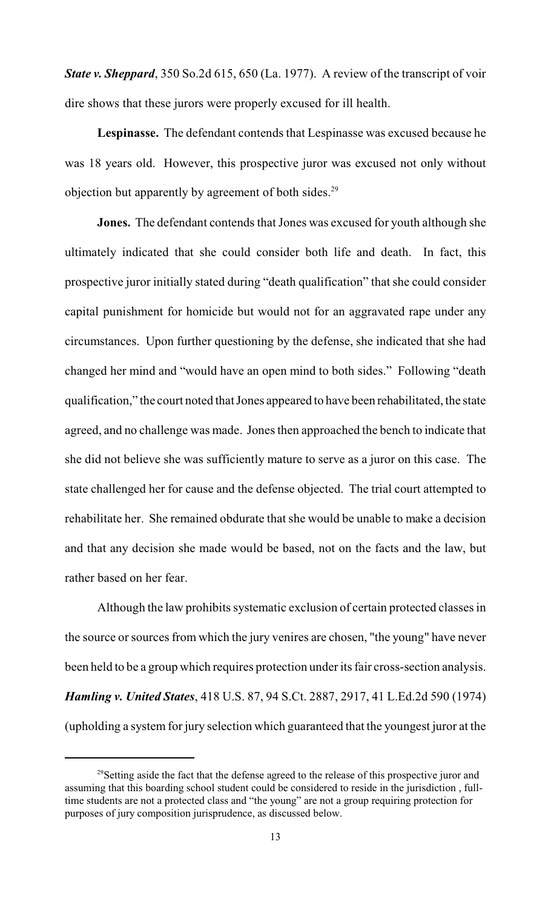***State v. Sheppard***, 350 So.2d 615, 650 (La. 1977). A review of the transcript of voir dire shows that these jurors were properly excused for ill health.

**Lespinasse.** The defendant contends that Lespinasse was excused because he was 18 years old. However, this prospective juror was excused not only without objection but apparently by agreement of both sides.[29]

**Jones.** The defendant contends that Jones was excused for youth although she ultimately indicated that she could consider both life and death. In fact, this prospective juror initially stated during "death qualification" that she could consider capital punishment for homicide but would not for an aggravated rape under any circumstances. Upon further questioning by the defense, she indicated that she had changed her mind and "would have an open mind to both sides." Following "death qualification," the court noted that Jones appeared to have been rehabilitated, the state agreed, and no challenge was made. Jones then approached the bench to indicate that she did not believe she was sufficiently mature to serve as a juror on this case. The state challenged her for cause and the defense objected. The trial court attempted to rehabilitate her. She remained obdurate that she would be unable to make a decision and that any decision she made would be based, not on the facts and the law, but rather based on her fear.

Although the law prohibits systematic exclusion of certain protected classes in the source or sources from which the jury venires are chosen, "the young" have never been held to be a group which requires protection under its fair cross-section analysis. ***Hamling v. United States***, 418 U.S. 87, 94 S.Ct. 2887, 2917, 41 L.Ed.2d 590 (1974) (upholding a system for jury selection which guaranteed that the youngest juror at the

---

[29] Setting aside the fact that the defense agreed to the release of this prospective juror and assuming that this boarding school student could be considered to reside in the jurisdiction , full-time students are not a protected class and "the young" are not a group requiring protection for purposes of jury composition jurisprudence, as discussed below.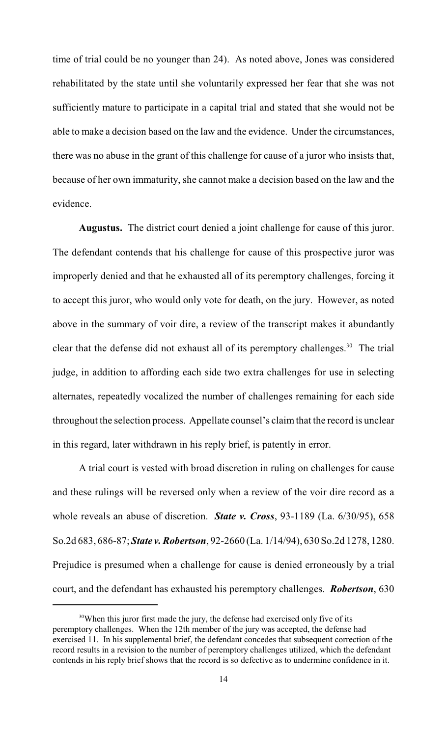time of trial could be no younger than 24). As noted above, Jones was considered rehabilitated by the state until she voluntarily expressed her fear that she was not sufficiently mature to participate in a capital trial and stated that she would not be able to make a decision based on the law and the evidence. Under the circumstances, there was no abuse in the grant of this challenge for cause of a juror who insists that, because of her own immaturity, she cannot make a decision based on the law and the evidence.

**Augustus.** The district court denied a joint challenge for cause of this juror. The defendant contends that his challenge for cause of this prospective juror was improperly denied and that he exhausted all of its peremptory challenges, forcing it to accept this juror, who would only vote for death, on the jury. However, as noted above in the summary of voir dire, a review of the transcript makes it abundantly clear that the defense did not exhaust all of its peremptory challenges.[30] The trial judge, in addition to affording each side two extra challenges for use in selecting alternates, repeatedly vocalized the number of challenges remaining for each side throughout the selection process. Appellate counsel's claim that the record is unclear in this regard, later withdrawn in his reply brief, is patently in error.

A trial court is vested with broad discretion in ruling on challenges for cause and these rulings will be reversed only when a review of the voir dire record as a whole reveals an abuse of discretion. ***State v. Cross***, 93-1189 (La. 6/30/95), 658 So.2d 683, 686-87; ***State v. Robertson***, 92-2660 (La. 1/14/94), 630 So.2d 1278, 1280. Prejudice is presumed when a challenge for cause is denied erroneously by a trial court, and the defendant has exhausted his peremptory challenges. ***Robertson***, 630

---

[30] When this juror first made the jury, the defense had exercised only five of its peremptory challenges. When the 12th member of the jury was accepted, the defense had exercised 11. In his supplemental brief, the defendant concedes that subsequent correction of the record results in a revision to the number of peremptory challenges utilized, which the defendant contends in his reply brief shows that the record is so defective as to undermine confidence in it.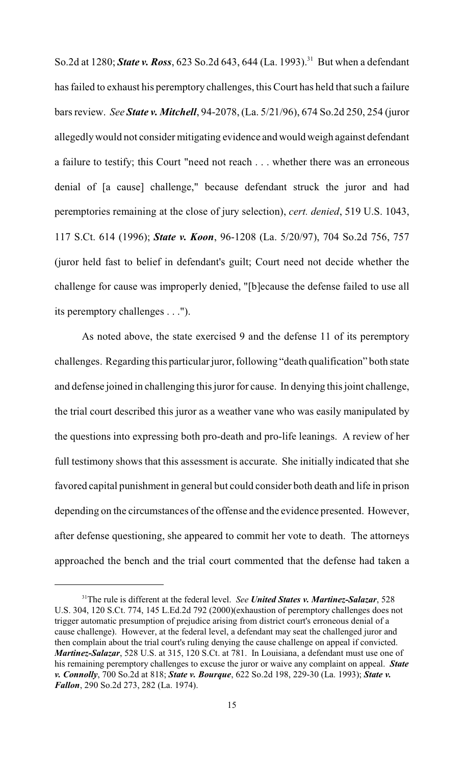So.2d at 1280; ***State v. Ross***, 623 So.2d 643, 644 (La. 1993).[31] But when a defendant has failed to exhaust his peremptory challenges, this Court has held that such a failure bars review. *See* ***State v. Mitchell***, 94-2078, (La. 5/21/96), 674 So.2d 250, 254 (juror allegedly would not consider mitigating evidence and would weigh against defendant a failure to testify; this Court "need not reach . . . whether there was an erroneous denial of [a cause] challenge," because defendant struck the juror and had peremptories remaining at the close of jury selection), *cert. denied*, 519 U.S. 1043, 117 S.Ct. 614 (1996); ***State v. Koon***, 96-1208 (La. 5/20/97), 704 So.2d 756, 757 (juror held fast to belief in defendant's guilt; Court need not decide whether the challenge for cause was improperly denied, "[b]ecause the defense failed to use all its peremptory challenges . . .").

As noted above, the state exercised 9 and the defense 11 of its peremptory challenges. Regarding this particular juror, following "death qualification" both state and defense joined in challenging this juror for cause. In denying this joint challenge, the trial court described this juror as a weather vane who was easily manipulated by the questions into expressing both pro-death and pro-life leanings. A review of her full testimony shows that this assessment is accurate. She initially indicated that she favored capital punishment in general but could consider both death and life in prison depending on the circumstances of the offense and the evidence presented. However, after defense questioning, she appeared to commit her vote to death. The attorneys approached the bench and the trial court commented that the defense had taken a

---

[31] The rule is different at the federal level. *See* ***United States v. Martinez-Salazar***, 528 U.S. 304, 120 S.Ct. 774, 145 L.Ed.2d 792 (2000)(exhaustion of peremptory challenges does not trigger automatic presumption of prejudice arising from district court's erroneous denial of a cause challenge). However, at the federal level, a defendant may seat the challenged juror and then complain about the trial court's ruling denying the cause challenge on appeal if convicted. ***Martinez-Salazar***, 528 U.S. at 315, 120 S.Ct. at 781. In Louisiana, a defendant must use one of his remaining peremptory challenges to excuse the juror or waive any complaint on appeal. ***State v. Connolly***, 700 So.2d at 818; ***State v. Bourque***, 622 So.2d 198, 229-30 (La. 1993); ***State v. Fallon***, 290 So.2d 273, 282 (La. 1974).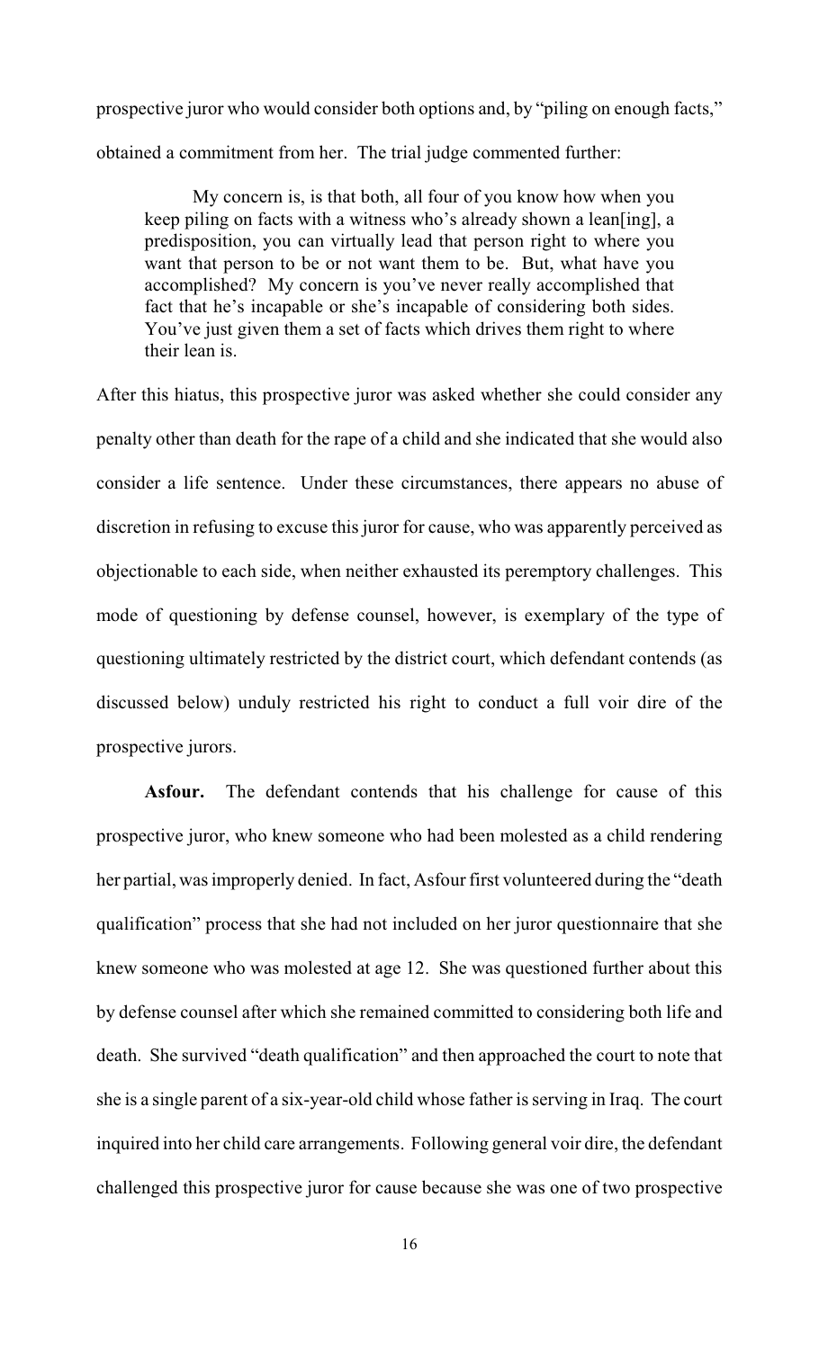prospective juror who would consider both options and, by "piling on enough facts," obtained a commitment from her. The trial judge commented further:

> My concern is, is that both, all four of you know how when you keep piling on facts with a witness who's already shown a lean[ing], a predisposition, you can virtually lead that person right to where you want that person to be or not want them to be. But, what have you accomplished? My concern is you've never really accomplished that fact that he's incapable or she's incapable of considering both sides. You've just given them a set of facts which drives them right to where their lean is.

After this hiatus, this prospective juror was asked whether she could consider any penalty other than death for the rape of a child and she indicated that she would also consider a life sentence. Under these circumstances, there appears no abuse of discretion in refusing to excuse this juror for cause, who was apparently perceived as objectionable to each side, when neither exhausted its peremptory challenges. This mode of questioning by defense counsel, however, is exemplary of the type of questioning ultimately restricted by the district court, which defendant contends (as discussed below) unduly restricted his right to conduct a full voir dire of the prospective jurors.

**Asfour.** The defendant contends that his challenge for cause of this prospective juror, who knew someone who had been molested as a child rendering her partial, was improperly denied. In fact, Asfour first volunteered during the "death qualification" process that she had not included on her juror questionnaire that she knew someone who was molested at age 12. She was questioned further about this by defense counsel after which she remained committed to considering both life and death. She survived "death qualification" and then approached the court to note that she is a single parent of a six-year-old child whose father is serving in Iraq. The court inquired into her child care arrangements. Following general voir dire, the defendant challenged this prospective juror for cause because she was one of two prospective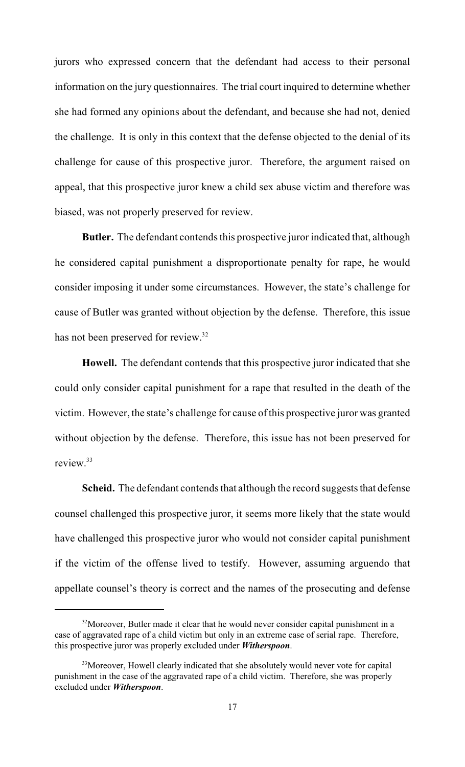jurors who expressed concern that the defendant had access to their personal information on the jury questionnaires. The trial court inquired to determine whether she had formed any opinions about the defendant, and because she had not, denied the challenge. It is only in this context that the defense objected to the denial of its challenge for cause of this prospective juror. Therefore, the argument raised on appeal, that this prospective juror knew a child sex abuse victim and therefore was biased, was not properly preserved for review.

**Butler.** The defendant contends this prospective juror indicated that, although he considered capital punishment a disproportionate penalty for rape, he would consider imposing it under some circumstances. However, the state's challenge for cause of Butler was granted without objection by the defense. Therefore, this issue has not been preserved for review.[32]

**Howell.** The defendant contends that this prospective juror indicated that she could only consider capital punishment for a rape that resulted in the death of the victim. However, the state's challenge for cause of this prospective juror was granted without objection by the defense. Therefore, this issue has not been preserved for review.[33]

**Scheid.** The defendant contends that although the record suggests that defense counsel challenged this prospective juror, it seems more likely that the state would have challenged this prospective juror who would not consider capital punishment if the victim of the offense lived to testify. However, assuming arguendo that appellate counsel's theory is correct and the names of the prosecuting and defense

---

[32] Moreover, Butler made it clear that he would never consider capital punishment in a case of aggravated rape of a child victim but only in an extreme case of serial rape. Therefore, this prospective juror was properly excluded under ***Witherspoon***.

[33] Moreover, Howell clearly indicated that she absolutely would never vote for capital punishment in the case of the aggravated rape of a child victim. Therefore, she was properly excluded under ***Witherspoon***.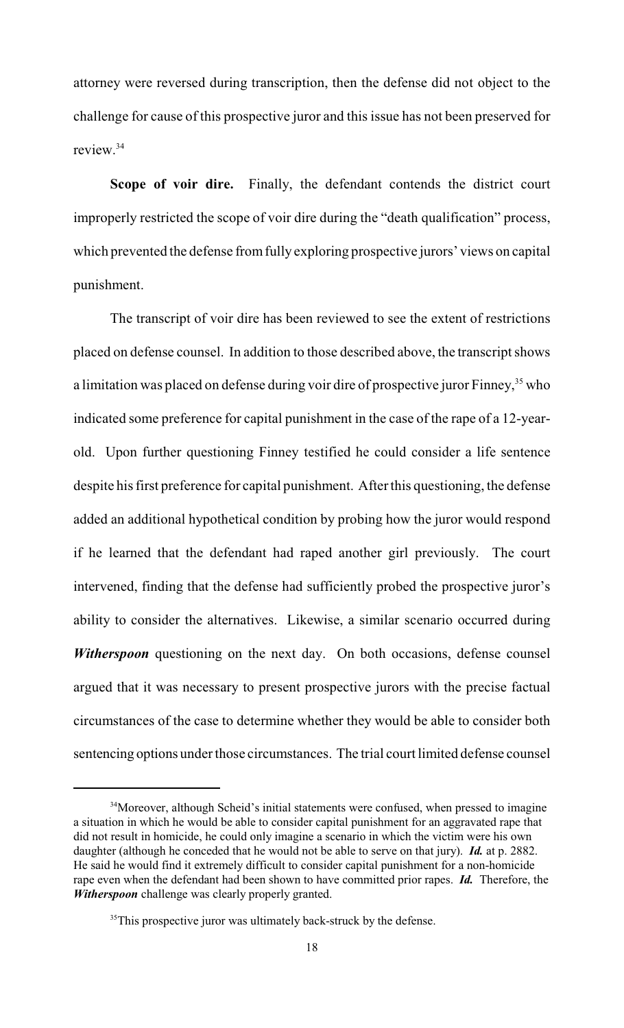attorney were reversed during transcription, then the defense did not object to the challenge for cause of this prospective juror and this issue has not been preserved for review.[34]

**Scope of voir dire.** Finally, the defendant contends the district court improperly restricted the scope of voir dire during the "death qualification" process, which prevented the defense from fully exploring prospective jurors' views on capital punishment.

The transcript of voir dire has been reviewed to see the extent of restrictions placed on defense counsel. In addition to those described above, the transcript shows a limitation was placed on defense during voir dire of prospective juror Finney,[35] who indicated some preference for capital punishment in the case of the rape of a 12-year-old. Upon further questioning Finney testified he could consider a life sentence despite his first preference for capital punishment. After this questioning, the defense added an additional hypothetical condition by probing how the juror would respond if he learned that the defendant had raped another girl previously. The court intervened, finding that the defense had sufficiently probed the prospective juror's ability to consider the alternatives. Likewise, a similar scenario occurred during ***Witherspoon*** questioning on the next day. On both occasions, defense counsel argued that it was necessary to present prospective jurors with the precise factual circumstances of the case to determine whether they would be able to consider both sentencing options under those circumstances. The trial court limited defense counsel

---

[34] Moreover, although Scheid's initial statements were confused, when pressed to imagine a situation in which he would be able to consider capital punishment for an aggravated rape that did not result in homicide, he could only imagine a scenario in which the victim were his own daughter (although he conceded that he would not be able to serve on that jury). ***Id.*** at p. 2882. He said he would find it extremely difficult to consider capital punishment for a non-homicide rape even when the defendant had been shown to have committed prior rapes. ***Id.*** Therefore, the ***Witherspoon*** challenge was clearly properly granted.

[35] This prospective juror was ultimately back-struck by the defense.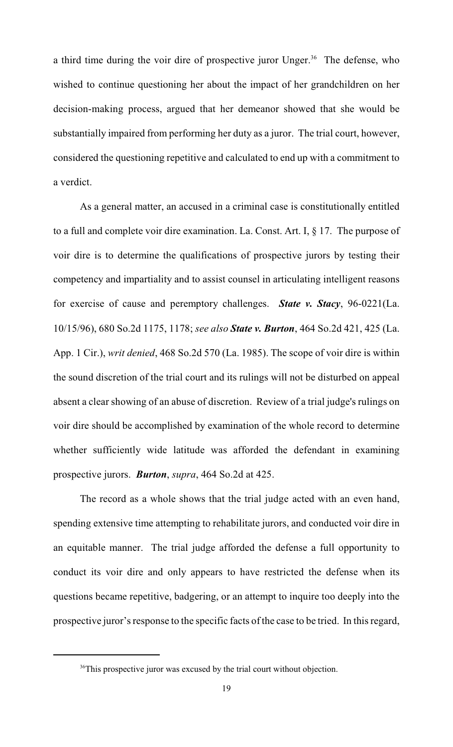a third time during the voir dire of prospective juror Unger.[36] The defense, who wished to continue questioning her about the impact of her grandchildren on her decision-making process, argued that her demeanor showed that she would be substantially impaired from performing her duty as a juror. The trial court, however, considered the questioning repetitive and calculated to end up with a commitment to a verdict.

As a general matter, an accused in a criminal case is constitutionally entitled to a full and complete voir dire examination. La. Const. Art. I, § 17. The purpose of voir dire is to determine the qualifications of prospective jurors by testing their competency and impartiality and to assist counsel in articulating intelligent reasons for exercise of cause and peremptory challenges. ***State v. Stacy***, 96-0221(La. 10/15/96), 680 So.2d 1175, 1178; *see also* ***State v. Burton***, 464 So.2d 421, 425 (La. App. 1 Cir.), *writ denied*, 468 So.2d 570 (La. 1985). The scope of voir dire is within the sound discretion of the trial court and its rulings will not be disturbed on appeal absent a clear showing of an abuse of discretion. Review of a trial judge's rulings on voir dire should be accomplished by examination of the whole record to determine whether sufficiently wide latitude was afforded the defendant in examining prospective jurors. ***Burton***, *supra*, 464 So.2d at 425.

The record as a whole shows that the trial judge acted with an even hand, spending extensive time attempting to rehabilitate jurors, and conducted voir dire in an equitable manner. The trial judge afforded the defense a full opportunity to conduct its voir dire and only appears to have restricted the defense when its questions became repetitive, badgering, or an attempt to inquire too deeply into the prospective juror's response to the specific facts of the case to be tried. In this regard,

---

[36] This prospective juror was excused by the trial court without objection.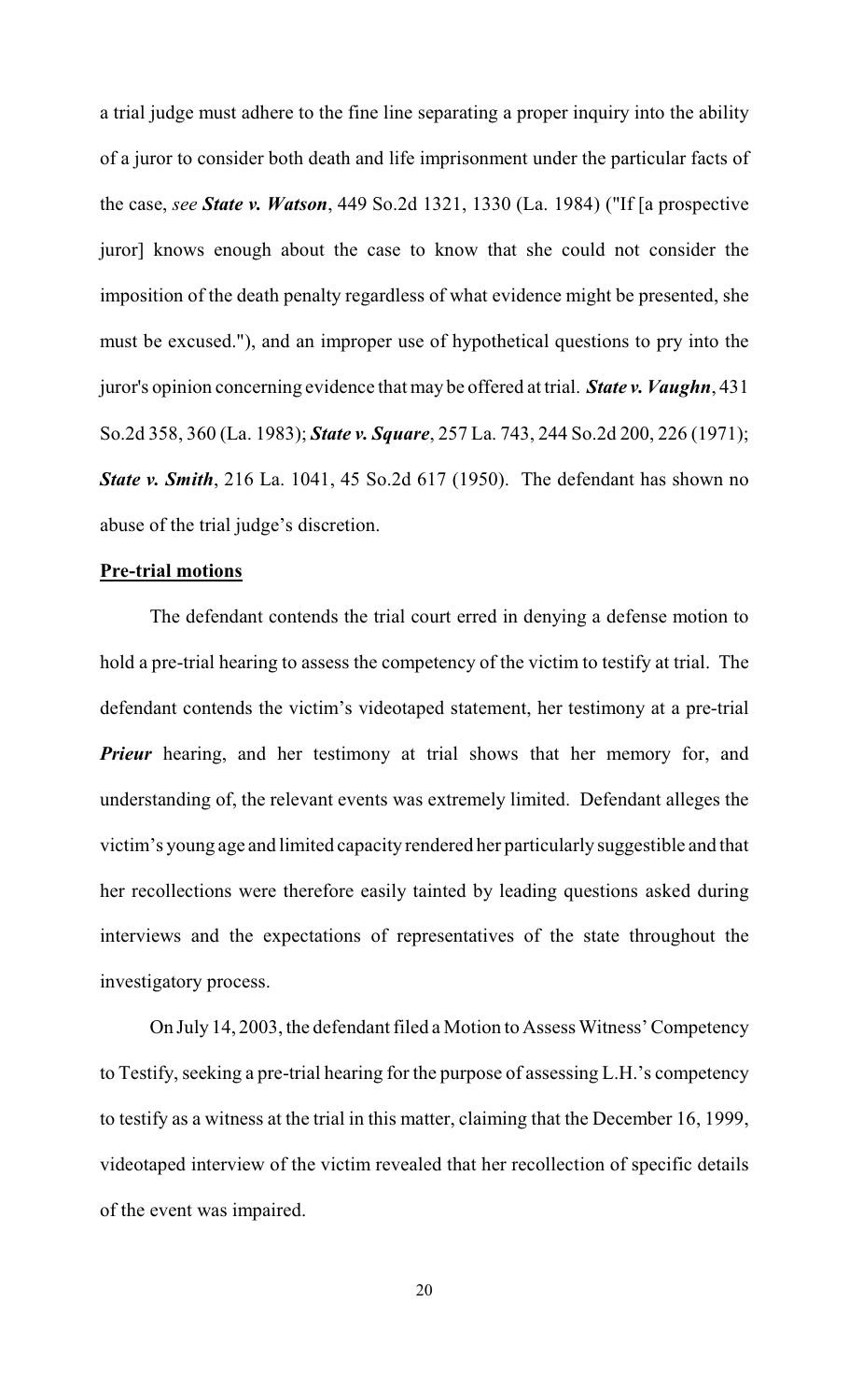a trial judge must adhere to the fine line separating a proper inquiry into the ability of a juror to consider both death and life imprisonment under the particular facts of the case, *see* ***State v. Watson***, 449 So.2d 1321, 1330 (La. 1984) ("If [a prospective juror] knows enough about the case to know that she could not consider the imposition of the death penalty regardless of what evidence might be presented, she must be excused."), and an improper use of hypothetical questions to pry into the juror's opinion concerning evidence that may be offered at trial. ***State v. Vaughn***, 431 So.2d 358, 360 (La. 1983); ***State v. Square***, 257 La. 743, 244 So.2d 200, 226 (1971); ***State v. Smith***, 216 La. 1041, 45 So.2d 617 (1950). The defendant has shown no abuse of the trial judge's discretion.

**Pre-trial motions**

The defendant contends the trial court erred in denying a defense motion to hold a pre-trial hearing to assess the competency of the victim to testify at trial. The defendant contends the victim's videotaped statement, her testimony at a pre-trial ***Prieur*** hearing, and her testimony at trial shows that her memory for, and understanding of, the relevant events was extremely limited. Defendant alleges the victim's young age and limited capacity rendered her particularly suggestible and that her recollections were therefore easily tainted by leading questions asked during interviews and the expectations of representatives of the state throughout the investigatory process.

On July 14, 2003, the defendant filed a Motion to Assess Witness' Competency to Testify, seeking a pre-trial hearing for the purpose of assessing L.H.'s competency to testify as a witness at the trial in this matter, claiming that the December 16, 1999, videotaped interview of the victim revealed that her recollection of specific details of the event was impaired.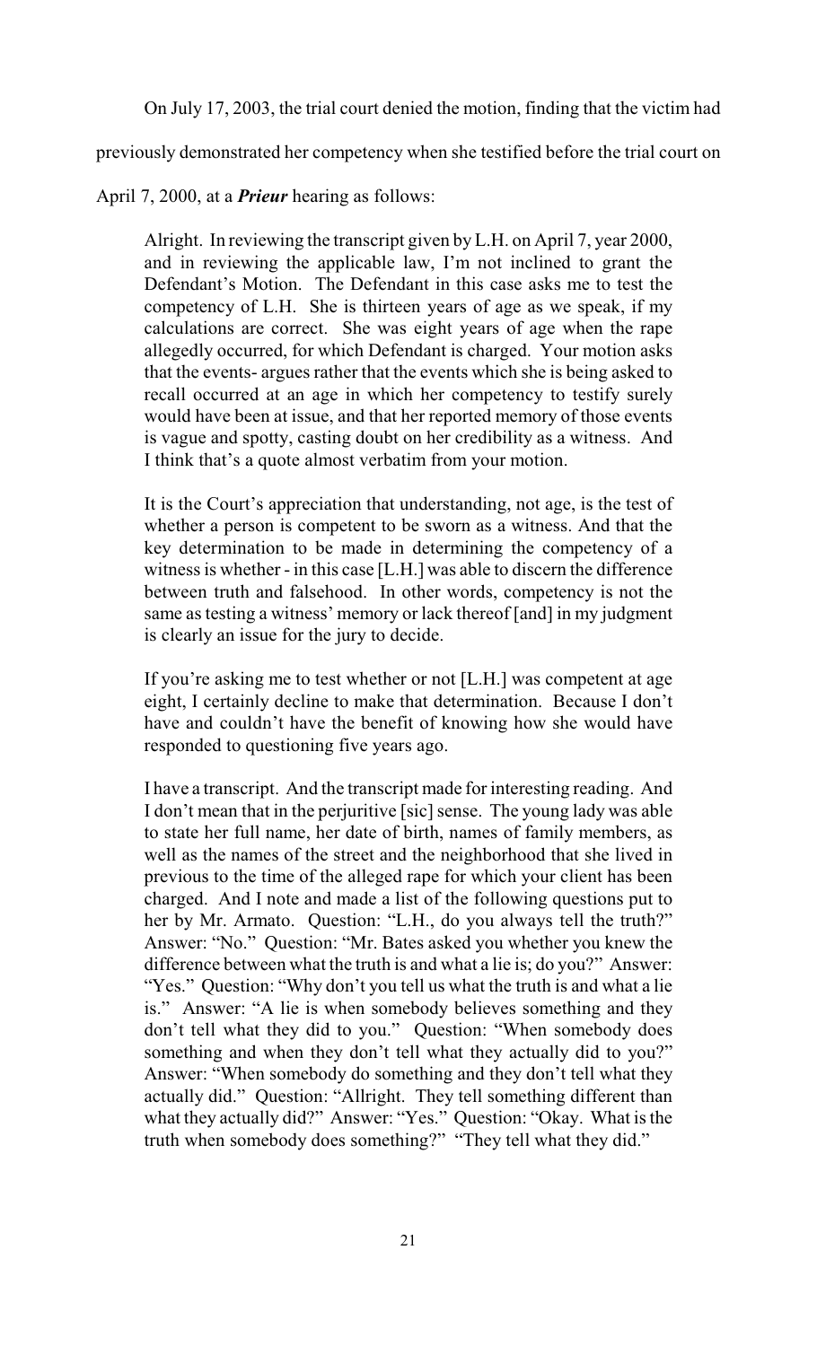On July 17, 2003, the trial court denied the motion, finding that the victim had previously demonstrated her competency when she testified before the trial court on April 7, 2000, at a ***Prieur*** hearing as follows:

> Alright. In reviewing the transcript given by L.H. on April 7, year 2000, and in reviewing the applicable law, I'm not inclined to grant the Defendant's Motion. The Defendant in this case asks me to test the competency of L.H. She is thirteen years of age as we speak, if my calculations are correct. She was eight years of age when the rape allegedly occurred, for which Defendant is charged. Your motion asks that the events- argues rather that the events which she is being asked to recall occurred at an age in which her competency to testify surely would have been at issue, and that her reported memory of those events is vague and spotty, casting doubt on her credibility as a witness. And I think that's a quote almost verbatim from your motion.
>
> It is the Court's appreciation that understanding, not age, is the test of whether a person is competent to be sworn as a witness. And that the key determination to be made in determining the competency of a witness is whether - in this case [L.H.] was able to discern the difference between truth and falsehood. In other words, competency is not the same as testing a witness' memory or lack thereof [and] in my judgment is clearly an issue for the jury to decide.
>
> If you're asking me to test whether or not [L.H.] was competent at age eight, I certainly decline to make that determination. Because I don't have and couldn't have the benefit of knowing how she would have responded to questioning five years ago.
>
> I have a transcript. And the transcript made for interesting reading. And I don't mean that in the perjuritive [sic] sense. The young lady was able to state her full name, her date of birth, names of family members, as well as the names of the street and the neighborhood that she lived in previous to the time of the alleged rape for which your client has been charged. And I note and made a list of the following questions put to her by Mr. Armato. Question: "L.H., do you always tell the truth?" Answer: "No." Question: "Mr. Bates asked you whether you knew the difference between what the truth is and what a lie is; do you?" Answer: "Yes." Question: "Why don't you tell us what the truth is and what a lie is." Answer: "A lie is when somebody believes something and they don't tell what they did to you." Question: "When somebody does something and when they don't tell what they actually did to you?" Answer: "When somebody do something and they don't tell what they actually did." Question: "Allright. They tell something different than what they actually did?" Answer: "Yes." Question: "Okay. What is the truth when somebody does something?" "They tell what they did."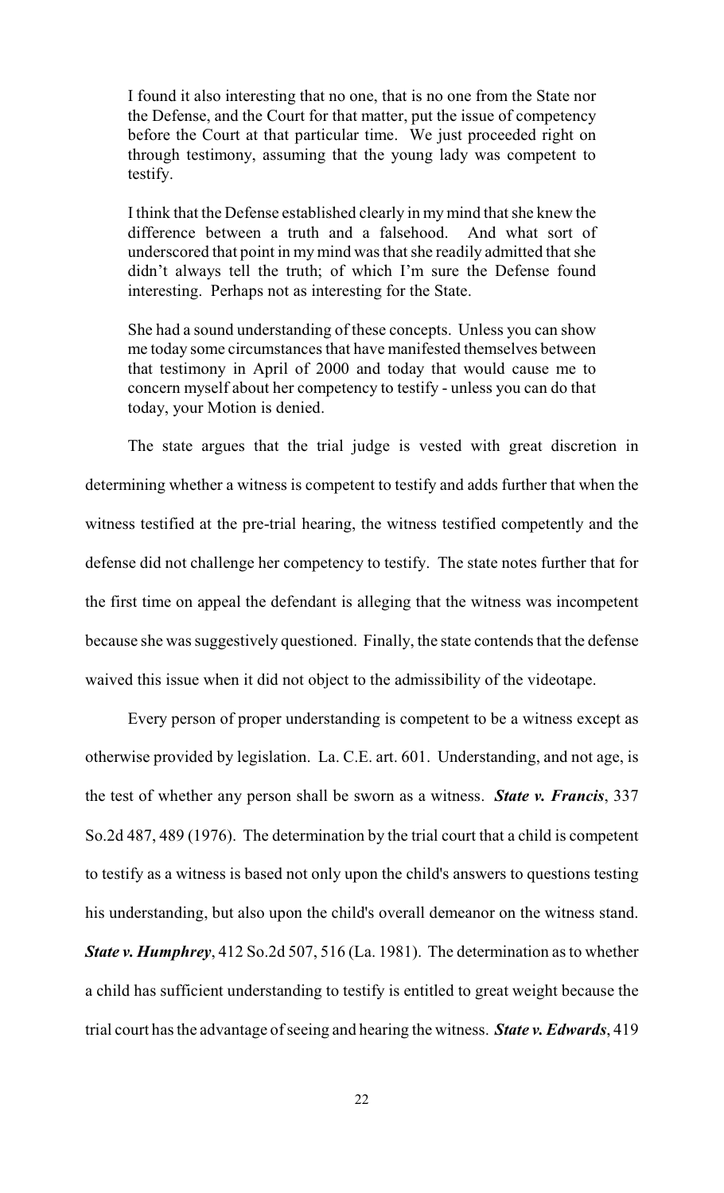> I found it also interesting that no one, that is no one from the State nor the Defense, and the Court for that matter, put the issue of competency before the Court at that particular time. We just proceeded right on through testimony, assuming that the young lady was competent to testify.
>
> I think that the Defense established clearly in my mind that she knew the difference between a truth and a falsehood. And what sort of underscored that point in my mind was that she readily admitted that she didn't always tell the truth; of which I'm sure the Defense found interesting. Perhaps not as interesting for the State.
>
> She had a sound understanding of these concepts. Unless you can show me today some circumstances that have manifested themselves between that testimony in April of 2000 and today that would cause me to concern myself about her competency to testify - unless you can do that today, your Motion is denied.

The state argues that the trial judge is vested with great discretion in determining whether a witness is competent to testify and adds further that when the witness testified at the pre-trial hearing, the witness testified competently and the defense did not challenge her competency to testify. The state notes further that for the first time on appeal the defendant is alleging that the witness was incompetent because she was suggestively questioned. Finally, the state contends that the defense waived this issue when it did not object to the admissibility of the videotape.

Every person of proper understanding is competent to be a witness except as otherwise provided by legislation. La. C.E. art. 601. Understanding, and not age, is the test of whether any person shall be sworn as a witness. ***State v. Francis***, 337 So.2d 487, 489 (1976). The determination by the trial court that a child is competent to testify as a witness is based not only upon the child's answers to questions testing his understanding, but also upon the child's overall demeanor on the witness stand. ***State v. Humphrey***, 412 So.2d 507, 516 (La. 1981). The determination as to whether a child has sufficient understanding to testify is entitled to great weight because the trial court has the advantage of seeing and hearing the witness. ***State v. Edwards***, 419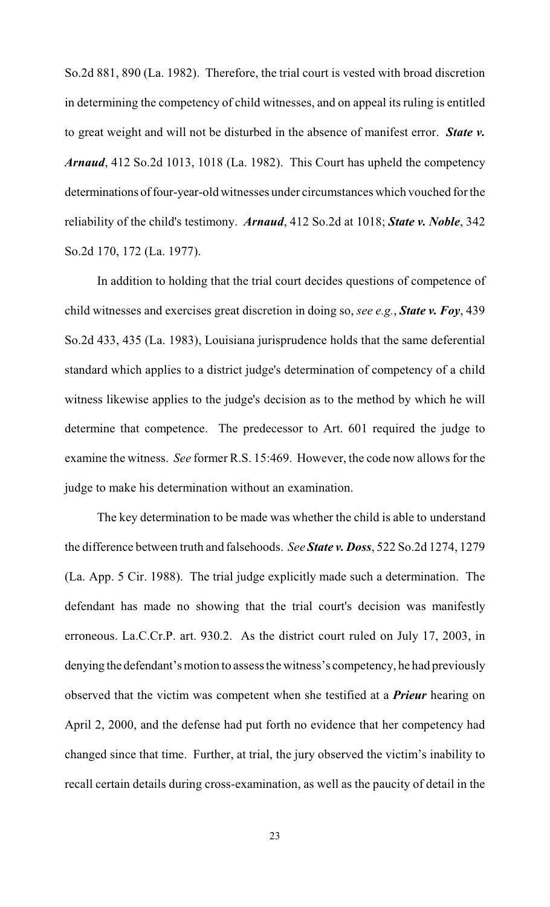So.2d 881, 890 (La. 1982). Therefore, the trial court is vested with broad discretion in determining the competency of child witnesses, and on appeal its ruling is entitled to great weight and will not be disturbed in the absence of manifest error. ***State v. Arnaud***, 412 So.2d 1013, 1018 (La. 1982). This Court has upheld the competency determinations of four-year-old witnesses under circumstances which vouched for the reliability of the child's testimony. ***Arnaud***, 412 So.2d at 1018; ***State v. Noble***, 342 So.2d 170, 172 (La. 1977).

In addition to holding that the trial court decides questions of competence of child witnesses and exercises great discretion in doing so, *see e.g.*, ***State v. Foy***, 439 So.2d 433, 435 (La. 1983), Louisiana jurisprudence holds that the same deferential standard which applies to a district judge's determination of competency of a child witness likewise applies to the judge's decision as to the method by which he will determine that competence. The predecessor to Art. 601 required the judge to examine the witness. *See* former R.S. 15:469. However, the code now allows for the judge to make his determination without an examination.

The key determination to be made was whether the child is able to understand the difference between truth and falsehoods. *See* ***State v. Doss***, 522 So.2d 1274, 1279 (La. App. 5 Cir. 1988). The trial judge explicitly made such a determination. The defendant has made no showing that the trial court's decision was manifestly erroneous. La.C.Cr.P. art. 930.2. As the district court ruled on July 17, 2003, in denying the defendant's motion to assess the witness's competency, he had previously observed that the victim was competent when she testified at a ***Prieur*** hearing on April 2, 2000, and the defense had put forth no evidence that her competency had changed since that time. Further, at trial, the jury observed the victim's inability to recall certain details during cross-examination, as well as the paucity of detail in the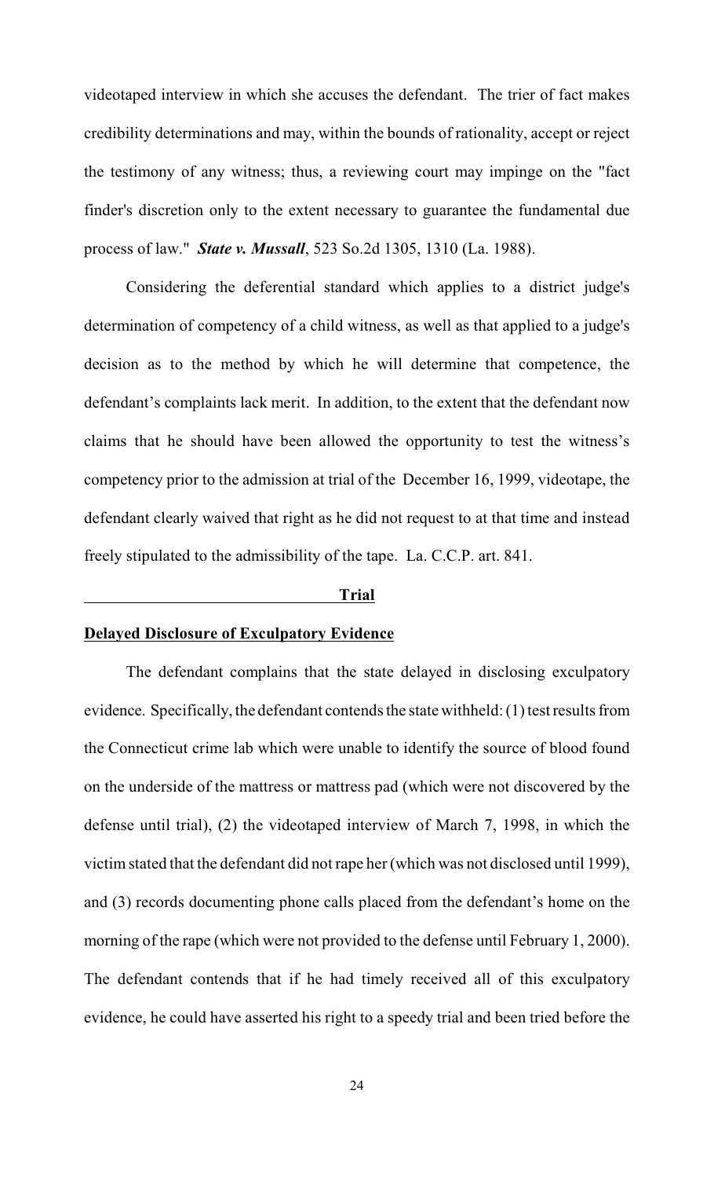videotaped interview in which she accuses the defendant. The trier of fact makes credibility determinations and may, within the bounds of rationality, accept or reject the testimony of any witness; thus, a reviewing court may impinge on the "fact finder's discretion only to the extent necessary to guarantee the fundamental due process of law." ***State v. Mussall***, 523 So.2d 1305, 1310 (La. 1988).

Considering the deferential standard which applies to a district judge's determination of competency of a child witness, as well as that applied to a judge's decision as to the method by which he will determine that competence, the defendant's complaints lack merit. In addition, to the extent that the defendant now claims that he should have been allowed the opportunity to test the witness's competency prior to the admission at trial of the December 16, 1999, videotape, the defendant clearly waived that right as he did not request to at that time and instead freely stipulated to the admissibility of the tape. La. C.C.P. art. 841.

## Trial

### Delayed Disclosure of Exculpatory Evidence

The defendant complains that the state delayed in disclosing exculpatory evidence. Specifically, the defendant contends the state withheld: (1) test results from the Connecticut crime lab which were unable to identify the source of blood found on the underside of the mattress or mattress pad (which were not discovered by the defense until trial), (2) the videotaped interview of March 7, 1998, in which the victim stated that the defendant did not rape her (which was not disclosed until 1999), and (3) records documenting phone calls placed from the defendant's home on the morning of the rape (which were not provided to the defense until February 1, 2000). The defendant contends that if he had timely received all of this exculpatory evidence, he could have asserted his right to a speedy trial and been tried before the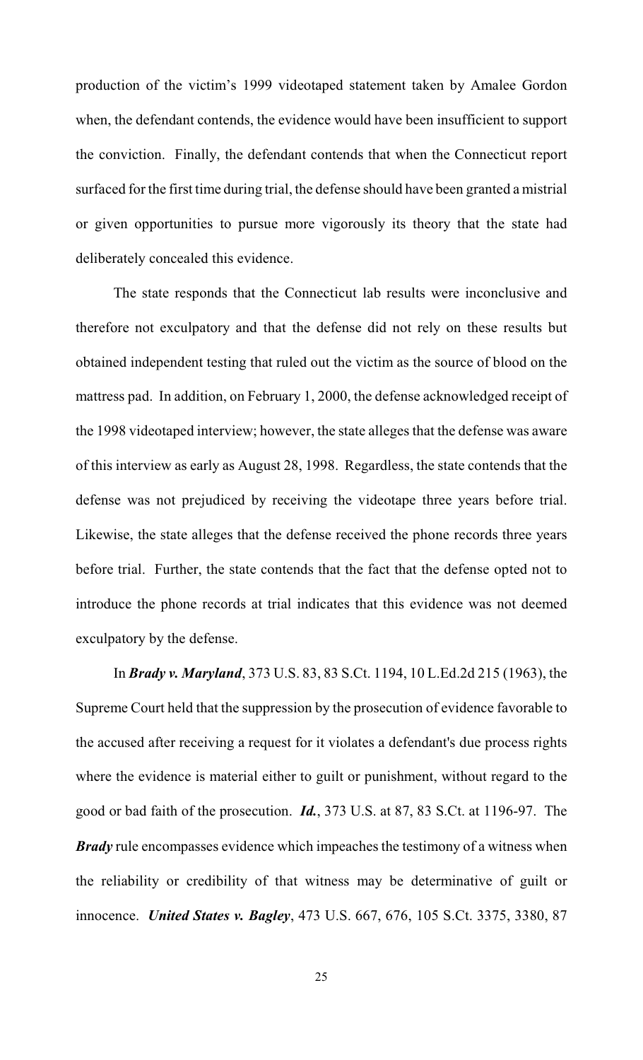production of the victim's 1999 videotaped statement taken by Amalee Gordon when, the defendant contends, the evidence would have been insufficient to support the conviction. Finally, the defendant contends that when the Connecticut report surfaced for the first time during trial, the defense should have been granted a mistrial or given opportunities to pursue more vigorously its theory that the state had deliberately concealed this evidence.

The state responds that the Connecticut lab results were inconclusive and therefore not exculpatory and that the defense did not rely on these results but obtained independent testing that ruled out the victim as the source of blood on the mattress pad. In addition, on February 1, 2000, the defense acknowledged receipt of the 1998 videotaped interview; however, the state alleges that the defense was aware of this interview as early as August 28, 1998. Regardless, the state contends that the defense was not prejudiced by receiving the videotape three years before trial. Likewise, the state alleges that the defense received the phone records three years before trial. Further, the state contends that the fact that the defense opted not to introduce the phone records at trial indicates that this evidence was not deemed exculpatory by the defense.

In ***Brady v. Maryland***, 373 U.S. 83, 83 S.Ct. 1194, 10 L.Ed.2d 215 (1963), the Supreme Court held that the suppression by the prosecution of evidence favorable to the accused after receiving a request for it violates a defendant's due process rights where the evidence is material either to guilt or punishment, without regard to the good or bad faith of the prosecution. ***Id.***, 373 U.S. at 87, 83 S.Ct. at 1196-97. The ***Brady*** rule encompasses evidence which impeaches the testimony of a witness when the reliability or credibility of that witness may be determinative of guilt or innocence. ***United States v. Bagley***, 473 U.S. 667, 676, 105 S.Ct. 3375, 3380, 87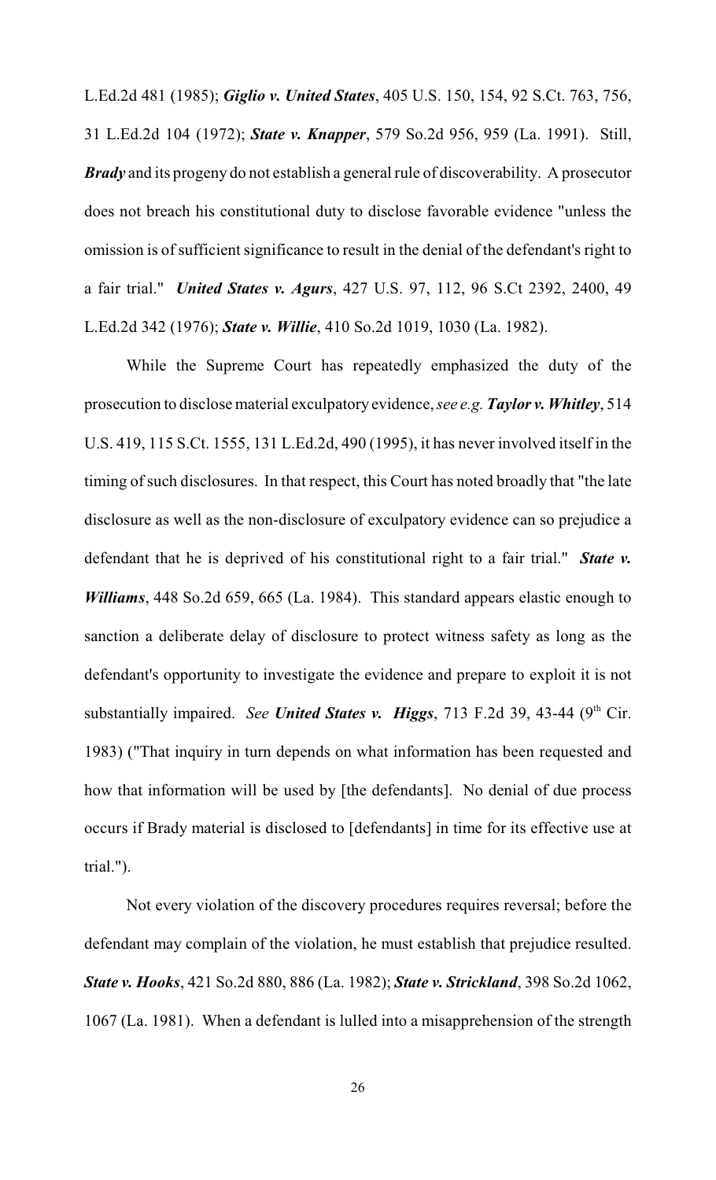L.Ed.2d 481 (1985); ***Giglio v. United States***, 405 U.S. 150, 154, 92 S.Ct. 763, 756, 31 L.Ed.2d 104 (1972); ***State v. Knapper***, 579 So.2d 956, 959 (La. 1991). Still, ***Brady*** and its progeny do not establish a general rule of discoverability. A prosecutor does not breach his constitutional duty to disclose favorable evidence "unless the omission is of sufficient significance to result in the denial of the defendant's right to a fair trial." ***United States v. Agurs***, 427 U.S. 97, 112, 96 S.Ct 2392, 2400, 49 L.Ed.2d 342 (1976); ***State v. Willie***, 410 So.2d 1019, 1030 (La. 1982).

While the Supreme Court has repeatedly emphasized the duty of the prosecution to disclose material exculpatory evidence, *see e.g.* ***Taylor v. Whitley***, 514 U.S. 419, 115 S.Ct. 1555, 131 L.Ed.2d, 490 (1995), it has never involved itself in the timing of such disclosures. In that respect, this Court has noted broadly that "the late disclosure as well as the non-disclosure of exculpatory evidence can so prejudice a defendant that he is deprived of his constitutional right to a fair trial." ***State v. Williams***, 448 So.2d 659, 665 (La. 1984). This standard appears elastic enough to sanction a deliberate delay of disclosure to protect witness safety as long as the defendant's opportunity to investigate the evidence and prepare to exploit it is not substantially impaired. *See* ***United States v. Higgs***, 713 F.2d 39, 43-44 (9th Cir. 1983) ("That inquiry in turn depends on what information has been requested and how that information will be used by [the defendants]. No denial of due process occurs if Brady material is disclosed to [defendants] in time for its effective use at trial.").

Not every violation of the discovery procedures requires reversal; before the defendant may complain of the violation, he must establish that prejudice resulted. ***State v. Hooks***, 421 So.2d 880, 886 (La. 1982); ***State v. Strickland***, 398 So.2d 1062, 1067 (La. 1981). When a defendant is lulled into a misapprehension of the strength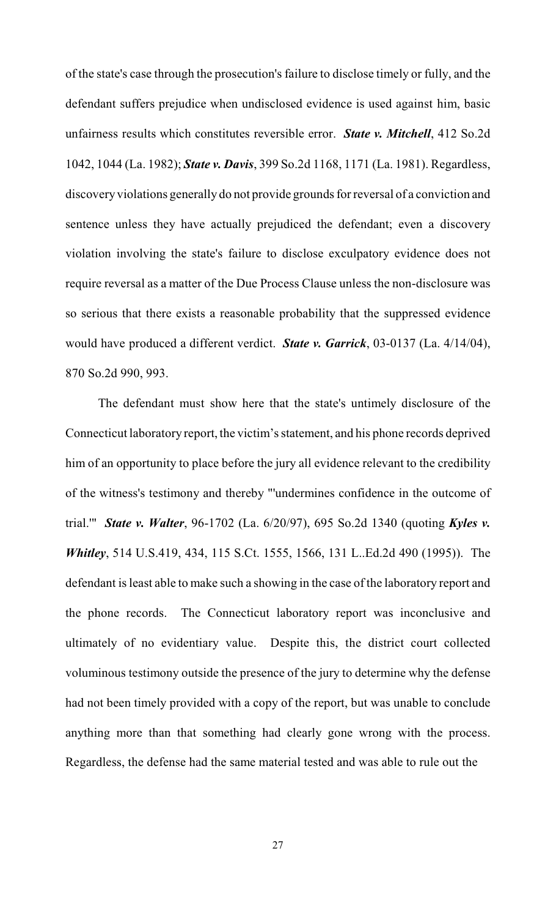of the state's case through the prosecution's failure to disclose timely or fully, and the defendant suffers prejudice when undisclosed evidence is used against him, basic unfairness results which constitutes reversible error. ***State v. Mitchell***, 412 So.2d 1042, 1044 (La. 1982); ***State v. Davis***, 399 So.2d 1168, 1171 (La. 1981). Regardless, discovery violations generally do not provide grounds for reversal of a conviction and sentence unless they have actually prejudiced the defendant; even a discovery violation involving the state's failure to disclose exculpatory evidence does not require reversal as a matter of the Due Process Clause unless the non-disclosure was so serious that there exists a reasonable probability that the suppressed evidence would have produced a different verdict. ***State v. Garrick***, 03-0137 (La. 4/14/04), 870 So.2d 990, 993.

The defendant must show here that the state's untimely disclosure of the Connecticut laboratory report, the victim's statement, and his phone records deprived him of an opportunity to place before the jury all evidence relevant to the credibility of the witness's testimony and thereby "'undermines confidence in the outcome of trial.'" ***State v. Walter***, 96-1702 (La. 6/20/97), 695 So.2d 1340 (quoting ***Kyles v. Whitley***, 514 U.S.419, 434, 115 S.Ct. 1555, 1566, 131 L..Ed.2d 490 (1995)). The defendant is least able to make such a showing in the case of the laboratory report and the phone records. The Connecticut laboratory report was inconclusive and ultimately of no evidentiary value. Despite this, the district court collected voluminous testimony outside the presence of the jury to determine why the defense had not been timely provided with a copy of the report, but was unable to conclude anything more than that something had clearly gone wrong with the process. Regardless, the defense had the same material tested and was able to rule out the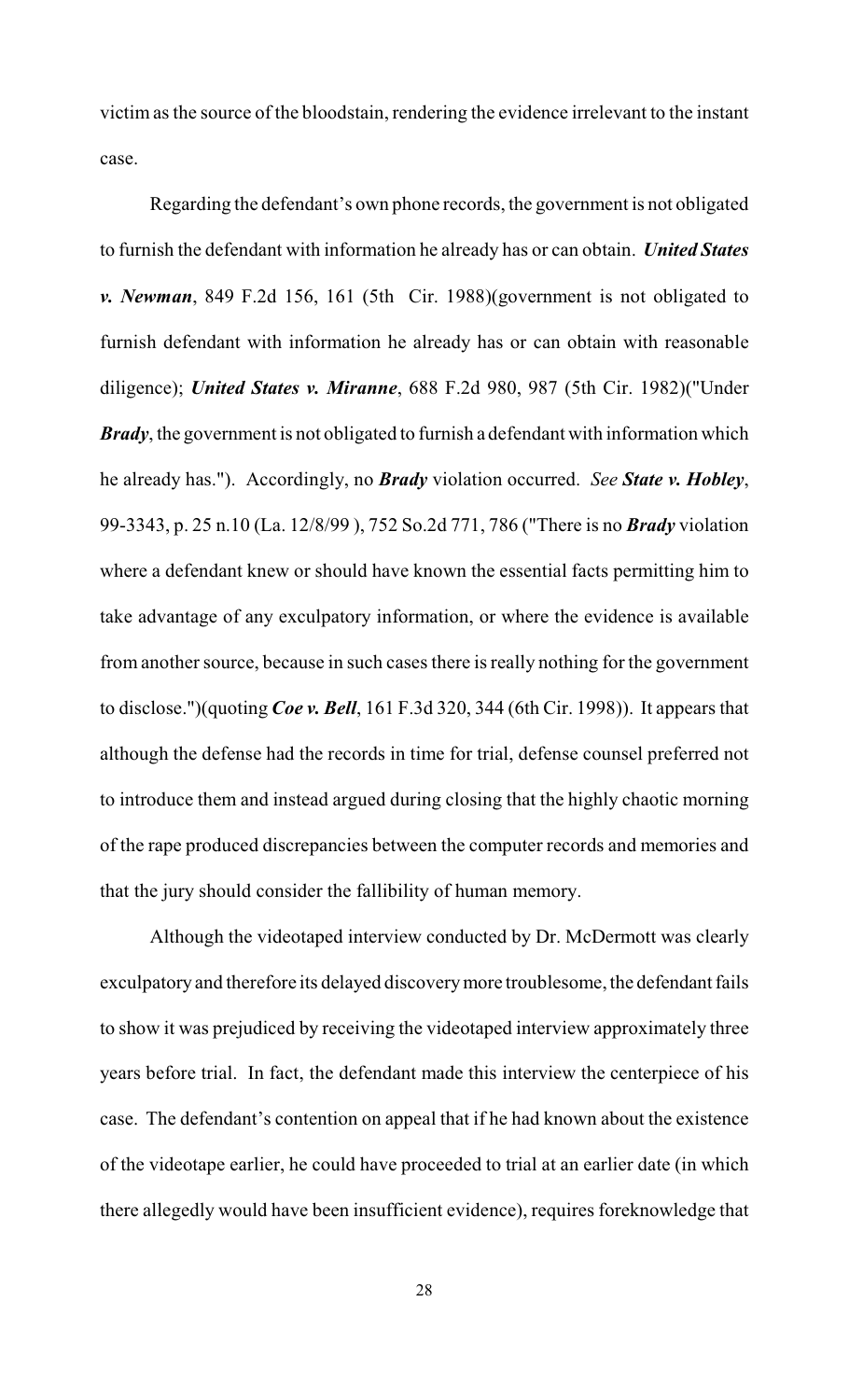victim as the source of the bloodstain, rendering the evidence irrelevant to the instant case.

Regarding the defendant's own phone records, the government is not obligated to furnish the defendant with information he already has or can obtain. ***United States v. Newman***, 849 F.2d 156, 161 (5th Cir. 1988)(government is not obligated to furnish defendant with information he already has or can obtain with reasonable diligence); ***United States v. Miranne***, 688 F.2d 980, 987 (5th Cir. 1982)("Under ***Brady***, the government is not obligated to furnish a defendant with information which he already has."). Accordingly, no ***Brady*** violation occurred. *See* ***State v. Hobley***, 99-3343, p. 25 n.10 (La. 12/8/99 ), 752 So.2d 771, 786 ("There is no ***Brady*** violation where a defendant knew or should have known the essential facts permitting him to take advantage of any exculpatory information, or where the evidence is available from another source, because in such cases there is really nothing for the government to disclose.")(quoting ***Coe v. Bell***, 161 F.3d 320, 344 (6th Cir. 1998)). It appears that although the defense had the records in time for trial, defense counsel preferred not to introduce them and instead argued during closing that the highly chaotic morning of the rape produced discrepancies between the computer records and memories and that the jury should consider the fallibility of human memory.

Although the videotaped interview conducted by Dr. McDermott was clearly exculpatory and therefore its delayed discovery more troublesome, the defendant fails to show it was prejudiced by receiving the videotaped interview approximately three years before trial. In fact, the defendant made this interview the centerpiece of his case. The defendant's contention on appeal that if he had known about the existence of the videotape earlier, he could have proceeded to trial at an earlier date (in which there allegedly would have been insufficient evidence), requires foreknowledge that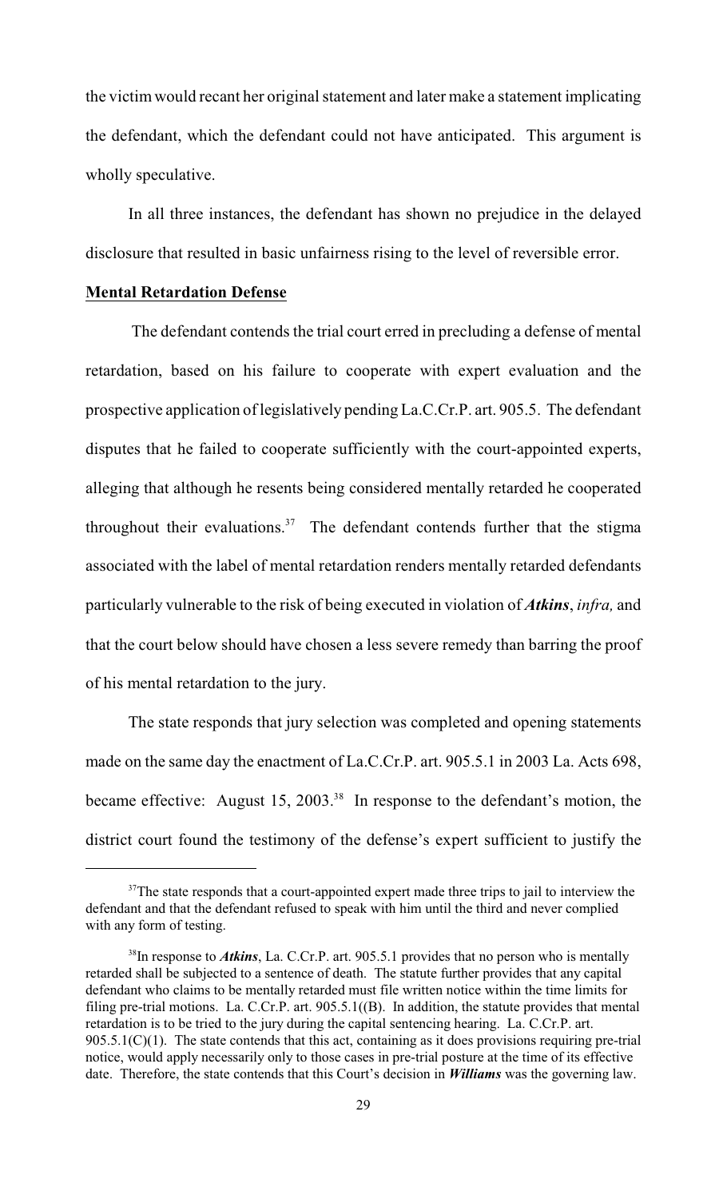the victim would recant her original statement and later make a statement implicating the defendant, which the defendant could not have anticipated. This argument is wholly speculative.

In all three instances, the defendant has shown no prejudice in the delayed disclosure that resulted in basic unfairness rising to the level of reversible error.

**Mental Retardation Defense**

The defendant contends the trial court erred in precluding a defense of mental retardation, based on his failure to cooperate with expert evaluation and the prospective application of legislatively pending La.C.Cr.P. art. 905.5. The defendant disputes that he failed to cooperate sufficiently with the court-appointed experts, alleging that although he resents being considered mentally retarded he cooperated throughout their evaluations.[37] The defendant contends further that the stigma associated with the label of mental retardation renders mentally retarded defendants particularly vulnerable to the risk of being executed in violation of ***Atkins***, *infra,* and that the court below should have chosen a less severe remedy than barring the proof of his mental retardation to the jury.

The state responds that jury selection was completed and opening statements made on the same day the enactment of La.C.Cr.P. art. 905.5.1 in 2003 La. Acts 698, became effective: August 15, 2003.[38] In response to the defendant's motion, the district court found the testimony of the defense's expert sufficient to justify the

---

[37] The state responds that a court-appointed expert made three trips to jail to interview the defendant and that the defendant refused to speak with him until the third and never complied with any form of testing.

[38] In response to ***Atkins***, La. C.Cr.P. art. 905.5.1 provides that no person who is mentally retarded shall be subjected to a sentence of death. The statute further provides that any capital defendant who claims to be mentally retarded must file written notice within the time limits for filing pre-trial motions. La. C.Cr.P. art. 905.5.1((B). In addition, the statute provides that mental retardation is to be tried to the jury during the capital sentencing hearing. La. C.Cr.P. art. 905.5.1(C)(1). The state contends that this act, containing as it does provisions requiring pre-trial notice, would apply necessarily only to those cases in pre-trial posture at the time of its effective date. Therefore, the state contends that this Court's decision in ***Williams*** was the governing law.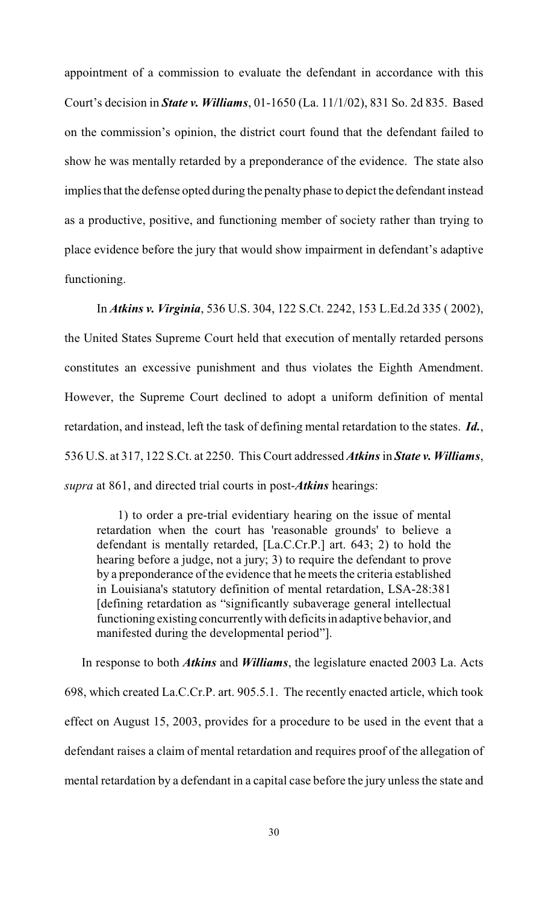appointment of a commission to evaluate the defendant in accordance with this Court's decision in ***State v. Williams***, 01-1650 (La. 11/1/02), 831 So. 2d 835. Based on the commission's opinion, the district court found that the defendant failed to show he was mentally retarded by a preponderance of the evidence. The state also implies that the defense opted during the penalty phase to depict the defendant instead as a productive, positive, and functioning member of society rather than trying to place evidence before the jury that would show impairment in defendant's adaptive functioning.

In ***Atkins v. Virginia***, 536 U.S. 304, 122 S.Ct. 2242, 153 L.Ed.2d 335 ( 2002), the United States Supreme Court held that execution of mentally retarded persons constitutes an excessive punishment and thus violates the Eighth Amendment. However, the Supreme Court declined to adopt a uniform definition of mental retardation, and instead, left the task of defining mental retardation to the states. ***Id.***, 536 U.S. at 317, 122 S.Ct. at 2250. This Court addressed ***Atkins*** in ***State v. Williams***, *supra* at 861, and directed trial courts in post-***Atkins*** hearings:

> 1) to order a pre-trial evidentiary hearing on the issue of mental retardation when the court has 'reasonable grounds' to believe a defendant is mentally retarded, [La.C.Cr.P.] art. 643; 2) to hold the hearing before a judge, not a jury; 3) to require the defendant to prove by a preponderance of the evidence that he meets the criteria established in Louisiana's statutory definition of mental retardation, LSA-28:381 [defining retardation as "significantly subaverage general intellectual functioning existing concurrently with deficits in adaptive behavior, and manifested during the developmental period"].

In response to both ***Atkins*** and ***Williams***, the legislature enacted 2003 La. Acts 698, which created La.C.Cr.P. art. 905.5.1. The recently enacted article, which took effect on August 15, 2003, provides for a procedure to be used in the event that a defendant raises a claim of mental retardation and requires proof of the allegation of mental retardation by a defendant in a capital case before the jury unless the state and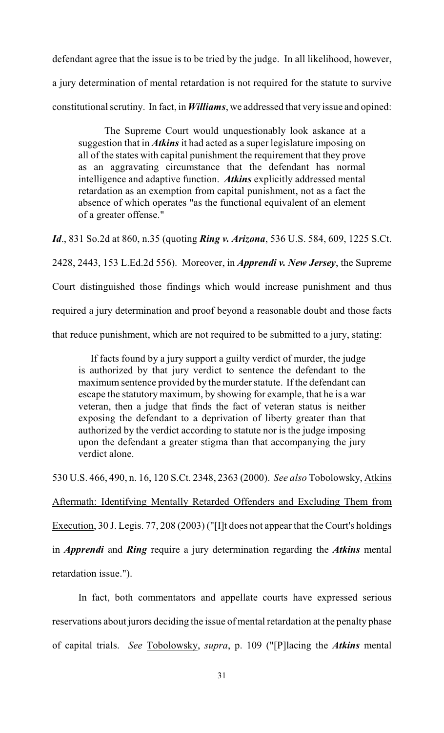defendant agree that the issue is to be tried by the judge. In all likelihood, however, a jury determination of mental retardation is not required for the statute to survive constitutional scrutiny. In fact, in ***Williams***, we addressed that very issue and opined:

> The Supreme Court would unquestionably look askance at a suggestion that in ***Atkins*** it had acted as a super legislature imposing on all of the states with capital punishment the requirement that they prove as an aggravating circumstance that the defendant has normal intelligence and adaptive function. ***Atkins*** explicitly addressed mental retardation as an exemption from capital punishment, not as a fact the absence of which operates "as the functional equivalent of an element of a greater offense."

***Id***., 831 So.2d at 860, n.35 (quoting ***Ring v. Arizona***, 536 U.S. 584, 609, 1225 S.Ct. 2428, 2443, 153 L.Ed.2d 556). Moreover, in ***Apprendi v. New Jersey***, the Supreme Court distinguished those findings which would increase punishment and thus required a jury determination and proof beyond a reasonable doubt and those facts that reduce punishment, which are not required to be submitted to a jury, stating:

> If facts found by a jury support a guilty verdict of murder, the judge is authorized by that jury verdict to sentence the defendant to the maximum sentence provided by the murder statute. If the defendant can escape the statutory maximum, by showing for example, that he is a war veteran, then a judge that finds the fact of veteran status is neither exposing the defendant to a deprivation of liberty greater than that authorized by the verdict according to statute nor is the judge imposing upon the defendant a greater stigma than that accompanying the jury verdict alone.

530 U.S. 466, 490, n. 16, 120 S.Ct. 2348, 2363 (2000). *See also* Tobolowsky, Atkins Aftermath: Identifying Mentally Retarded Offenders and Excluding Them from Execution, 30 J. Legis. 77, 208 (2003) ("[I]t does not appear that the Court's holdings in ***Apprendi*** and ***Ring*** require a jury determination regarding the ***Atkins*** mental retardation issue.").

In fact, both commentators and appellate courts have expressed serious reservations about jurors deciding the issue of mental retardation at the penalty phase of capital trials. *See* Tobolowsky, *supra*, p. 109 ("[P]lacing the ***Atkins*** mental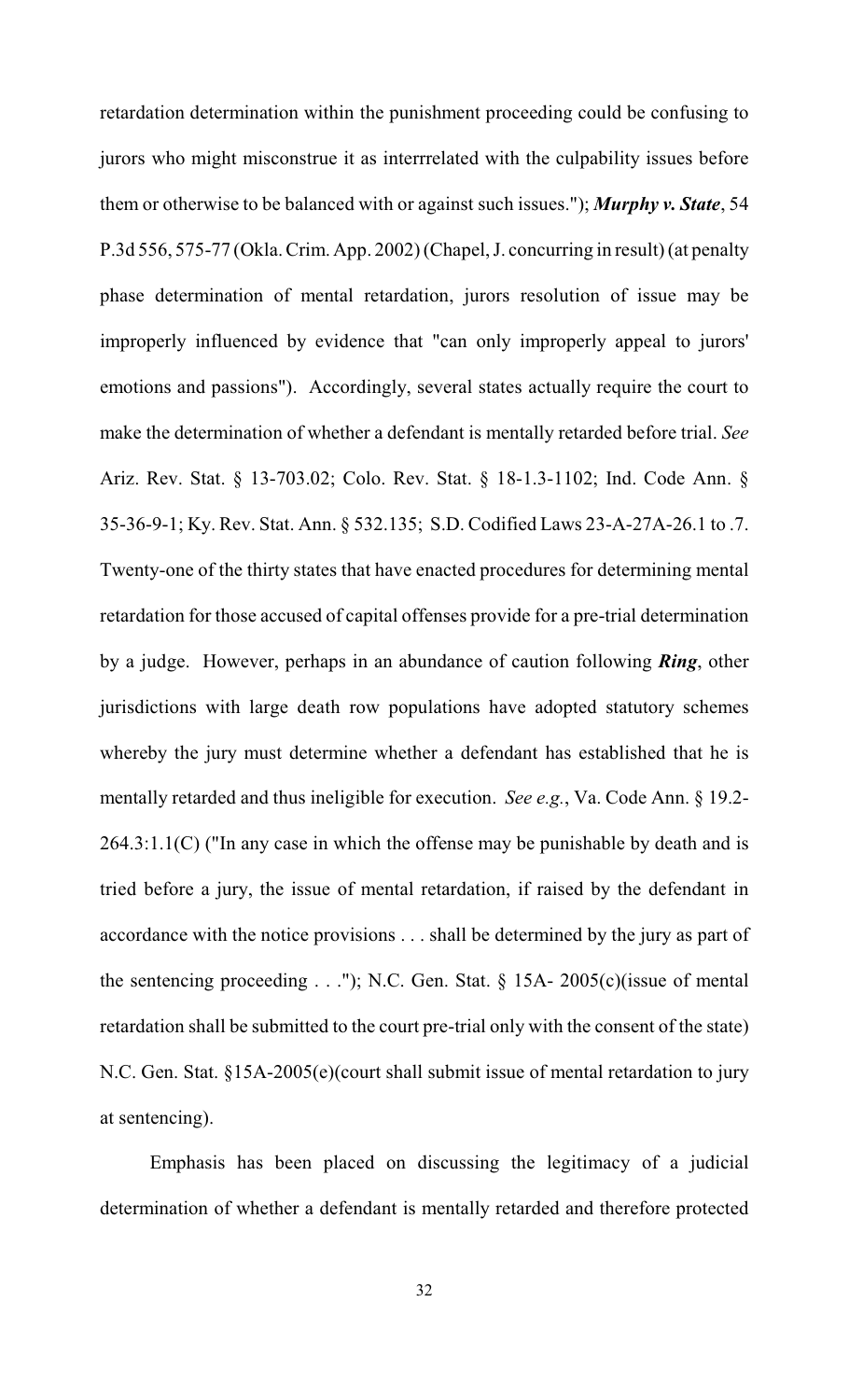retardation determination within the punishment proceeding could be confusing to jurors who might misconstrue it as interrrelated with the culpability issues before them or otherwise to be balanced with or against such issues."); ***Murphy v. State***, 54 P.3d 556, 575-77 (Okla. Crim. App. 2002) (Chapel, J. concurring in result) (at penalty phase determination of mental retardation, jurors resolution of issue may be improperly influenced by evidence that "can only improperly appeal to jurors' emotions and passions"). Accordingly, several states actually require the court to make the determination of whether a defendant is mentally retarded before trial. *See* Ariz. Rev. Stat. § 13-703.02; Colo. Rev. Stat. § 18-1.3-1102; Ind. Code Ann. § 35-36-9-1; Ky. Rev. Stat. Ann. § 532.135; S.D. Codified Laws 23-A-27A-26.1 to .7. Twenty-one of the thirty states that have enacted procedures for determining mental retardation for those accused of capital offenses provide for a pre-trial determination by a judge. However, perhaps in an abundance of caution following ***Ring***, other jurisdictions with large death row populations have adopted statutory schemes whereby the jury must determine whether a defendant has established that he is mentally retarded and thus ineligible for execution. *See e.g.*, Va. Code Ann. § 19.2-264.3:1.1(C) ("In any case in which the offense may be punishable by death and is tried before a jury, the issue of mental retardation, if raised by the defendant in accordance with the notice provisions . . . shall be determined by the jury as part of the sentencing proceeding . . ."); N.C. Gen. Stat. § 15A- 2005(c)(issue of mental retardation shall be submitted to the court pre-trial only with the consent of the state) N.C. Gen. Stat. §15A-2005(e)(court shall submit issue of mental retardation to jury at sentencing).

Emphasis has been placed on discussing the legitimacy of a judicial determination of whether a defendant is mentally retarded and therefore protected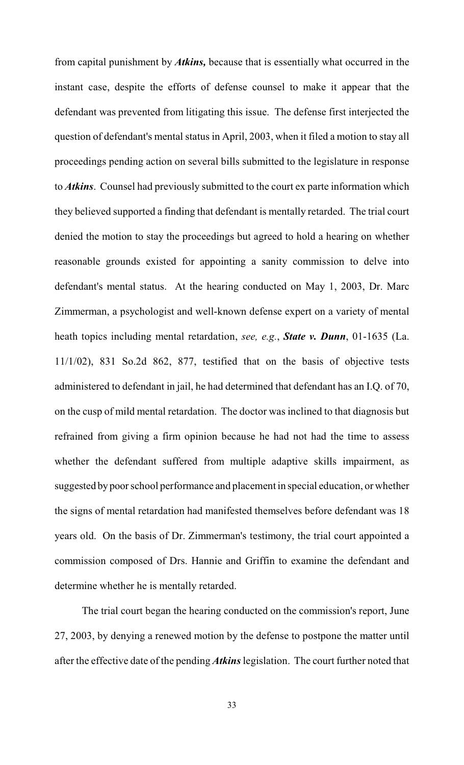from capital punishment by ***Atkins,*** because that is essentially what occurred in the instant case, despite the efforts of defense counsel to make it appear that the defendant was prevented from litigating this issue. The defense first interjected the question of defendant's mental status in April, 2003, when it filed a motion to stay all proceedings pending action on several bills submitted to the legislature in response to ***Atkins***. Counsel had previously submitted to the court ex parte information which they believed supported a finding that defendant is mentally retarded. The trial court denied the motion to stay the proceedings but agreed to hold a hearing on whether reasonable grounds existed for appointing a sanity commission to delve into defendant's mental status. At the hearing conducted on May 1, 2003, Dr. Marc Zimmerman, a psychologist and well-known defense expert on a variety of mental heath topics including mental retardation, *see, e.g.*, ***State v. Dunn***, 01-1635 (La. 11/1/02), 831 So.2d 862, 877, testified that on the basis of objective tests administered to defendant in jail, he had determined that defendant has an I.Q. of 70, on the cusp of mild mental retardation. The doctor was inclined to that diagnosis but refrained from giving a firm opinion because he had not had the time to assess whether the defendant suffered from multiple adaptive skills impairment, as suggested by poor school performance and placement in special education, or whether the signs of mental retardation had manifested themselves before defendant was 18 years old. On the basis of Dr. Zimmerman's testimony, the trial court appointed a commission composed of Drs. Hannie and Griffin to examine the defendant and determine whether he is mentally retarded.

The trial court began the hearing conducted on the commission's report, June 27, 2003, by denying a renewed motion by the defense to postpone the matter until after the effective date of the pending ***Atkins*** legislation. The court further noted that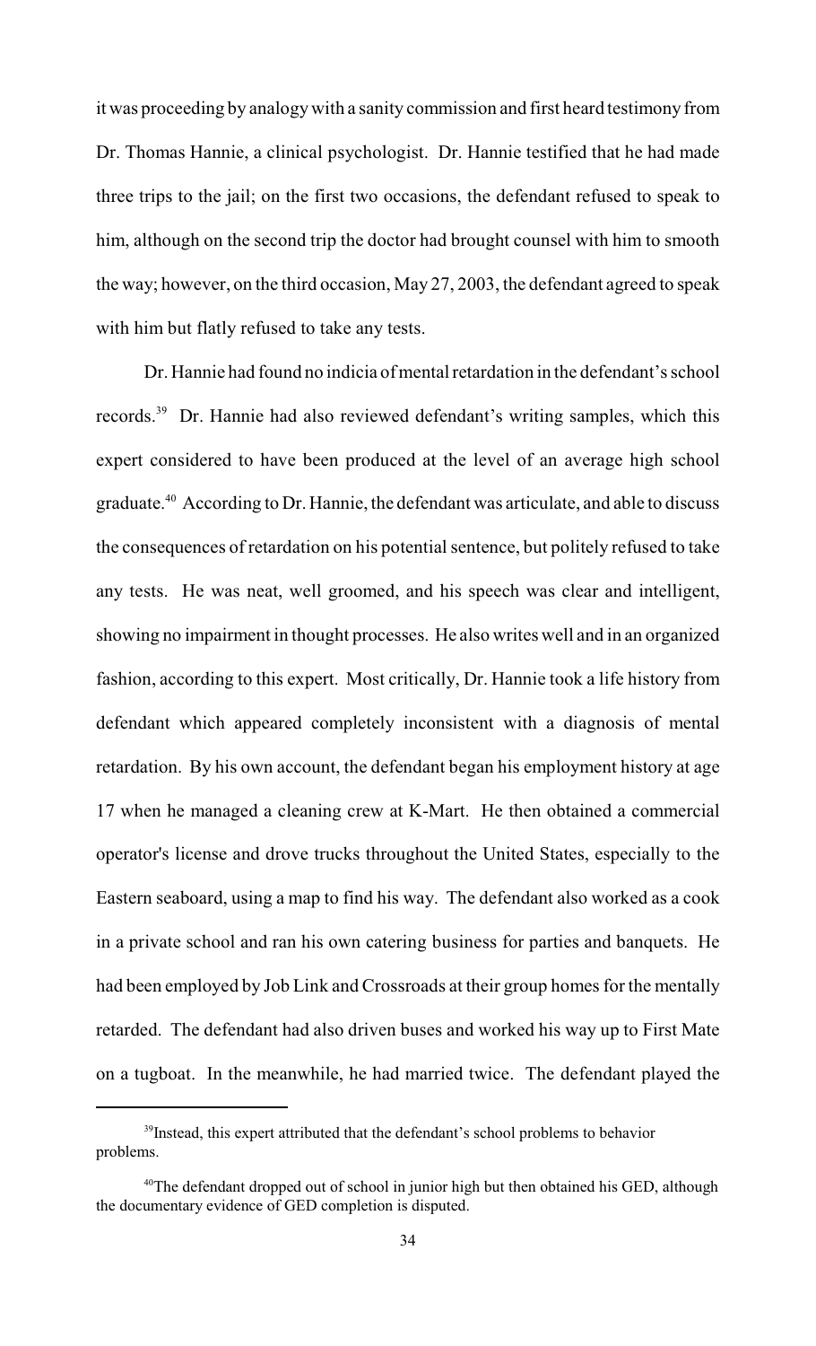it was proceeding by analogy with a sanity commission and first heard testimony from Dr. Thomas Hannie, a clinical psychologist. Dr. Hannie testified that he had made three trips to the jail; on the first two occasions, the defendant refused to speak to him, although on the second trip the doctor had brought counsel with him to smooth the way; however, on the third occasion, May 27, 2003, the defendant agreed to speak with him but flatly refused to take any tests.

Dr. Hannie had found no indicia of mental retardation in the defendant's school records.[39] Dr. Hannie had also reviewed defendant's writing samples, which this expert considered to have been produced at the level of an average high school graduate.[40] According to Dr. Hannie, the defendant was articulate, and able to discuss the consequences of retardation on his potential sentence, but politely refused to take any tests. He was neat, well groomed, and his speech was clear and intelligent, showing no impairment in thought processes. He also writes well and in an organized fashion, according to this expert. Most critically, Dr. Hannie took a life history from defendant which appeared completely inconsistent with a diagnosis of mental retardation. By his own account, the defendant began his employment history at age 17 when he managed a cleaning crew at K-Mart. He then obtained a commercial operator's license and drove trucks throughout the United States, especially to the Eastern seaboard, using a map to find his way. The defendant also worked as a cook in a private school and ran his own catering business for parties and banquets. He had been employed by Job Link and Crossroads at their group homes for the mentally retarded. The defendant had also driven buses and worked his way up to First Mate on a tugboat. In the meanwhile, he had married twice. The defendant played the

---

[39] Instead, this expert attributed that the defendant's school problems to behavior problems.

[40] The defendant dropped out of school in junior high but then obtained his GED, although the documentary evidence of GED completion is disputed.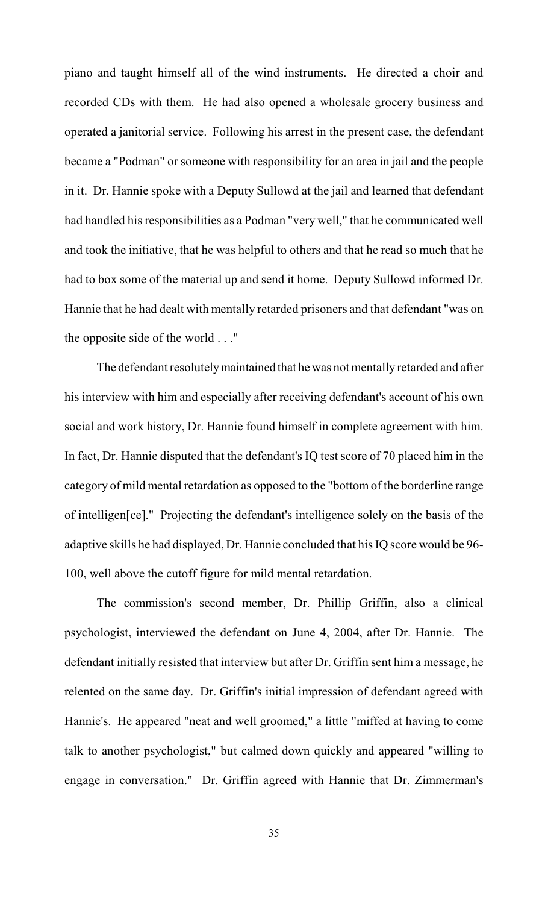piano and taught himself all of the wind instruments. He directed a choir and recorded CDs with them. He had also opened a wholesale grocery business and operated a janitorial service. Following his arrest in the present case, the defendant became a "Podman" or someone with responsibility for an area in jail and the people in it. Dr. Hannie spoke with a Deputy Sullowd at the jail and learned that defendant had handled his responsibilities as a Podman "very well," that he communicated well and took the initiative, that he was helpful to others and that he read so much that he had to box some of the material up and send it home. Deputy Sullowd informed Dr. Hannie that he had dealt with mentally retarded prisoners and that defendant "was on the opposite side of the world . . ."

The defendant resolutely maintained that he was not mentally retarded and after his interview with him and especially after receiving defendant's account of his own social and work history, Dr. Hannie found himself in complete agreement with him. In fact, Dr. Hannie disputed that the defendant's IQ test score of 70 placed him in the category of mild mental retardation as opposed to the "bottom of the borderline range of intelligen[ce]." Projecting the defendant's intelligence solely on the basis of the adaptive skills he had displayed, Dr. Hannie concluded that his IQ score would be 96-100, well above the cutoff figure for mild mental retardation.

The commission's second member, Dr. Phillip Griffin, also a clinical psychologist, interviewed the defendant on June 4, 2004, after Dr. Hannie. The defendant initially resisted that interview but after Dr. Griffin sent him a message, he relented on the same day. Dr. Griffin's initial impression of defendant agreed with Hannie's. He appeared "neat and well groomed," a little "miffed at having to come talk to another psychologist," but calmed down quickly and appeared "willing to engage in conversation." Dr. Griffin agreed with Hannie that Dr. Zimmerman's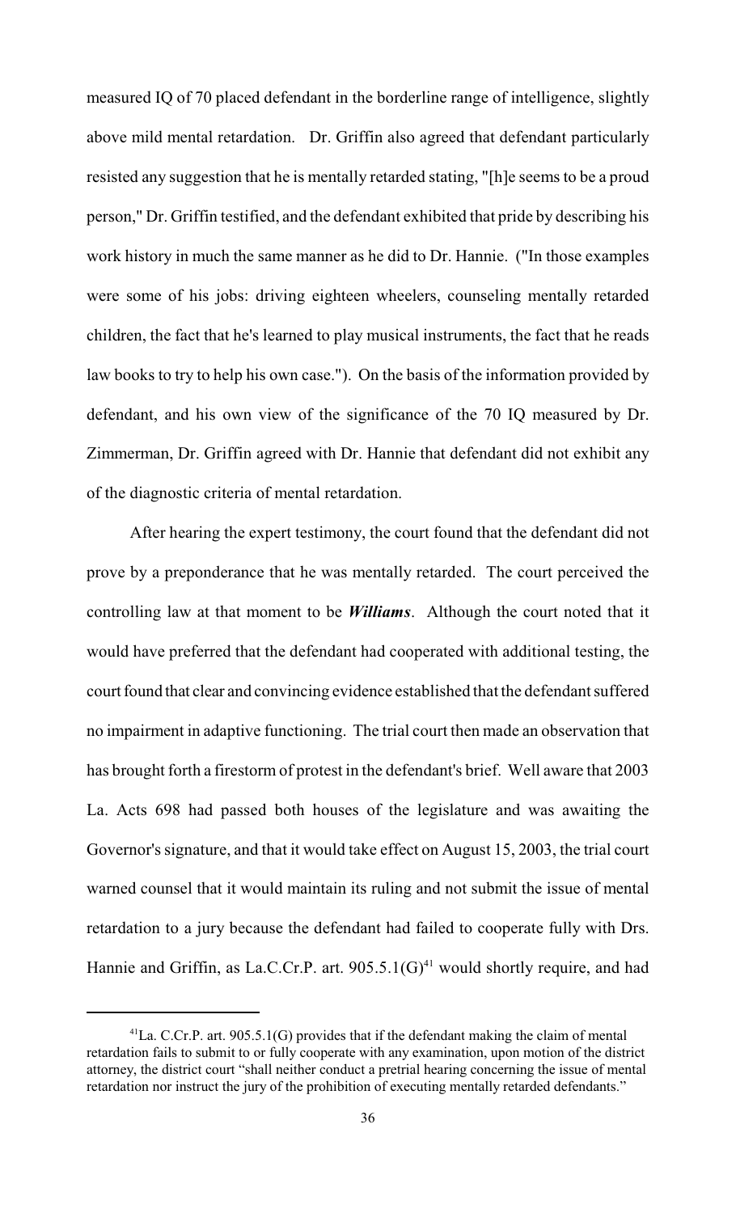measured IQ of 70 placed defendant in the borderline range of intelligence, slightly above mild mental retardation. Dr. Griffin also agreed that defendant particularly resisted any suggestion that he is mentally retarded stating, "[h]e seems to be a proud person," Dr. Griffin testified, and the defendant exhibited that pride by describing his work history in much the same manner as he did to Dr. Hannie. ("In those examples were some of his jobs: driving eighteen wheelers, counseling mentally retarded children, the fact that he's learned to play musical instruments, the fact that he reads law books to try to help his own case."). On the basis of the information provided by defendant, and his own view of the significance of the 70 IQ measured by Dr. Zimmerman, Dr. Griffin agreed with Dr. Hannie that defendant did not exhibit any of the diagnostic criteria of mental retardation.

After hearing the expert testimony, the court found that the defendant did not prove by a preponderance that he was mentally retarded. The court perceived the controlling law at that moment to be ***Williams***. Although the court noted that it would have preferred that the defendant had cooperated with additional testing, the court found that clear and convincing evidence established that the defendant suffered no impairment in adaptive functioning. The trial court then made an observation that has brought forth a firestorm of protest in the defendant's brief. Well aware that 2003 La. Acts 698 had passed both houses of the legislature and was awaiting the Governor's signature, and that it would take effect on August 15, 2003, the trial court warned counsel that it would maintain its ruling and not submit the issue of mental retardation to a jury because the defendant had failed to cooperate fully with Drs. Hannie and Griffin, as La.C.Cr.P. art. 905.5.1(G)[41] would shortly require, and had

[41] La. C.Cr.P. art. 905.5.1(G) provides that if the defendant making the claim of mental retardation fails to submit to or fully cooperate with any examination, upon motion of the district attorney, the district court "shall neither conduct a pretrial hearing concerning the issue of mental retardation nor instruct the jury of the prohibition of executing mentally retarded defendants."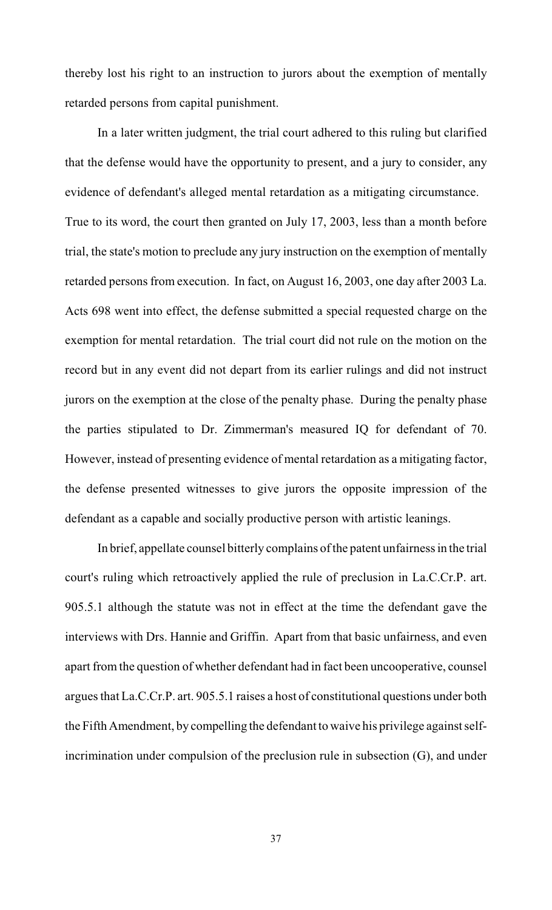thereby lost his right to an instruction to jurors about the exemption of mentally retarded persons from capital punishment.

In a later written judgment, the trial court adhered to this ruling but clarified that the defense would have the opportunity to present, and a jury to consider, any evidence of defendant's alleged mental retardation as a mitigating circumstance. True to its word, the court then granted on July 17, 2003, less than a month before trial, the state's motion to preclude any jury instruction on the exemption of mentally retarded persons from execution. In fact, on August 16, 2003, one day after 2003 La. Acts 698 went into effect, the defense submitted a special requested charge on the exemption for mental retardation. The trial court did not rule on the motion on the record but in any event did not depart from its earlier rulings and did not instruct jurors on the exemption at the close of the penalty phase. During the penalty phase the parties stipulated to Dr. Zimmerman's measured IQ for defendant of 70. However, instead of presenting evidence of mental retardation as a mitigating factor, the defense presented witnesses to give jurors the opposite impression of the defendant as a capable and socially productive person with artistic leanings.

In brief, appellate counsel bitterly complains of the patent unfairness in the trial court's ruling which retroactively applied the rule of preclusion in La.C.Cr.P. art. 905.5.1 although the statute was not in effect at the time the defendant gave the interviews with Drs. Hannie and Griffin. Apart from that basic unfairness, and even apart from the question of whether defendant had in fact been uncooperative, counsel argues that La.C.Cr.P. art. 905.5.1 raises a host of constitutional questions under both the Fifth Amendment, by compelling the defendant to waive his privilege against self-incrimination under compulsion of the preclusion rule in subsection (G), and under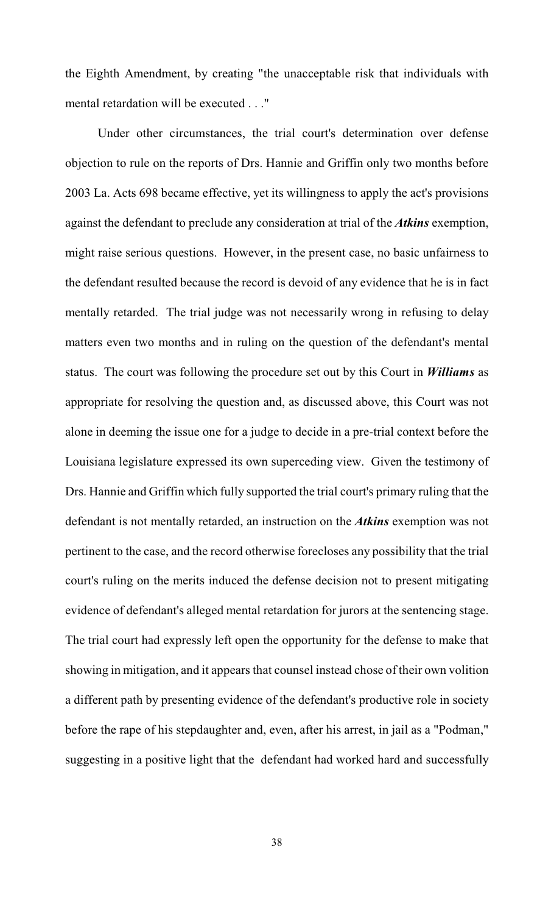the Eighth Amendment, by creating "the unacceptable risk that individuals with mental retardation will be executed . . ."

Under other circumstances, the trial court's determination over defense objection to rule on the reports of Drs. Hannie and Griffin only two months before 2003 La. Acts 698 became effective, yet its willingness to apply the act's provisions against the defendant to preclude any consideration at trial of the ***Atkins*** exemption, might raise serious questions. However, in the present case, no basic unfairness to the defendant resulted because the record is devoid of any evidence that he is in fact mentally retarded. The trial judge was not necessarily wrong in refusing to delay matters even two months and in ruling on the question of the defendant's mental status. The court was following the procedure set out by this Court in ***Williams*** as appropriate for resolving the question and, as discussed above, this Court was not alone in deeming the issue one for a judge to decide in a pre-trial context before the Louisiana legislature expressed its own superceding view. Given the testimony of Drs. Hannie and Griffin which fully supported the trial court's primary ruling that the defendant is not mentally retarded, an instruction on the ***Atkins*** exemption was not pertinent to the case, and the record otherwise forecloses any possibility that the trial court's ruling on the merits induced the defense decision not to present mitigating evidence of defendant's alleged mental retardation for jurors at the sentencing stage. The trial court had expressly left open the opportunity for the defense to make that showing in mitigation, and it appears that counsel instead chose of their own volition a different path by presenting evidence of the defendant's productive role in society before the rape of his stepdaughter and, even, after his arrest, in jail as a "Podman," suggesting in a positive light that the defendant had worked hard and successfully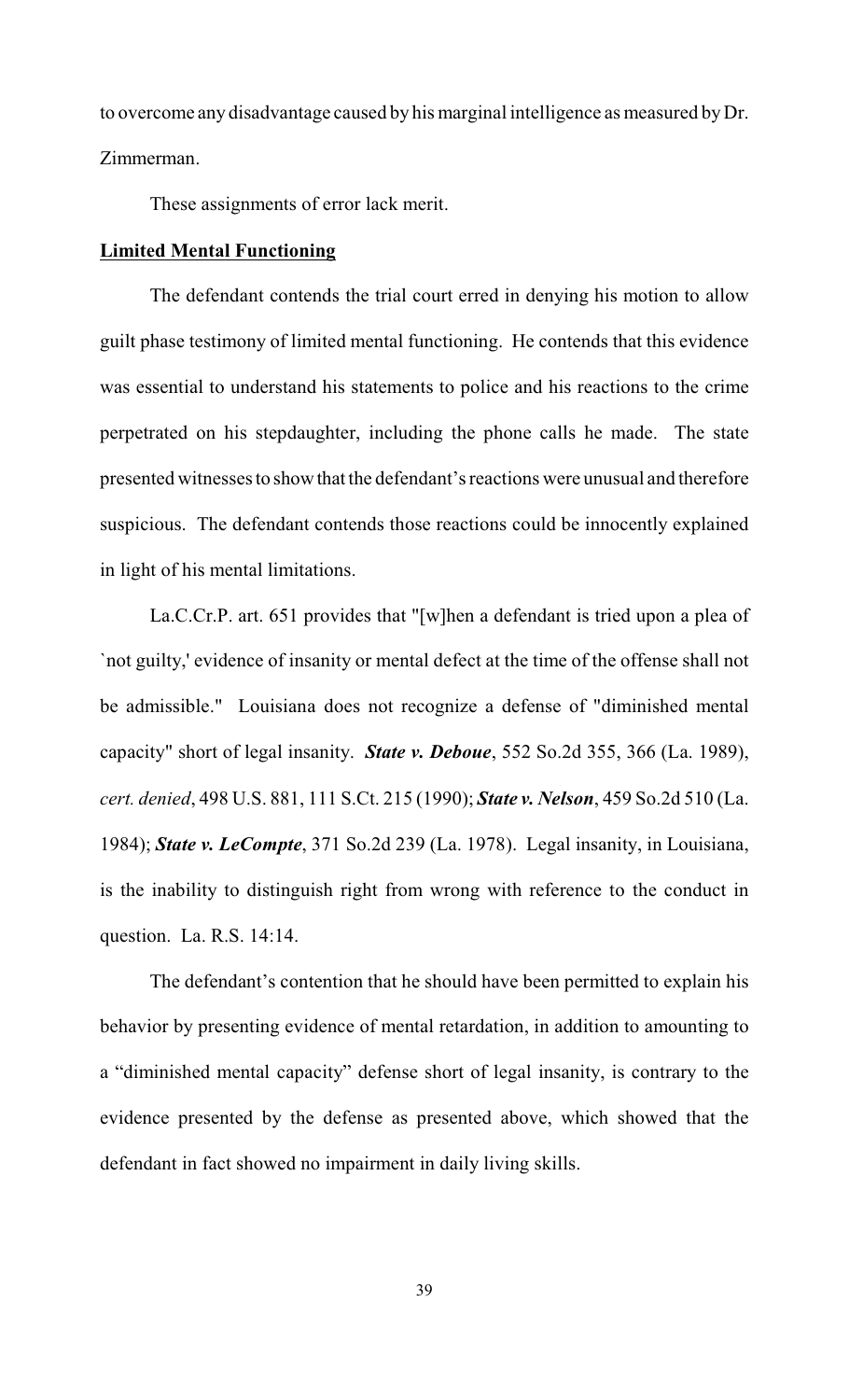to overcome any disadvantage caused by his marginal intelligence as measured by Dr. Zimmerman.

These assignments of error lack merit.

**Limited Mental Functioning**

The defendant contends the trial court erred in denying his motion to allow guilt phase testimony of limited mental functioning. He contends that this evidence was essential to understand his statements to police and his reactions to the crime perpetrated on his stepdaughter, including the phone calls he made. The state presented witnesses to show that the defendant's reactions were unusual and therefore suspicious. The defendant contends those reactions could be innocently explained in light of his mental limitations.

La.C.Cr.P. art. 651 provides that "[w]hen a defendant is tried upon a plea of `not guilty,' evidence of insanity or mental defect at the time of the offense shall not be admissible." Louisiana does not recognize a defense of "diminished mental capacity" short of legal insanity. ***State v. Deboue***, 552 So.2d 355, 366 (La. 1989), *cert. denied*, 498 U.S. 881, 111 S.Ct. 215 (1990); ***State v. Nelson***, 459 So.2d 510 (La. 1984); ***State v. LeCompte***, 371 So.2d 239 (La. 1978). Legal insanity, in Louisiana, is the inability to distinguish right from wrong with reference to the conduct in question. La. R.S. 14:14.

The defendant's contention that he should have been permitted to explain his behavior by presenting evidence of mental retardation, in addition to amounting to a "diminished mental capacity" defense short of legal insanity, is contrary to the evidence presented by the defense as presented above, which showed that the defendant in fact showed no impairment in daily living skills.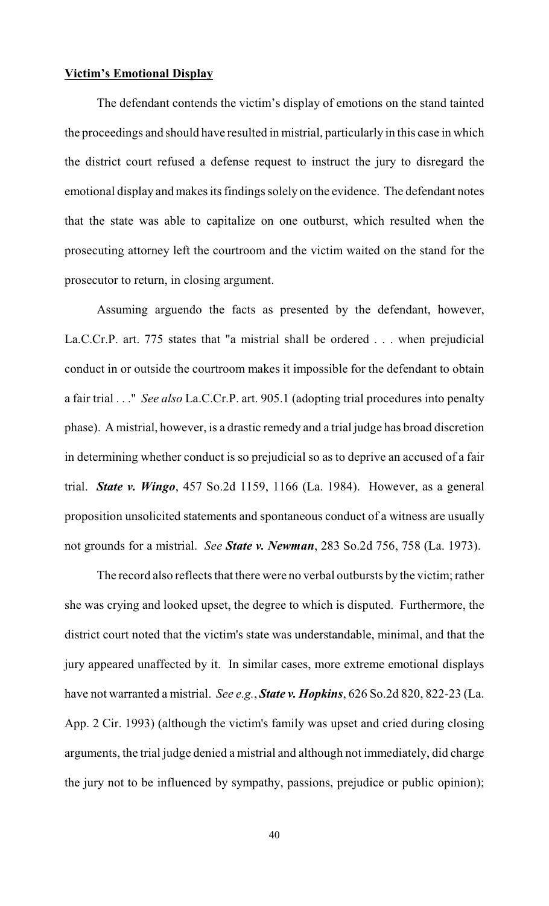**Victim's Emotional Display**

The defendant contends the victim's display of emotions on the stand tainted the proceedings and should have resulted in mistrial, particularly in this case in which the district court refused a defense request to instruct the jury to disregard the emotional display and makes its findings solely on the evidence. The defendant notes that the state was able to capitalize on one outburst, which resulted when the prosecuting attorney left the courtroom and the victim waited on the stand for the prosecutor to return, in closing argument.

Assuming arguendo the facts as presented by the defendant, however, La.C.Cr.P. art. 775 states that "a mistrial shall be ordered . . . when prejudicial conduct in or outside the courtroom makes it impossible for the defendant to obtain a fair trial . . ." *See also* La.C.Cr.P. art. 905.1 (adopting trial procedures into penalty phase). A mistrial, however, is a drastic remedy and a trial judge has broad discretion in determining whether conduct is so prejudicial so as to deprive an accused of a fair trial. ***State v. Wingo***, 457 So.2d 1159, 1166 (La. 1984). However, as a general proposition unsolicited statements and spontaneous conduct of a witness are usually not grounds for a mistrial. *See* ***State v. Newman***, 283 So.2d 756, 758 (La. 1973).

The record also reflects that there were no verbal outbursts by the victim; rather she was crying and looked upset, the degree to which is disputed. Furthermore, the district court noted that the victim's state was understandable, minimal, and that the jury appeared unaffected by it. In similar cases, more extreme emotional displays have not warranted a mistrial. *See e.g.*, ***State v. Hopkins***, 626 So.2d 820, 822-23 (La. App. 2 Cir. 1993) (although the victim's family was upset and cried during closing arguments, the trial judge denied a mistrial and although not immediately, did charge the jury not to be influenced by sympathy, passions, prejudice or public opinion);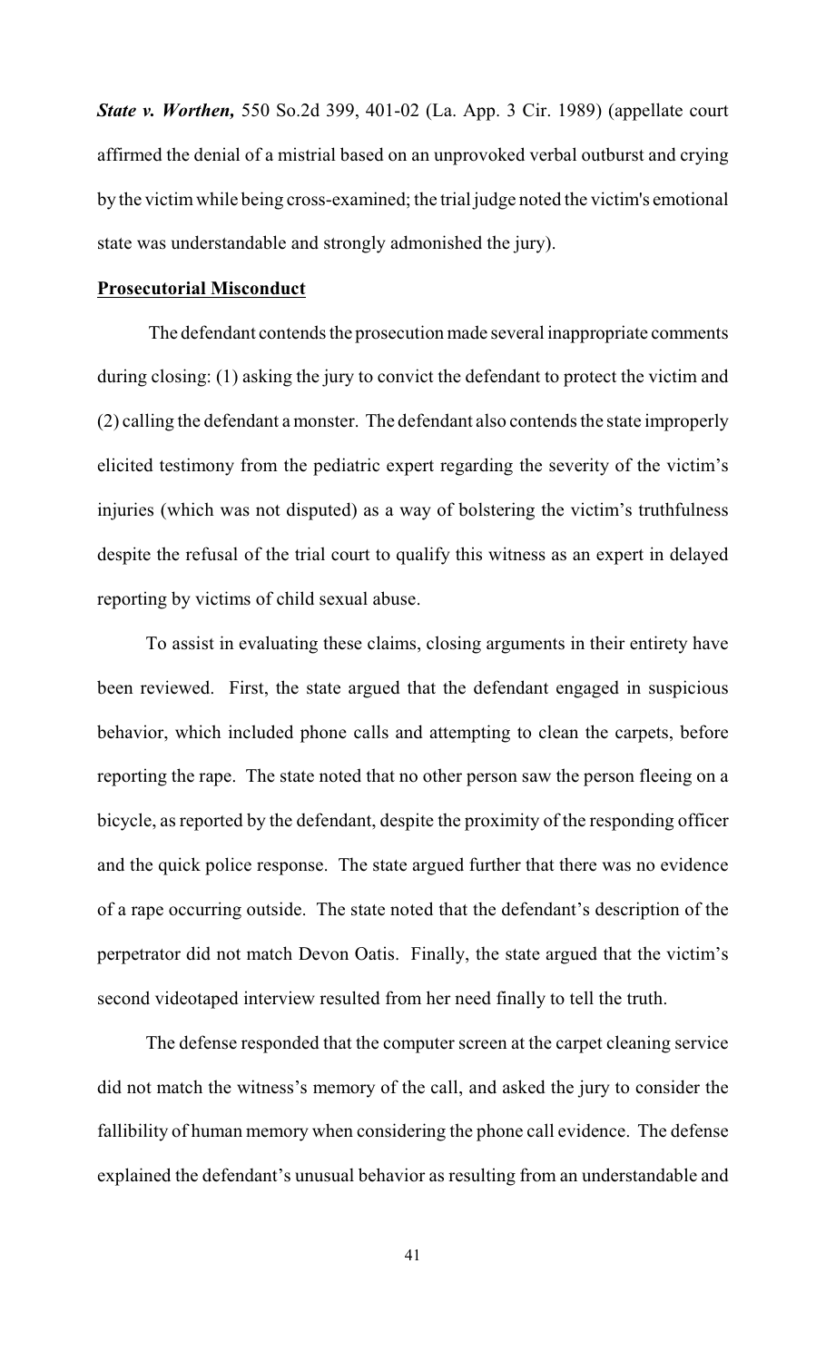***State v. Worthen,*** 550 So.2d 399, 401-02 (La. App. 3 Cir. 1989) (appellate court affirmed the denial of a mistrial based on an unprovoked verbal outburst and crying by the victim while being cross-examined; the trial judge noted the victim's emotional state was understandable and strongly admonished the jury).

**Prosecutorial Misconduct**

The defendant contends the prosecution made several inappropriate comments during closing: (1) asking the jury to convict the defendant to protect the victim and (2) calling the defendant a monster. The defendant also contends the state improperly elicited testimony from the pediatric expert regarding the severity of the victim's injuries (which was not disputed) as a way of bolstering the victim's truthfulness despite the refusal of the trial court to qualify this witness as an expert in delayed reporting by victims of child sexual abuse.

To assist in evaluating these claims, closing arguments in their entirety have been reviewed. First, the state argued that the defendant engaged in suspicious behavior, which included phone calls and attempting to clean the carpets, before reporting the rape. The state noted that no other person saw the person fleeing on a bicycle, as reported by the defendant, despite the proximity of the responding officer and the quick police response. The state argued further that there was no evidence of a rape occurring outside. The state noted that the defendant's description of the perpetrator did not match Devon Oatis. Finally, the state argued that the victim's second videotaped interview resulted from her need finally to tell the truth.

The defense responded that the computer screen at the carpet cleaning service did not match the witness's memory of the call, and asked the jury to consider the fallibility of human memory when considering the phone call evidence. The defense explained the defendant's unusual behavior as resulting from an understandable and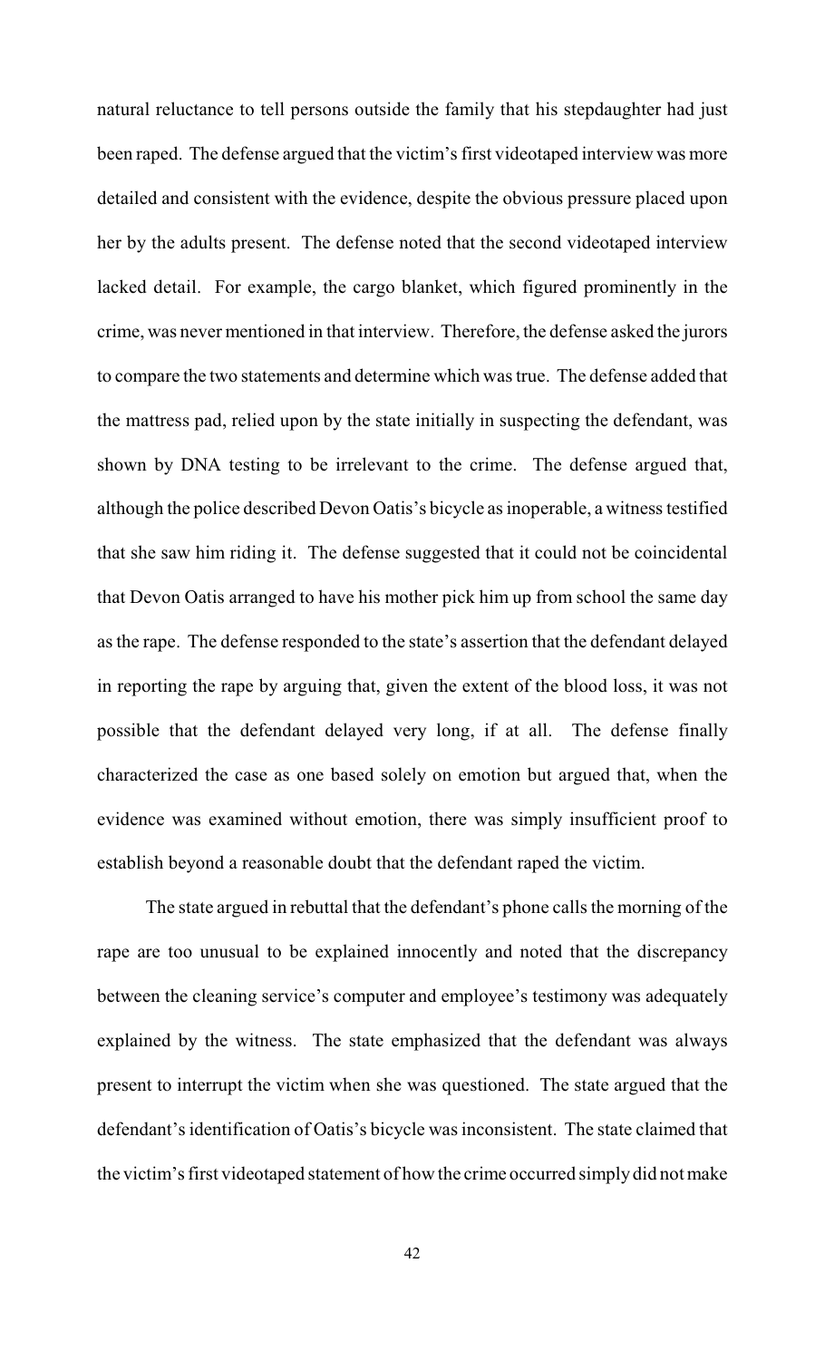natural reluctance to tell persons outside the family that his stepdaughter had just been raped. The defense argued that the victim's first videotaped interview was more detailed and consistent with the evidence, despite the obvious pressure placed upon her by the adults present. The defense noted that the second videotaped interview lacked detail. For example, the cargo blanket, which figured prominently in the crime, was never mentioned in that interview. Therefore, the defense asked the jurors to compare the two statements and determine which was true. The defense added that the mattress pad, relied upon by the state initially in suspecting the defendant, was shown by DNA testing to be irrelevant to the crime. The defense argued that, although the police described Devon Oatis's bicycle as inoperable, a witness testified that she saw him riding it. The defense suggested that it could not be coincidental that Devon Oatis arranged to have his mother pick him up from school the same day as the rape. The defense responded to the state's assertion that the defendant delayed in reporting the rape by arguing that, given the extent of the blood loss, it was not possible that the defendant delayed very long, if at all. The defense finally characterized the case as one based solely on emotion but argued that, when the evidence was examined without emotion, there was simply insufficient proof to establish beyond a reasonable doubt that the defendant raped the victim.

The state argued in rebuttal that the defendant's phone calls the morning of the rape are too unusual to be explained innocently and noted that the discrepancy between the cleaning service's computer and employee's testimony was adequately explained by the witness. The state emphasized that the defendant was always present to interrupt the victim when she was questioned. The state argued that the defendant's identification of Oatis's bicycle was inconsistent. The state claimed that the victim's first videotaped statement of how the crime occurred simply did not make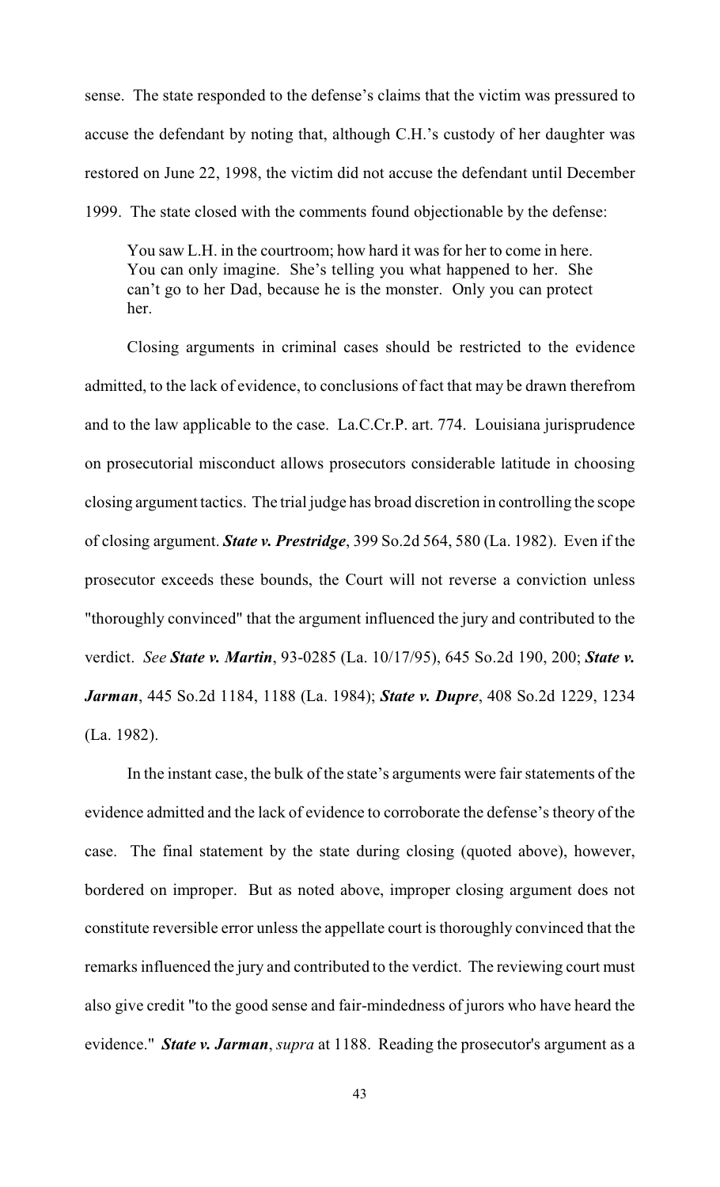sense. The state responded to the defense's claims that the victim was pressured to accuse the defendant by noting that, although C.H.'s custody of her daughter was restored on June 22, 1998, the victim did not accuse the defendant until December 1999. The state closed with the comments found objectionable by the defense:

> You saw L.H. in the courtroom; how hard it was for her to come in here. You can only imagine. She's telling you what happened to her. She can't go to her Dad, because he is the monster. Only you can protect her.

Closing arguments in criminal cases should be restricted to the evidence admitted, to the lack of evidence, to conclusions of fact that may be drawn therefrom and to the law applicable to the case. La.C.Cr.P. art. 774. Louisiana jurisprudence on prosecutorial misconduct allows prosecutors considerable latitude in choosing closing argument tactics. The trial judge has broad discretion in controlling the scope of closing argument. ***State v. Prestridge***, 399 So.2d 564, 580 (La. 1982). Even if the prosecutor exceeds these bounds, the Court will not reverse a conviction unless "thoroughly convinced" that the argument influenced the jury and contributed to the verdict. *See* ***State v. Martin***, 93-0285 (La. 10/17/95), 645 So.2d 190, 200; ***State v. Jarman***, 445 So.2d 1184, 1188 (La. 1984); ***State v. Dupre***, 408 So.2d 1229, 1234 (La. 1982).

In the instant case, the bulk of the state's arguments were fair statements of the evidence admitted and the lack of evidence to corroborate the defense's theory of the case. The final statement by the state during closing (quoted above), however, bordered on improper. But as noted above, improper closing argument does not constitute reversible error unless the appellate court is thoroughly convinced that the remarks influenced the jury and contributed to the verdict. The reviewing court must also give credit "to the good sense and fair-mindedness of jurors who have heard the evidence." ***State v. Jarman***, *supra* at 1188. Reading the prosecutor's argument as a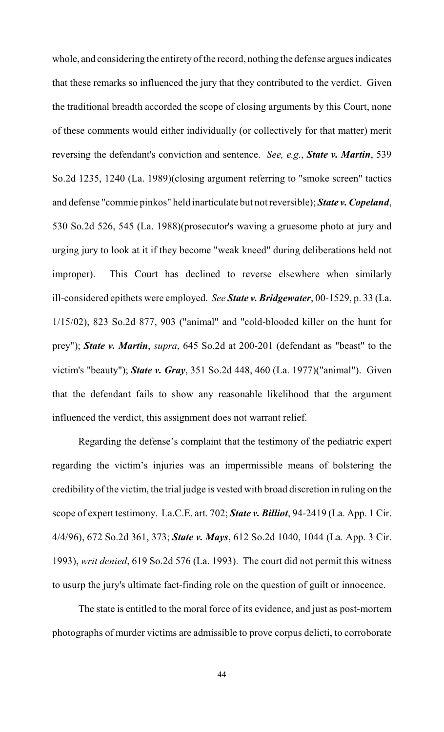whole, and considering the entirety of the record, nothing the defense argues indicates that these remarks so influenced the jury that they contributed to the verdict. Given the traditional breadth accorded the scope of closing arguments by this Court, none of these comments would either individually (or collectively for that matter) merit reversing the defendant's conviction and sentence. *See, e.g.*, ***State v. Martin***, 539 So.2d 1235, 1240 (La. 1989)(closing argument referring to "smoke screen" tactics and defense "commie pinkos" held inarticulate but not reversible); ***State v. Copeland***, 530 So.2d 526, 545 (La. 1988)(prosecutor's waving a gruesome photo at jury and urging jury to look at it if they become "weak kneed" during deliberations held not improper). This Court has declined to reverse elsewhere when similarly ill-considered epithets were employed. *See* ***State v. Bridgewater***, 00-1529, p. 33 (La. 1/15/02), 823 So.2d 877, 903 ("animal" and "cold-blooded killer on the hunt for prey"); ***State v. Martin***, *supra*, 645 So.2d at 200-201 (defendant as "beast" to the victim's "beauty"); ***State v. Gray***, 351 So.2d 448, 460 (La. 1977)("animal"). Given that the defendant fails to show any reasonable likelihood that the argument influenced the verdict, this assignment does not warrant relief.

Regarding the defense's complaint that the testimony of the pediatric expert regarding the victim's injuries was an impermissible means of bolstering the credibility of the victim, the trial judge is vested with broad discretion in ruling on the scope of expert testimony. La.C.E. art. 702; ***State v. Billiot***, 94-2419 (La. App. 1 Cir. 4/4/96), 672 So.2d 361, 373; ***State v. Mays***, 612 So.2d 1040, 1044 (La. App. 3 Cir. 1993), *writ denied*, 619 So.2d 576 (La. 1993). The court did not permit this witness to usurp the jury's ultimate fact-finding role on the question of guilt or innocence.

The state is entitled to the moral force of its evidence, and just as post-mortem photographs of murder victims are admissible to prove corpus delicti, to corroborate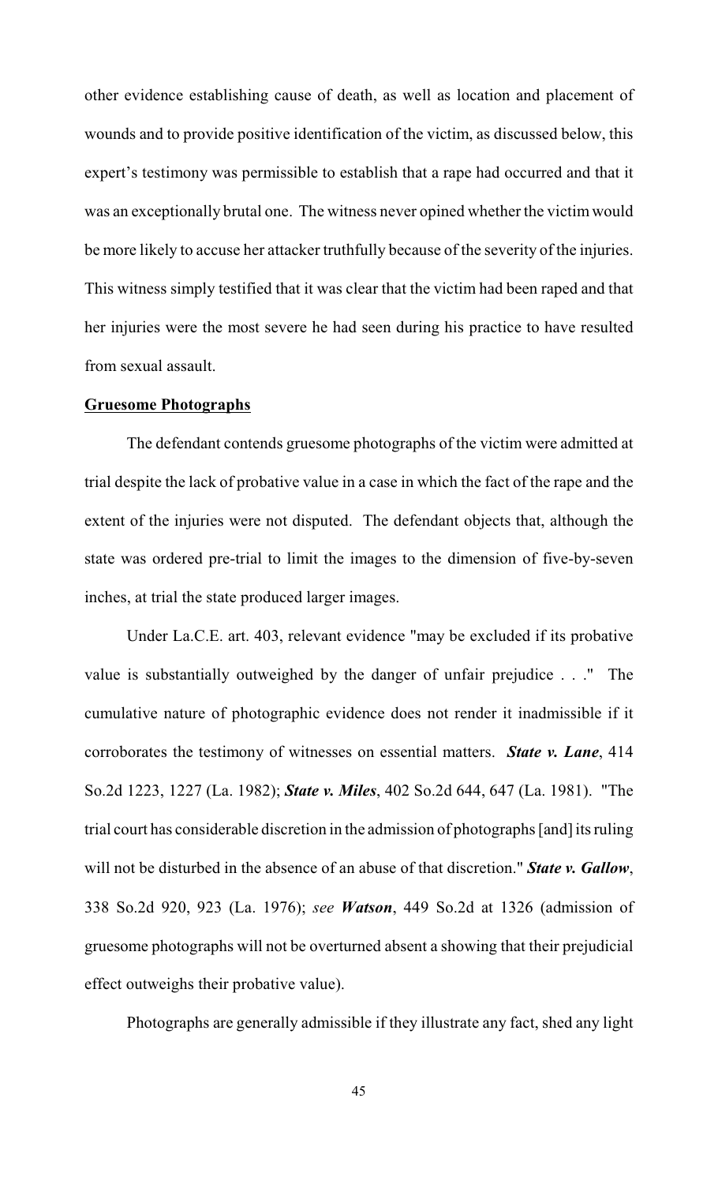other evidence establishing cause of death, as well as location and placement of wounds and to provide positive identification of the victim, as discussed below, this expert's testimony was permissible to establish that a rape had occurred and that it was an exceptionally brutal one. The witness never opined whether the victim would be more likely to accuse her attacker truthfully because of the severity of the injuries. This witness simply testified that it was clear that the victim had been raped and that her injuries were the most severe he had seen during his practice to have resulted from sexual assault.

**Gruesome Photographs**

The defendant contends gruesome photographs of the victim were admitted at trial despite the lack of probative value in a case in which the fact of the rape and the extent of the injuries were not disputed. The defendant objects that, although the state was ordered pre-trial to limit the images to the dimension of five-by-seven inches, at trial the state produced larger images.

Under La.C.E. art. 403, relevant evidence "may be excluded if its probative value is substantially outweighed by the danger of unfair prejudice . . ." The cumulative nature of photographic evidence does not render it inadmissible if it corroborates the testimony of witnesses on essential matters. ***State v. Lane***, 414 So.2d 1223, 1227 (La. 1982); ***State v. Miles***, 402 So.2d 644, 647 (La. 1981). "The trial court has considerable discretion in the admission of photographs [and] its ruling will not be disturbed in the absence of an abuse of that discretion." ***State v. Gallow***, 338 So.2d 920, 923 (La. 1976); *see* ***Watson***, 449 So.2d at 1326 (admission of gruesome photographs will not be overturned absent a showing that their prejudicial effect outweighs their probative value).

Photographs are generally admissible if they illustrate any fact, shed any light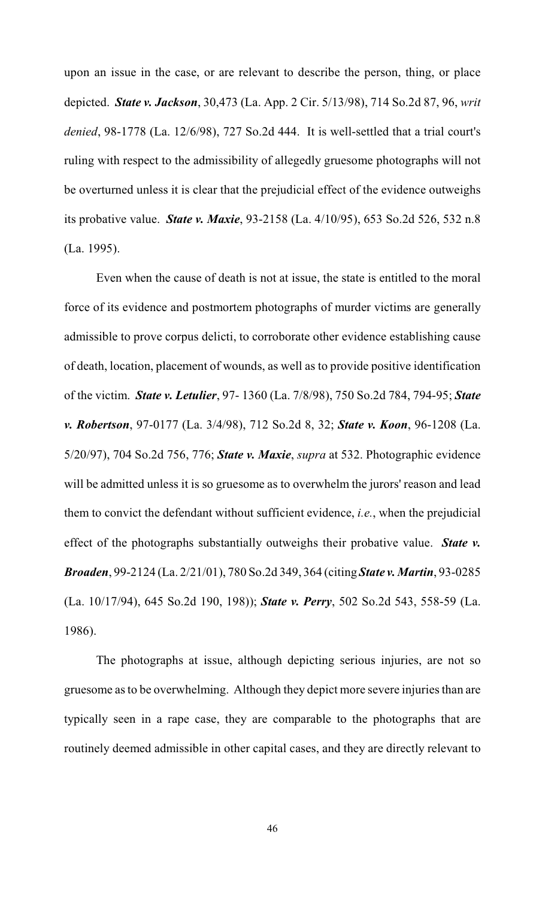upon an issue in the case, or are relevant to describe the person, thing, or place depicted. ***State v. Jackson***, 30,473 (La. App. 2 Cir. 5/13/98), 714 So.2d 87, 96, *writ denied*, 98-1778 (La. 12/6/98), 727 So.2d 444. It is well-settled that a trial court's ruling with respect to the admissibility of allegedly gruesome photographs will not be overturned unless it is clear that the prejudicial effect of the evidence outweighs its probative value. ***State v. Maxie***, 93-2158 (La. 4/10/95), 653 So.2d 526, 532 n.8 (La. 1995).

Even when the cause of death is not at issue, the state is entitled to the moral force of its evidence and postmortem photographs of murder victims are generally admissible to prove corpus delicti, to corroborate other evidence establishing cause of death, location, placement of wounds, as well as to provide positive identification of the victim. ***State v. Letulier***, 97- 1360 (La. 7/8/98), 750 So.2d 784, 794-95; ***State v. Robertson***, 97-0177 (La. 3/4/98), 712 So.2d 8, 32; ***State v. Koon***, 96-1208 (La. 5/20/97), 704 So.2d 756, 776; ***State v. Maxie***, *supra* at 532. Photographic evidence will be admitted unless it is so gruesome as to overwhelm the jurors' reason and lead them to convict the defendant without sufficient evidence, *i.e.*, when the prejudicial effect of the photographs substantially outweighs their probative value. ***State v. Broaden***, 99-2124 (La. 2/21/01), 780 So.2d 349, 364 (citing ***State v. Martin***, 93-0285 (La. 10/17/94), 645 So.2d 190, 198)); ***State v. Perry***, 502 So.2d 543, 558-59 (La. 1986).

The photographs at issue, although depicting serious injuries, are not so gruesome as to be overwhelming. Although they depict more severe injuries than are typically seen in a rape case, they are comparable to the photographs that are routinely deemed admissible in other capital cases, and they are directly relevant to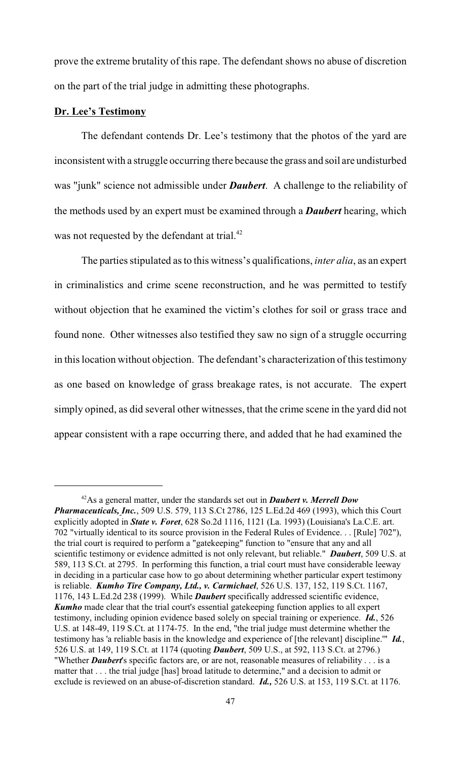prove the extreme brutality of this rape. The defendant shows no abuse of discretion on the part of the trial judge in admitting these photographs.

**Dr. Lee's Testimony**

The defendant contends Dr. Lee's testimony that the photos of the yard are inconsistent with a struggle occurring there because the grass and soil are undisturbed was "junk" science not admissible under ***Daubert***. A challenge to the reliability of the methods used by an expert must be examined through a ***Daubert*** hearing, which was not requested by the defendant at trial.[42]

The parties stipulated as to this witness's qualifications, *inter alia*, as an expert in criminalistics and crime scene reconstruction, and he was permitted to testify without objection that he examined the victim's clothes for soil or grass trace and found none. Other witnesses also testified they saw no sign of a struggle occurring in this location without objection. The defendant's characterization of this testimony as one based on knowledge of grass breakage rates, is not accurate. The expert simply opined, as did several other witnesses, that the crime scene in the yard did not appear consistent with a rape occurring there, and added that he had examined the

---

[42] As a general matter, under the standards set out in ***Daubert v. Merrell Dow Pharmaceuticals, Inc.***, 509 U.S. 579, 113 S.Ct 2786, 125 L.Ed.2d 469 (1993), which this Court explicitly adopted in ***State v. Foret***, 628 So.2d 1116, 1121 (La. 1993) (Louisiana's La.C.E. art. 702 "virtually identical to its source provision in the Federal Rules of Evidence. . . [Rule] 702"), the trial court is required to perform a "gatekeeping" function to "ensure that any and all scientific testimony or evidence admitted is not only relevant, but reliable." ***Daubert***, 509 U.S. at 589, 113 S.Ct. at 2795. In performing this function, a trial court must have considerable leeway in deciding in a particular case how to go about determining whether particular expert testimony is reliable. ***Kumho Tire Company, Ltd., v. Carmichael***, 526 U.S. 137, 152, 119 S.Ct. 1167, 1176, 143 L.Ed.2d 238 (1999). While ***Daubert*** specifically addressed scientific evidence, ***Kumho*** made clear that the trial court's essential gatekeeping function applies to all expert testimony, including opinion evidence based solely on special training or experience. ***Id.***, 526 U.S. at 148-49, 119 S.Ct. at 1174-75. In the end, "the trial judge must determine whether the testimony has 'a reliable basis in the knowledge and experience of [the relevant] discipline.'" ***Id.***, 526 U.S. at 149, 119 S.Ct. at 1174 (quoting ***Daubert***, 509 U.S., at 592, 113 S.Ct. at 2796.) "Whether ***Daubert***'s specific factors are, or are not, reasonable measures of reliability . . . is a matter that . . . the trial judge [has] broad latitude to determine," and a decision to admit or exclude is reviewed on an abuse-of-discretion standard. ***Id.,*** 526 U.S. at 153, 119 S.Ct. at 1176.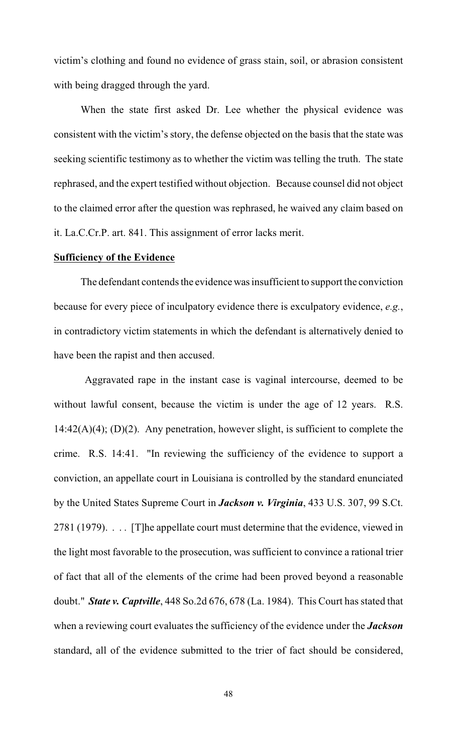victim's clothing and found no evidence of grass stain, soil, or abrasion consistent with being dragged through the yard.

When the state first asked Dr. Lee whether the physical evidence was consistent with the victim's story, the defense objected on the basis that the state was seeking scientific testimony as to whether the victim was telling the truth. The state rephrased, and the expert testified without objection. Because counsel did not object to the claimed error after the question was rephrased, he waived any claim based on it. La.C.Cr.P. art. 841. This assignment of error lacks merit.

**Sufficiency of the Evidence**

The defendant contends the evidence was insufficient to support the conviction because for every piece of inculpatory evidence there is exculpatory evidence, *e.g.*, in contradictory victim statements in which the defendant is alternatively denied to have been the rapist and then accused.

Aggravated rape in the instant case is vaginal intercourse, deemed to be without lawful consent, because the victim is under the age of 12 years. R.S. 14:42(A)(4); (D)(2). Any penetration, however slight, is sufficient to complete the crime. R.S. 14:41. "In reviewing the sufficiency of the evidence to support a conviction, an appellate court in Louisiana is controlled by the standard enunciated by the United States Supreme Court in ***Jackson v. Virginia***, 433 U.S. 307, 99 S.Ct. 2781 (1979). . . . [T]he appellate court must determine that the evidence, viewed in the light most favorable to the prosecution, was sufficient to convince a rational trier of fact that all of the elements of the crime had been proved beyond a reasonable doubt." ***State v. Captville***, 448 So.2d 676, 678 (La. 1984). This Court has stated that when a reviewing court evaluates the sufficiency of the evidence under the ***Jackson*** standard, all of the evidence submitted to the trier of fact should be considered,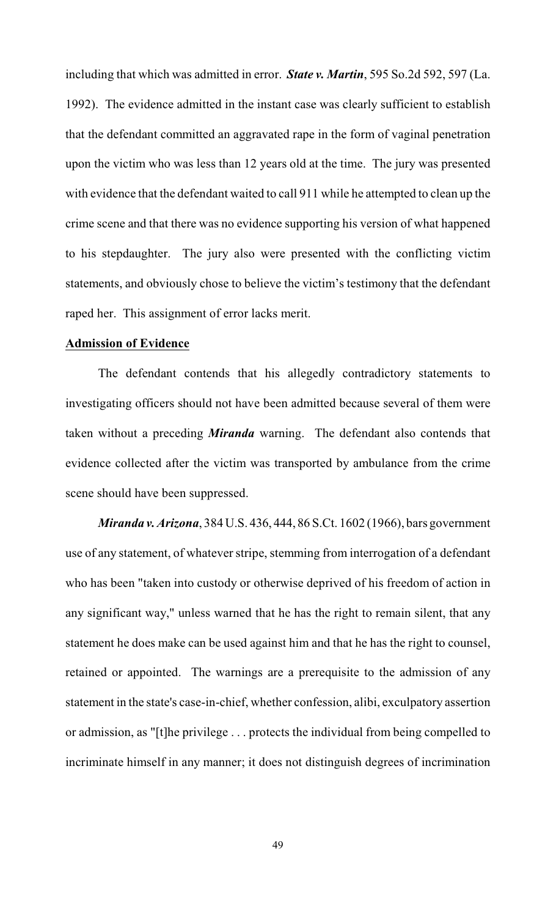including that which was admitted in error. ***State v. Martin***, 595 So.2d 592, 597 (La. 1992). The evidence admitted in the instant case was clearly sufficient to establish that the defendant committed an aggravated rape in the form of vaginal penetration upon the victim who was less than 12 years old at the time. The jury was presented with evidence that the defendant waited to call 911 while he attempted to clean up the crime scene and that there was no evidence supporting his version of what happened to his stepdaughter. The jury also were presented with the conflicting victim statements, and obviously chose to believe the victim's testimony that the defendant raped her. This assignment of error lacks merit.

**Admission of Evidence**

The defendant contends that his allegedly contradictory statements to investigating officers should not have been admitted because several of them were taken without a preceding ***Miranda*** warning. The defendant also contends that evidence collected after the victim was transported by ambulance from the crime scene should have been suppressed.

***Miranda v. Arizona***, 384 U.S. 436, 444, 86 S.Ct. 1602 (1966), bars government use of any statement, of whatever stripe, stemming from interrogation of a defendant who has been "taken into custody or otherwise deprived of his freedom of action in any significant way," unless warned that he has the right to remain silent, that any statement he does make can be used against him and that he has the right to counsel, retained or appointed. The warnings are a prerequisite to the admission of any statement in the state's case-in-chief, whether confession, alibi, exculpatory assertion or admission, as "[t]he privilege . . . protects the individual from being compelled to incriminate himself in any manner; it does not distinguish degrees of incrimination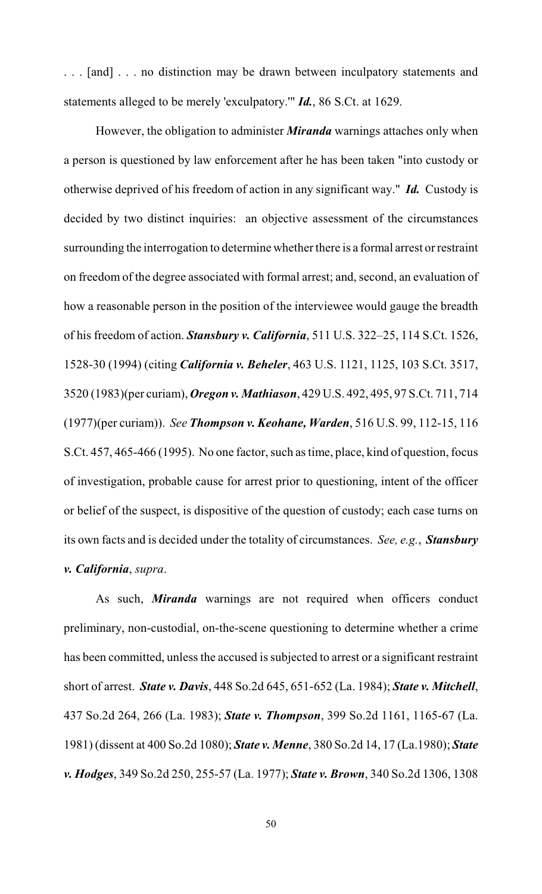. . . [and] . . . no distinction may be drawn between inculpatory statements and statements alleged to be merely 'exculpatory.'" ***Id.***, 86 S.Ct. at 1629.

However, the obligation to administer ***Miranda*** warnings attaches only when a person is questioned by law enforcement after he has been taken "into custody or otherwise deprived of his freedom of action in any significant way." ***Id.*** Custody is decided by two distinct inquiries: an objective assessment of the circumstances surrounding the interrogation to determine whether there is a formal arrest or restraint on freedom of the degree associated with formal arrest; and, second, an evaluation of how a reasonable person in the position of the interviewee would gauge the breadth of his freedom of action. ***Stansbury v. California***, 511 U.S. 322–25, 114 S.Ct. 1526, 1528-30 (1994) (citing ***California v. Beheler***, 463 U.S. 1121, 1125, 103 S.Ct. 3517, 3520 (1983)(per curiam), ***Oregon v. Mathiason***, 429 U.S. 492, 495, 97 S.Ct. 711, 714 (1977)(per curiam)). *See* ***Thompson v. Keohane, Warden***, 516 U.S. 99, 112-15, 116 S.Ct. 457, 465-466 (1995). No one factor, such as time, place, kind of question, focus of investigation, probable cause for arrest prior to questioning, intent of the officer or belief of the suspect, is dispositive of the question of custody; each case turns on its own facts and is decided under the totality of circumstances. *See, e.g.*, ***Stansbury v. California***, *supra*.

As such, ***Miranda*** warnings are not required when officers conduct preliminary, non-custodial, on-the-scene questioning to determine whether a crime has been committed, unless the accused is subjected to arrest or a significant restraint short of arrest. ***State v. Davis***, 448 So.2d 645, 651-652 (La. 1984); ***State v. Mitchell***, 437 So.2d 264, 266 (La. 1983); ***State v. Thompson***, 399 So.2d 1161, 1165-67 (La. 1981) (dissent at 400 So.2d 1080); ***State v. Menne***, 380 So.2d 14, 17 (La.1980); ***State v. Hodges***, 349 So.2d 250, 255-57 (La. 1977); ***State v. Brown***, 340 So.2d 1306, 1308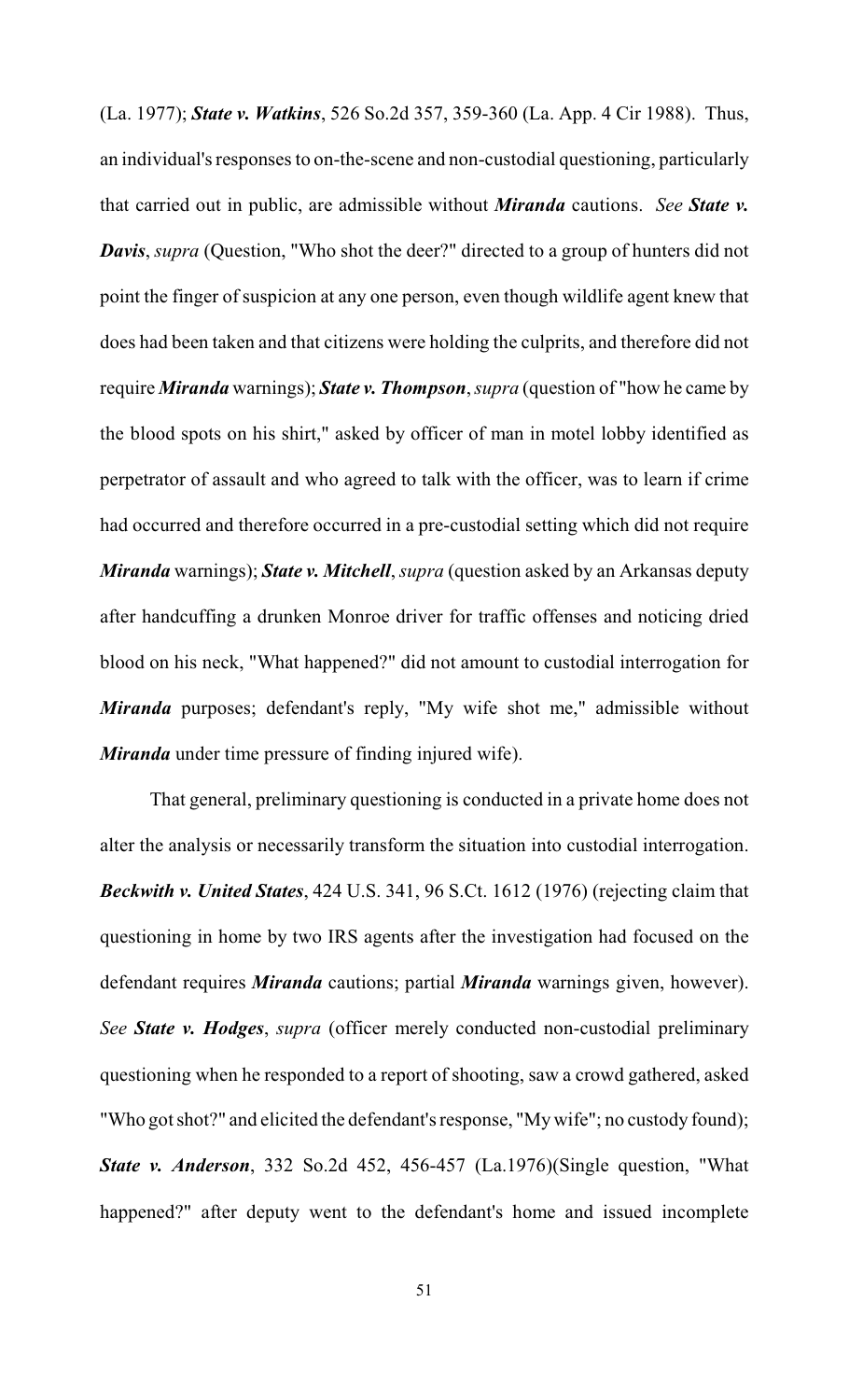(La. 1977); ***State v. Watkins***, 526 So.2d 357, 359-360 (La. App. 4 Cir 1988). Thus, an individual's responses to on-the-scene and non-custodial questioning, particularly that carried out in public, are admissible without ***Miranda*** cautions. *See* ***State v. Davis***, *supra* (Question, "Who shot the deer?" directed to a group of hunters did not point the finger of suspicion at any one person, even though wildlife agent knew that does had been taken and that citizens were holding the culprits, and therefore did not require ***Miranda*** warnings); ***State v. Thompson***, *supra* (question of "how he came by the blood spots on his shirt," asked by officer of man in motel lobby identified as perpetrator of assault and who agreed to talk with the officer, was to learn if crime had occurred and therefore occurred in a pre-custodial setting which did not require ***Miranda*** warnings); ***State v. Mitchell***, *supra* (question asked by an Arkansas deputy after handcuffing a drunken Monroe driver for traffic offenses and noticing dried blood on his neck, "What happened?" did not amount to custodial interrogation for ***Miranda*** purposes; defendant's reply, "My wife shot me," admissible without ***Miranda*** under time pressure of finding injured wife).

That general, preliminary questioning is conducted in a private home does not alter the analysis or necessarily transform the situation into custodial interrogation. ***Beckwith v. United States***, 424 U.S. 341, 96 S.Ct. 1612 (1976) (rejecting claim that questioning in home by two IRS agents after the investigation had focused on the defendant requires ***Miranda*** cautions; partial ***Miranda*** warnings given, however). *See* ***State v. Hodges***, *supra* (officer merely conducted non-custodial preliminary questioning when he responded to a report of shooting, saw a crowd gathered, asked "Who got shot?" and elicited the defendant's response, "My wife"; no custody found); ***State v. Anderson***, 332 So.2d 452, 456-457 (La.1976)(Single question, "What happened?" after deputy went to the defendant's home and issued incomplete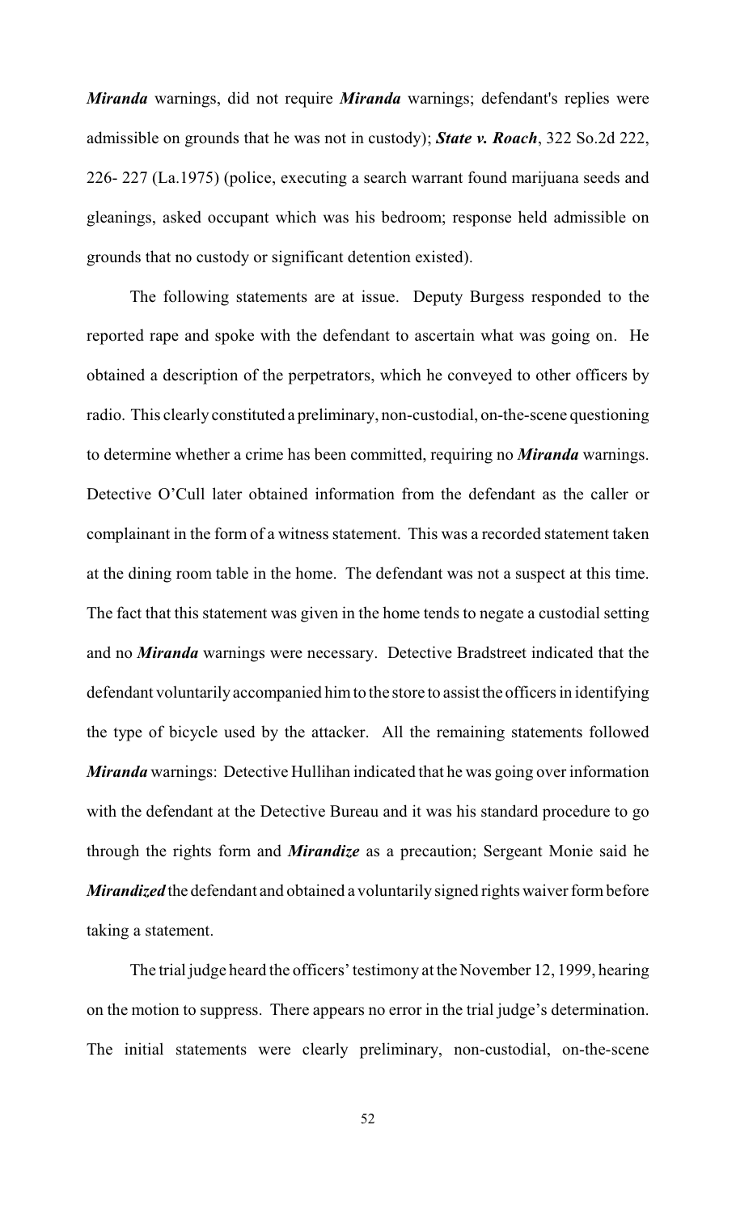***Miranda*** warnings, did not require ***Miranda*** warnings; defendant's replies were admissible on grounds that he was not in custody); ***State v. Roach***, 322 So.2d 222, 226- 227 (La.1975) (police, executing a search warrant found marijuana seeds and gleanings, asked occupant which was his bedroom; response held admissible on grounds that no custody or significant detention existed).

The following statements are at issue. Deputy Burgess responded to the reported rape and spoke with the defendant to ascertain what was going on. He obtained a description of the perpetrators, which he conveyed to other officers by radio. This clearly constituted a preliminary, non-custodial, on-the-scene questioning to determine whether a crime has been committed, requiring no ***Miranda*** warnings. Detective O'Cull later obtained information from the defendant as the caller or complainant in the form of a witness statement. This was a recorded statement taken at the dining room table in the home. The defendant was not a suspect at this time. The fact that this statement was given in the home tends to negate a custodial setting and no ***Miranda*** warnings were necessary. Detective Bradstreet indicated that the defendant voluntarily accompanied him to the store to assist the officers in identifying the type of bicycle used by the attacker. All the remaining statements followed ***Miranda*** warnings: Detective Hullihan indicated that he was going over information with the defendant at the Detective Bureau and it was his standard procedure to go through the rights form and ***Mirandize*** as a precaution; Sergeant Monie said he ***Mirandized*** the defendant and obtained a voluntarily signed rights waiver form before taking a statement.

The trial judge heard the officers' testimony at the November 12, 1999, hearing on the motion to suppress. There appears no error in the trial judge's determination. The initial statements were clearly preliminary, non-custodial, on-the-scene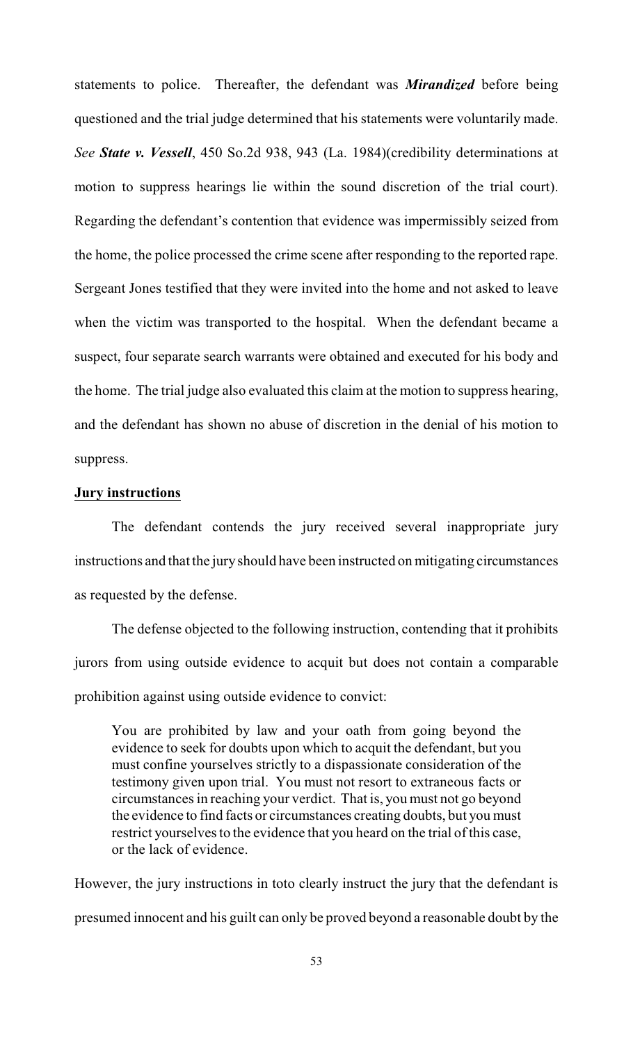statements to police. Thereafter, the defendant was ***Mirandized*** before being questioned and the trial judge determined that his statements were voluntarily made. *See* ***State v. Vessell***, 450 So.2d 938, 943 (La. 1984)(credibility determinations at motion to suppress hearings lie within the sound discretion of the trial court). Regarding the defendant's contention that evidence was impermissibly seized from the home, the police processed the crime scene after responding to the reported rape. Sergeant Jones testified that they were invited into the home and not asked to leave when the victim was transported to the hospital. When the defendant became a suspect, four separate search warrants were obtained and executed for his body and the home. The trial judge also evaluated this claim at the motion to suppress hearing, and the defendant has shown no abuse of discretion in the denial of his motion to suppress.

**Jury instructions**

The defendant contends the jury received several inappropriate jury instructions and that the jury should have been instructed on mitigating circumstances as requested by the defense.

The defense objected to the following instruction, contending that it prohibits jurors from using outside evidence to acquit but does not contain a comparable prohibition against using outside evidence to convict:

> You are prohibited by law and your oath from going beyond the evidence to seek for doubts upon which to acquit the defendant, but you must confine yourselves strictly to a dispassionate consideration of the testimony given upon trial. You must not resort to extraneous facts or circumstances in reaching your verdict. That is, you must not go beyond the evidence to find facts or circumstances creating doubts, but you must restrict yourselves to the evidence that you heard on the trial of this case, or the lack of evidence.

However, the jury instructions in toto clearly instruct the jury that the defendant is presumed innocent and his guilt can only be proved beyond a reasonable doubt by the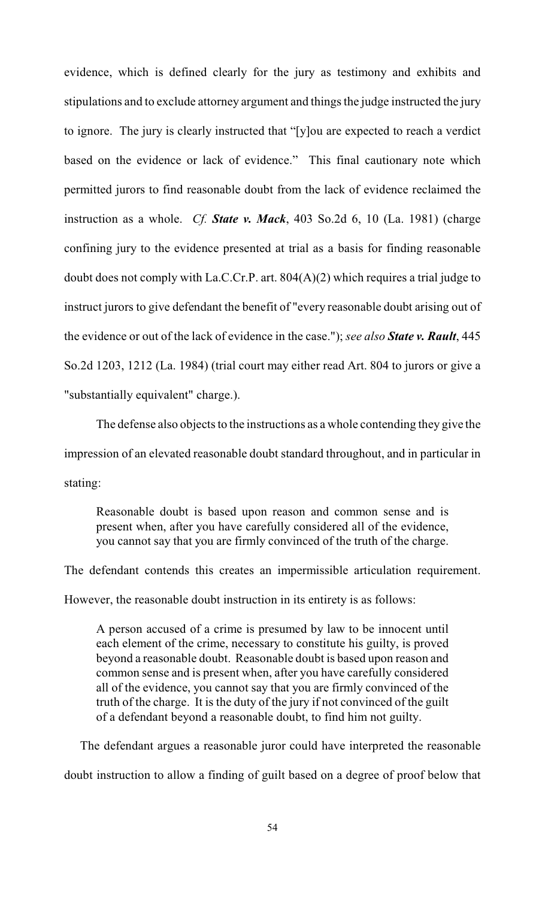evidence, which is defined clearly for the jury as testimony and exhibits and stipulations and to exclude attorney argument and things the judge instructed the jury to ignore. The jury is clearly instructed that "[y]ou are expected to reach a verdict based on the evidence or lack of evidence." This final cautionary note which permitted jurors to find reasonable doubt from the lack of evidence reclaimed the instruction as a whole. *Cf.* ***State v. Mack***, 403 So.2d 6, 10 (La. 1981) (charge confining jury to the evidence presented at trial as a basis for finding reasonable doubt does not comply with La.C.Cr.P. art. 804(A)(2) which requires a trial judge to instruct jurors to give defendant the benefit of "every reasonable doubt arising out of the evidence or out of the lack of evidence in the case."); *see also* ***State v. Rault***, 445 So.2d 1203, 1212 (La. 1984) (trial court may either read Art. 804 to jurors or give a "substantially equivalent" charge.).

The defense also objects to the instructions as a whole contending they give the impression of an elevated reasonable doubt standard throughout, and in particular in stating:

> Reasonable doubt is based upon reason and common sense and is present when, after you have carefully considered all of the evidence, you cannot say that you are firmly convinced of the truth of the charge.

The defendant contends this creates an impermissible articulation requirement. However, the reasonable doubt instruction in its entirety is as follows:

> A person accused of a crime is presumed by law to be innocent until each element of the crime, necessary to constitute his guilty, is proved beyond a reasonable doubt. Reasonable doubt is based upon reason and common sense and is present when, after you have carefully considered all of the evidence, you cannot say that you are firmly convinced of the truth of the charge. It is the duty of the jury if not convinced of the guilt of a defendant beyond a reasonable doubt, to find him not guilty.

The defendant argues a reasonable juror could have interpreted the reasonable doubt instruction to allow a finding of guilt based on a degree of proof below that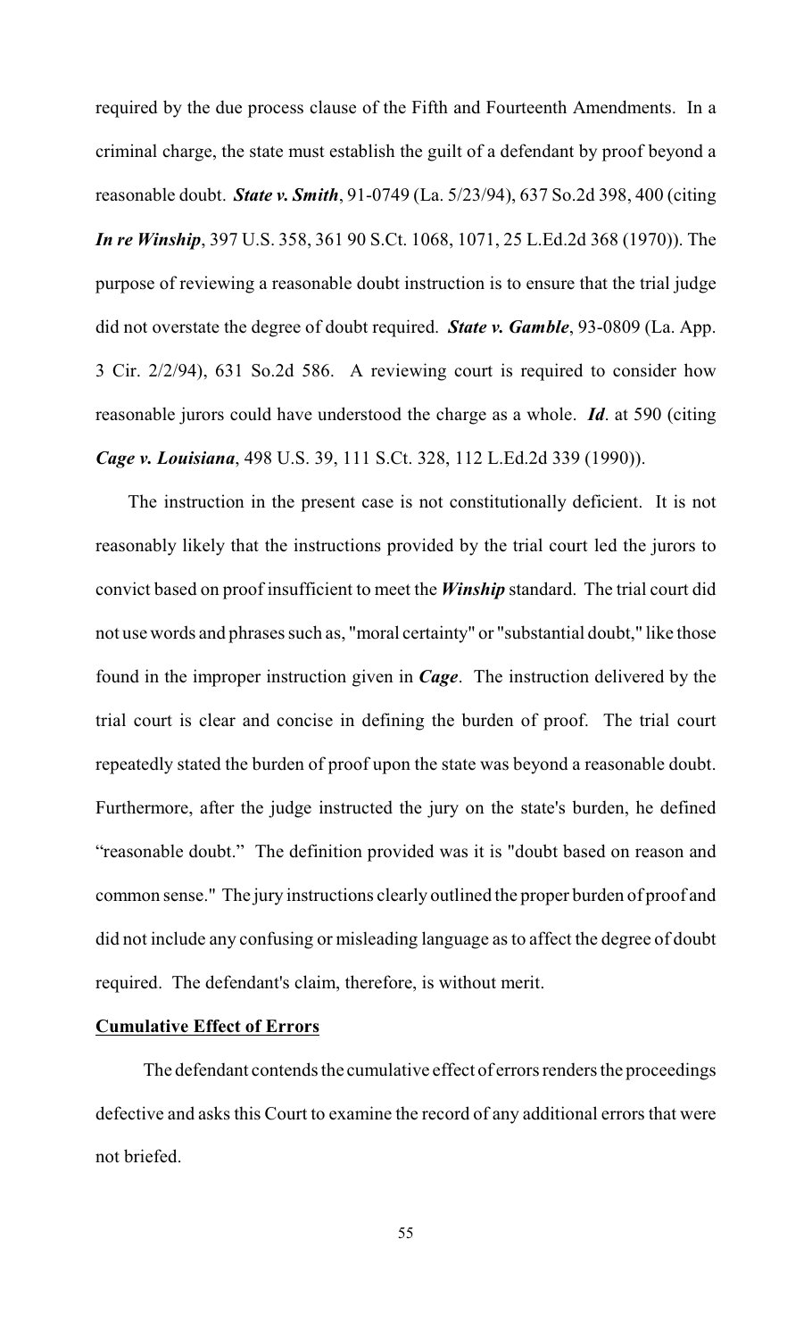required by the due process clause of the Fifth and Fourteenth Amendments. In a criminal charge, the state must establish the guilt of a defendant by proof beyond a reasonable doubt. ***State v. Smith***, 91-0749 (La. 5/23/94), 637 So.2d 398, 400 (citing ***In re Winship***, 397 U.S. 358, 361 90 S.Ct. 1068, 1071, 25 L.Ed.2d 368 (1970)). The purpose of reviewing a reasonable doubt instruction is to ensure that the trial judge did not overstate the degree of doubt required. ***State v. Gamble***, 93-0809 (La. App. 3 Cir. 2/2/94), 631 So.2d 586. A reviewing court is required to consider how reasonable jurors could have understood the charge as a whole. ***Id***. at 590 (citing ***Cage v. Louisiana***, 498 U.S. 39, 111 S.Ct. 328, 112 L.Ed.2d 339 (1990)).

The instruction in the present case is not constitutionally deficient. It is not reasonably likely that the instructions provided by the trial court led the jurors to convict based on proof insufficient to meet the ***Winship*** standard. The trial court did not use words and phrases such as, "moral certainty" or "substantial doubt," like those found in the improper instruction given in ***Cage***. The instruction delivered by the trial court is clear and concise in defining the burden of proof. The trial court repeatedly stated the burden of proof upon the state was beyond a reasonable doubt. Furthermore, after the judge instructed the jury on the state's burden, he defined "reasonable doubt." The definition provided was it is "doubt based on reason and common sense." The jury instructions clearly outlined the proper burden of proof and did not include any confusing or misleading language as to affect the degree of doubt required. The defendant's claim, therefore, is without merit.

**Cumulative Effect of Errors**

The defendant contends the cumulative effect of errors renders the proceedings defective and asks this Court to examine the record of any additional errors that were not briefed.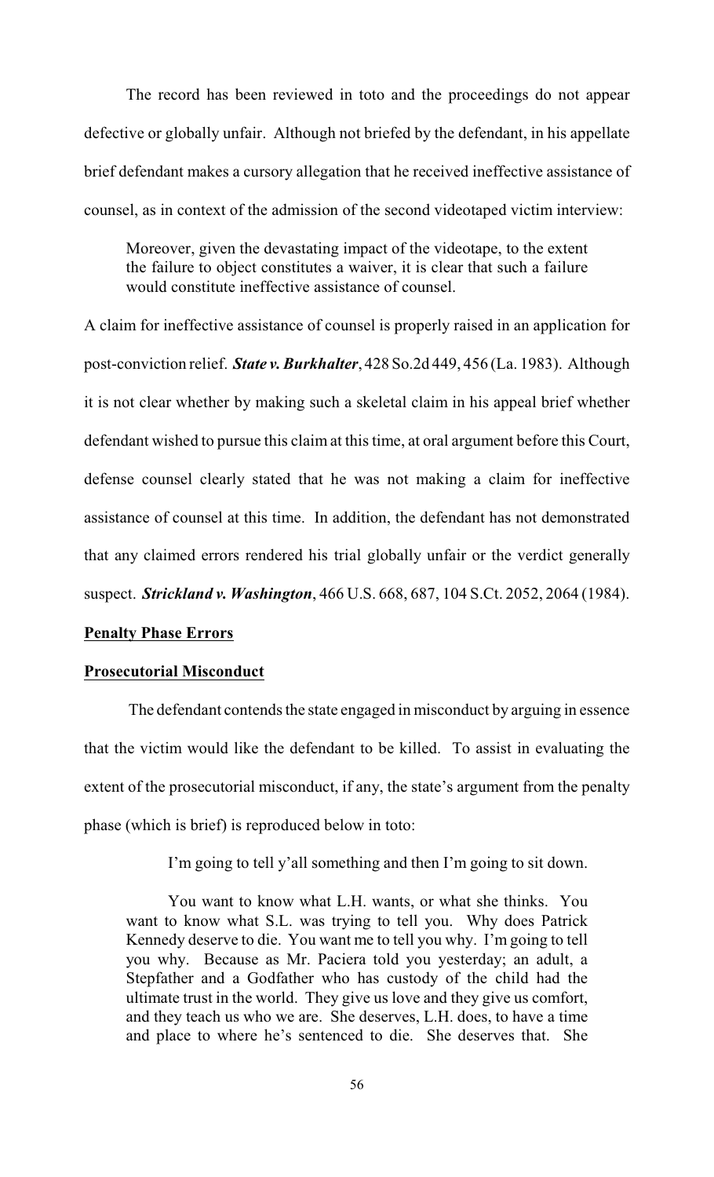The record has been reviewed in toto and the proceedings do not appear defective or globally unfair. Although not briefed by the defendant, in his appellate brief defendant makes a cursory allegation that he received ineffective assistance of counsel, as in context of the admission of the second videotaped victim interview:

> Moreover, given the devastating impact of the videotape, to the extent the failure to object constitutes a waiver, it is clear that such a failure would constitute ineffective assistance of counsel.

A claim for ineffective assistance of counsel is properly raised in an application for post-conviction relief. ***State v. Burkhalter***, 428 So.2d 449, 456 (La. 1983). Although it is not clear whether by making such a skeletal claim in his appeal brief whether defendant wished to pursue this claim at this time, at oral argument before this Court, defense counsel clearly stated that he was not making a claim for ineffective assistance of counsel at this time. In addition, the defendant has not demonstrated that any claimed errors rendered his trial globally unfair or the verdict generally suspect. ***Strickland v. Washington***, 466 U.S. 668, 687, 104 S.Ct. 2052, 2064 (1984).

**Penalty Phase Errors**

**Prosecutorial Misconduct**

The defendant contends the state engaged in misconduct by arguing in essence that the victim would like the defendant to be killed. To assist in evaluating the extent of the prosecutorial misconduct, if any, the state's argument from the penalty phase (which is brief) is reproduced below in toto:

> I'm going to tell y'all something and then I'm going to sit down.
>
> You want to know what L.H. wants, or what she thinks. You want to know what S.L. was trying to tell you. Why does Patrick Kennedy deserve to die. You want me to tell you why. I'm going to tell you why. Because as Mr. Paciera told you yesterday; an adult, a Stepfather and a Godfather who has custody of the child had the ultimate trust in the world. They give us love and they give us comfort, and they teach us who we are. She deserves, L.H. does, to have a time and place to where he's sentenced to die. She deserves that. She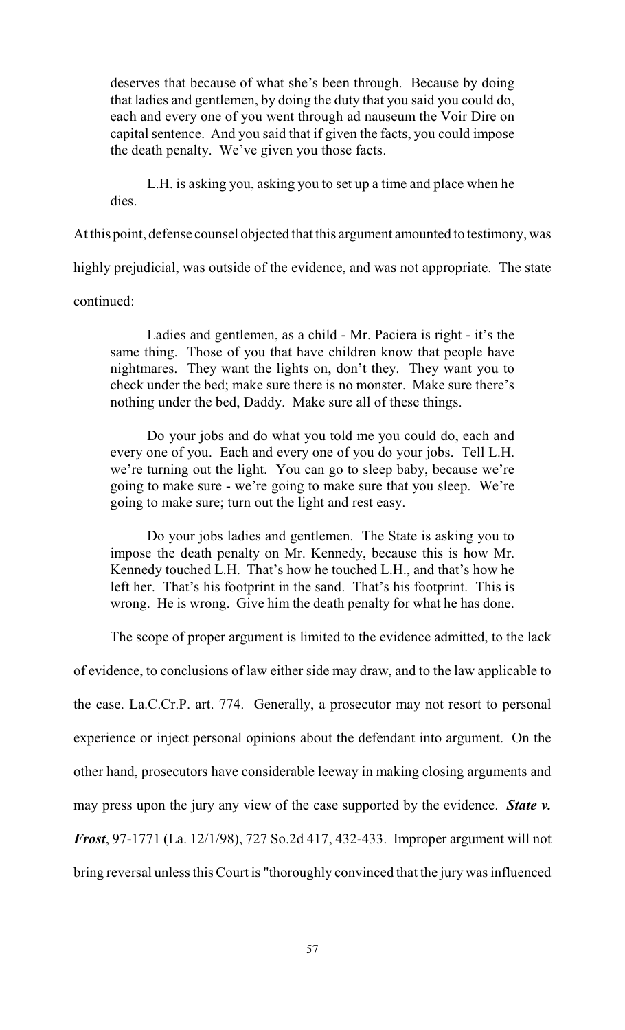> deserves that because of what she's been through. Because by doing that ladies and gentlemen, by doing the duty that you said you could do, each and every one of you went through ad nauseum the Voir Dire on capital sentence. And you said that if given the facts, you could impose the death penalty. We've given you those facts.
>
> L.H. is asking you, asking you to set up a time and place when he dies.

At this point, defense counsel objected that this argument amounted to testimony, was highly prejudicial, was outside of the evidence, and was not appropriate. The state continued:

> Ladies and gentlemen, as a child - Mr. Paciera is right - it's the same thing. Those of you that have children know that people have nightmares. They want the lights on, don't they. They want you to check under the bed; make sure there is no monster. Make sure there's nothing under the bed, Daddy. Make sure all of these things.
>
> Do your jobs and do what you told me you could do, each and every one of you. Each and every one of you do your jobs. Tell L.H. we're turning out the light. You can go to sleep baby, because we're going to make sure - we're going to make sure that you sleep. We're going to make sure; turn out the light and rest easy.
>
> Do your jobs ladies and gentlemen. The State is asking you to impose the death penalty on Mr. Kennedy, because this is how Mr. Kennedy touched L.H. That's how he touched L.H., and that's how he left her. That's his footprint in the sand. That's his footprint. This is wrong. He is wrong. Give him the death penalty for what he has done.

The scope of proper argument is limited to the evidence admitted, to the lack of evidence, to conclusions of law either side may draw, and to the law applicable to the case. La.C.Cr.P. art. 774. Generally, a prosecutor may not resort to personal experience or inject personal opinions about the defendant into argument. On the other hand, prosecutors have considerable leeway in making closing arguments and may press upon the jury any view of the case supported by the evidence. ***State v. Frost***, 97-1771 (La. 12/1/98), 727 So.2d 417, 432-433. Improper argument will not bring reversal unless this Court is "thoroughly convinced that the jury was influenced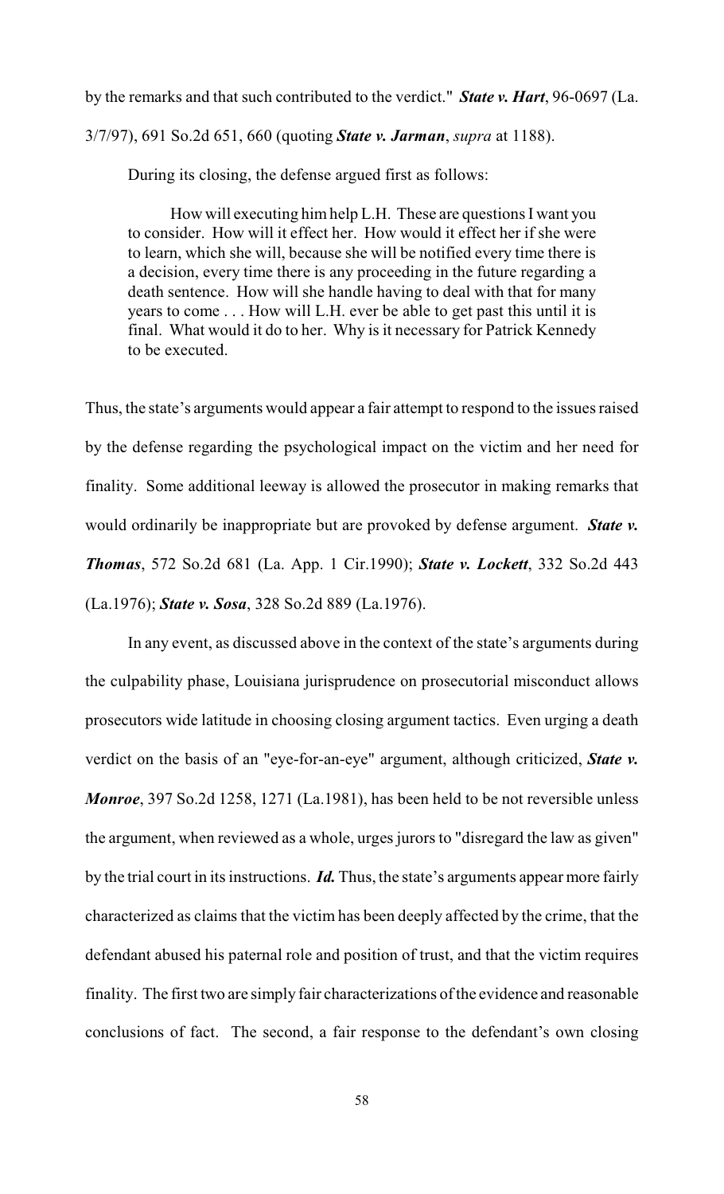by the remarks and that such contributed to the verdict." ***State v. Hart***, 96-0697 (La. 3/7/97), 691 So.2d 651, 660 (quoting ***State v. Jarman***, *supra* at 1188).

During its closing, the defense argued first as follows:

> How will executing him help L.H. These are questions I want you to consider. How will it effect her. How would it effect her if she were to learn, which she will, because she will be notified every time there is a decision, every time there is any proceeding in the future regarding a death sentence. How will she handle having to deal with that for many years to come . . . How will L.H. ever be able to get past this until it is final. What would it do to her. Why is it necessary for Patrick Kennedy to be executed.

Thus, the state's arguments would appear a fair attempt to respond to the issues raised by the defense regarding the psychological impact on the victim and her need for finality. Some additional leeway is allowed the prosecutor in making remarks that would ordinarily be inappropriate but are provoked by defense argument. ***State v. Thomas***, 572 So.2d 681 (La. App. 1 Cir.1990); ***State v. Lockett***, 332 So.2d 443 (La.1976); ***State v. Sosa***, 328 So.2d 889 (La.1976).

In any event, as discussed above in the context of the state's arguments during the culpability phase, Louisiana jurisprudence on prosecutorial misconduct allows prosecutors wide latitude in choosing closing argument tactics. Even urging a death verdict on the basis of an "eye-for-an-eye" argument, although criticized, ***State v. Monroe***, 397 So.2d 1258, 1271 (La.1981), has been held to be not reversible unless the argument, when reviewed as a whole, urges jurors to "disregard the law as given" by the trial court in its instructions. ***Id.*** Thus, the state's arguments appear more fairly characterized as claims that the victim has been deeply affected by the crime, that the defendant abused his paternal role and position of trust, and that the victim requires finality. The first two are simply fair characterizations of the evidence and reasonable conclusions of fact. The second, a fair response to the defendant's own closing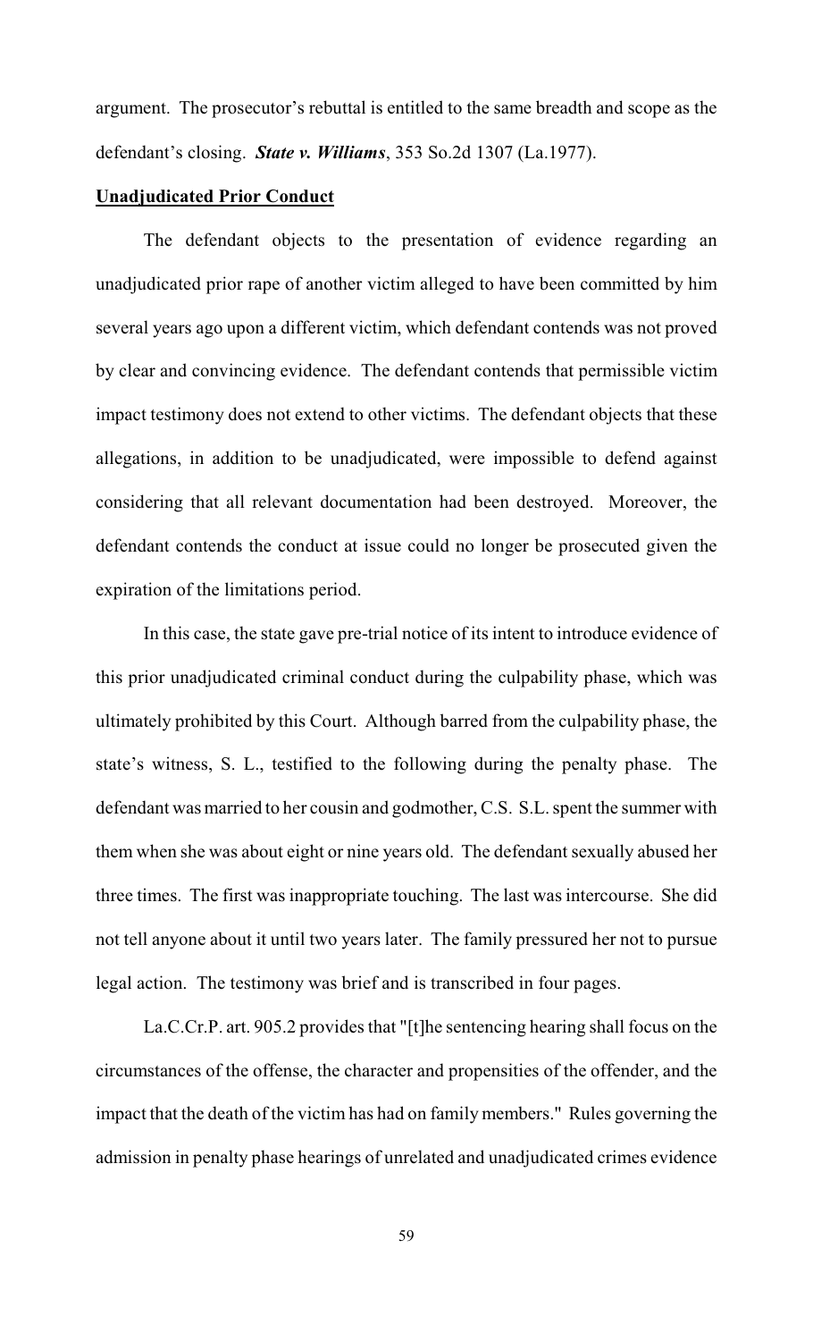argument. The prosecutor's rebuttal is entitled to the same breadth and scope as the defendant's closing. ***State v. Williams***, 353 So.2d 1307 (La.1977).

**Unadjudicated Prior Conduct**

The defendant objects to the presentation of evidence regarding an unadjudicated prior rape of another victim alleged to have been committed by him several years ago upon a different victim, which defendant contends was not proved by clear and convincing evidence. The defendant contends that permissible victim impact testimony does not extend to other victims. The defendant objects that these allegations, in addition to be unadjudicated, were impossible to defend against considering that all relevant documentation had been destroyed. Moreover, the defendant contends the conduct at issue could no longer be prosecuted given the expiration of the limitations period.

In this case, the state gave pre-trial notice of its intent to introduce evidence of this prior unadjudicated criminal conduct during the culpability phase, which was ultimately prohibited by this Court. Although barred from the culpability phase, the state's witness, S. L., testified to the following during the penalty phase. The defendant was married to her cousin and godmother, C.S. S.L. spent the summer with them when she was about eight or nine years old. The defendant sexually abused her three times. The first was inappropriate touching. The last was intercourse. She did not tell anyone about it until two years later. The family pressured her not to pursue legal action. The testimony was brief and is transcribed in four pages.

La.C.Cr.P. art. 905.2 provides that "[t]he sentencing hearing shall focus on the circumstances of the offense, the character and propensities of the offender, and the impact that the death of the victim has had on family members." Rules governing the admission in penalty phase hearings of unrelated and unadjudicated crimes evidence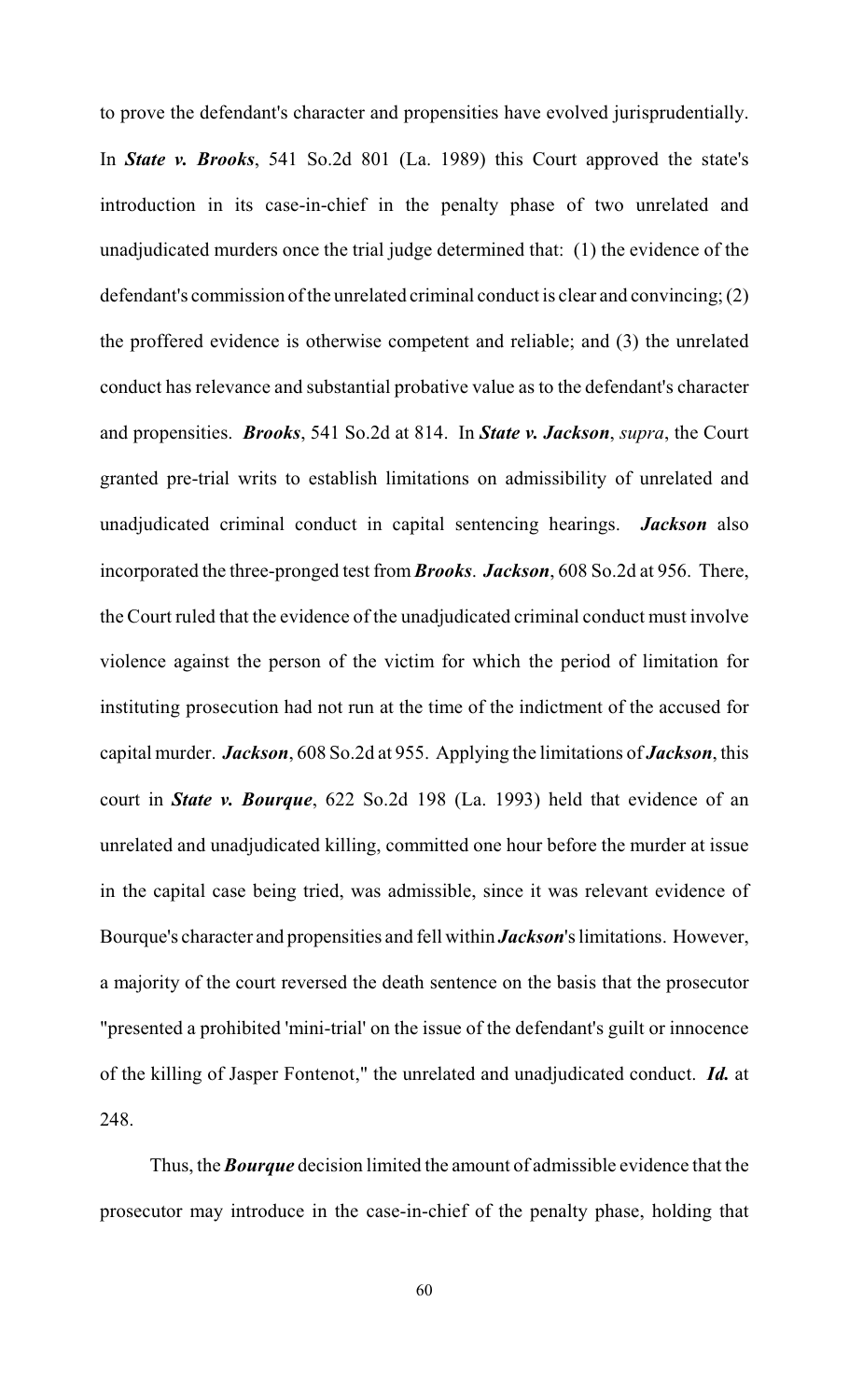to prove the defendant's character and propensities have evolved jurisprudentially. In ***State v. Brooks***, 541 So.2d 801 (La. 1989) this Court approved the state's introduction in its case-in-chief in the penalty phase of two unrelated and unadjudicated murders once the trial judge determined that: (1) the evidence of the defendant's commission of the unrelated criminal conduct is clear and convincing; (2) the proffered evidence is otherwise competent and reliable; and (3) the unrelated conduct has relevance and substantial probative value as to the defendant's character and propensities. ***Brooks***, 541 So.2d at 814. In ***State v. Jackson***, *supra*, the Court granted pre-trial writs to establish limitations on admissibility of unrelated and unadjudicated criminal conduct in capital sentencing hearings. ***Jackson*** also incorporated the three-pronged test from ***Brooks***. ***Jackson***, 608 So.2d at 956. There, the Court ruled that the evidence of the unadjudicated criminal conduct must involve violence against the person of the victim for which the period of limitation for instituting prosecution had not run at the time of the indictment of the accused for capital murder. ***Jackson***, 608 So.2d at 955. Applying the limitations of ***Jackson***, this court in ***State v. Bourque***, 622 So.2d 198 (La. 1993) held that evidence of an unrelated and unadjudicated killing, committed one hour before the murder at issue in the capital case being tried, was admissible, since it was relevant evidence of Bourque's character and propensities and fell within ***Jackson***'s limitations. However, a majority of the court reversed the death sentence on the basis that the prosecutor "presented a prohibited 'mini-trial' on the issue of the defendant's guilt or innocence of the killing of Jasper Fontenot," the unrelated and unadjudicated conduct. ***Id.*** at 248.

Thus, the ***Bourque*** decision limited the amount of admissible evidence that the prosecutor may introduce in the case-in-chief of the penalty phase, holding that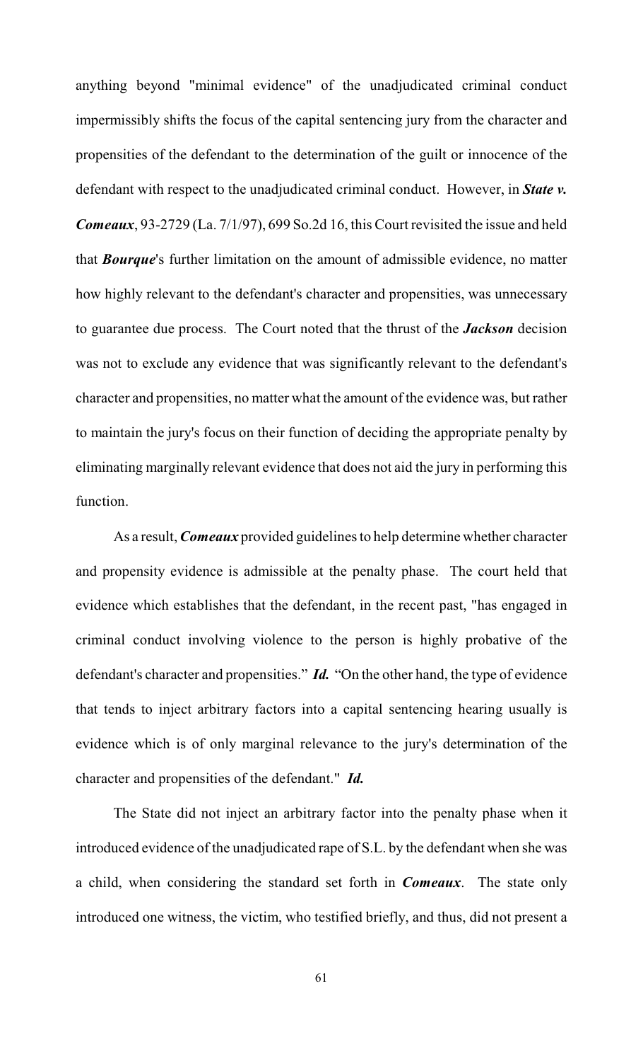anything beyond "minimal evidence" of the unadjudicated criminal conduct impermissibly shifts the focus of the capital sentencing jury from the character and propensities of the defendant to the determination of the guilt or innocence of the defendant with respect to the unadjudicated criminal conduct. However, in ***State v. Comeaux***, 93-2729 (La. 7/1/97), 699 So.2d 16, this Court revisited the issue and held that ***Bourque***'s further limitation on the amount of admissible evidence, no matter how highly relevant to the defendant's character and propensities, was unnecessary to guarantee due process. The Court noted that the thrust of the ***Jackson*** decision was not to exclude any evidence that was significantly relevant to the defendant's character and propensities, no matter what the amount of the evidence was, but rather to maintain the jury's focus on their function of deciding the appropriate penalty by eliminating marginally relevant evidence that does not aid the jury in performing this function.

As a result, ***Comeaux*** provided guidelines to help determine whether character and propensity evidence is admissible at the penalty phase. The court held that evidence which establishes that the defendant, in the recent past, "has engaged in criminal conduct involving violence to the person is highly probative of the defendant's character and propensities." ***Id.*** "On the other hand, the type of evidence that tends to inject arbitrary factors into a capital sentencing hearing usually is evidence which is of only marginal relevance to the jury's determination of the character and propensities of the defendant." ***Id.***

The State did not inject an arbitrary factor into the penalty phase when it introduced evidence of the unadjudicated rape of S.L. by the defendant when she was a child, when considering the standard set forth in ***Comeaux***. The state only introduced one witness, the victim, who testified briefly, and thus, did not present a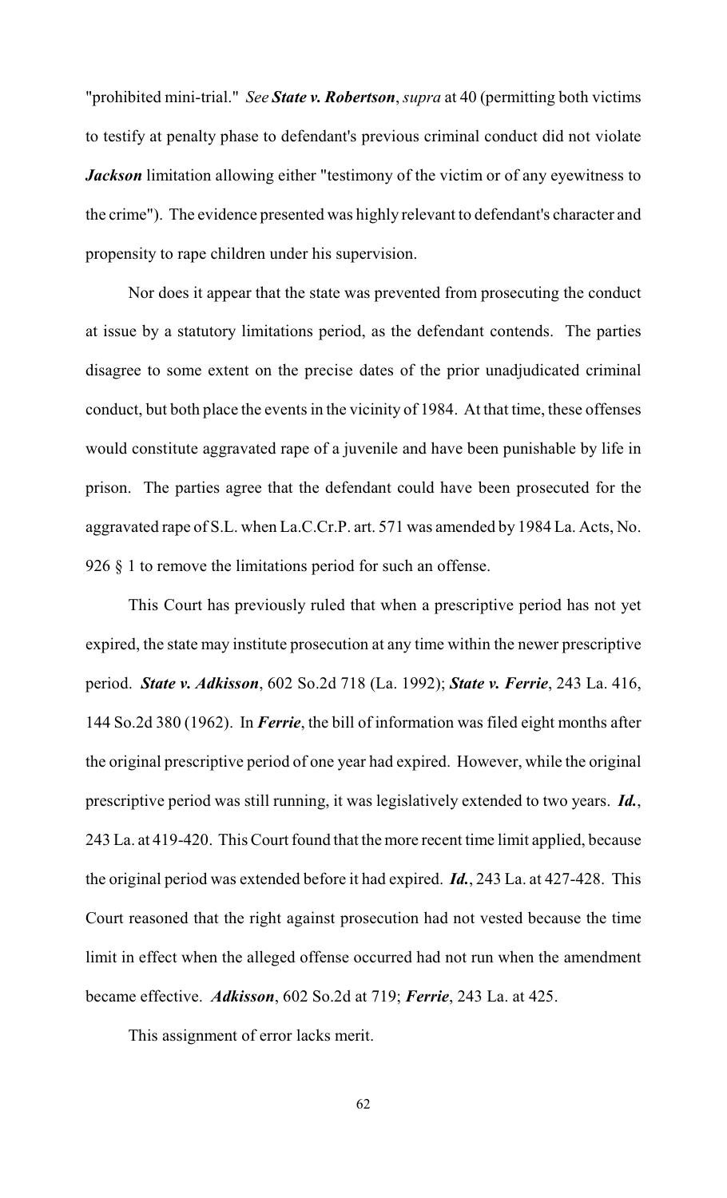"prohibited mini-trial." *See* ***State v. Robertson***, *supra* at 40 (permitting both victims to testify at penalty phase to defendant's previous criminal conduct did not violate ***Jackson*** limitation allowing either "testimony of the victim or of any eyewitness to the crime"). The evidence presented was highly relevant to defendant's character and propensity to rape children under his supervision.

Nor does it appear that the state was prevented from prosecuting the conduct at issue by a statutory limitations period, as the defendant contends. The parties disagree to some extent on the precise dates of the prior unadjudicated criminal conduct, but both place the events in the vicinity of 1984. At that time, these offenses would constitute aggravated rape of a juvenile and have been punishable by life in prison. The parties agree that the defendant could have been prosecuted for the aggravated rape of S.L. when La.C.Cr.P. art. 571 was amended by 1984 La. Acts, No. 926 § 1 to remove the limitations period for such an offense.

This Court has previously ruled that when a prescriptive period has not yet expired, the state may institute prosecution at any time within the newer prescriptive period. ***State v. Adkisson***, 602 So.2d 718 (La. 1992); ***State v. Ferrie***, 243 La. 416, 144 So.2d 380 (1962). In ***Ferrie***, the bill of information was filed eight months after the original prescriptive period of one year had expired. However, while the original prescriptive period was still running, it was legislatively extended to two years. ***Id.***, 243 La. at 419-420. This Court found that the more recent time limit applied, because the original period was extended before it had expired. ***Id.***, 243 La. at 427-428. This Court reasoned that the right against prosecution had not vested because the time limit in effect when the alleged offense occurred had not run when the amendment became effective. ***Adkisson***, 602 So.2d at 719; ***Ferrie***, 243 La. at 425.

This assignment of error lacks merit.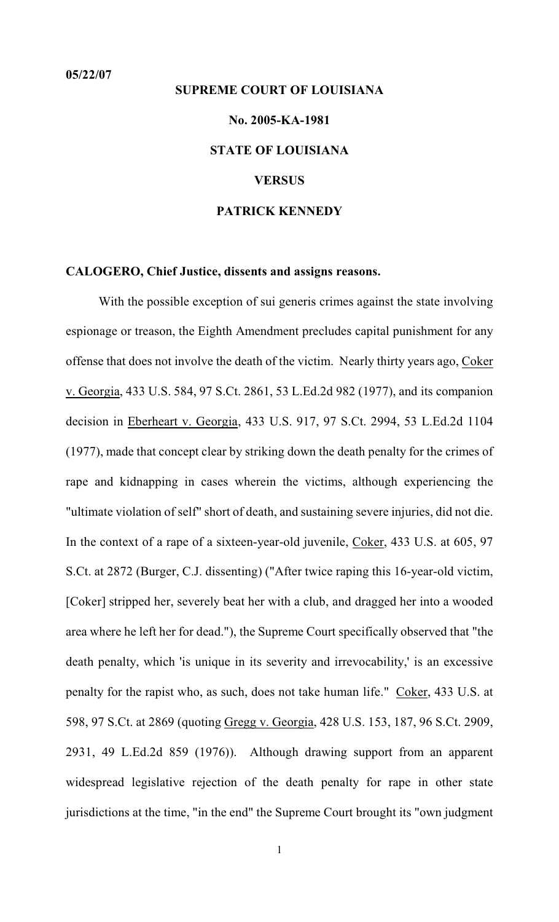**05/22/07**

**SUPREME COURT OF LOUISIANA**

**No. 2005-KA-1981**

**STATE OF LOUISIANA**

**VERSUS**

**PATRICK KENNEDY**

**CALOGERO, Chief Justice, dissents and assigns reasons.**

With the possible exception of sui generis crimes against the state involving espionage or treason, the Eighth Amendment precludes capital punishment for any offense that does not involve the death of the victim. Nearly thirty years ago, Coker v. Georgia, 433 U.S. 584, 97 S.Ct. 2861, 53 L.Ed.2d 982 (1977), and its companion decision in Eberheart v. Georgia, 433 U.S. 917, 97 S.Ct. 2994, 53 L.Ed.2d 1104 (1977), made that concept clear by striking down the death penalty for the crimes of rape and kidnapping in cases wherein the victims, although experiencing the "ultimate violation of self" short of death, and sustaining severe injuries, did not die. In the context of a rape of a sixteen-year-old juvenile, Coker, 433 U.S. at 605, 97 S.Ct. at 2872 (Burger, C.J. dissenting) ("After twice raping this 16-year-old victim, [Coker] stripped her, severely beat her with a club, and dragged her into a wooded area where he left her for dead."), the Supreme Court specifically observed that "the death penalty, which 'is unique in its severity and irrevocability,' is an excessive penalty for the rapist who, as such, does not take human life." Coker, 433 U.S. at 598, 97 S.Ct. at 2869 (quoting Gregg v. Georgia, 428 U.S. 153, 187, 96 S.Ct. 2909, 2931, 49 L.Ed.2d 859 (1976)). Although drawing support from an apparent widespread legislative rejection of the death penalty for rape in other state jurisdictions at the time, "in the end" the Supreme Court brought its "own judgment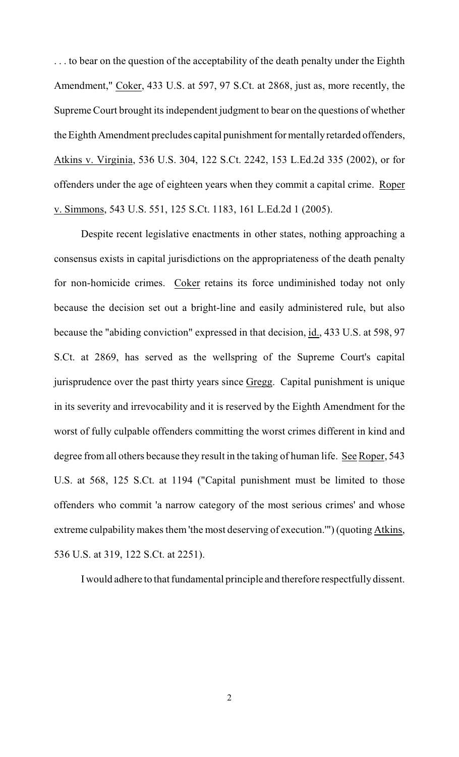. . . to bear on the question of the acceptability of the death penalty under the Eighth Amendment," Coker, 433 U.S. at 597, 97 S.Ct. at 2868, just as, more recently, the Supreme Court brought its independent judgment to bear on the questions of whether the Eighth Amendment precludes capital punishment for mentally retarded offenders, Atkins v. Virginia, 536 U.S. 304, 122 S.Ct. 2242, 153 L.Ed.2d 335 (2002), or for offenders under the age of eighteen years when they commit a capital crime. Roper v. Simmons, 543 U.S. 551, 125 S.Ct. 1183, 161 L.Ed.2d 1 (2005).

Despite recent legislative enactments in other states, nothing approaching a consensus exists in capital jurisdictions on the appropriateness of the death penalty for non-homicide crimes. Coker retains its force undiminished today not only because the decision set out a bright-line and easily administered rule, but also because the "abiding conviction" expressed in that decision, id., 433 U.S. at 598, 97 S.Ct. at 2869, has served as the wellspring of the Supreme Court's capital jurisprudence over the past thirty years since Gregg. Capital punishment is unique in its severity and irrevocability and it is reserved by the Eighth Amendment for the worst of fully culpable offenders committing the worst crimes different in kind and degree from all others because they result in the taking of human life. See Roper, 543 U.S. at 568, 125 S.Ct. at 1194 ("Capital punishment must be limited to those offenders who commit 'a narrow category of the most serious crimes' and whose extreme culpability makes them 'the most deserving of execution.'") (quoting Atkins, 536 U.S. at 319, 122 S.Ct. at 2251).

I would adhere to that fundamental principle and therefore respectfully dissent.